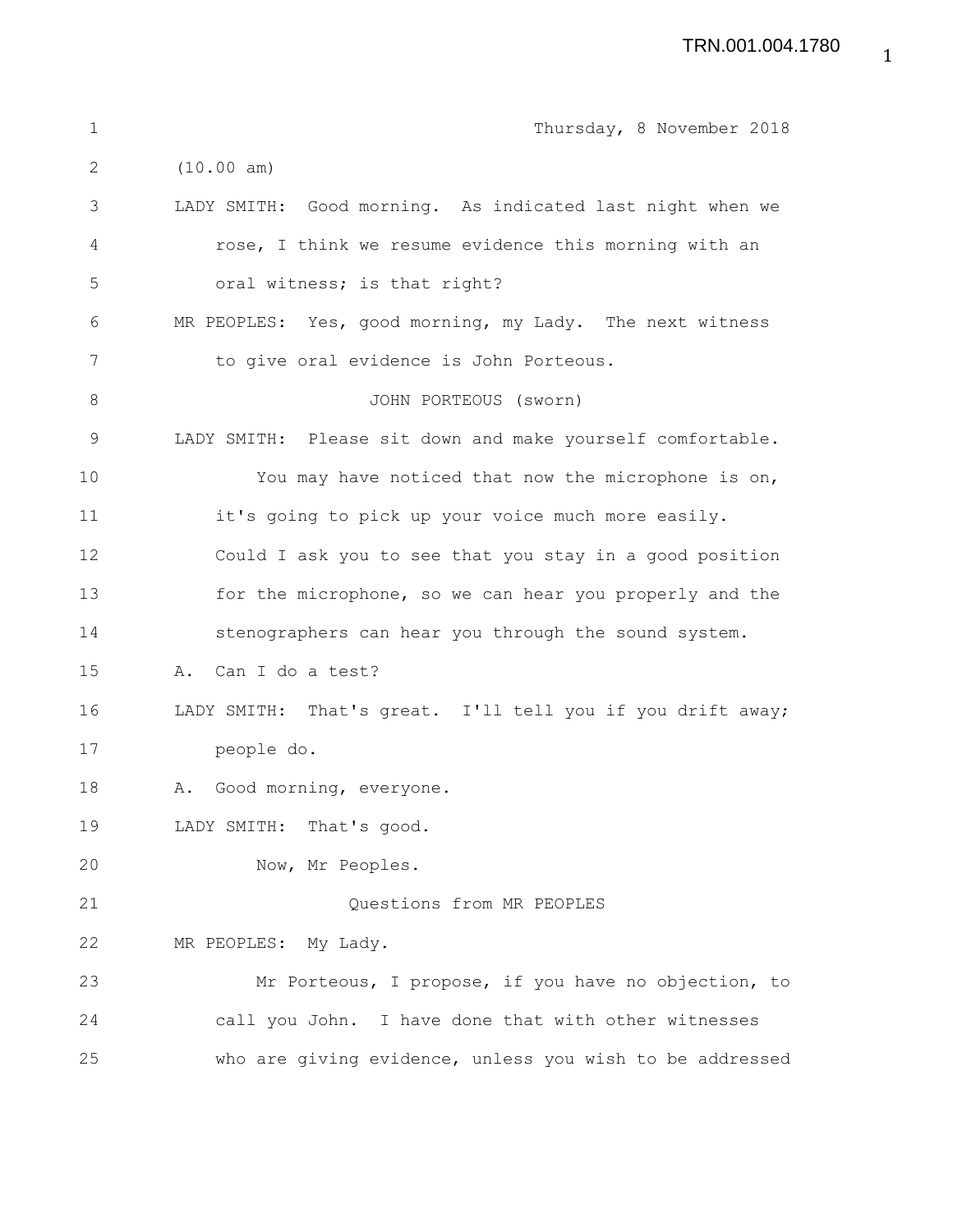Thursday, 8 November 2018

(10.00 am)

LADY SMITH: Good morning. As indicated last night when we rose, I think we resume evidence this morning with an oral witness; is that right?

MR PEOPLES: Yes, good morning, my Lady. The next witness to give oral evidence is John Porteous.

JOHN PORTEOUS (sworn)

LADY SMITH: Please sit down and make yourself comfortable.

You may have noticed that now the microphone is on, it's going to pick up your voice much more easily. Could I ask you to see that you stay in a good position for the microphone, so we can hear you properly and the stenographers can hear you through the sound system.

A. Can I do a test?

LADY SMITH: That's great. I'll tell you if you drift away; people do.

A. Good morning, everyone.

LADY SMITH: That's good.

Now, Mr Peoples.

Questions from MR PEOPLES

MR PEOPLES: My Lady.

Mr Porteous, I propose, if you have no objection, to call you John. I have done that with other witnesses who are giving evidence, unless you wish to be addressed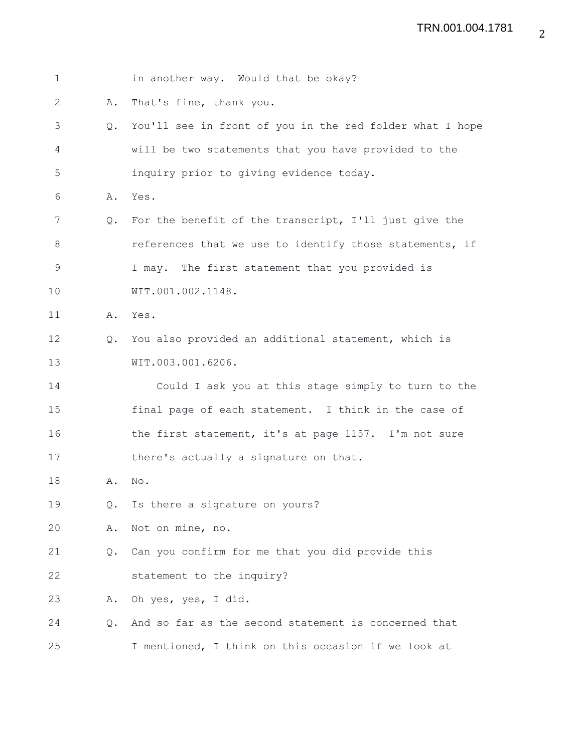1 in another way. Would that be okay?

2 A. That's fine, thank you.

3 Q. You'll see in front of you in the red folder what I hope

4 will be two statements that you have provided to the

5 inquiry prior to giving evidence today.

6 A. Yes.

7 Q. For the benefit of the transcript, I'll just give the

8 references that we use to identify those statements, if

9 I may. The first statement that you provided is

10 WIT.001.002.1148.

11 A. Yes.

12 Q. You also provided an additional statement, which is

13 WIT.003.001.6206.

14 Could I ask you at this stage simply to turn to the

15 final page of each statement. I think in the case of

16 the first statement, it's at page 1157. I'm not sure

17 there's actually a signature on that.

18 A. No.

19 Q. Is there a signature on yours?

20 A. Not on mine, no.

21 Q. Can you confirm for me that you did provide this

22 statement to the inquiry?

23 A. Oh yes, yes, I did.

24 Q. And so far as the second statement is concerned that

25 I mentioned, I think on this occasion if we look at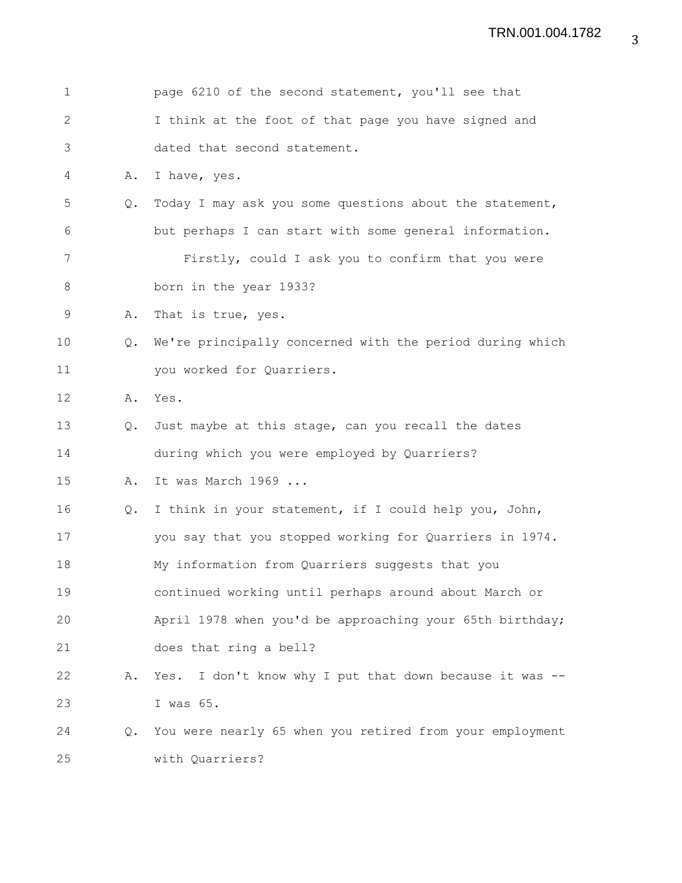1 page 6210 of the second statement, you'll see that
2 I think at the foot of that page you have signed and
3 dated that second statement.
4 A. I have, yes.
5 Q. Today I may ask you some questions about the statement,
6 but perhaps I can start with some general information.
7 Firstly, could I ask you to confirm that you were
8 born in the year 1933?
9 A. That is true, yes.
10 Q. We're principally concerned with the period during which
11 you worked for Quarriers.
12 A. Yes.
13 Q. Just maybe at this stage, can you recall the dates
14 during which you were employed by Quarriers?
15 A. It was March 1969 ...
16 Q. I think in your statement, if I could help you, John,
17 you say that you stopped working for Quarriers in 1974.
18 My information from Quarriers suggests that you
19 continued working until perhaps around about March or
20 April 1978 when you'd be approaching your 65th birthday;
21 does that ring a bell?
22 A. Yes. I don't know why I put that down because it was --
23 I was 65.
24 Q. You were nearly 65 when you retired from your employment
25 with Quarriers?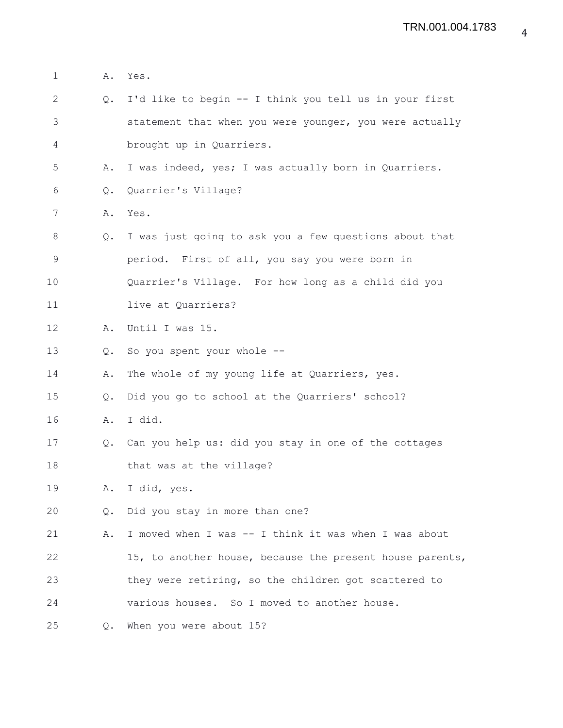A. Yes.

Q. I'd like to begin -- I think you tell us in your first statement that when you were younger, you were actually brought up in Quarriers.

A. I was indeed, yes; I was actually born in Quarriers.

Q. Quarrier's Village?

A. Yes.

Q. I was just going to ask you a few questions about that period. First of all, you say you were born in Quarrier's Village. For how long as a child did you live at Quarriers?

A. Until I was 15.

Q. So you spent your whole --

A. The whole of my young life at Quarriers, yes.

Q. Did you go to school at the Quarriers' school?

A. I did.

Q. Can you help us: did you stay in one of the cottages that was at the village?

A. I did, yes.

Q. Did you stay in more than one?

A. I moved when I was -- I think it was when I was about 15, to another house, because the present house parents, they were retiring, so the children got scattered to various houses. So I moved to another house.

Q. When you were about 15?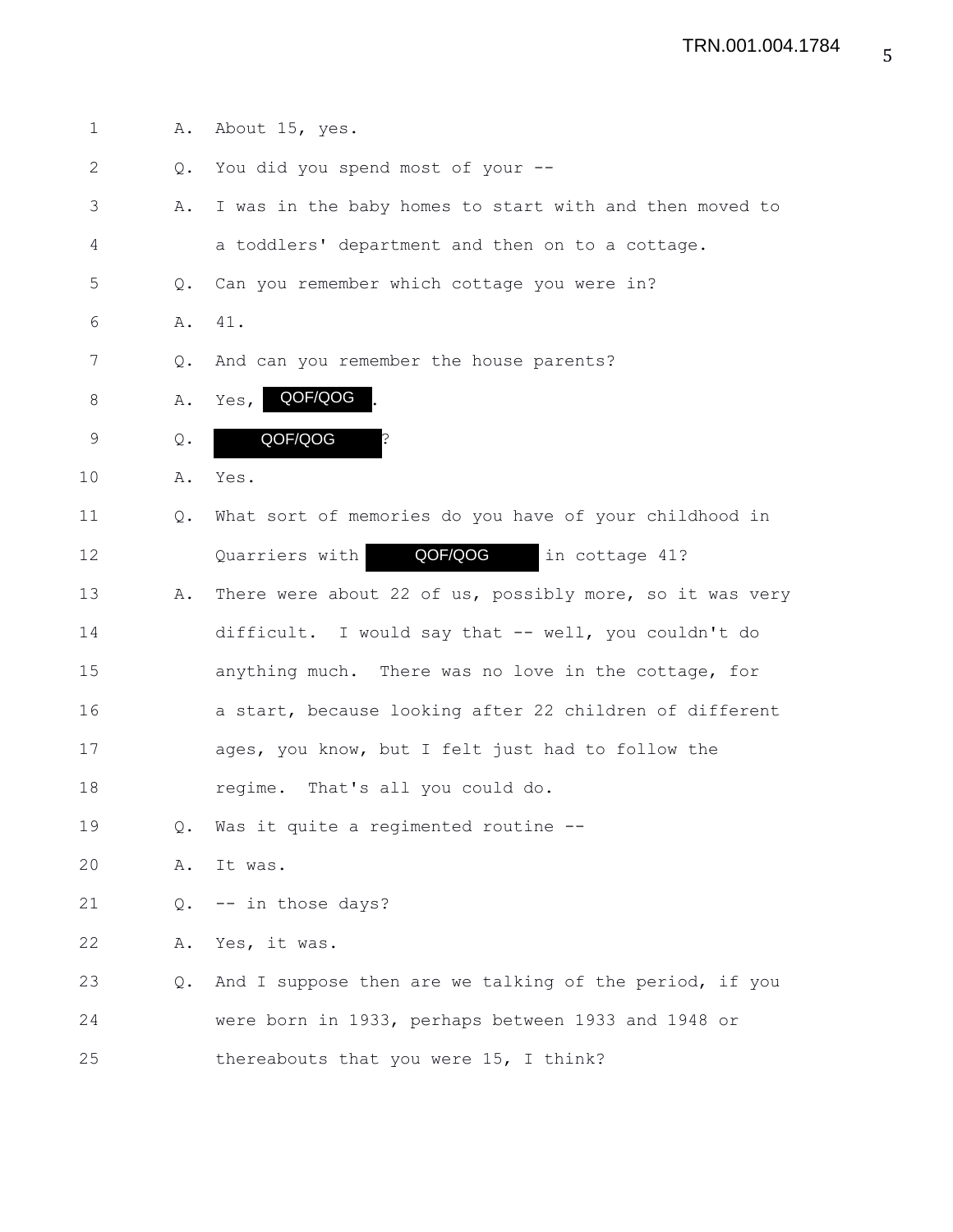1 A. About 15, yes.

2 Q. You did you spend most of your --

3 A. I was in the baby homes to start with and then moved to

4 a toddlers' department and then on to a cottage.

5 Q. Can you remember which cottage you were in?

6 A. 41.

7 Q. And can you remember the house parents?

8 A. Yes, QOF/QOG .

9 Q. QOF/QOG ?

10 A. Yes.

11 Q. What sort of memories do you have of your childhood in

12 Quarriers with QOF/QOG in cottage 41?

13 A. There were about 22 of us, possibly more, so it was very

14 difficult. I would say that -- well, you couldn't do

15 anything much. There was no love in the cottage, for

16 a start, because looking after 22 children of different

17 ages, you know, but I felt just had to follow the

18 regime. That's all you could do.

19 Q. Was it quite a regimented routine --

20 A. It was.

21 Q. -- in those days?

22 A. Yes, it was.

23 Q. And I suppose then are we talking of the period, if you

24 were born in 1933, perhaps between 1933 and 1948 or

25 thereabouts that you were 15, I think?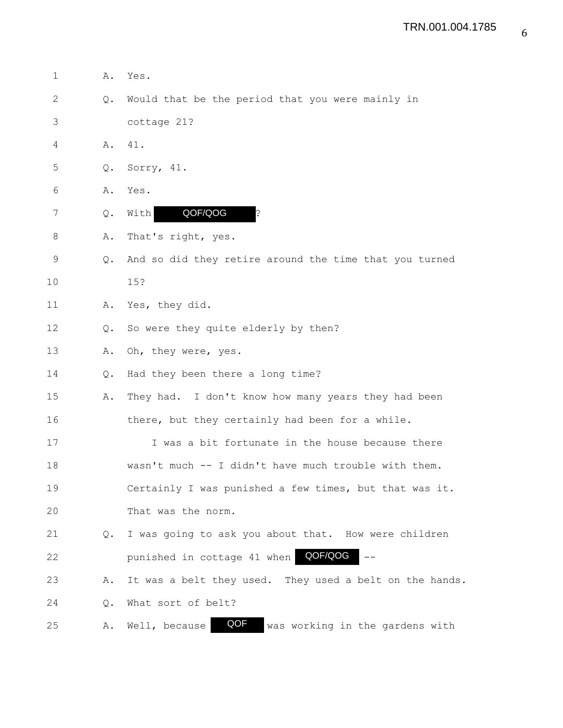1 A. Yes.

2 Q. Would that be the period that you were mainly in

3 cottage 21?

4 A. 41.

5 Q. Sorry, 41.

6 A. Yes.

7 Q. With QOF/QOG ?

8 A. That's right, yes.

9 Q. And so did they retire around the time that you turned

10 15?

11 A. Yes, they did.

12 Q. So were they quite elderly by then?

13 A. Oh, they were, yes.

14 Q. Had they been there a long time?

15 A. They had. I don't know how many years they had been

16 there, but they certainly had been for a while.

17 I was a bit fortunate in the house because there

18 wasn't much -- I didn't have much trouble with them.

19 Certainly I was punished a few times, but that was it.

20 That was the norm.

21 Q. I was going to ask you about that. How were children

22 punished in cottage 41 when QOF/QOG --

23 A. It was a belt they used. They used a belt on the hands.

24 Q. What sort of belt?

25 A. Well, because QOF was working in the gardens with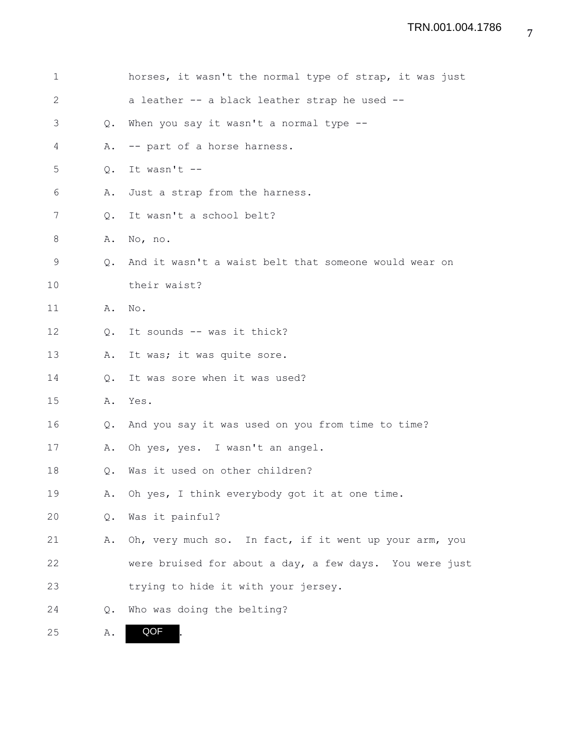1 horses, it wasn't the normal type of strap, it was just

2 a leather -- a black leather strap he used --

3 Q. When you say it wasn't a normal type --

4 A. -- part of a horse harness.

5 Q. It wasn't --

6 A. Just a strap from the harness.

7 Q. It wasn't a school belt?

8 A. No, no.

9 Q. And it wasn't a waist belt that someone would wear on

10 their waist?

11 A. No.

12 Q. It sounds -- was it thick?

13 A. It was; it was quite sore.

14 Q. It was sore when it was used?

15 A. Yes.

16 Q. And you say it was used on you from time to time?

17 A. Oh yes, yes. I wasn't an angel.

18 Q. Was it used on other children?

19 A. Oh yes, I think everybody got it at one time.

20 Q. Was it painful?

21 A. Oh, very much so. In fact, if it went up your arm, you

22 were bruised for about a day, a few days. You were just

23 trying to hide it with your jersey.

24 Q. Who was doing the belting?

25 A. QOF.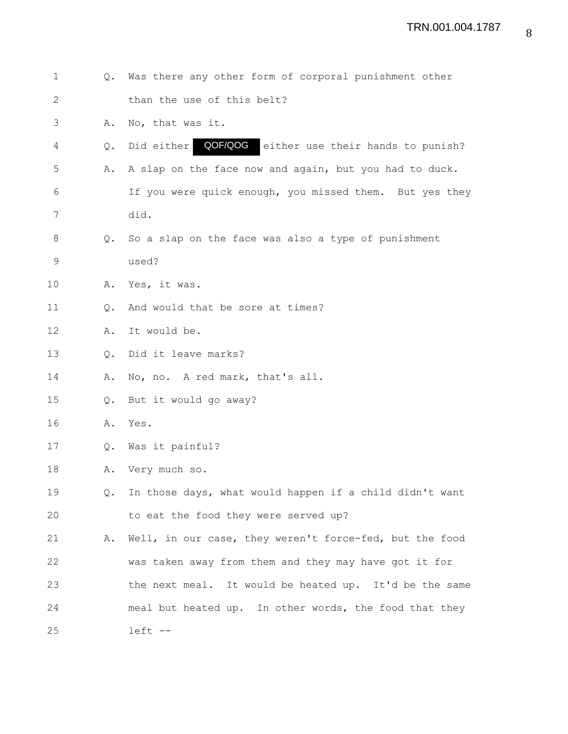Q. Was there any other form of corporal punishment other than the use of this belt?

A. No, that was it.

Q. Did either QOF/QOG either use their hands to punish?

A. A slap on the face now and again, but you had to duck. If you were quick enough, you missed them. But yes they did.

Q. So a slap on the face was also a type of punishment used?

A. Yes, it was.

Q. And would that be sore at times?

A. It would be.

Q. Did it leave marks?

A. No, no. A red mark, that's all.

Q. But it would go away?

A. Yes.

Q. Was it painful?

A. Very much so.

Q. In those days, what would happen if a child didn't want to eat the food they were served up?

A. Well, in our case, they weren't force-fed, but the food was taken away from them and they may have got it for the next meal. It would be heated up. It'd be the same meal but heated up. In other words, the food that they left --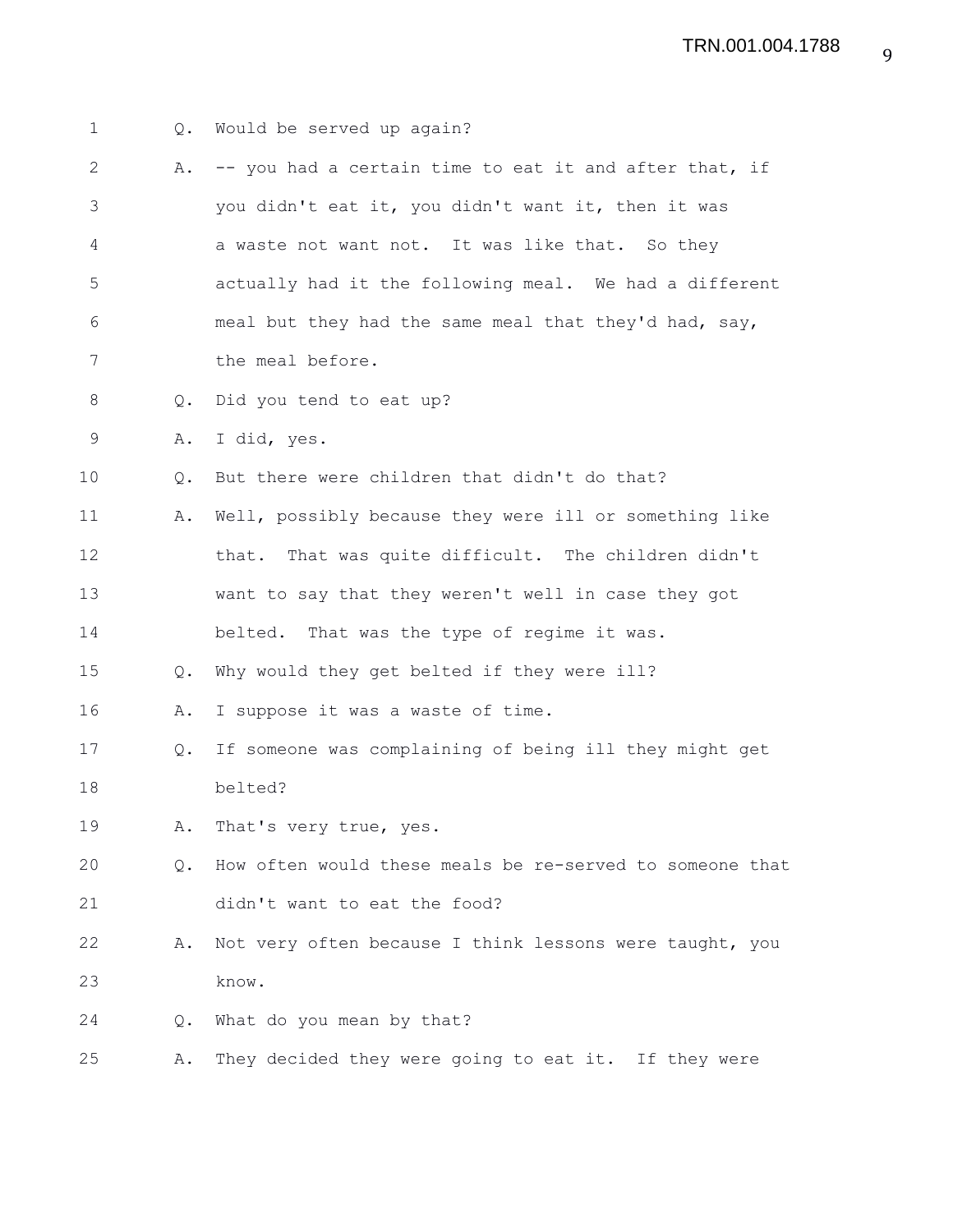Q. Would be served up again?

A. -- you had a certain time to eat it and after that, if you didn't eat it, you didn't want it, then it was a waste not want not. It was like that. So they actually had it the following meal. We had a different meal but they had the same meal that they'd had, say, the meal before.

Q. Did you tend to eat up?

A. I did, yes.

Q. But there were children that didn't do that?

A. Well, possibly because they were ill or something like that. That was quite difficult. The children didn't want to say that they weren't well in case they got belted. That was the type of regime it was.

Q. Why would they get belted if they were ill?

A. I suppose it was a waste of time.

Q. If someone was complaining of being ill they might get belted?

A. That's very true, yes.

Q. How often would these meals be re-served to someone that didn't want to eat the food?

A. Not very often because I think lessons were taught, you know.

Q. What do you mean by that?

A. They decided they were going to eat it. If they were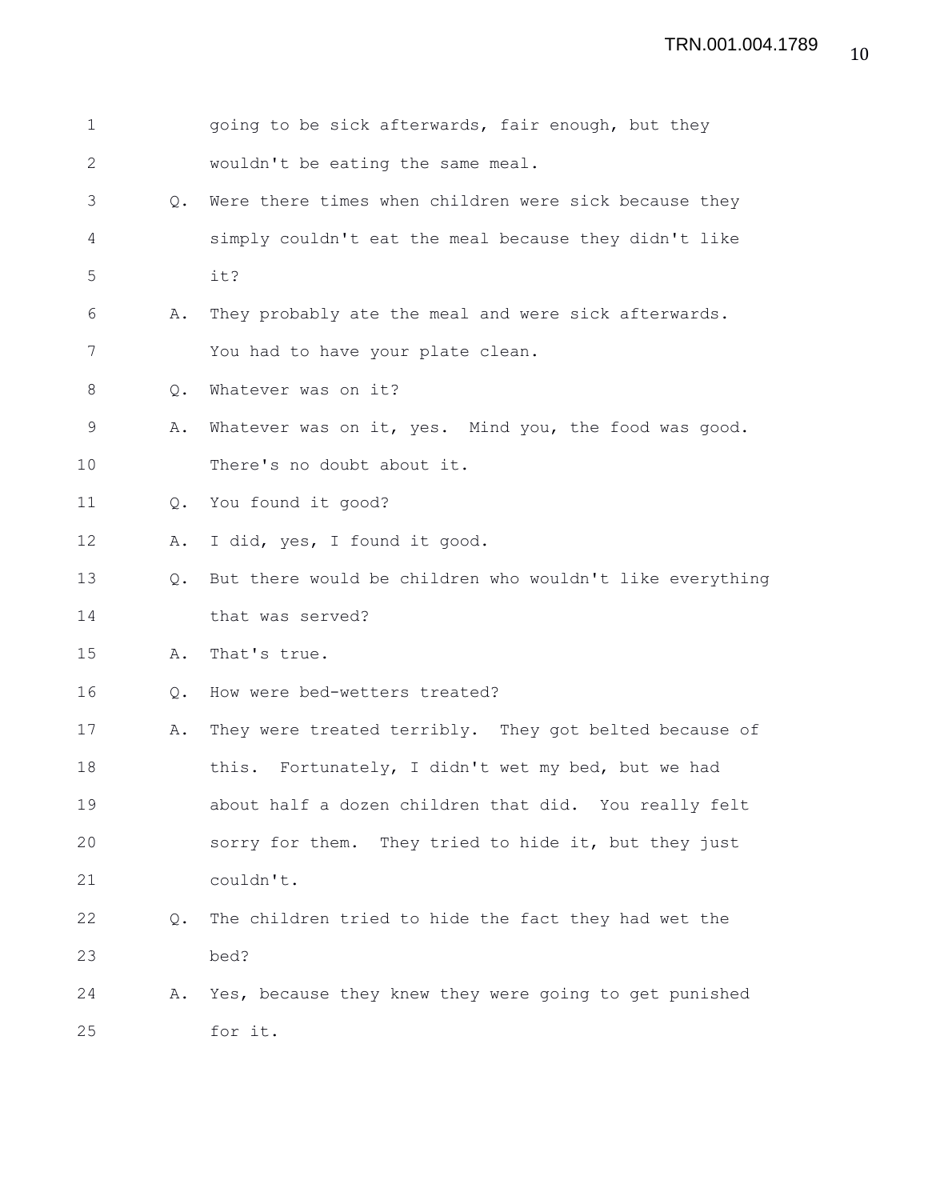going to be sick afterwards, fair enough, but they wouldn't be eating the same meal.

Q. Were there times when children were sick because they simply couldn't eat the meal because they didn't like it?

A. They probably ate the meal and were sick afterwards. You had to have your plate clean.

Q. Whatever was on it?

A. Whatever was on it, yes. Mind you, the food was good. There's no doubt about it.

Q. You found it good?

A. I did, yes, I found it good.

Q. But there would be children who wouldn't like everything that was served?

A. That's true.

Q. How were bed-wetters treated?

A. They were treated terribly. They got belted because of this. Fortunately, I didn't wet my bed, but we had about half a dozen children that did. You really felt sorry for them. They tried to hide it, but they just couldn't.

Q. The children tried to hide the fact they had wet the bed?

A. Yes, because they knew they were going to get punished for it.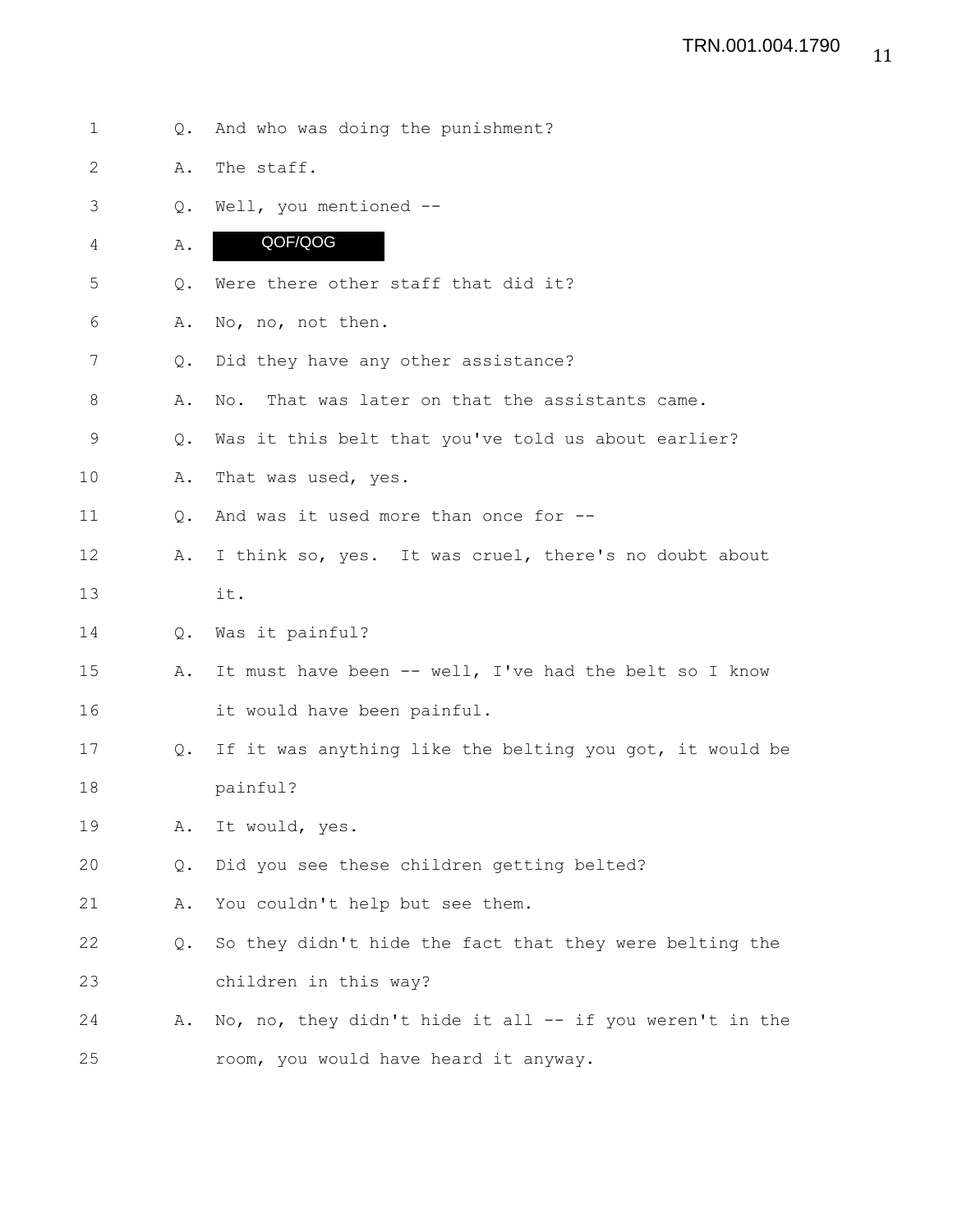1 Q. And who was doing the punishment?

2 A. The staff.

3 Q. Well, you mentioned --

4 A. QOF/QOG

5 Q. Were there other staff that did it?

6 A. No, no, not then.

7 Q. Did they have any other assistance?

8 A. No. That was later on that the assistants came.

9 Q. Was it this belt that you've told us about earlier?

10 A. That was used, yes.

11 Q. And was it used more than once for --

12 A. I think so, yes. It was cruel, there's no doubt about

13 it.

14 Q. Was it painful?

15 A. It must have been -- well, I've had the belt so I know

16 it would have been painful.

17 Q. If it was anything like the belting you got, it would be

18 painful?

19 A. It would, yes.

20 Q. Did you see these children getting belted?

21 A. You couldn't help but see them.

22 Q. So they didn't hide the fact that they were belting the

23 children in this way?

24 A. No, no, they didn't hide it all -- if you weren't in the

25 room, you would have heard it anyway.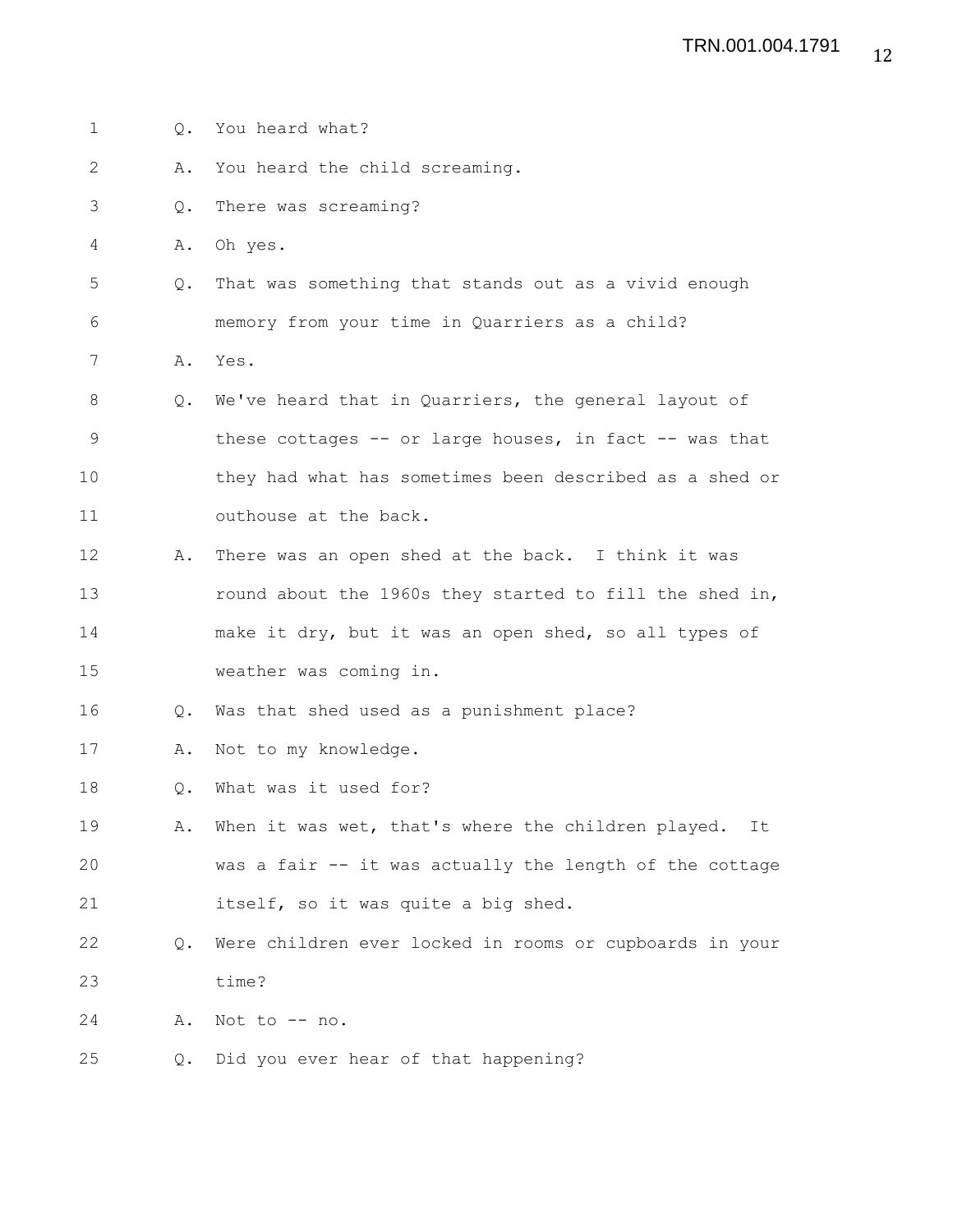Q. You heard what?

A. You heard the child screaming.

Q. There was screaming?

A. Oh yes.

Q. That was something that stands out as a vivid enough memory from your time in Quarriers as a child?

A. Yes.

Q. We've heard that in Quarriers, the general layout of these cottages -- or large houses, in fact -- was that they had what has sometimes been described as a shed or outhouse at the back.

A. There was an open shed at the back. I think it was round about the 1960s they started to fill the shed in, make it dry, but it was an open shed, so all types of weather was coming in.

Q. Was that shed used as a punishment place?

A. Not to my knowledge.

Q. What was it used for?

A. When it was wet, that's where the children played. It was a fair -- it was actually the length of the cottage itself, so it was quite a big shed.

Q. Were children ever locked in rooms or cupboards in your time?

A. Not to -- no.

Q. Did you ever hear of that happening?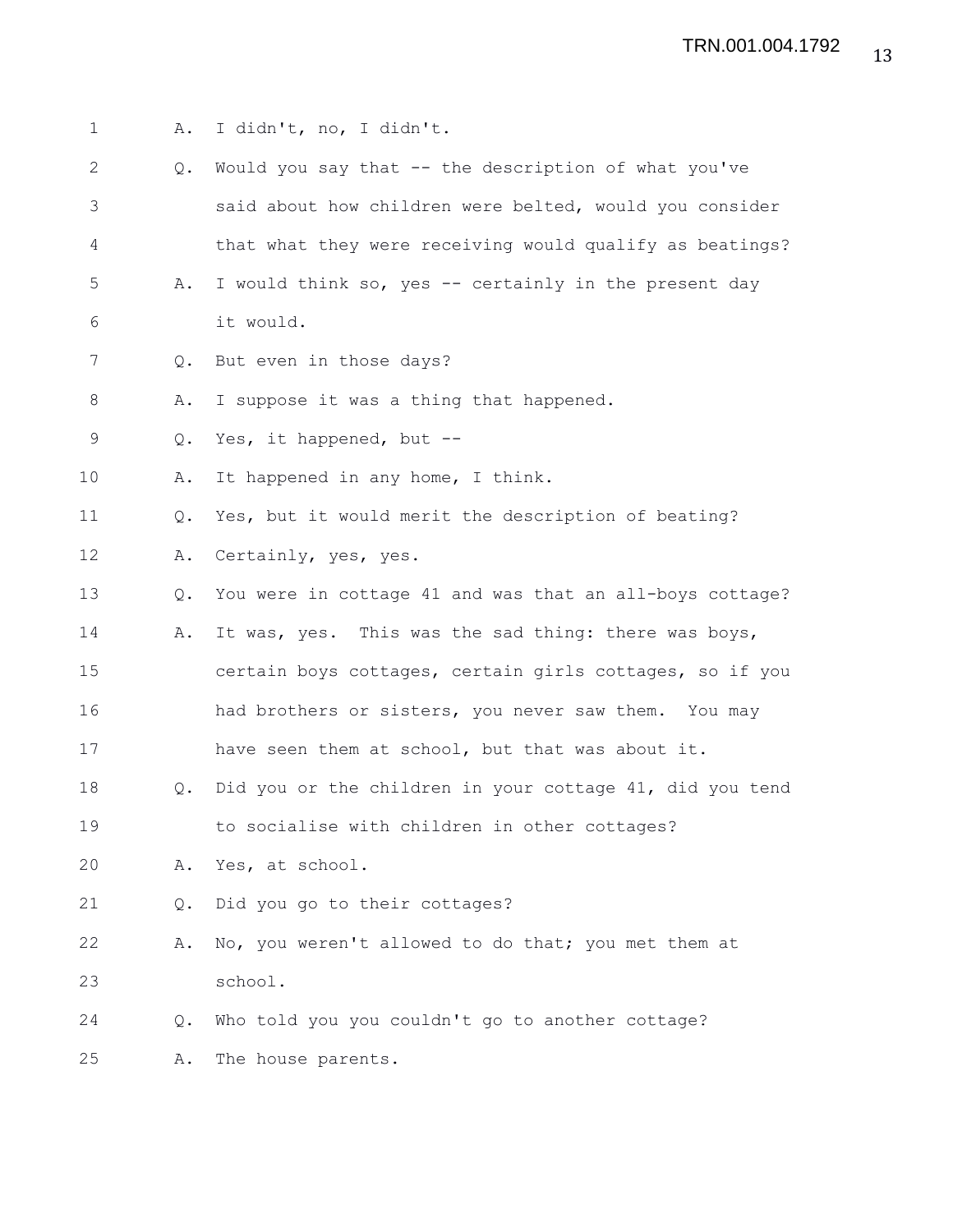A. I didn't, no, I didn't.

Q. Would you say that -- the description of what you've said about how children were belted, would you consider that what they were receiving would qualify as beatings?

A. I would think so, yes -- certainly in the present day it would.

Q. But even in those days?

A. I suppose it was a thing that happened.

Q. Yes, it happened, but --

A. It happened in any home, I think.

Q. Yes, but it would merit the description of beating?

A. Certainly, yes, yes.

Q. You were in cottage 41 and was that an all-boys cottage?

A. It was, yes. This was the sad thing: there was boys, certain boys cottages, certain girls cottages, so if you had brothers or sisters, you never saw them. You may have seen them at school, but that was about it.

Q. Did you or the children in your cottage 41, did you tend to socialise with children in other cottages?

A. Yes, at school.

Q. Did you go to their cottages?

A. No, you weren't allowed to do that; you met them at school.

Q. Who told you you couldn't go to another cottage?

A. The house parents.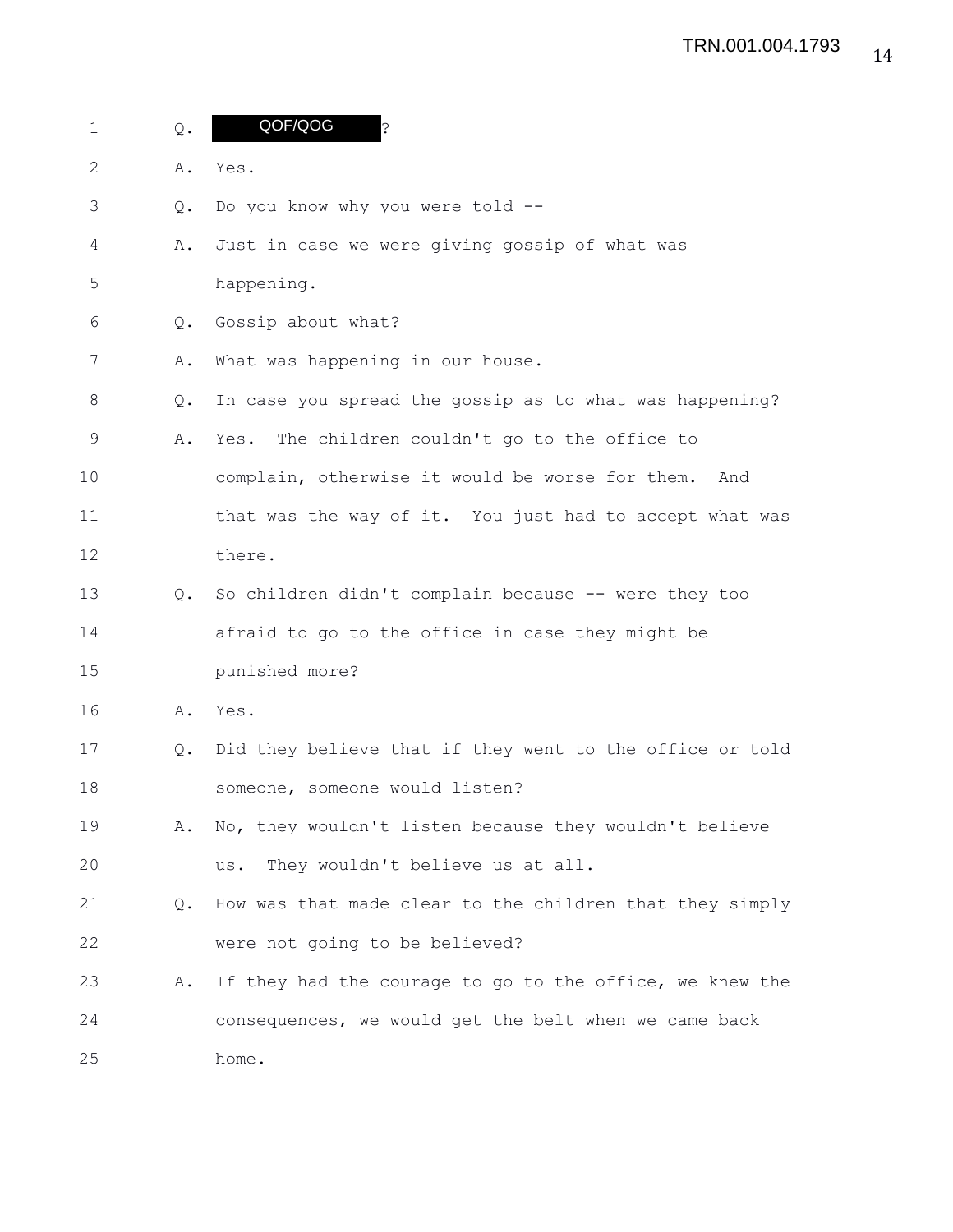1 Q. QOF/QOG ?

2 A. Yes.

3 Q. Do you know why you were told --

4 A. Just in case we were giving gossip of what was

5 happening.

6 Q. Gossip about what?

7 A. What was happening in our house.

8 Q. In case you spread the gossip as to what was happening?

9 A. Yes. The children couldn't go to the office to

10 complain, otherwise it would be worse for them. And

11 that was the way of it. You just had to accept what was

12 there.

13 Q. So children didn't complain because -- were they too

14 afraid to go to the office in case they might be

15 punished more?

16 A. Yes.

17 Q. Did they believe that if they went to the office or told

18 someone, someone would listen?

19 A. No, they wouldn't listen because they wouldn't believe

20 us. They wouldn't believe us at all.

21 Q. How was that made clear to the children that they simply

22 were not going to be believed?

23 A. If they had the courage to go to the office, we knew the

24 consequences, we would get the belt when we came back

25 home.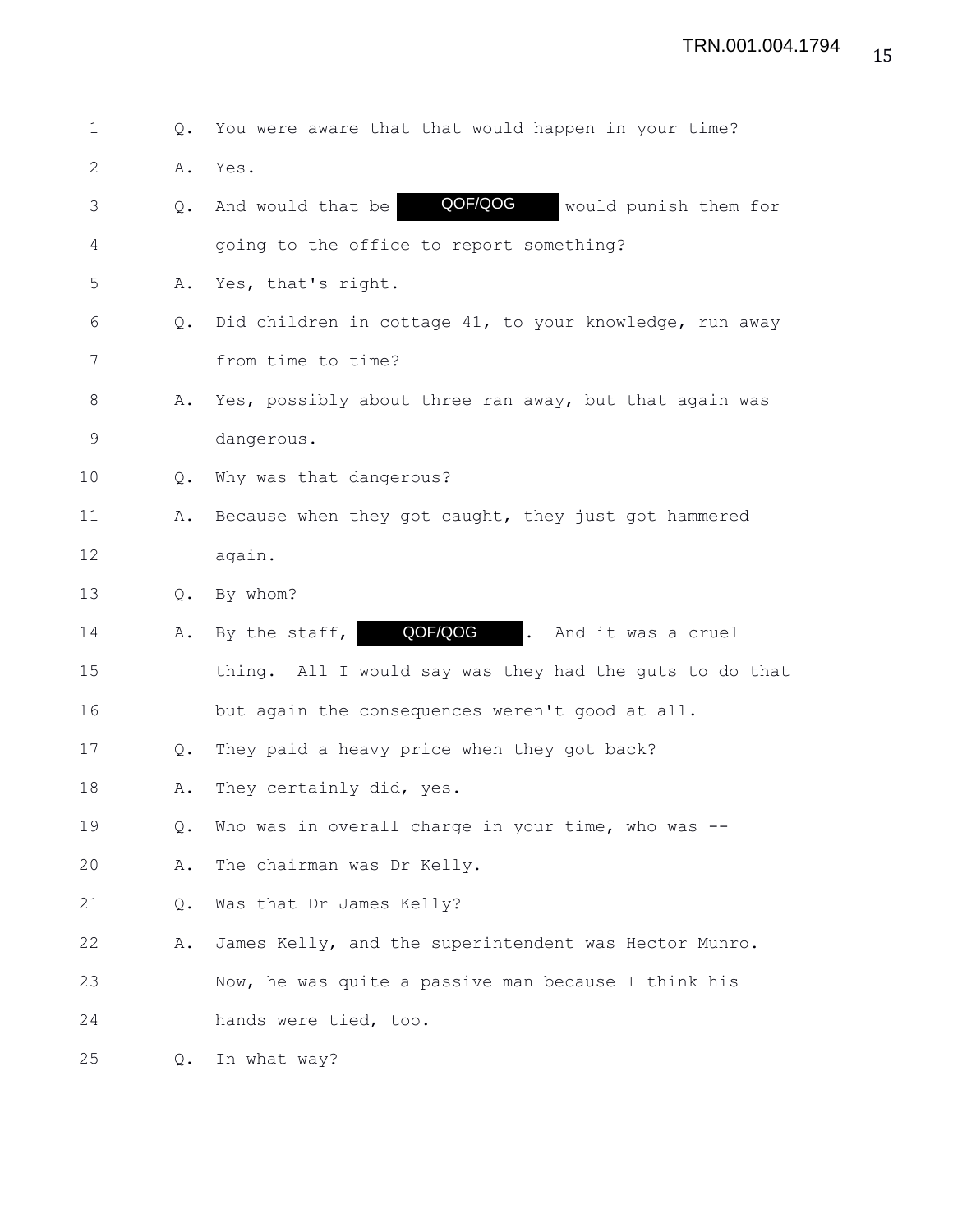1 Q. You were aware that that would happen in your time?

2 A. Yes.

3 Q. And would that be QOF/QOG would punish them for

4 going to the office to report something?

5 A. Yes, that's right.

6 Q. Did children in cottage 41, to your knowledge, run away

7 from time to time?

8 A. Yes, possibly about three ran away, but that again was

9 dangerous.

10 Q. Why was that dangerous?

11 A. Because when they got caught, they just got hammered

12 again.

13 Q. By whom?

14 A. By the staff, QOF/QOG . And it was a cruel

15 thing. All I would say was they had the guts to do that

16 but again the consequences weren't good at all.

17 Q. They paid a heavy price when they got back?

18 A. They certainly did, yes.

19 Q. Who was in overall charge in your time, who was --

20 A. The chairman was Dr Kelly.

21 Q. Was that Dr James Kelly?

22 A. James Kelly, and the superintendent was Hector Munro.

23 Now, he was quite a passive man because I think his

24 hands were tied, too.

25 Q. In what way?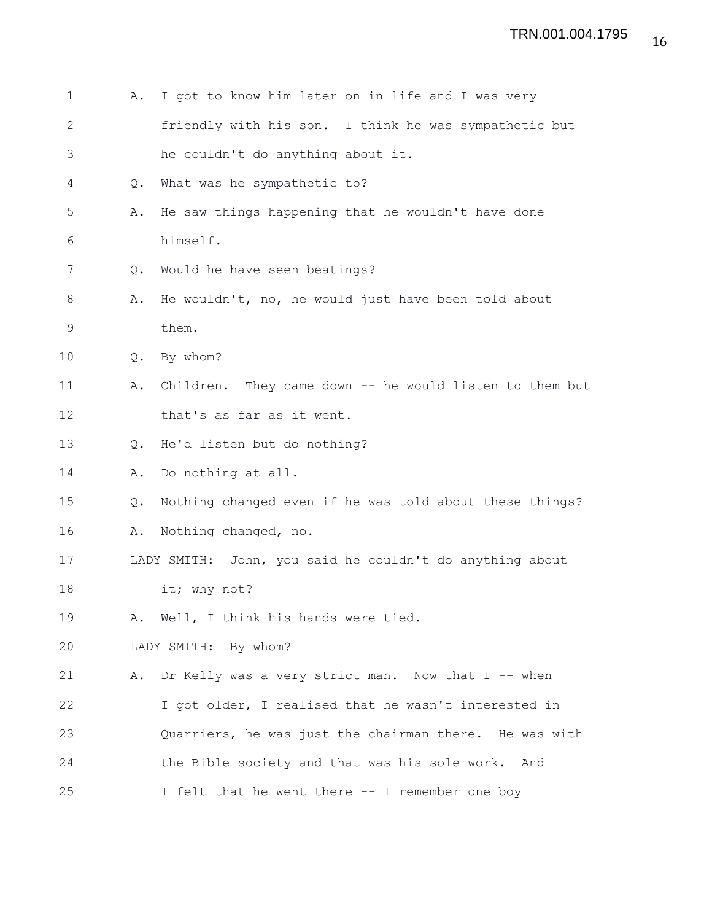A. I got to know him later on in life and I was very friendly with his son. I think he was sympathetic but he couldn't do anything about it.

Q. What was he sympathetic to?

A. He saw things happening that he wouldn't have done himself.

Q. Would he have seen beatings?

A. He wouldn't, no, he would just have been told about them.

Q. By whom?

A. Children. They came down -- he would listen to them but that's as far as it went.

Q. He'd listen but do nothing?

A. Do nothing at all.

Q. Nothing changed even if he was told about these things?

A. Nothing changed, no.

LADY SMITH: John, you said he couldn't do anything about it; why not?

A. Well, I think his hands were tied.

LADY SMITH: By whom?

A. Dr Kelly was a very strict man. Now that I -- when I got older, I realised that he wasn't interested in Quarriers, he was just the chairman there. He was with the Bible society and that was his sole work. And I felt that he went there -- I remember one boy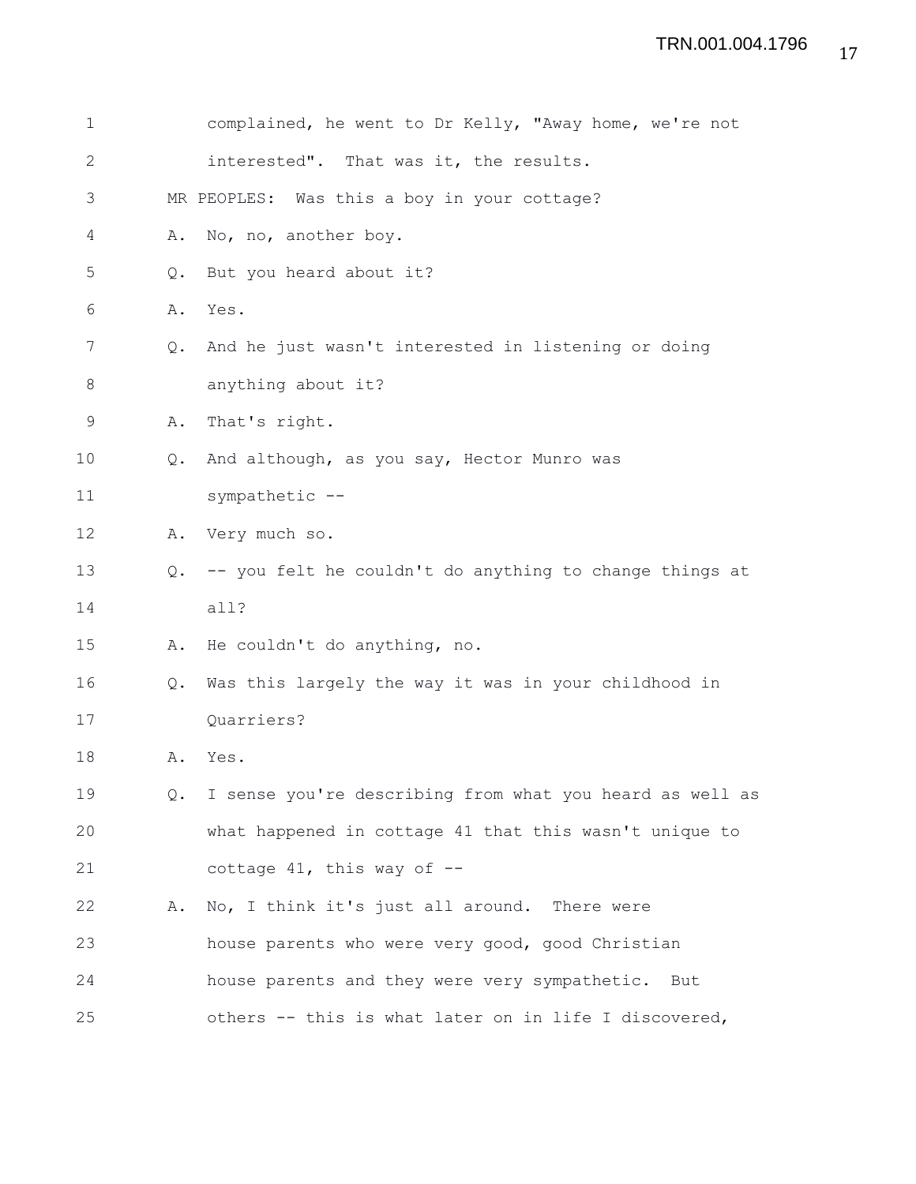complained, he went to Dr Kelly, "Away home, we're not interested". That was it, the results.

MR PEOPLES: Was this a boy in your cottage?

A. No, no, another boy.

Q. But you heard about it?

A. Yes.

Q. And he just wasn't interested in listening or doing anything about it?

A. That's right.

Q. And although, as you say, Hector Munro was sympathetic --

A. Very much so.

Q. -- you felt he couldn't do anything to change things at all?

A. He couldn't do anything, no.

Q. Was this largely the way it was in your childhood in Quarriers?

A. Yes.

Q. I sense you're describing from what you heard as well as what happened in cottage 41 that this wasn't unique to cottage 41, this way of --

A. No, I think it's just all around. There were house parents who were very good, good Christian house parents and they were very sympathetic. But others -- this is what later on in life I discovered,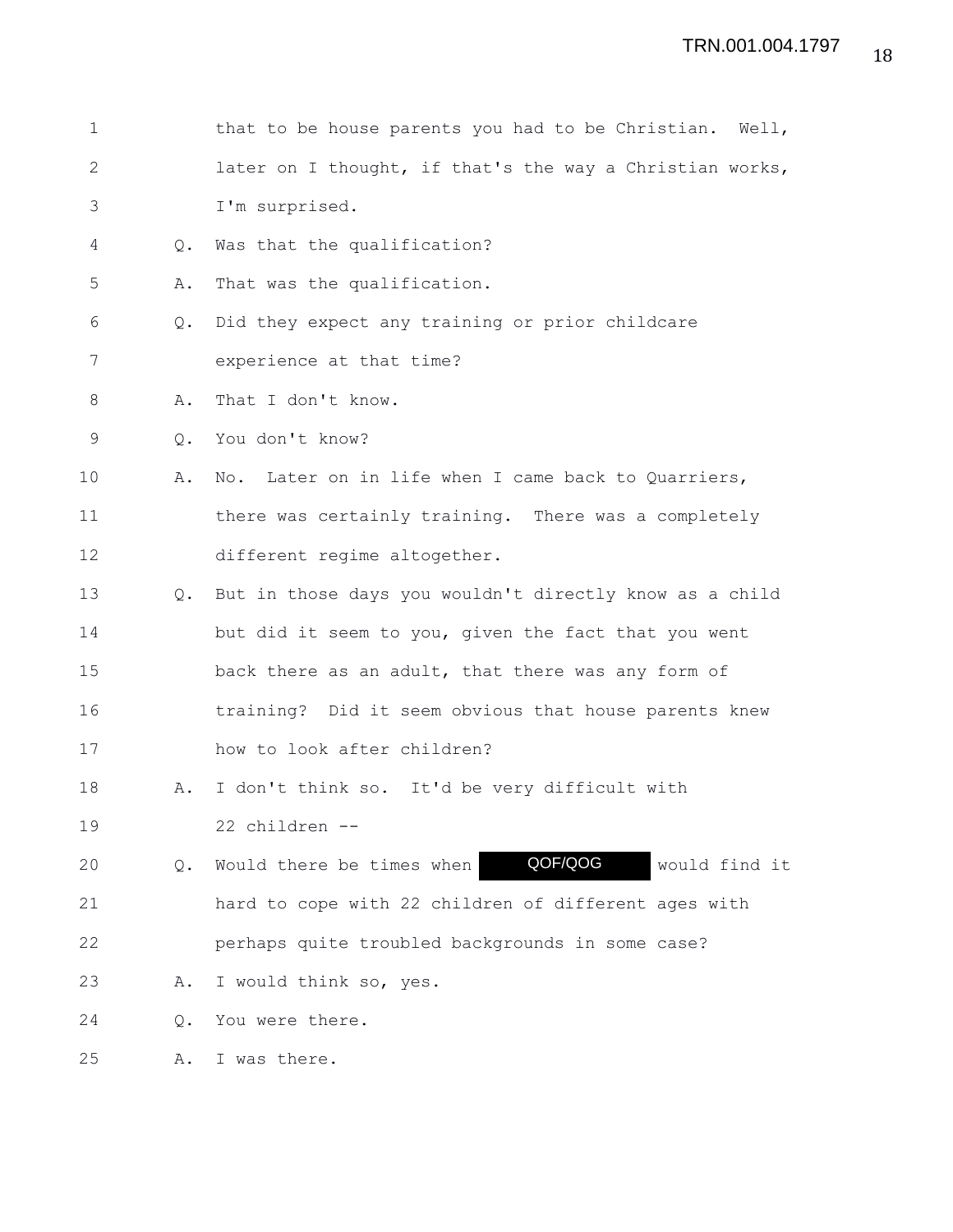1 that to be house parents you had to be Christian. Well,
2 later on I thought, if that's the way a Christian works,
3 I'm surprised.
4 Q. Was that the qualification?
5 A. That was the qualification.
6 Q. Did they expect any training or prior childcare
7 experience at that time?
8 A. That I don't know.
9 Q. You don't know?
10 A. No. Later on in life when I came back to Quarriers,
11 there was certainly training. There was a completely
12 different regime altogether.
13 Q. But in those days you wouldn't directly know as a child
14 but did it seem to you, given the fact that you went
15 back there as an adult, that there was any form of
16 training? Did it seem obvious that house parents knew
17 how to look after children?
18 A. I don't think so. It'd be very difficult with
19 22 children --
20 Q. Would there be times when QOF/QOG would find it
21 hard to cope with 22 children of different ages with
22 perhaps quite troubled backgrounds in some case?
23 A. I would think so, yes.
24 Q. You were there.
25 A. I was there.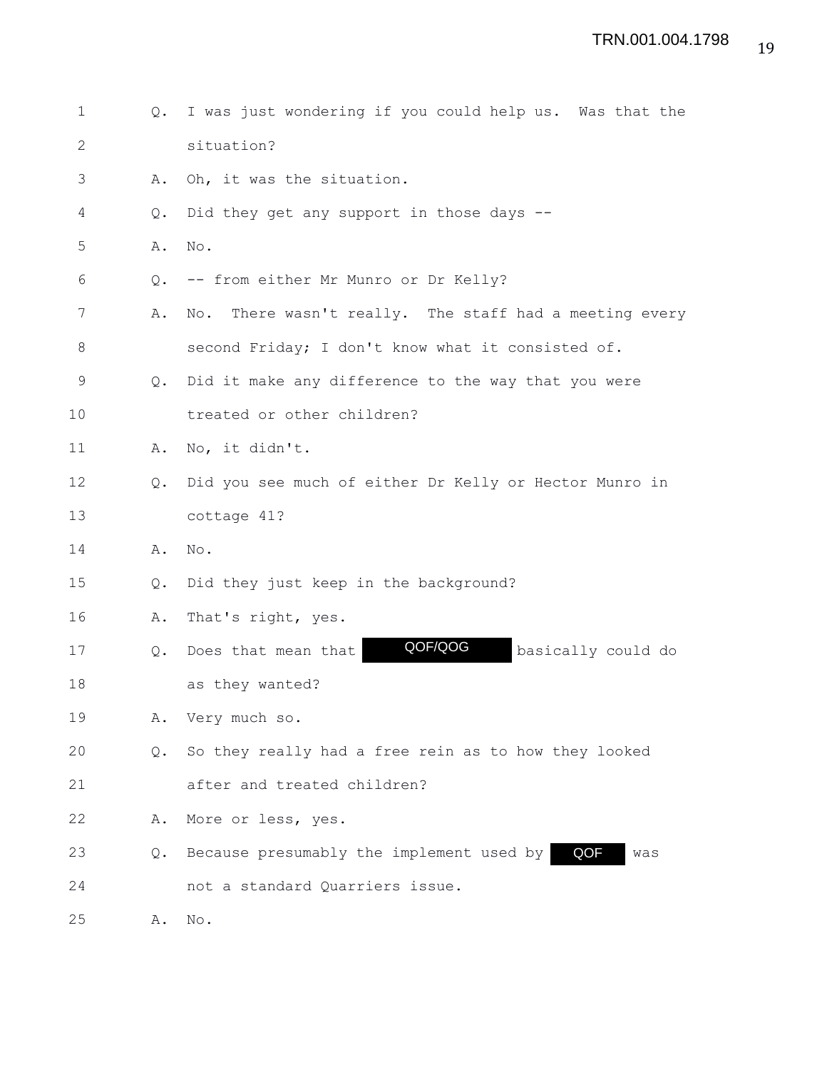1 Q. I was just wondering if you could help us. Was that the

2 situation?

3 A. Oh, it was the situation.

4 Q. Did they get any support in those days --

5 A. No.

6 Q. -- from either Mr Munro or Dr Kelly?

7 A. No. There wasn't really. The staff had a meeting every

8 second Friday; I don't know what it consisted of.

9 Q. Did it make any difference to the way that you were

10 treated or other children?

11 A. No, it didn't.

12 Q. Did you see much of either Dr Kelly or Hector Munro in

13 cottage 41?

14 A. No.

15 Q. Did they just keep in the background?

16 A. That's right, yes.

17 Q. Does that mean that QOF/QOG basically could do

18 as they wanted?

19 A. Very much so.

20 Q. So they really had a free rein as to how they looked

21 after and treated children?

22 A. More or less, yes.

23 Q. Because presumably the implement used by QOF was

24 not a standard Quarriers issue.

25 A. No.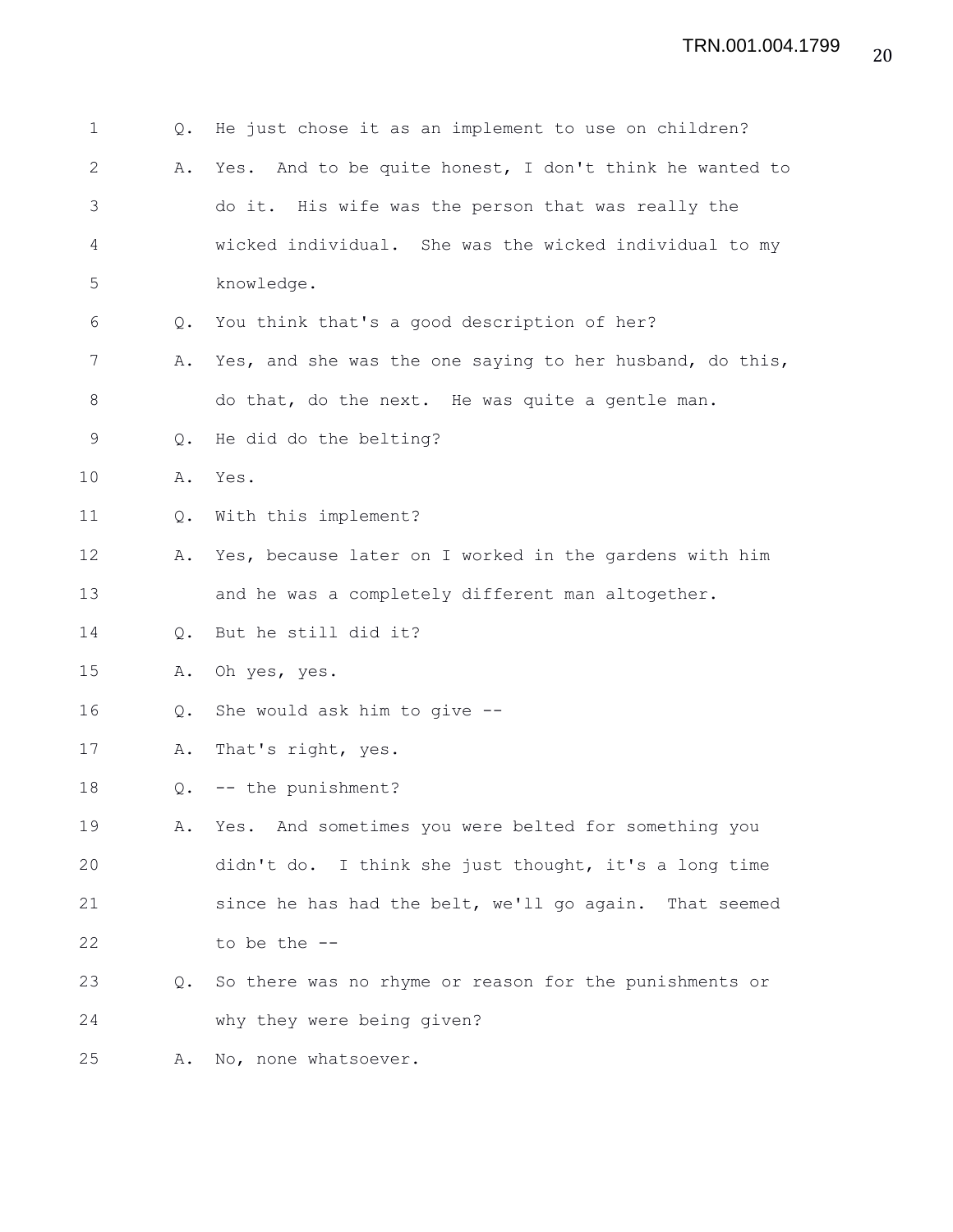Q. He just chose it as an implement to use on children?

A. Yes. And to be quite honest, I don't think he wanted to do it. His wife was the person that was really the wicked individual. She was the wicked individual to my knowledge.

Q. You think that's a good description of her?

A. Yes, and she was the one saying to her husband, do this, do that, do the next. He was quite a gentle man.

Q. He did do the belting?

A. Yes.

Q. With this implement?

A. Yes, because later on I worked in the gardens with him and he was a completely different man altogether.

Q. But he still did it?

A. Oh yes, yes.

Q. She would ask him to give --

A. That's right, yes.

Q. -- the punishment?

A. Yes. And sometimes you were belted for something you didn't do. I think she just thought, it's a long time since he has had the belt, we'll go again. That seemed to be the --

Q. So there was no rhyme or reason for the punishments or why they were being given?

A. No, none whatsoever.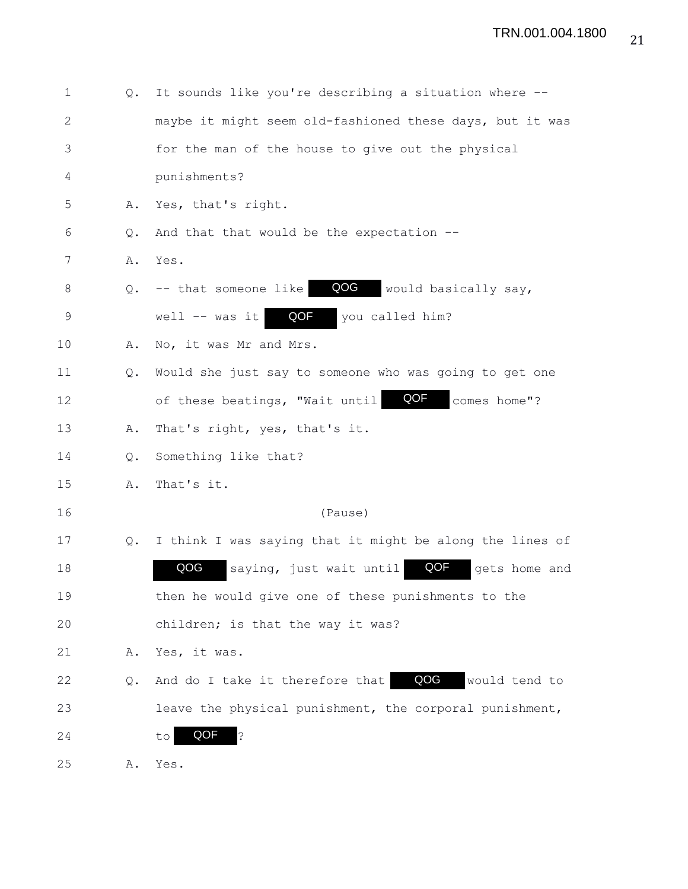1 Q. It sounds like you're describing a situation where --
2 maybe it might seem old-fashioned these days, but it was
3 for the man of the house to give out the physical
4 punishments?
5 A. Yes, that's right.
6 Q. And that that would be the expectation --
7 A. Yes.
8 Q. -- that someone like QOG would basically say,
9 well -- was it QOF you called him?
10 A. No, it was Mr and Mrs.
11 Q. Would she just say to someone who was going to get one
12 of these beatings, "Wait until QOF comes home"?
13 A. That's right, yes, that's it.
14 Q. Something like that?
15 A. That's it.
16 (Pause)
17 Q. I think I was saying that it might be along the lines of
18 QOG saying, just wait until QOF gets home and
19 then he would give one of these punishments to the
20 children; is that the way it was?
21 A. Yes, it was.
22 Q. And do I take it therefore that QOG would tend to
23 leave the physical punishment, the corporal punishment,
24 to QOF?
25 A. Yes.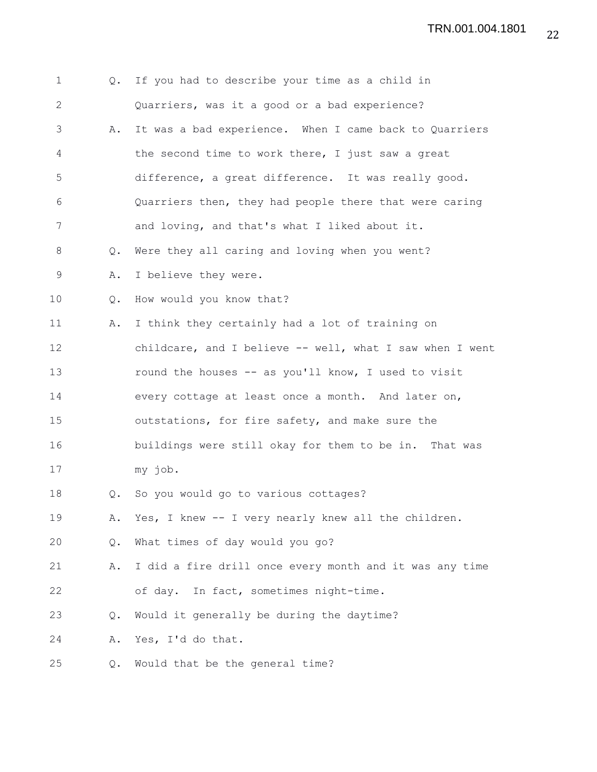1 Q. If you had to describe your time as a child in
2 Quarriers, was it a good or a bad experience?
3 A. It was a bad experience. When I came back to Quarriers
4 the second time to work there, I just saw a great
5 difference, a great difference. It was really good.
6 Quarriers then, they had people there that were caring
7 and loving, and that's what I liked about it.
8 Q. Were they all caring and loving when you went?
9 A. I believe they were.
10 Q. How would you know that?
11 A. I think they certainly had a lot of training on
12 childcare, and I believe -- well, what I saw when I went
13 round the houses -- as you'll know, I used to visit
14 every cottage at least once a month. And later on,
15 outstations, for fire safety, and make sure the
16 buildings were still okay for them to be in. That was
17 my job.
18 Q. So you would go to various cottages?
19 A. Yes, I knew -- I very nearly knew all the children.
20 Q. What times of day would you go?
21 A. I did a fire drill once every month and it was any time
22 of day. In fact, sometimes night-time.
23 Q. Would it generally be during the daytime?
24 A. Yes, I'd do that.
25 Q. Would that be the general time?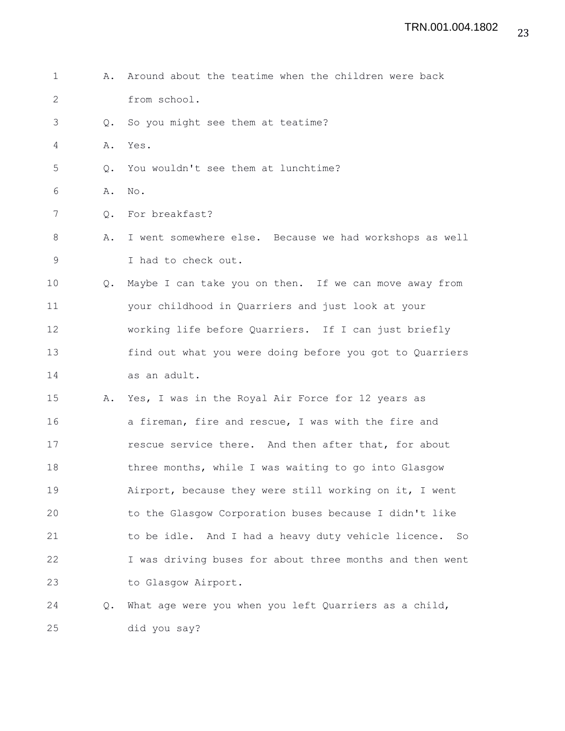A. Around about the teatime when the children were back from school.

Q. So you might see them at teatime?

A. Yes.

Q. You wouldn't see them at lunchtime?

A. No.

Q. For breakfast?

A. I went somewhere else. Because we had workshops as well I had to check out.

Q. Maybe I can take you on then. If we can move away from your childhood in Quarriers and just look at your working life before Quarriers. If I can just briefly find out what you were doing before you got to Quarriers as an adult.

A. Yes, I was in the Royal Air Force for 12 years as a fireman, fire and rescue, I was with the fire and rescue service there. And then after that, for about three months, while I was waiting to go into Glasgow Airport, because they were still working on it, I went to the Glasgow Corporation buses because I didn't like to be idle. And I had a heavy duty vehicle licence. So I was driving buses for about three months and then went to Glasgow Airport.

Q. What age were you when you left Quarriers as a child, did you say?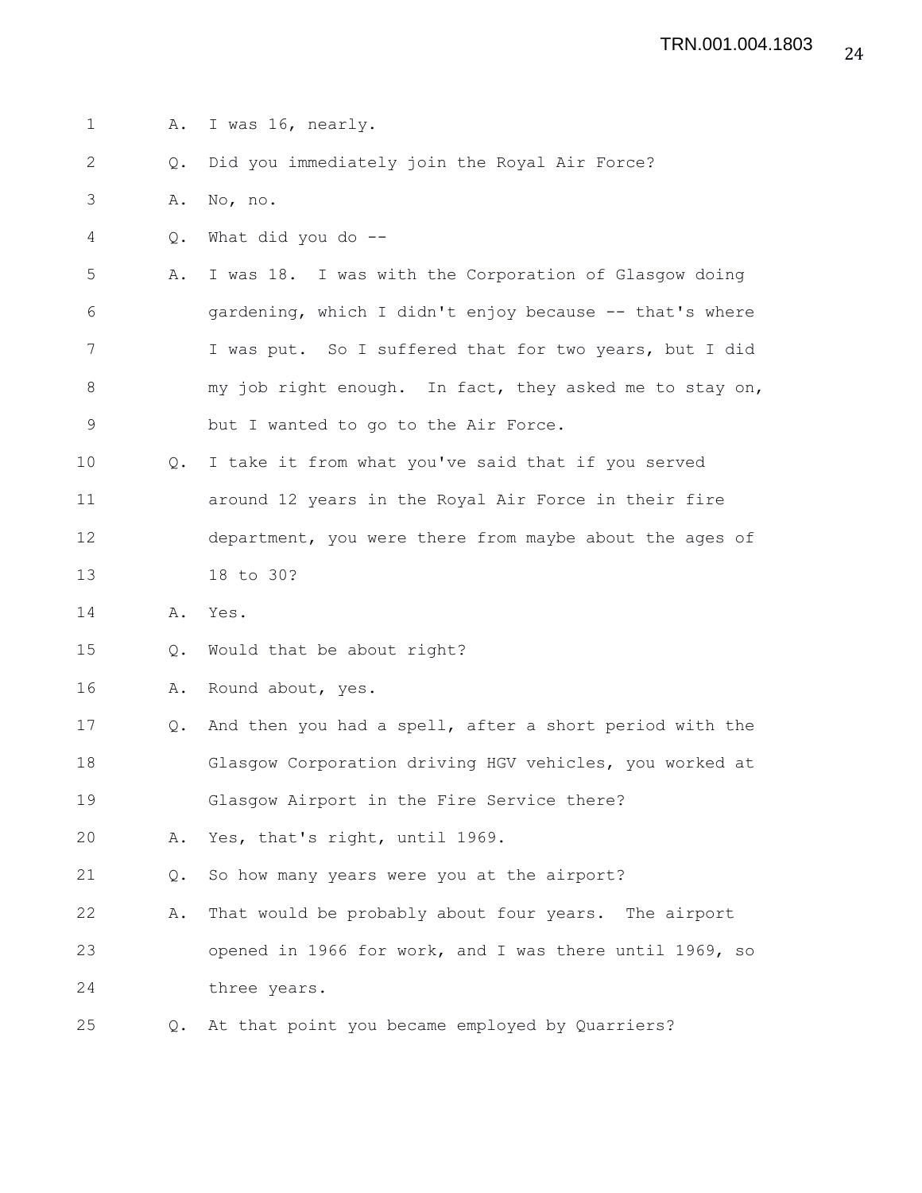A. I was 16, nearly.

Q. Did you immediately join the Royal Air Force?

A. No, no.

Q. What did you do --

A. I was 18. I was with the Corporation of Glasgow doing gardening, which I didn't enjoy because -- that's where I was put. So I suffered that for two years, but I did my job right enough. In fact, they asked me to stay on, but I wanted to go to the Air Force.

Q. I take it from what you've said that if you served around 12 years in the Royal Air Force in their fire department, you were there from maybe about the ages of 18 to 30?

A. Yes.

Q. Would that be about right?

A. Round about, yes.

Q. And then you had a spell, after a short period with the Glasgow Corporation driving HGV vehicles, you worked at Glasgow Airport in the Fire Service there?

A. Yes, that's right, until 1969.

Q. So how many years were you at the airport?

A. That would be probably about four years. The airport opened in 1966 for work, and I was there until 1969, so three years.

Q. At that point you became employed by Quarriers?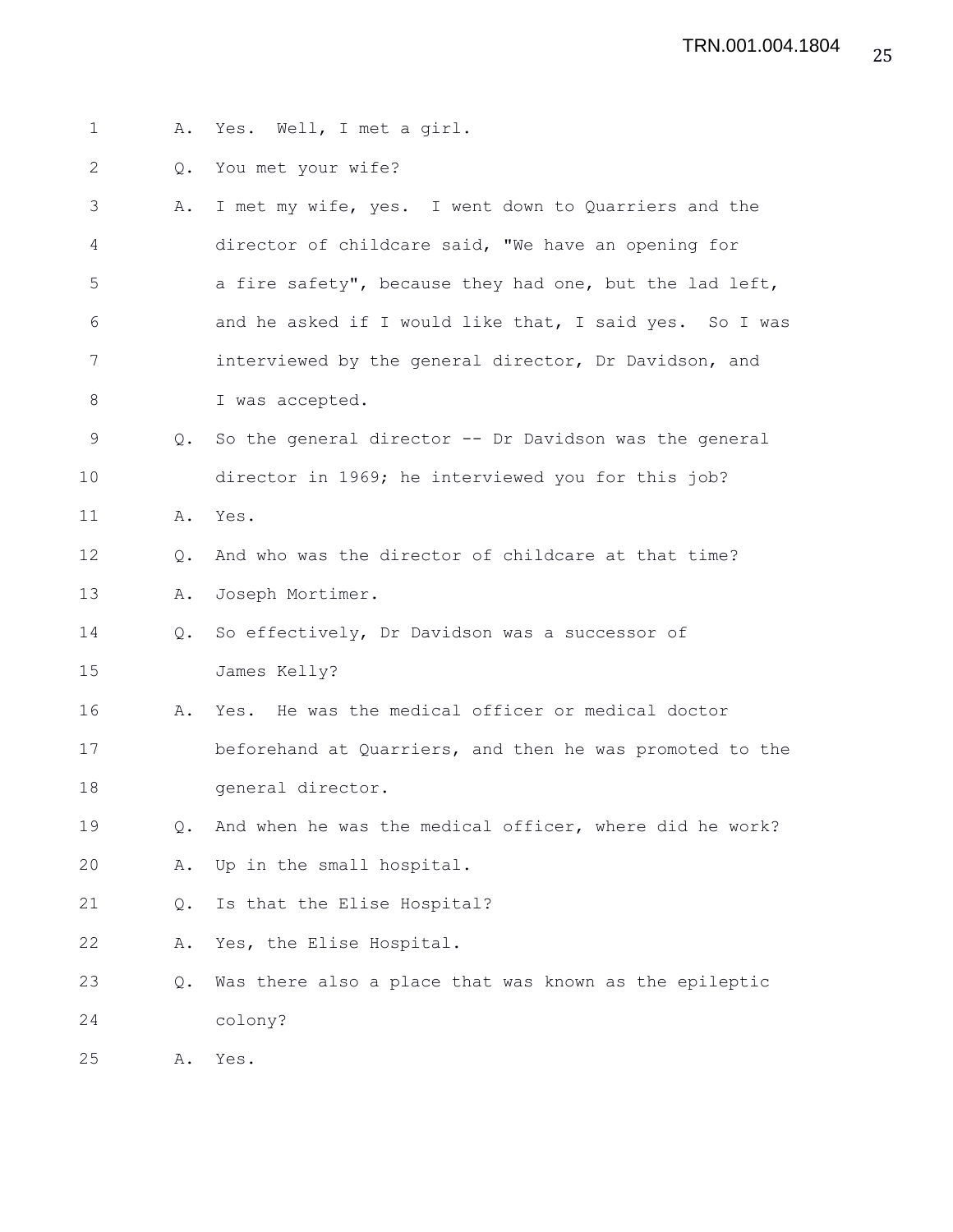A. Yes. Well, I met a girl.

Q. You met your wife?

A. I met my wife, yes. I went down to Quarriers and the director of childcare said, "We have an opening for a fire safety", because they had one, but the lad left, and he asked if I would like that, I said yes. So I was interviewed by the general director, Dr Davidson, and I was accepted.

Q. So the general director -- Dr Davidson was the general director in 1969; he interviewed you for this job?

A. Yes.

Q. And who was the director of childcare at that time?

A. Joseph Mortimer.

Q. So effectively, Dr Davidson was a successor of James Kelly?

A. Yes. He was the medical officer or medical doctor beforehand at Quarriers, and then he was promoted to the general director.

Q. And when he was the medical officer, where did he work?

A. Up in the small hospital.

Q. Is that the Elise Hospital?

A. Yes, the Elise Hospital.

Q. Was there also a place that was known as the epileptic colony?

A. Yes.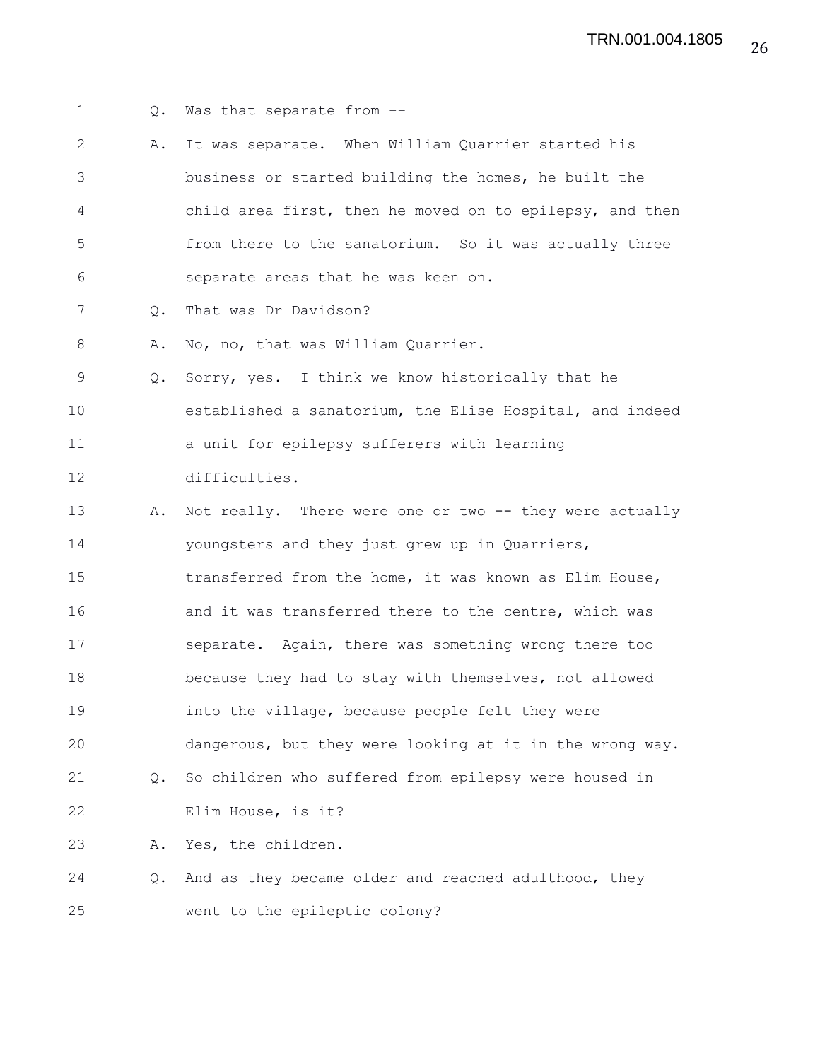1 Q. Was that separate from --

2 A. It was separate. When William Quarrier started his
3 business or started building the homes, he built the
4 child area first, then he moved on to epilepsy, and then
5 from there to the sanatorium. So it was actually three
6 separate areas that he was keen on.

7 Q. That was Dr Davidson?

8 A. No, no, that was William Quarrier.

9 Q. Sorry, yes. I think we know historically that he
10 established a sanatorium, the Elise Hospital, and indeed
11 a unit for epilepsy sufferers with learning
12 difficulties.

13 A. Not really. There were one or two -- they were actually
14 youngsters and they just grew up in Quarriers,
15 transferred from the home, it was known as Elim House,
16 and it was transferred there to the centre, which was
17 separate. Again, there was something wrong there too
18 because they had to stay with themselves, not allowed
19 into the village, because people felt they were
20 dangerous, but they were looking at it in the wrong way.

21 Q. So children who suffered from epilepsy were housed in
22 Elim House, is it?

23 A. Yes, the children.

24 Q. And as they became older and reached adulthood, they
25 went to the epileptic colony?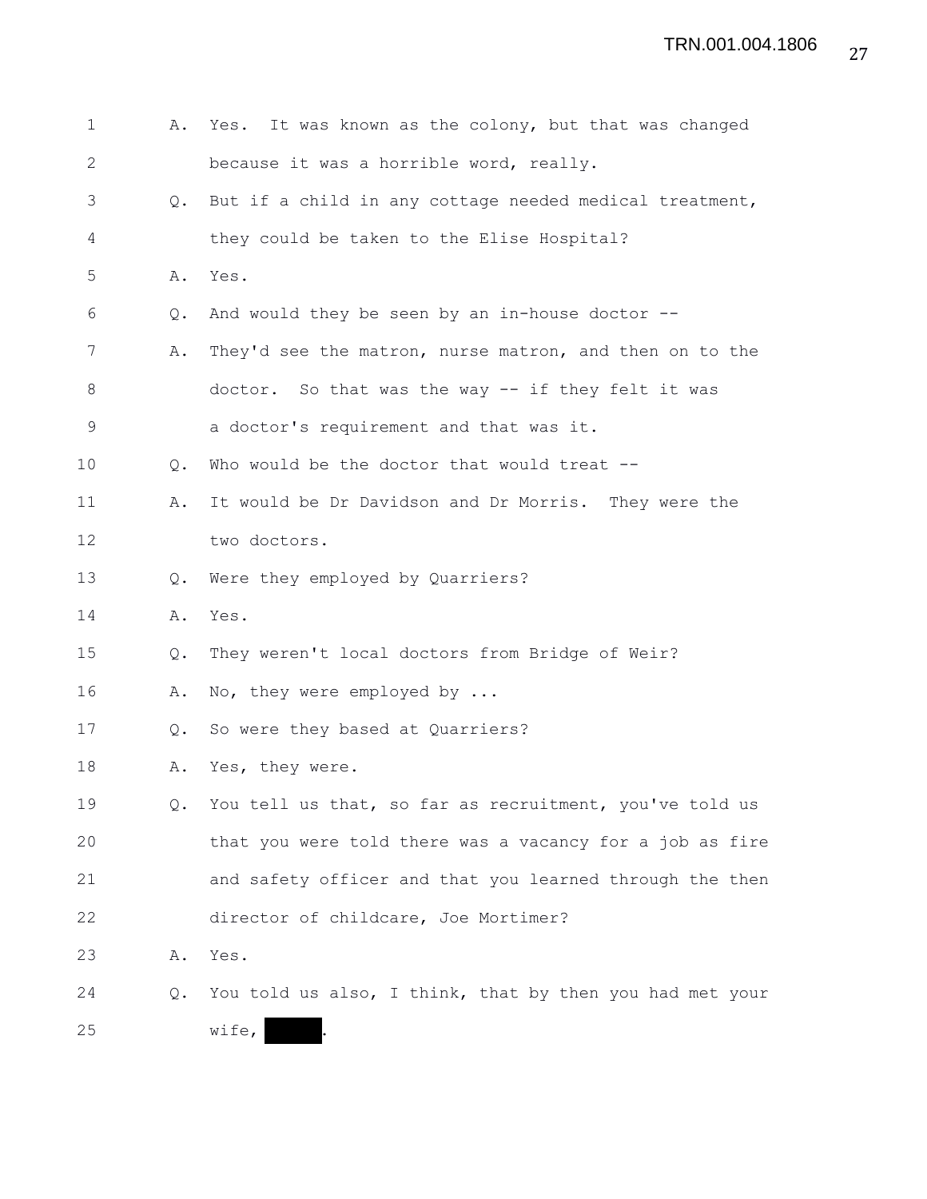1 A. Yes. It was known as the colony, but that was changed
2 because it was a horrible word, really.
3 Q. But if a child in any cottage needed medical treatment,
4 they could be taken to the Elise Hospital?
5 A. Yes.
6 Q. And would they be seen by an in-house doctor --
7 A. They'd see the matron, nurse matron, and then on to the
8 doctor. So that was the way -- if they felt it was
9 a doctor's requirement and that was it.
10 Q. Who would be the doctor that would treat --
11 A. It would be Dr Davidson and Dr Morris. They were the
12 two doctors.
13 Q. Were they employed by Quarriers?
14 A. Yes.
15 Q. They weren't local doctors from Bridge of Weir?
16 A. No, they were employed by ...
17 Q. So were they based at Quarriers?
18 A. Yes, they were.
19 Q. You tell us that, so far as recruitment, you've told us
20 that you were told there was a vacancy for a job as fire
21 and safety officer and that you learned through the then
22 director of childcare, Joe Mortimer?
23 A. Yes.
24 Q. You told us also, I think, that by then you had met your
25 wife, ████.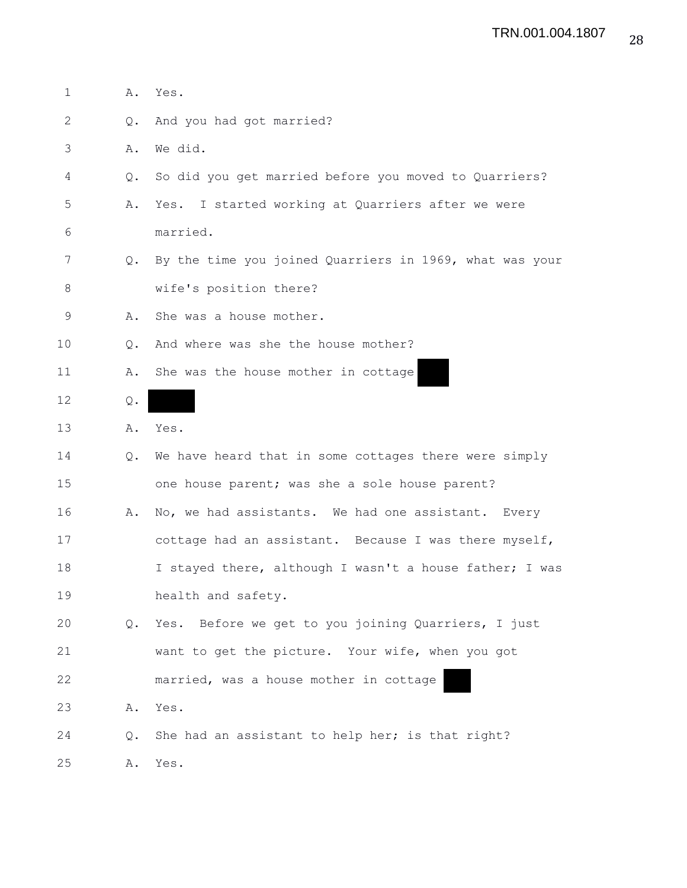1 A. Yes.

2 Q. And you had got married?

3 A. We did.

4 Q. So did you get married before you moved to Quarriers?

5 A. Yes. I started working at Quarriers after we were

6 married.

7 Q. By the time you joined Quarriers in 1969, what was your

8 wife's position there?

9 A. She was a house mother.

10 Q. And where was she the house mother?

11 A. She was the house mother in cottage ███

12 Q. ████

13 A. Yes.

14 Q. We have heard that in some cottages there were simply

15 one house parent; was she a sole house parent?

16 A. No, we had assistants. We had one assistant. Every

17 cottage had an assistant. Because I was there myself,

18 I stayed there, although I wasn't a house father; I was

19 health and safety.

20 Q. Yes. Before we get to you joining Quarriers, I just

21 want to get the picture. Your wife, when you got

22 married, was a house mother in cottage ███

23 A. Yes.

24 Q. She had an assistant to help her; is that right?

25 A. Yes.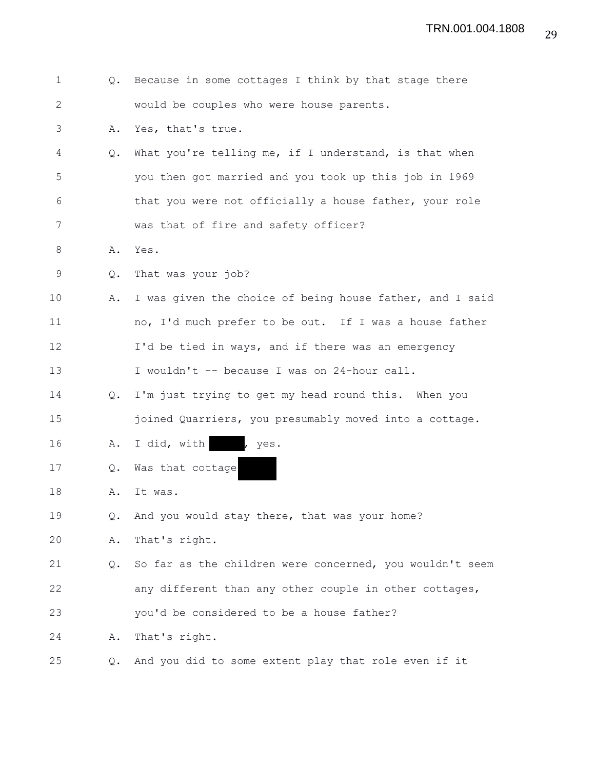1 Q. Because in some cottages I think by that stage there
2 would be couples who were house parents.
3 A. Yes, that's true.
4 Q. What you're telling me, if I understand, is that when
5 you then got married and you took up this job in 1969
6 that you were not officially a house father, your role
7 was that of fire and safety officer?
8 A. Yes.
9 Q. That was your job?
10 A. I was given the choice of being house father, and I said
11 no, I'd much prefer to be out. If I was a house father
12 I'd be tied in ways, and if there was an emergency
13 I wouldn't -- because I was on 24-hour call.
14 Q. I'm just trying to get my head round this. When you
15 joined Quarriers, you presumably moved into a cottage.
16 A. I did, with ██████, yes.
17 Q. Was that cottage ██████
18 A. It was.
19 Q. And you would stay there, that was your home?
20 A. That's right.
21 Q. So far as the children were concerned, you wouldn't seem
22 any different than any other couple in other cottages,
23 you'd be considered to be a house father?
24 A. That's right.
25 Q. And you did to some extent play that role even if it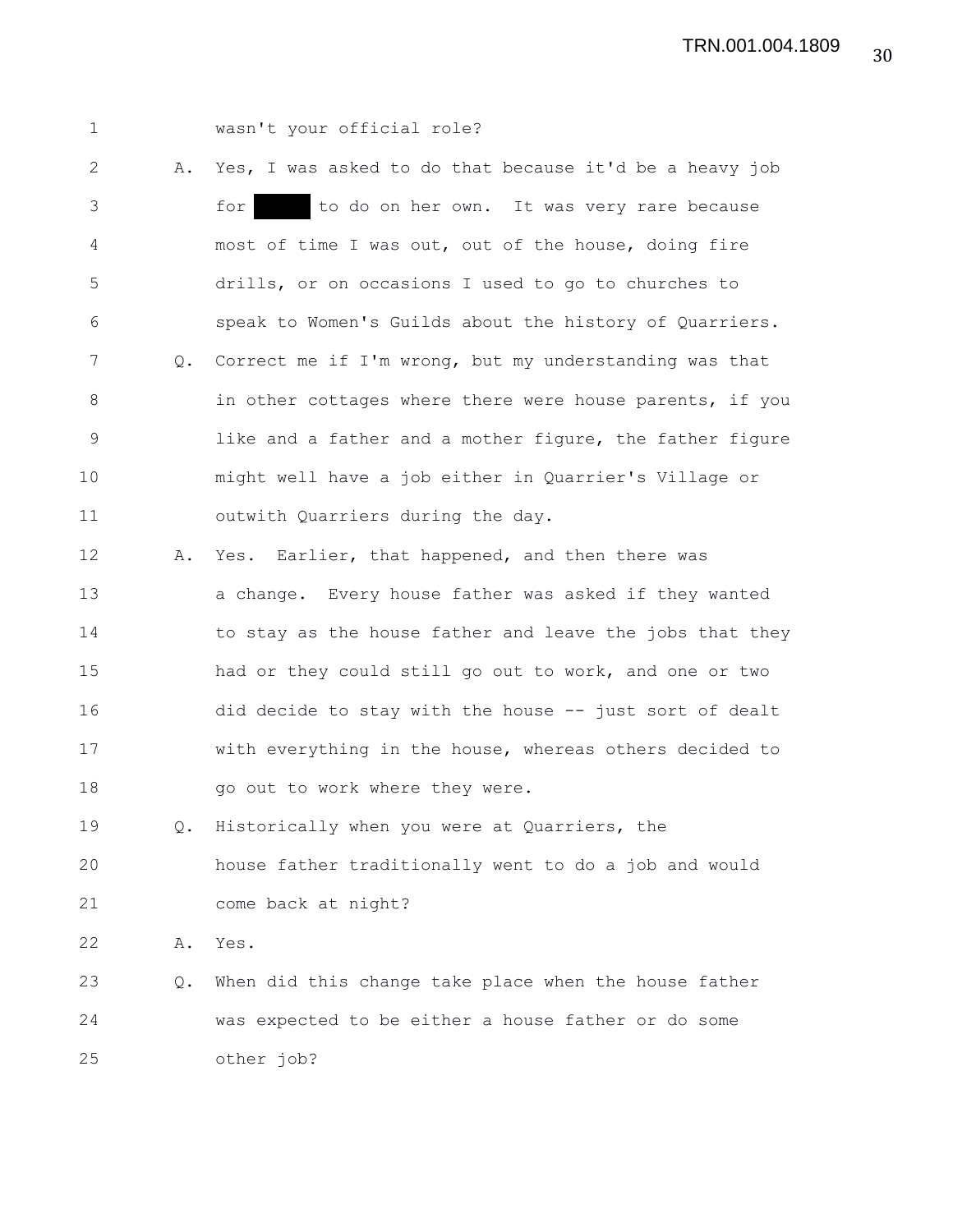wasn't your official role?

A. Yes, I was asked to do that because it'd be a heavy job for [redacted] to do on her own. It was very rare because most of time I was out, out of the house, doing fire drills, or on occasions I used to go to churches to speak to Women's Guilds about the history of Quarriers.

Q. Correct me if I'm wrong, but my understanding was that in other cottages where there were house parents, if you like and a father and a mother figure, the father figure might well have a job either in Quarrier's Village or outwith Quarriers during the day.

A. Yes. Earlier, that happened, and then there was a change. Every house father was asked if they wanted to stay as the house father and leave the jobs that they had or they could still go out to work, and one or two did decide to stay with the house -- just sort of dealt with everything in the house, whereas others decided to go out to work where they were.

Q. Historically when you were at Quarriers, the house father traditionally went to do a job and would come back at night?

A. Yes.

Q. When did this change take place when the house father was expected to be either a house father or do some other job?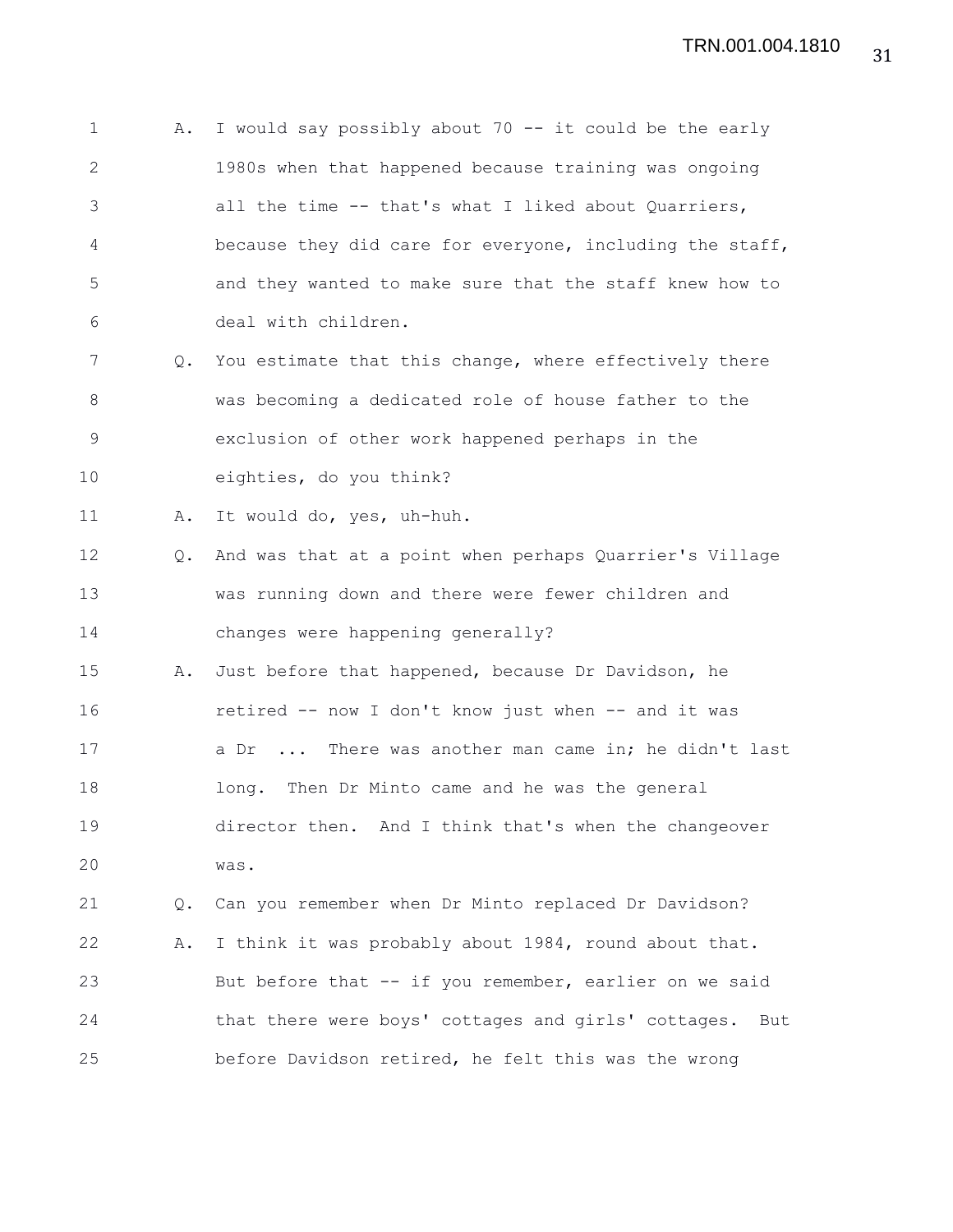A. I would say possibly about 70 -- it could be the early 1980s when that happened because training was ongoing all the time -- that's what I liked about Quarriers, because they did care for everyone, including the staff, and they wanted to make sure that the staff knew how to deal with children.

Q. You estimate that this change, where effectively there was becoming a dedicated role of house father to the exclusion of other work happened perhaps in the eighties, do you think?

A. It would do, yes, uh-huh.

Q. And was that at a point when perhaps Quarrier's Village was running down and there were fewer children and changes were happening generally?

A. Just before that happened, because Dr Davidson, he retired -- now I don't know just when -- and it was a Dr ... There was another man came in; he didn't last long. Then Dr Minto came and he was the general director then. And I think that's when the changeover was.

Q. Can you remember when Dr Minto replaced Dr Davidson?

A. I think it was probably about 1984, round about that. But before that -- if you remember, earlier on we said that there were boys' cottages and girls' cottages. But before Davidson retired, he felt this was the wrong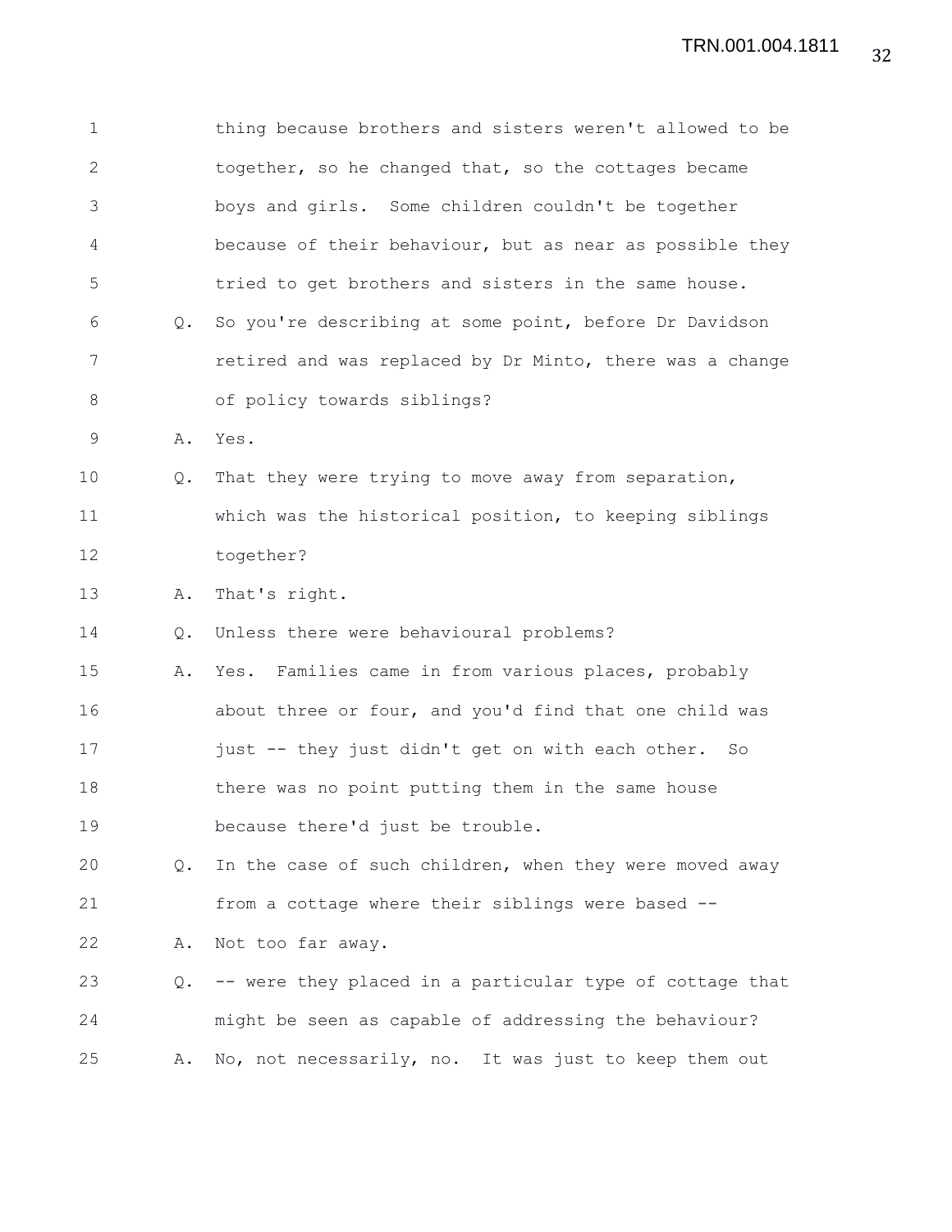thing because brothers and sisters weren't allowed to be together, so he changed that, so the cottages became boys and girls. Some children couldn't be together because of their behaviour, but as near as possible they tried to get brothers and sisters in the same house.

Q. So you're describing at some point, before Dr Davidson retired and was replaced by Dr Minto, there was a change of policy towards siblings?

A. Yes.

Q. That they were trying to move away from separation, which was the historical position, to keeping siblings together?

A. That's right.

Q. Unless there were behavioural problems?

A. Yes. Families came in from various places, probably about three or four, and you'd find that one child was just -- they just didn't get on with each other. So there was no point putting them in the same house because there'd just be trouble.

Q. In the case of such children, when they were moved away from a cottage where their siblings were based --

A. Not too far away.

Q. -- were they placed in a particular type of cottage that might be seen as capable of addressing the behaviour?

A. No, not necessarily, no. It was just to keep them out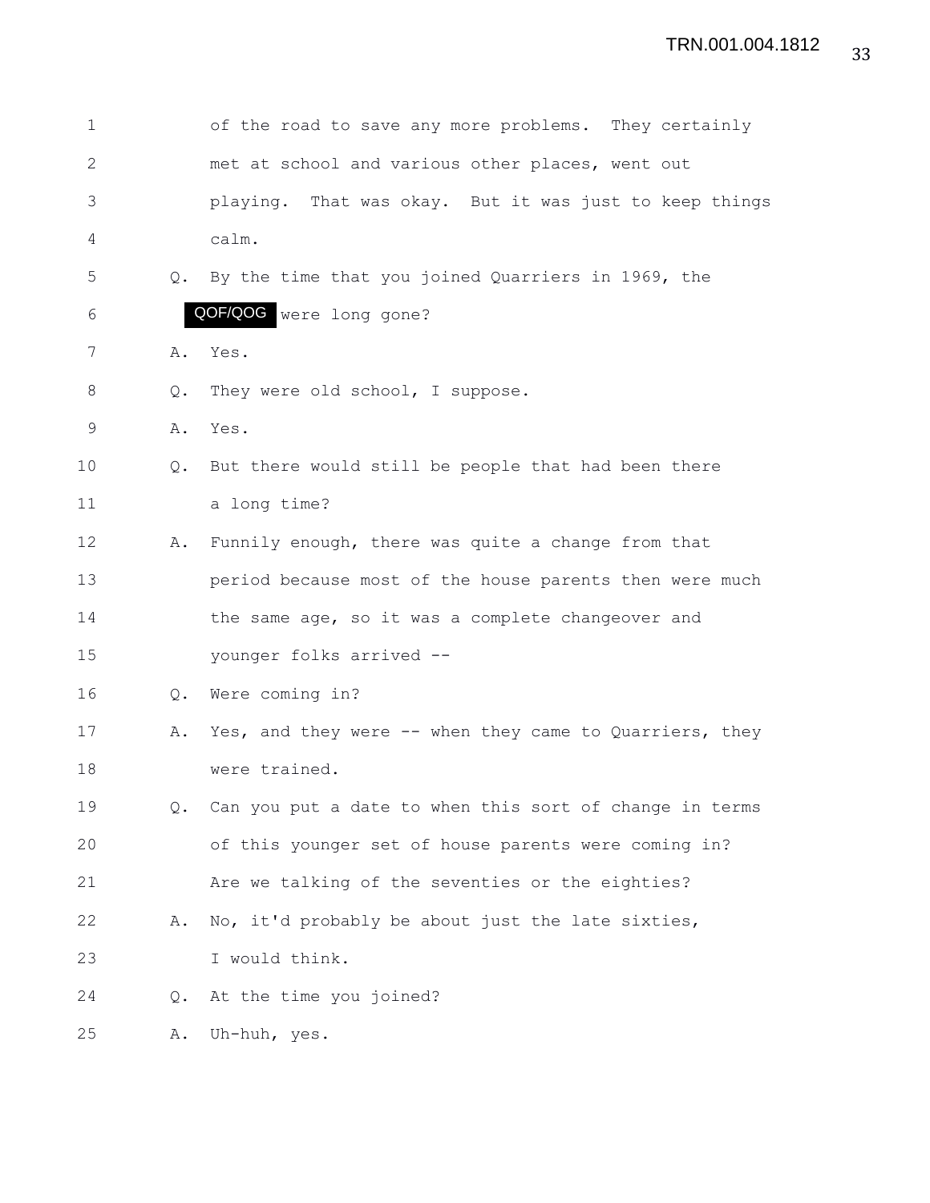1 of the road to save any more problems. They certainly
2 met at school and various other places, went out
3 playing. That was okay. But it was just to keep things
4 calm.

5 Q. By the time that you joined Quarriers in 1969, the
6 QOF/QOG were long gone?

7 A. Yes.

8 Q. They were old school, I suppose.

9 A. Yes.

10 Q. But there would still be people that had been there
11 a long time?

12 A. Funnily enough, there was quite a change from that
13 period because most of the house parents then were much
14 the same age, so it was a complete changeover and
15 younger folks arrived --

16 Q. Were coming in?

17 A. Yes, and they were -- when they came to Quarriers, they
18 were trained.

19 Q. Can you put a date to when this sort of change in terms
20 of this younger set of house parents were coming in?
21 Are we talking of the seventies or the eighties?

22 A. No, it'd probably be about just the late sixties,
23 I would think.

24 Q. At the time you joined?

25 A. Uh-huh, yes.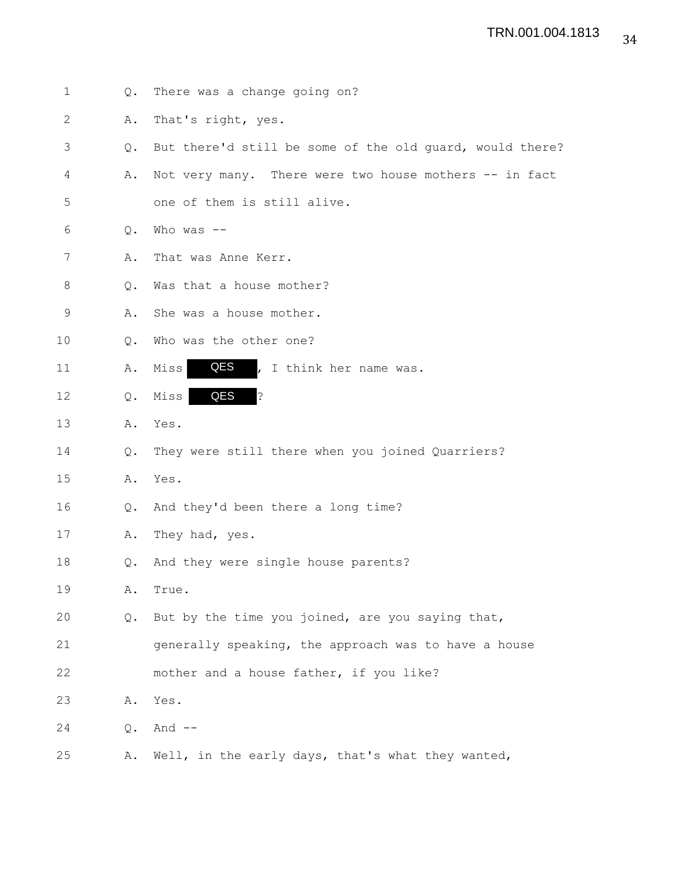1 Q. There was a change going on?

2 A. That's right, yes.

3 Q. But there'd still be some of the old guard, would there?

4 A. Not very many. There were two house mothers -- in fact

5 one of them is still alive.

6 Q. Who was --

7 A. That was Anne Kerr.

8 Q. Was that a house mother?

9 A. She was a house mother.

10 Q. Who was the other one?

11 A. Miss QES, I think her name was.

12 Q. Miss QES?

13 A. Yes.

14 Q. They were still there when you joined Quarriers?

15 A. Yes.

16 Q. And they'd been there a long time?

17 A. They had, yes.

18 Q. And they were single house parents?

19 A. True.

20 Q. But by the time you joined, are you saying that,

21 generally speaking, the approach was to have a house

22 mother and a house father, if you like?

23 A. Yes.

24 Q. And --

25 A. Well, in the early days, that's what they wanted,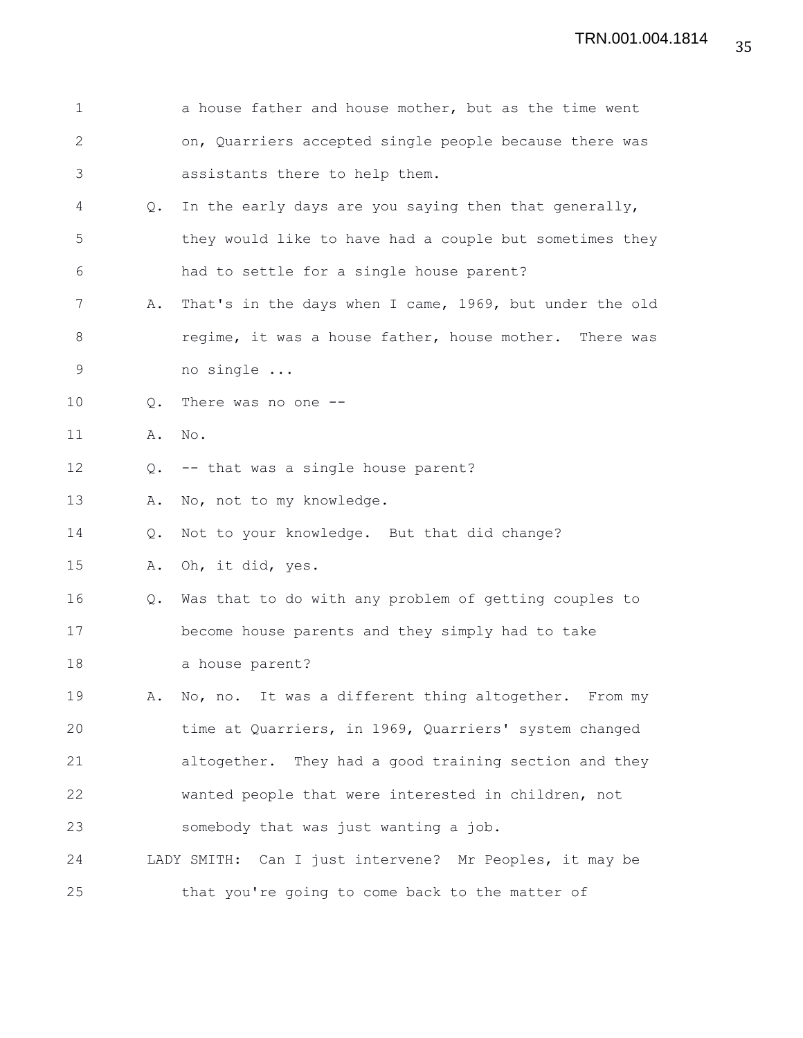1 a house father and house mother, but as the time went
2 on, Quarriers accepted single people because there was
3 assistants there to help them.
4 Q. In the early days are you saying then that generally,
5 they would like to have had a couple but sometimes they
6 had to settle for a single house parent?
7 A. That's in the days when I came, 1969, but under the old
8 regime, it was a house father, house mother. There was
9 no single ...
10 Q. There was no one --
11 A. No.
12 Q. -- that was a single house parent?
13 A. No, not to my knowledge.
14 Q. Not to your knowledge. But that did change?
15 A. Oh, it did, yes.
16 Q. Was that to do with any problem of getting couples to
17 become house parents and they simply had to take
18 a house parent?
19 A. No, no. It was a different thing altogether. From my
20 time at Quarriers, in 1969, Quarriers' system changed
21 altogether. They had a good training section and they
22 wanted people that were interested in children, not
23 somebody that was just wanting a job.
24 LADY SMITH: Can I just intervene? Mr Peoples, it may be
25 that you're going to come back to the matter of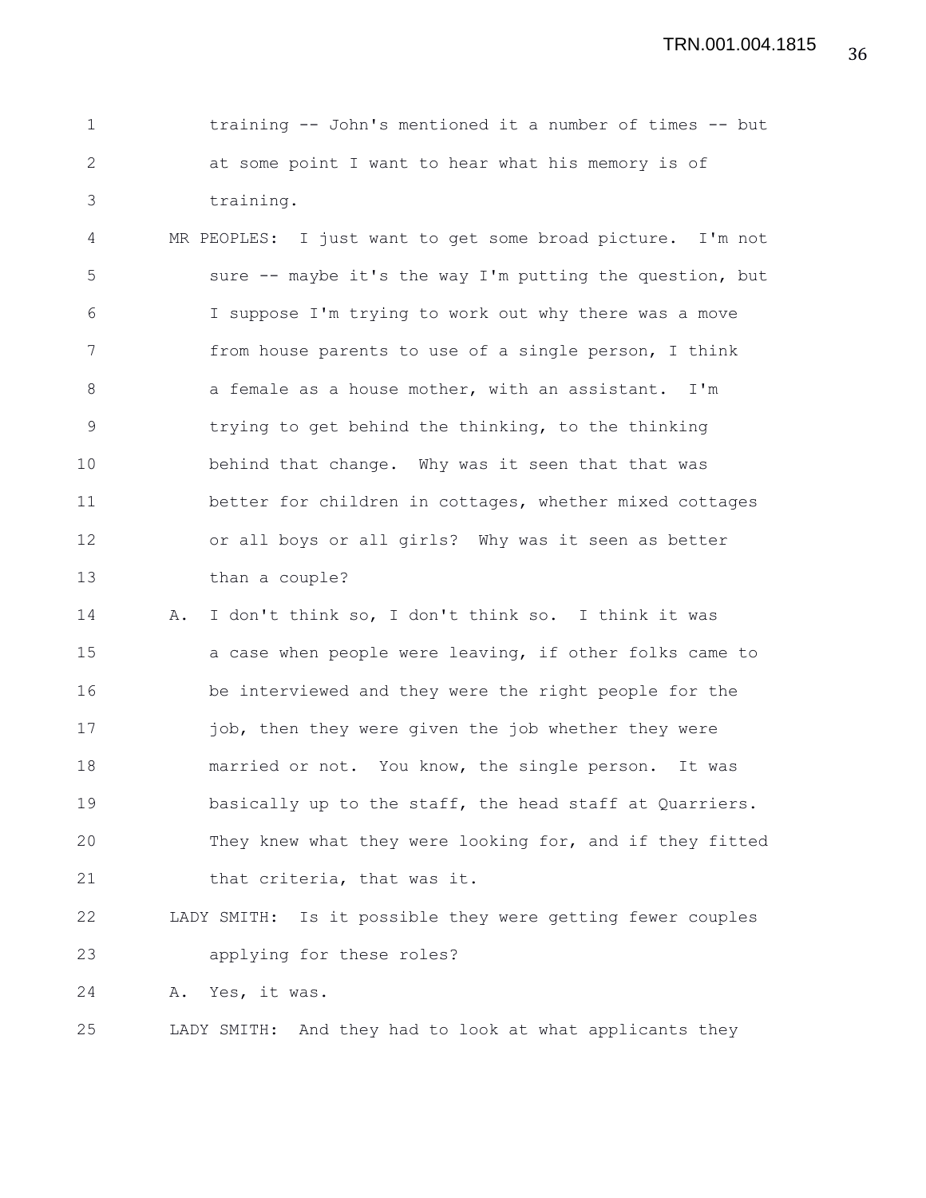training -- John's mentioned it a number of times -- but at some point I want to hear what his memory is of training.

MR PEOPLES: I just want to get some broad picture. I'm not sure -- maybe it's the way I'm putting the question, but I suppose I'm trying to work out why there was a move from house parents to use of a single person, I think a female as a house mother, with an assistant. I'm trying to get behind the thinking, to the thinking behind that change. Why was it seen that that was better for children in cottages, whether mixed cottages or all boys or all girls? Why was it seen as better than a couple?

A. I don't think so, I don't think so. I think it was a case when people were leaving, if other folks came to be interviewed and they were the right people for the job, then they were given the job whether they were married or not. You know, the single person. It was basically up to the staff, the head staff at Quarriers. They knew what they were looking for, and if they fitted that criteria, that was it.

LADY SMITH: Is it possible they were getting fewer couples applying for these roles?

A. Yes, it was.

LADY SMITH: And they had to look at what applicants they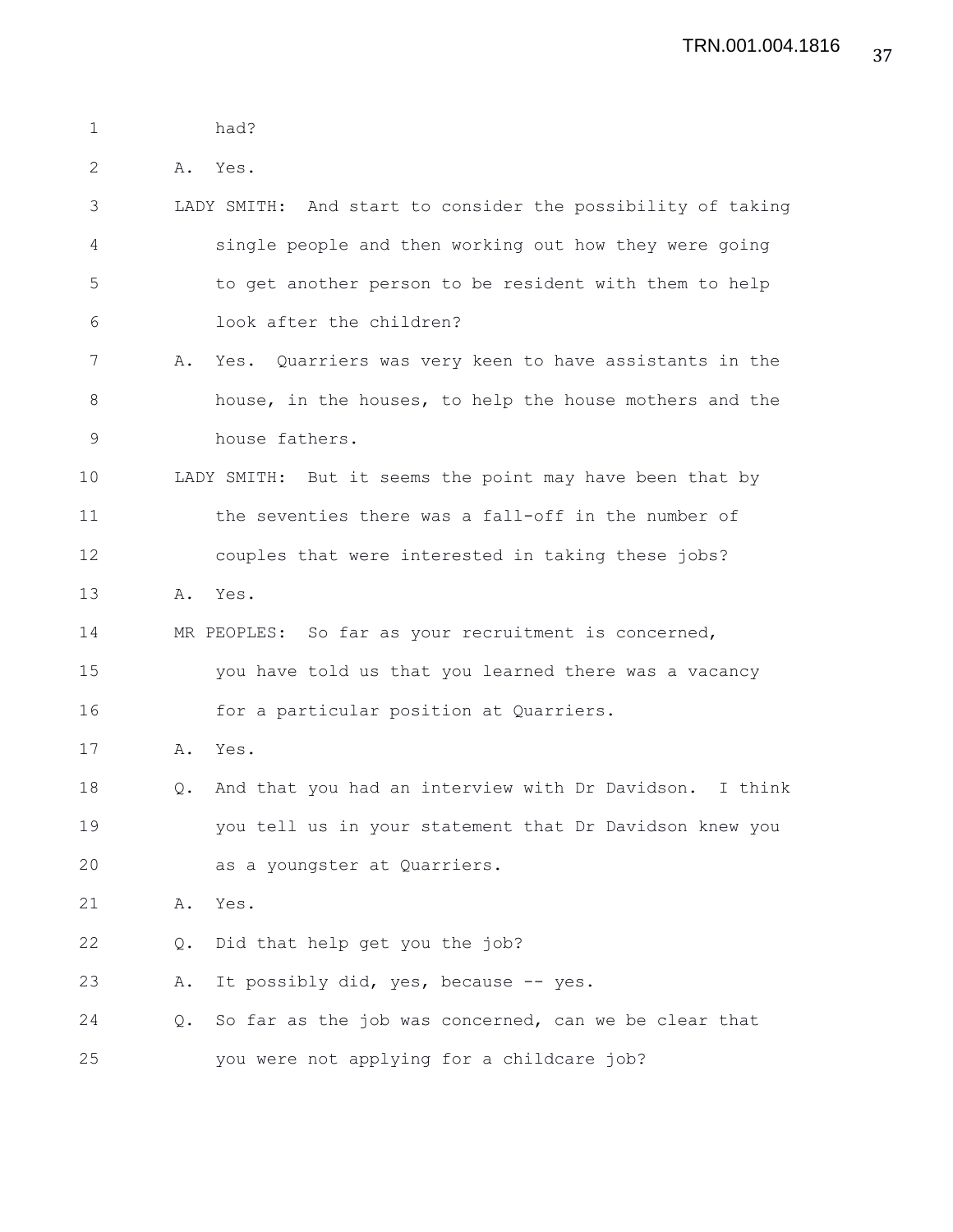had?

A. Yes.

LADY SMITH: And start to consider the possibility of taking single people and then working out how they were going to get another person to be resident with them to help look after the children?

A. Yes. Quarriers was very keen to have assistants in the house, in the houses, to help the house mothers and the house fathers.

LADY SMITH: But it seems the point may have been that by the seventies there was a fall-off in the number of couples that were interested in taking these jobs?

A. Yes.

MR PEOPLES: So far as your recruitment is concerned, you have told us that you learned there was a vacancy for a particular position at Quarriers.

A. Yes.

Q. And that you had an interview with Dr Davidson. I think you tell us in your statement that Dr Davidson knew you as a youngster at Quarriers.

A. Yes.

Q. Did that help get you the job?

A. It possibly did, yes, because -- yes.

Q. So far as the job was concerned, can we be clear that you were not applying for a childcare job?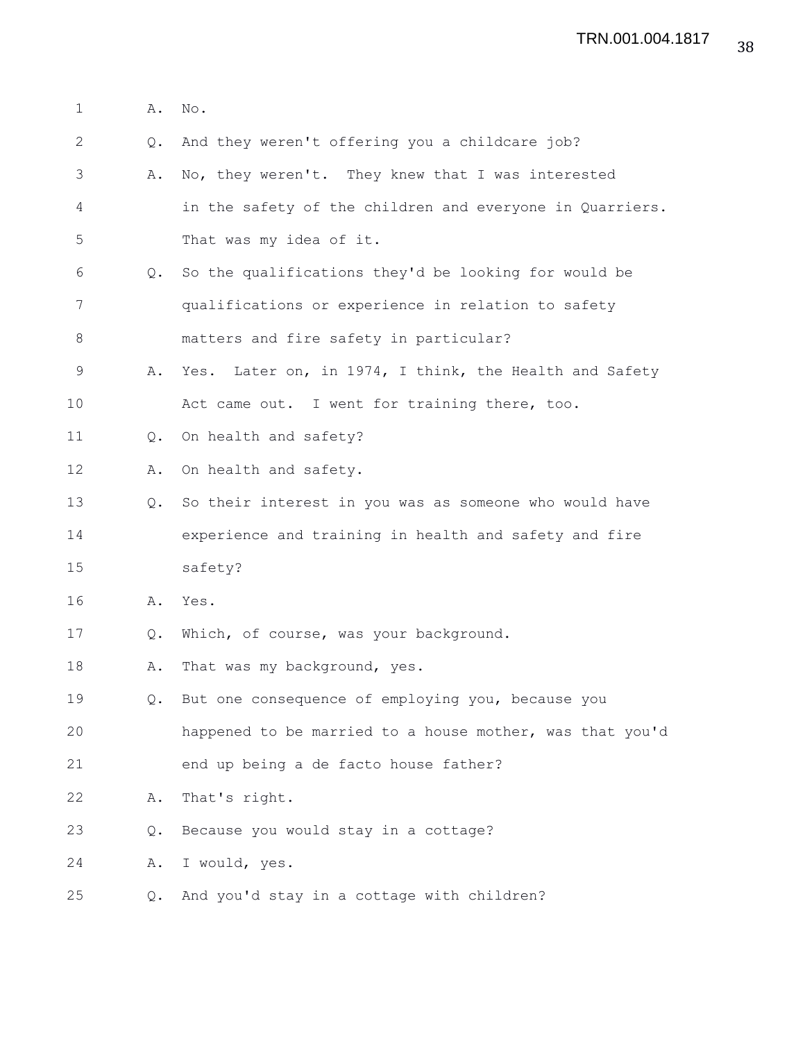1 A. No.

2 Q. And they weren't offering you a childcare job?

3 A. No, they weren't. They knew that I was interested

4 in the safety of the children and everyone in Quarriers.

5 That was my idea of it.

6 Q. So the qualifications they'd be looking for would be

7 qualifications or experience in relation to safety

8 matters and fire safety in particular?

9 A. Yes. Later on, in 1974, I think, the Health and Safety

10 Act came out. I went for training there, too.

11 Q. On health and safety?

12 A. On health and safety.

13 Q. So their interest in you was as someone who would have

14 experience and training in health and safety and fire

15 safety?

16 A. Yes.

17 Q. Which, of course, was your background.

18 A. That was my background, yes.

19 Q. But one consequence of employing you, because you

20 happened to be married to a house mother, was that you'd

21 end up being a de facto house father?

22 A. That's right.

23 Q. Because you would stay in a cottage?

24 A. I would, yes.

25 Q. And you'd stay in a cottage with children?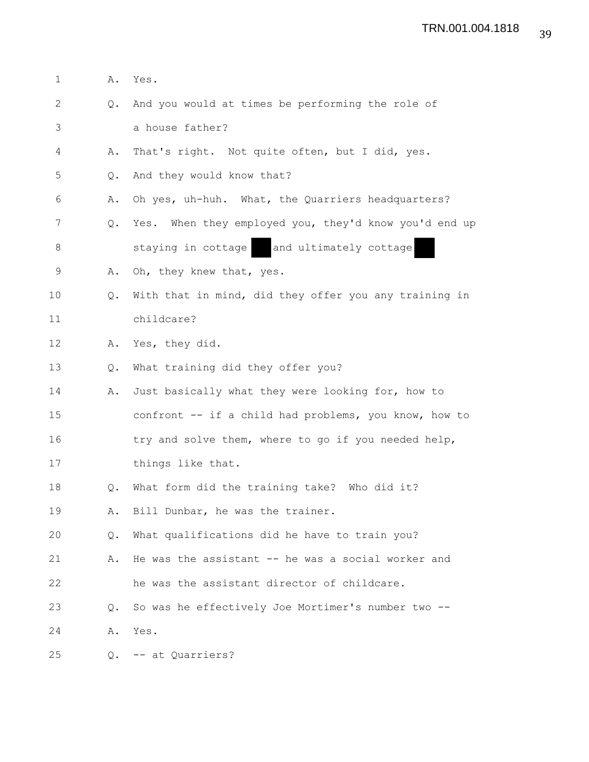A. Yes.

Q. And you would at times be performing the role of a house father?

A. That's right. Not quite often, but I did, yes.

Q. And they would know that?

A. Oh yes, uh-huh. What, the Quarriers headquarters?

Q. Yes. When they employed you, they'd know you'd end up staying in cottage ███ and ultimately cottage ███

A. Oh, they knew that, yes.

Q. With that in mind, did they offer you any training in childcare?

A. Yes, they did.

Q. What training did they offer you?

A. Just basically what they were looking for, how to confront -- if a child had problems, you know, how to try and solve them, where to go if you needed help, things like that.

Q. What form did the training take? Who did it?

A. Bill Dunbar, he was the trainer.

Q. What qualifications did he have to train you?

A. He was the assistant -- he was a social worker and he was the assistant director of childcare.

Q. So was he effectively Joe Mortimer's number two --

A. Yes.

Q. -- at Quarriers?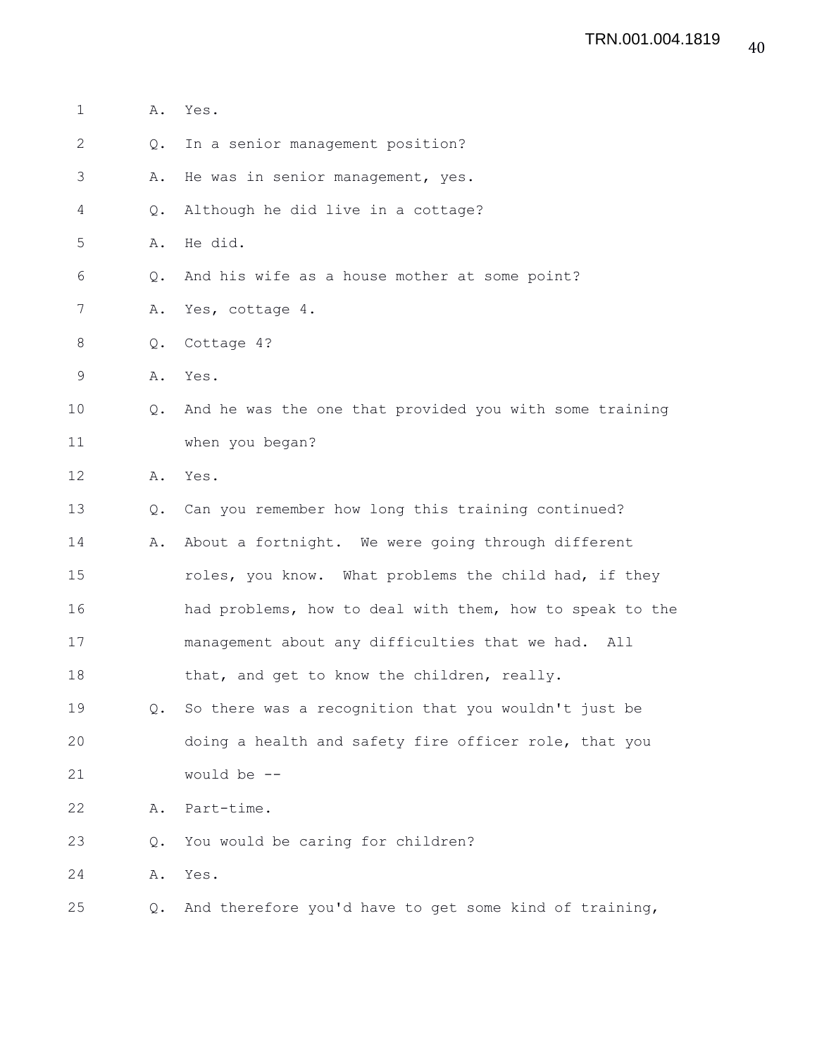A. Yes.

Q. In a senior management position?

A. He was in senior management, yes.

Q. Although he did live in a cottage?

A. He did.

Q. And his wife as a house mother at some point?

A. Yes, cottage 4.

Q. Cottage 4?

A. Yes.

Q. And he was the one that provided you with some training when you began?

A. Yes.

Q. Can you remember how long this training continued?

A. About a fortnight. We were going through different roles, you know. What problems the child had, if they had problems, how to deal with them, how to speak to the management about any difficulties that we had. All that, and get to know the children, really.

Q. So there was a recognition that you wouldn't just be doing a health and safety fire officer role, that you would be --

A. Part-time.

Q. You would be caring for children?

A. Yes.

Q. And therefore you'd have to get some kind of training,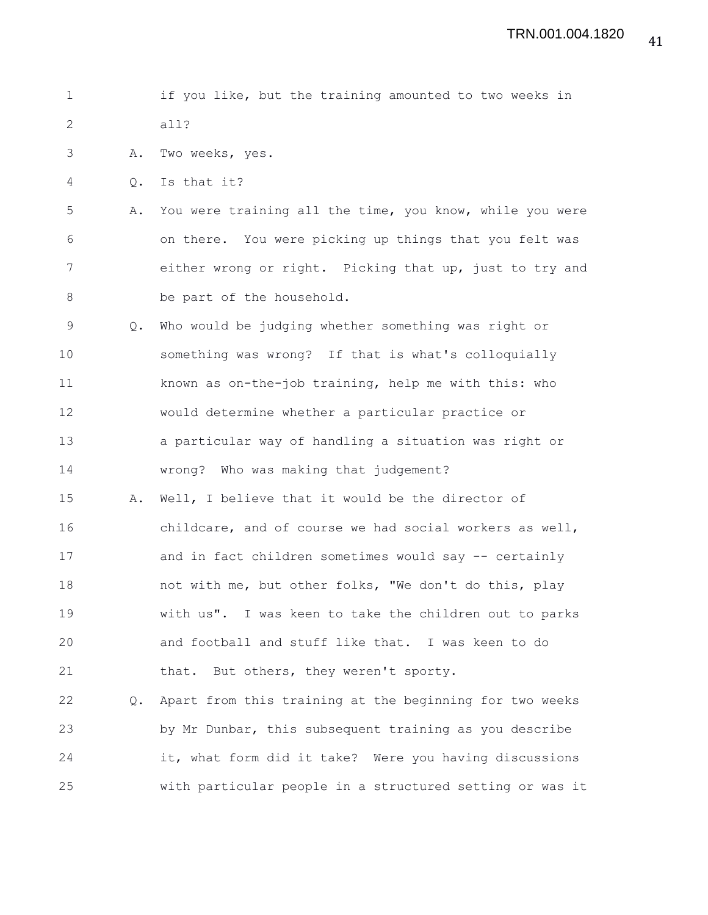if you like, but the training amounted to two weeks in all?

A. Two weeks, yes.

Q. Is that it?

A. You were training all the time, you know, while you were on there. You were picking up things that you felt was either wrong or right. Picking that up, just to try and be part of the household.

Q. Who would be judging whether something was right or something was wrong? If that is what's colloquially known as on-the-job training, help me with this: who would determine whether a particular practice or a particular way of handling a situation was right or wrong? Who was making that judgement?

A. Well, I believe that it would be the director of childcare, and of course we had social workers as well, and in fact children sometimes would say -- certainly not with me, but other folks, "We don't do this, play with us". I was keen to take the children out to parks and football and stuff like that. I was keen to do that. But others, they weren't sporty.

Q. Apart from this training at the beginning for two weeks by Mr Dunbar, this subsequent training as you describe it, what form did it take? Were you having discussions with particular people in a structured setting or was it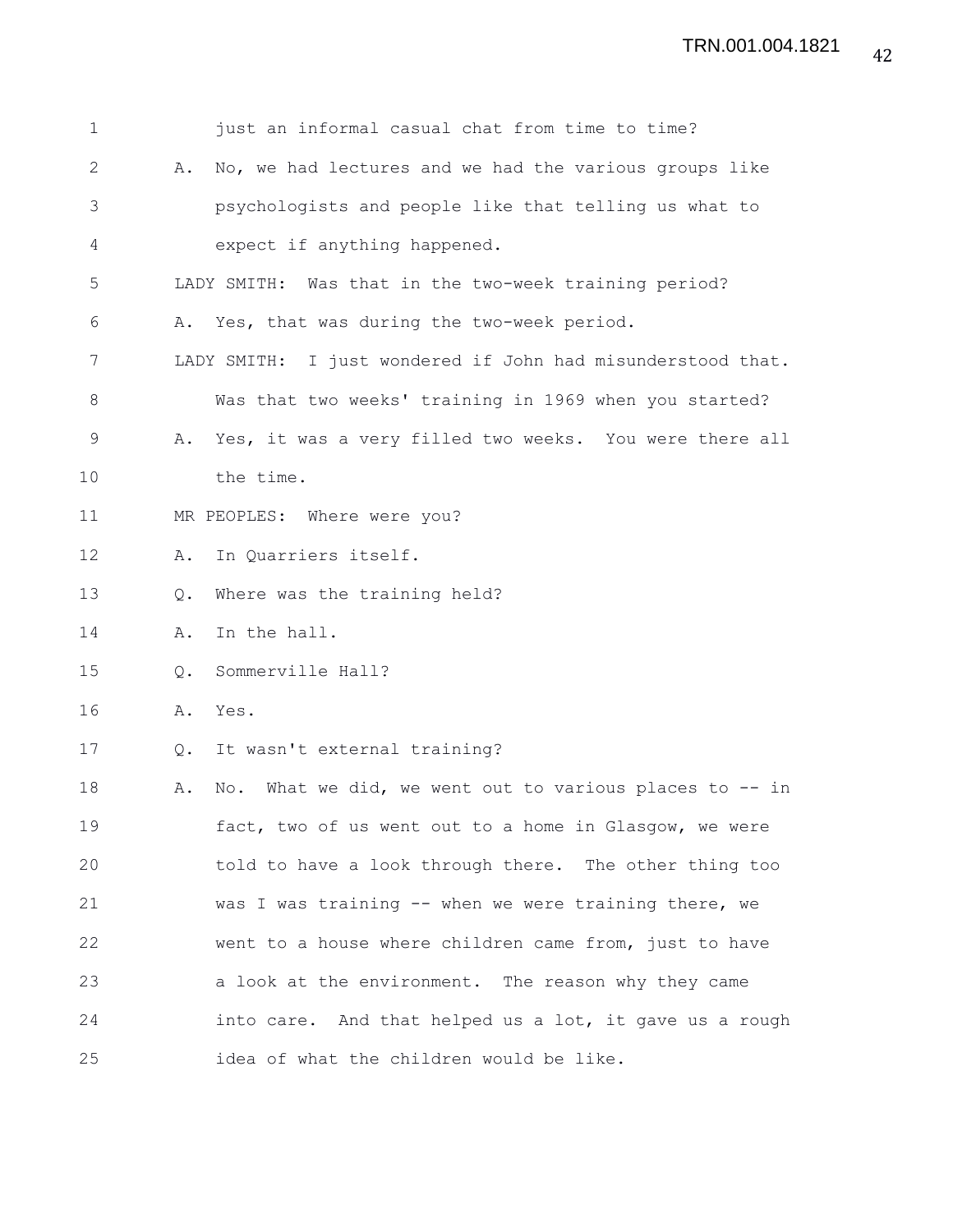1 just an informal casual chat from time to time?

2 A. No, we had lectures and we had the various groups like

3 psychologists and people like that telling us what to

4 expect if anything happened.

5 LADY SMITH: Was that in the two-week training period?

6 A. Yes, that was during the two-week period.

7 LADY SMITH: I just wondered if John had misunderstood that.

8 Was that two weeks' training in 1969 when you started?

9 A. Yes, it was a very filled two weeks. You were there all

10 the time.

11 MR PEOPLES: Where were you?

12 A. In Quarriers itself.

13 Q. Where was the training held?

14 A. In the hall.

15 Q. Sommerville Hall?

16 A. Yes.

17 Q. It wasn't external training?

18 A. No. What we did, we went out to various places to -- in

19 fact, two of us went out to a home in Glasgow, we were

20 told to have a look through there. The other thing too

21 was I was training -- when we were training there, we

22 went to a house where children came from, just to have

23 a look at the environment. The reason why they came

24 into care. And that helped us a lot, it gave us a rough

25 idea of what the children would be like.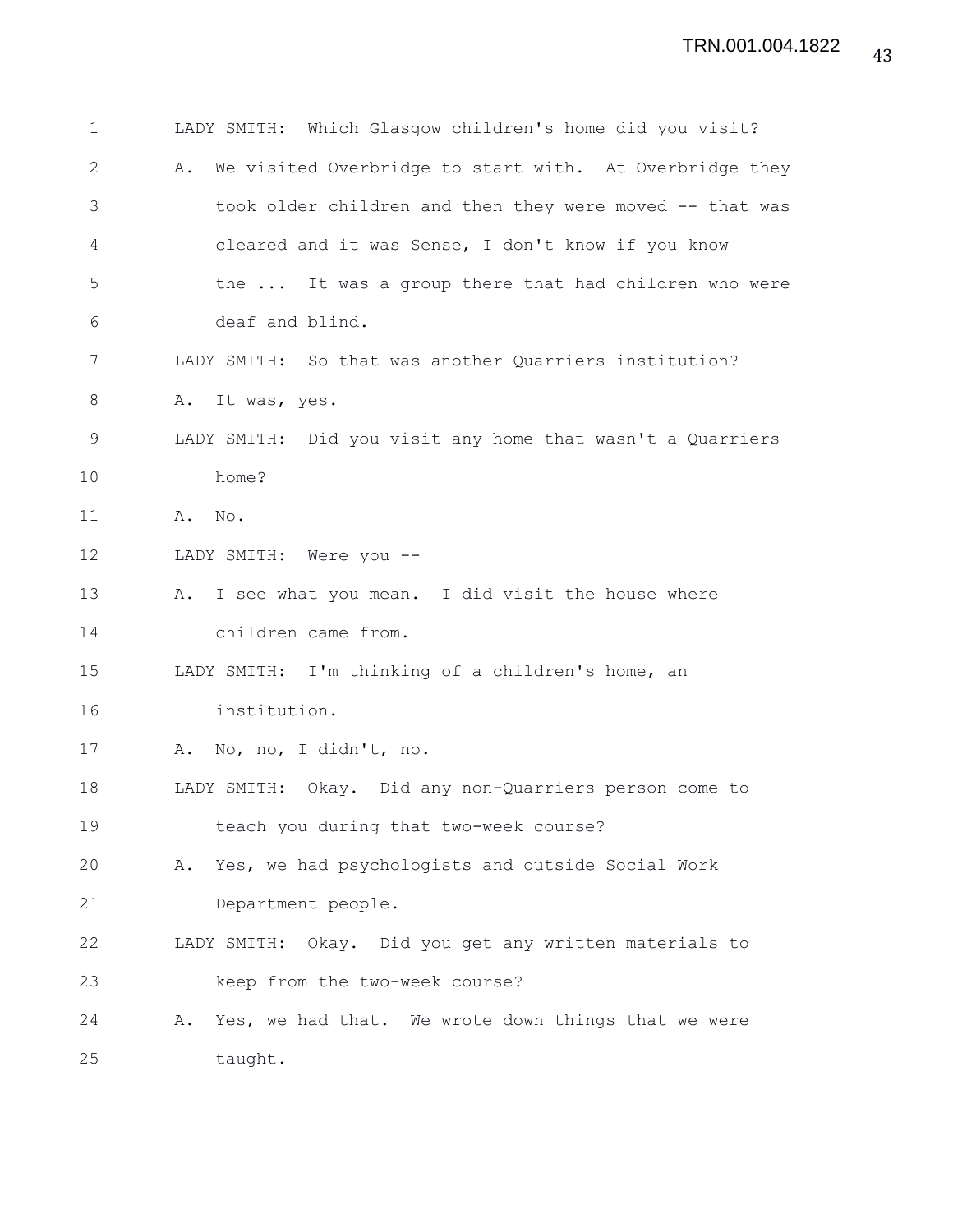LADY SMITH: Which Glasgow children's home did you visit?

A. We visited Overbridge to start with. At Overbridge they took older children and then they were moved -- that was cleared and it was Sense, I don't know if you know the ... It was a group there that had children who were deaf and blind.

LADY SMITH: So that was another Quarriers institution?

A. It was, yes.

LADY SMITH: Did you visit any home that wasn't a Quarriers home?

A. No.

LADY SMITH: Were you --

A. I see what you mean. I did visit the house where children came from.

LADY SMITH: I'm thinking of a children's home, an institution.

A. No, no, I didn't, no.

LADY SMITH: Okay. Did any non-Quarriers person come to teach you during that two-week course?

A. Yes, we had psychologists and outside Social Work Department people.

LADY SMITH: Okay. Did you get any written materials to keep from the two-week course?

A. Yes, we had that. We wrote down things that we were taught.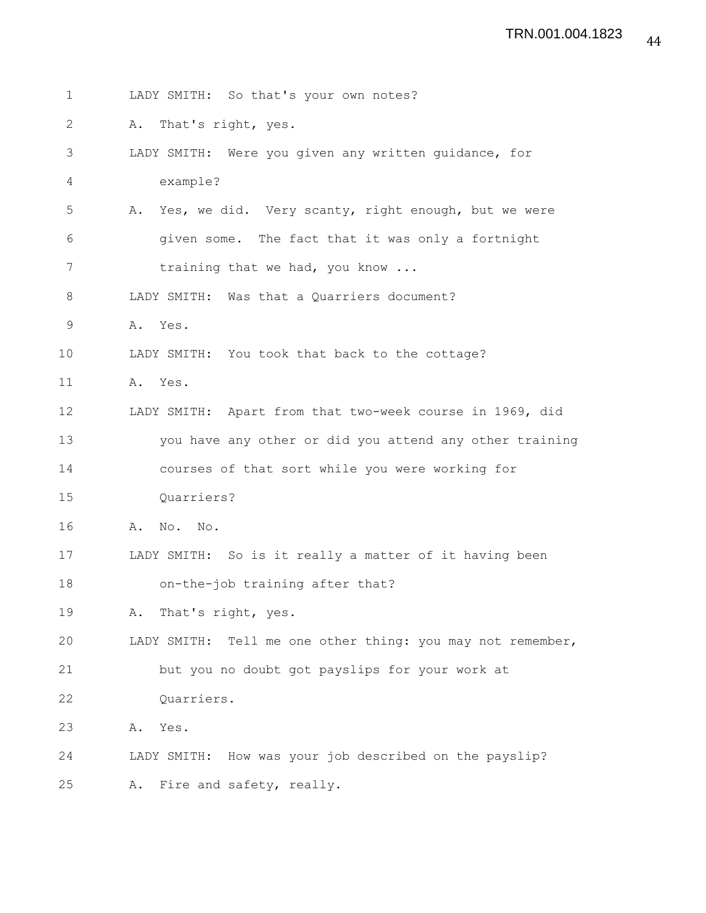1 LADY SMITH: So that's your own notes?

2 A. That's right, yes.

3 LADY SMITH: Were you given any written guidance, for

4 example?

5 A. Yes, we did. Very scanty, right enough, but we were

6 given some. The fact that it was only a fortnight

7 training that we had, you know ...

8 LADY SMITH: Was that a Quarriers document?

9 A. Yes.

10 LADY SMITH: You took that back to the cottage?

11 A. Yes.

12 LADY SMITH: Apart from that two-week course in 1969, did

13 you have any other or did you attend any other training

14 courses of that sort while you were working for

15 Quarriers?

16 A. No. No.

17 LADY SMITH: So is it really a matter of it having been

18 on-the-job training after that?

19 A. That's right, yes.

20 LADY SMITH: Tell me one other thing: you may not remember,

21 but you no doubt got payslips for your work at

22 Quarriers.

23 A. Yes.

24 LADY SMITH: How was your job described on the payslip?

25 A. Fire and safety, really.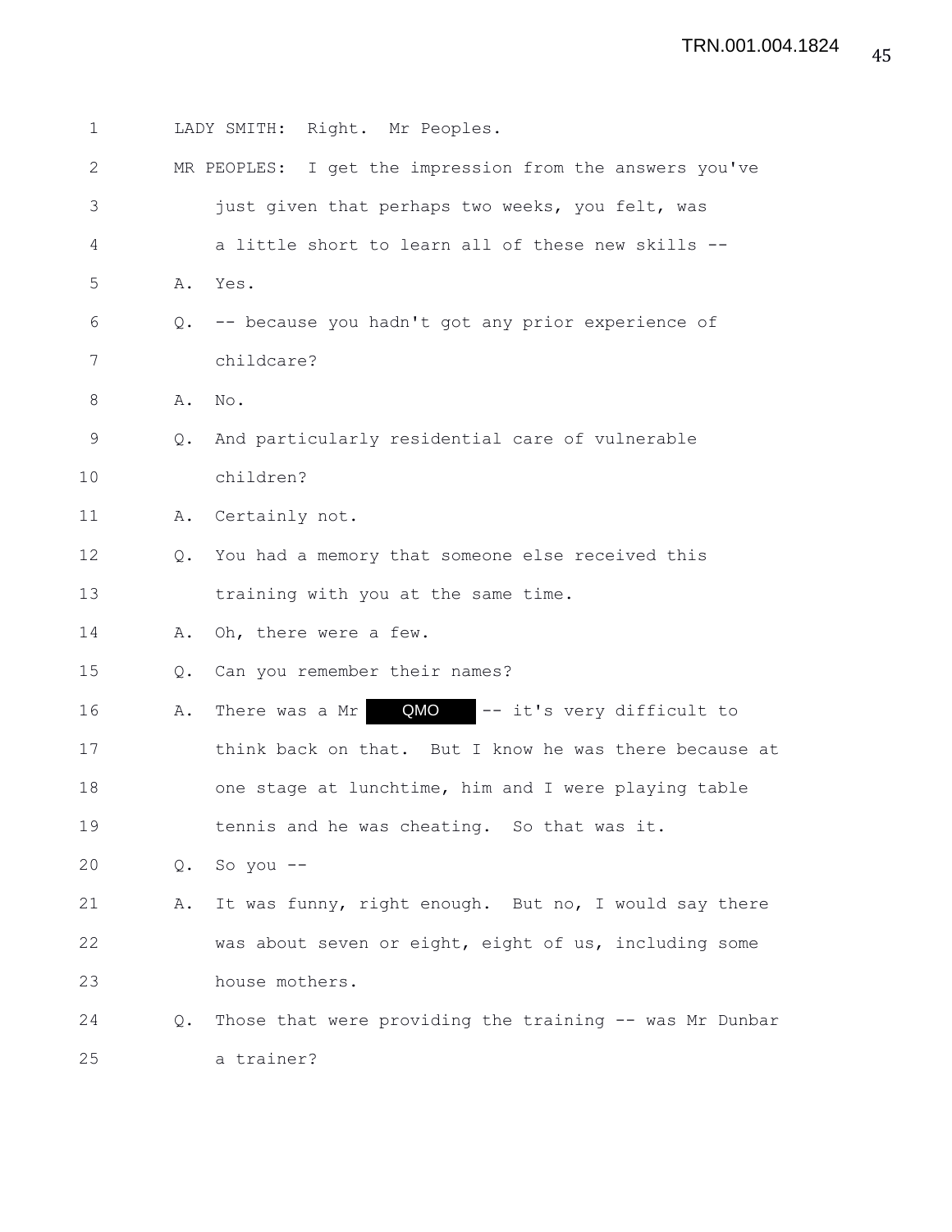1 LADY SMITH: Right. Mr Peoples.

2 MR PEOPLES: I get the impression from the answers you've

3 just given that perhaps two weeks, you felt, was

4 a little short to learn all of these new skills --

5 A. Yes.

6 Q. -- because you hadn't got any prior experience of

7 childcare?

8 A. No.

9 Q. And particularly residential care of vulnerable

10 children?

11 A. Certainly not.

12 Q. You had a memory that someone else received this

13 training with you at the same time.

14 A. Oh, there were a few.

15 Q. Can you remember their names?

16 A. There was a Mr QMO -- it's very difficult to

17 think back on that. But I know he was there because at

18 one stage at lunchtime, him and I were playing table

19 tennis and he was cheating. So that was it.

20 Q. So you --

21 A. It was funny, right enough. But no, I would say there

22 was about seven or eight, eight of us, including some

23 house mothers.

24 Q. Those that were providing the training -- was Mr Dunbar

25 a trainer?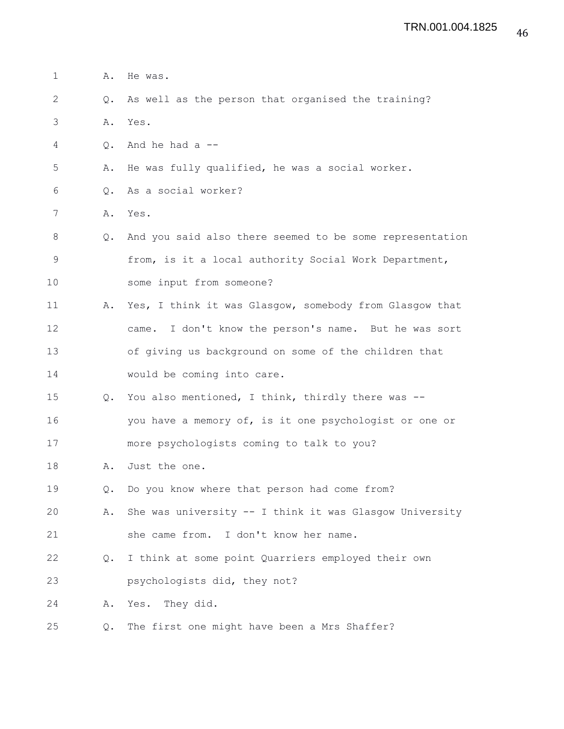1 A. He was.

2 Q. As well as the person that organised the training?

3 A. Yes.

4 Q. And he had a --

5 A. He was fully qualified, he was a social worker.

6 Q. As a social worker?

7 A. Yes.

8 Q. And you said also there seemed to be some representation

9 from, is it a local authority Social Work Department,

10 some input from someone?

11 A. Yes, I think it was Glasgow, somebody from Glasgow that

12 came. I don't know the person's name. But he was sort

13 of giving us background on some of the children that

14 would be coming into care.

15 Q. You also mentioned, I think, thirdly there was --

16 you have a memory of, is it one psychologist or one or

17 more psychologists coming to talk to you?

18 A. Just the one.

19 Q. Do you know where that person had come from?

20 A. She was university -- I think it was Glasgow University

21 she came from. I don't know her name.

22 Q. I think at some point Quarriers employed their own

23 psychologists did, they not?

24 A. Yes. They did.

25 Q. The first one might have been a Mrs Shaffer?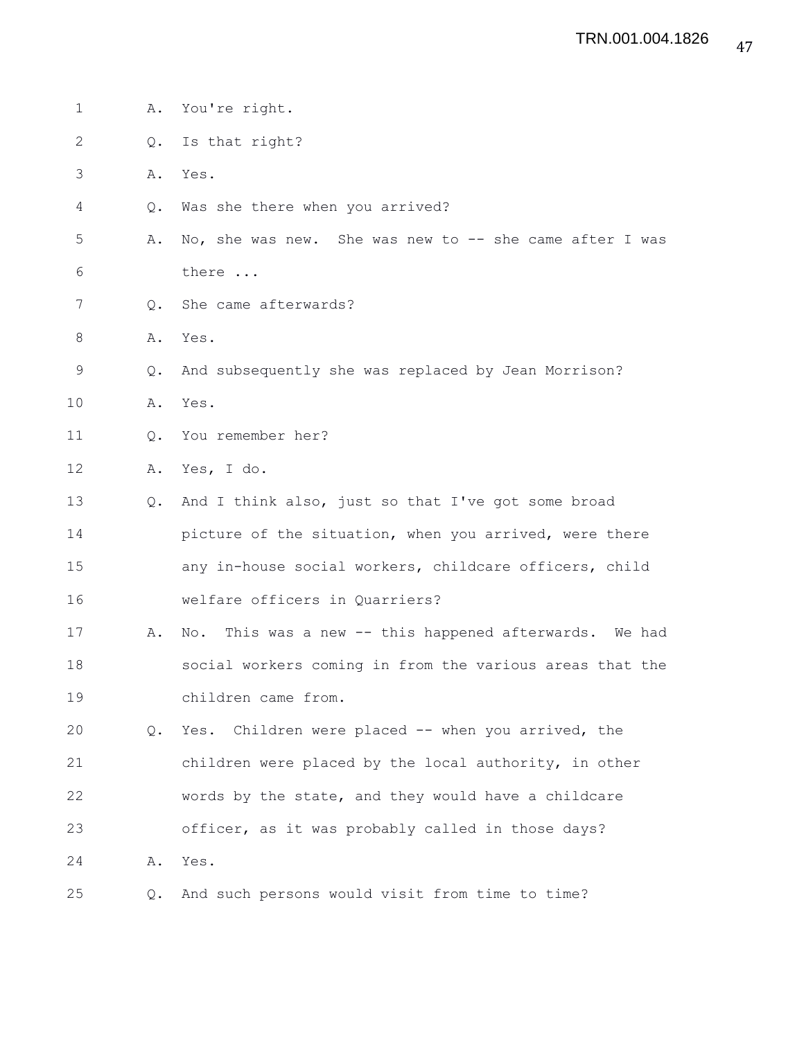A. You're right.

Q. Is that right?

A. Yes.

Q. Was she there when you arrived?

A. No, she was new. She was new to -- she came after I was there ...

Q. She came afterwards?

A. Yes.

Q. And subsequently she was replaced by Jean Morrison?

A. Yes.

Q. You remember her?

A. Yes, I do.

Q. And I think also, just so that I've got some broad picture of the situation, when you arrived, were there any in-house social workers, childcare officers, child welfare officers in Quarriers?

A. No. This was a new -- this happened afterwards. We had social workers coming in from the various areas that the children came from.

Q. Yes. Children were placed -- when you arrived, the children were placed by the local authority, in other words by the state, and they would have a childcare officer, as it was probably called in those days?

A. Yes.

Q. And such persons would visit from time to time?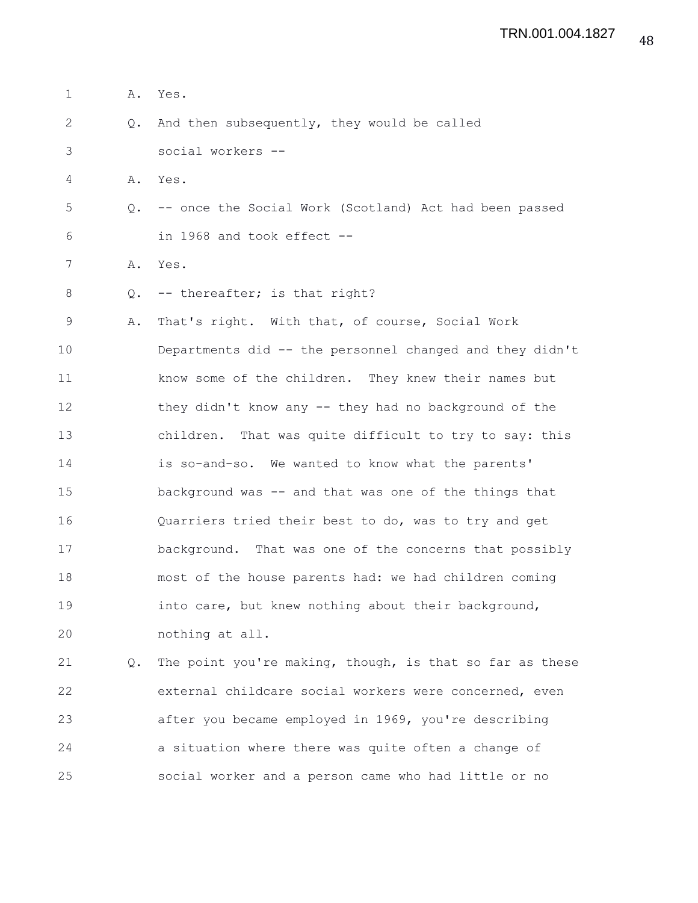A. Yes.

Q. And then subsequently, they would be called social workers --

A. Yes.

Q. -- once the Social Work (Scotland) Act had been passed in 1968 and took effect --

A. Yes.

Q. -- thereafter; is that right?

A. That's right. With that, of course, Social Work Departments did -- the personnel changed and they didn't know some of the children. They knew their names but they didn't know any -- they had no background of the children. That was quite difficult to try to say: this is so-and-so. We wanted to know what the parents' background was -- and that was one of the things that Quarriers tried their best to do, was to try and get background. That was one of the concerns that possibly most of the house parents had: we had children coming into care, but knew nothing about their background, nothing at all.

Q. The point you're making, though, is that so far as these external childcare social workers were concerned, even after you became employed in 1969, you're describing a situation where there was quite often a change of social worker and a person came who had little or no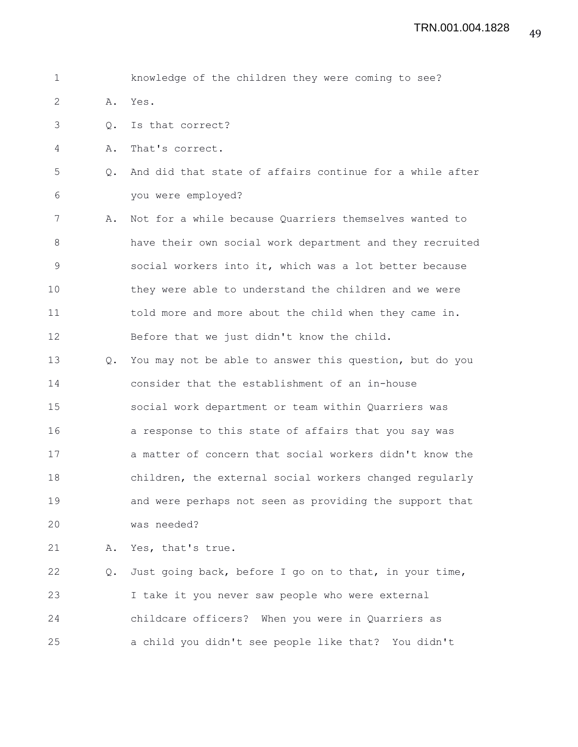knowledge of the children they were coming to see?

A. Yes.

Q. Is that correct?

A. That's correct.

Q. And did that state of affairs continue for a while after you were employed?

A. Not for a while because Quarriers themselves wanted to have their own social work department and they recruited social workers into it, which was a lot better because they were able to understand the children and we were told more and more about the child when they came in. Before that we just didn't know the child.

Q. You may not be able to answer this question, but do you consider that the establishment of an in-house social work department or team within Quarriers was a response to this state of affairs that you say was a matter of concern that social workers didn't know the children, the external social workers changed regularly and were perhaps not seen as providing the support that was needed?

A. Yes, that's true.

Q. Just going back, before I go on to that, in your time, I take it you never saw people who were external childcare officers? When you were in Quarriers as a child you didn't see people like that? You didn't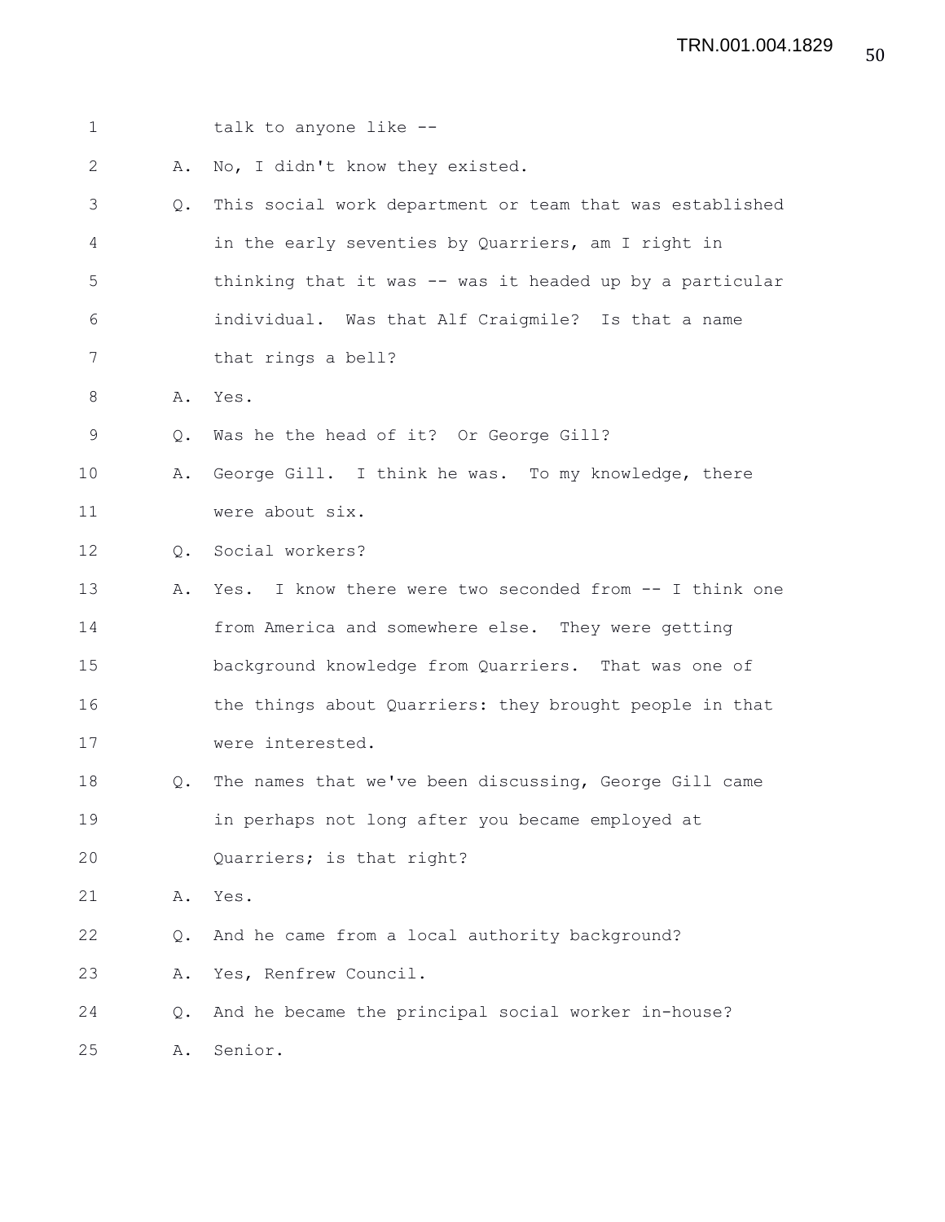1 talk to anyone like --

2 A. No, I didn't know they existed.

3 Q. This social work department or team that was established

4 in the early seventies by Quarriers, am I right in

5 thinking that it was -- was it headed up by a particular

6 individual. Was that Alf Craigmile? Is that a name

7 that rings a bell?

8 A. Yes.

9 Q. Was he the head of it? Or George Gill?

10 A. George Gill. I think he was. To my knowledge, there

11 were about six.

12 Q. Social workers?

13 A. Yes. I know there were two seconded from -- I think one

14 from America and somewhere else. They were getting

15 background knowledge from Quarriers. That was one of

16 the things about Quarriers: they brought people in that

17 were interested.

18 Q. The names that we've been discussing, George Gill came

19 in perhaps not long after you became employed at

20 Quarriers; is that right?

21 A. Yes.

22 Q. And he came from a local authority background?

23 A. Yes, Renfrew Council.

24 Q. And he became the principal social worker in-house?

25 A. Senior.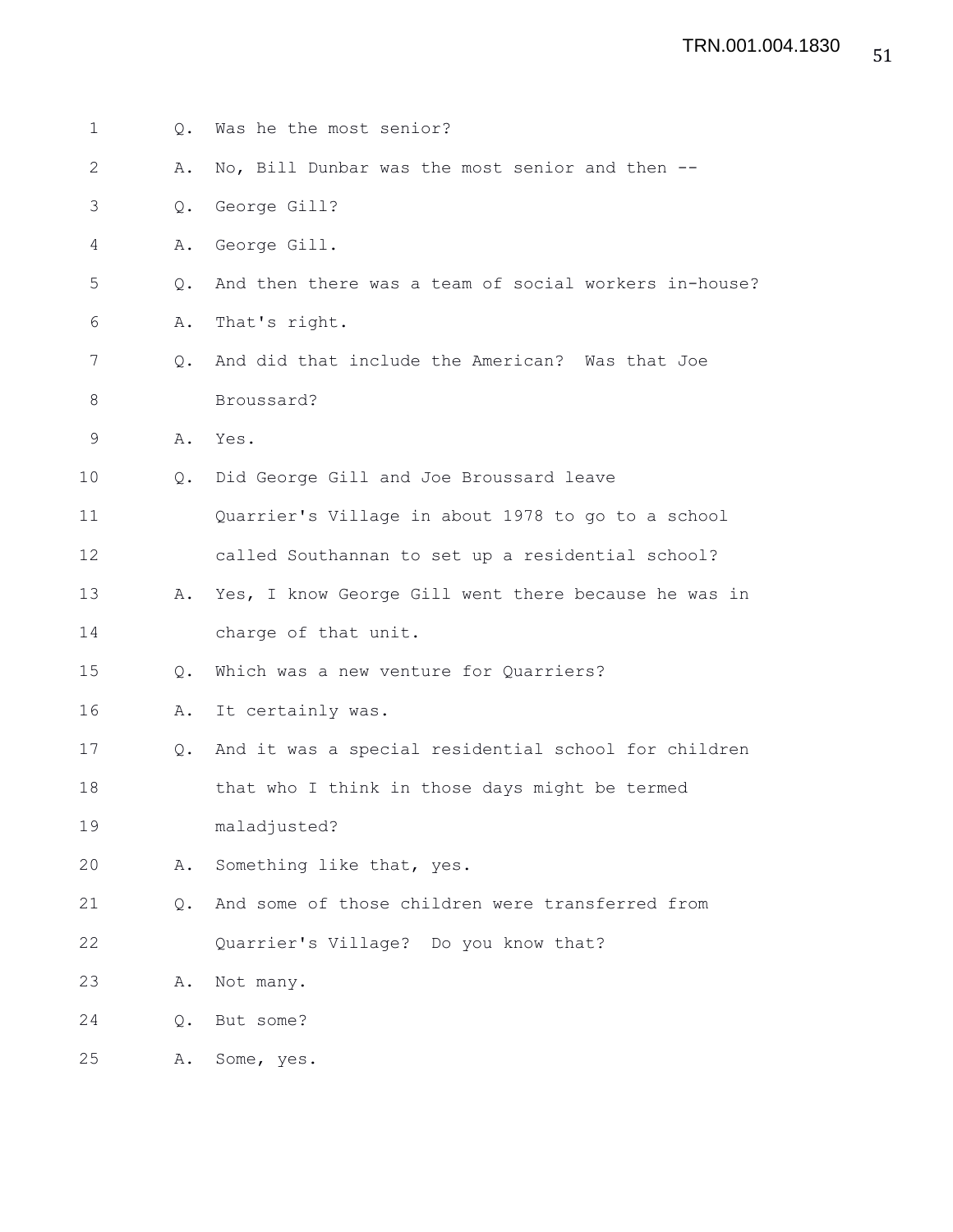Q. Was he the most senior?

A. No, Bill Dunbar was the most senior and then --

Q. George Gill?

A. George Gill.

Q. And then there was a team of social workers in-house?

A. That's right.

Q. And did that include the American? Was that Joe Broussard?

A. Yes.

Q. Did George Gill and Joe Broussard leave Quarrier's Village in about 1978 to go to a school called Southannan to set up a residential school?

A. Yes, I know George Gill went there because he was in charge of that unit.

Q. Which was a new venture for Quarriers?

A. It certainly was.

Q. And it was a special residential school for children that who I think in those days might be termed maladjusted?

A. Something like that, yes.

Q. And some of those children were transferred from Quarrier's Village? Do you know that?

A. Not many.

Q. But some?

A. Some, yes.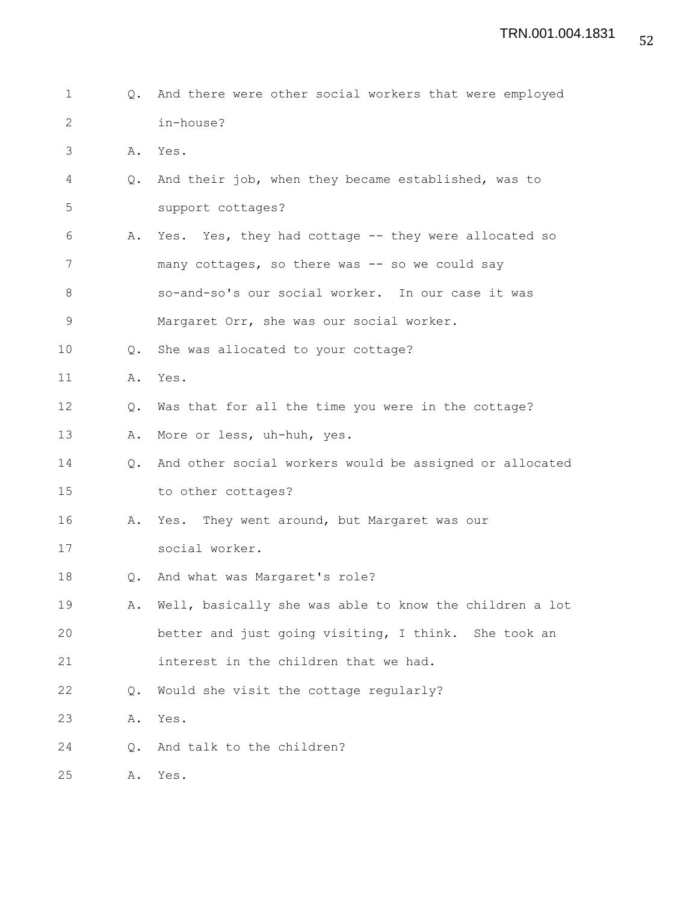Q. And there were other social workers that were employed in-house?

A. Yes.

Q. And their job, when they became established, was to support cottages?

A. Yes. Yes, they had cottage -- they were allocated so many cottages, so there was -- so we could say so-and-so's our social worker. In our case it was Margaret Orr, she was our social worker.

Q. She was allocated to your cottage?

A. Yes.

Q. Was that for all the time you were in the cottage?

A. More or less, uh-huh, yes.

Q. And other social workers would be assigned or allocated to other cottages?

A. Yes. They went around, but Margaret was our social worker.

Q. And what was Margaret's role?

A. Well, basically she was able to know the children a lot better and just going visiting, I think. She took an interest in the children that we had.

Q. Would she visit the cottage regularly?

A. Yes.

Q. And talk to the children?

A. Yes.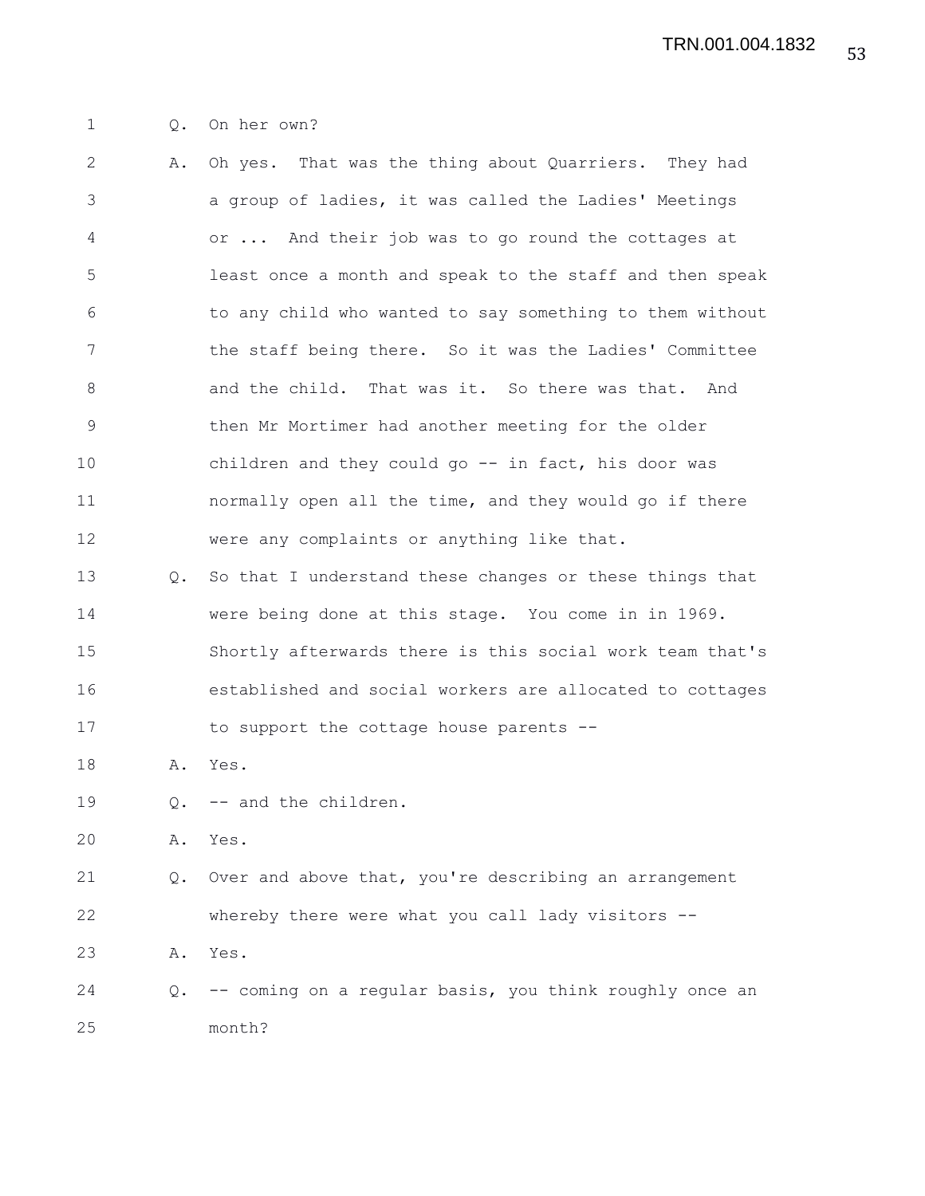Q. On her own?

A. Oh yes. That was the thing about Quarriers. They had a group of ladies, it was called the Ladies' Meetings or ... And their job was to go round the cottages at least once a month and speak to the staff and then speak to any child who wanted to say something to them without the staff being there. So it was the Ladies' Committee and the child. That was it. So there was that. And then Mr Mortimer had another meeting for the older children and they could go -- in fact, his door was normally open all the time, and they would go if there were any complaints or anything like that.

Q. So that I understand these changes or these things that were being done at this stage. You come in in 1969. Shortly afterwards there is this social work team that's established and social workers are allocated to cottages to support the cottage house parents --

A. Yes.

Q. -- and the children.

A. Yes.

Q. Over and above that, you're describing an arrangement whereby there were what you call lady visitors --

A. Yes.

Q. -- coming on a regular basis, you think roughly once an month?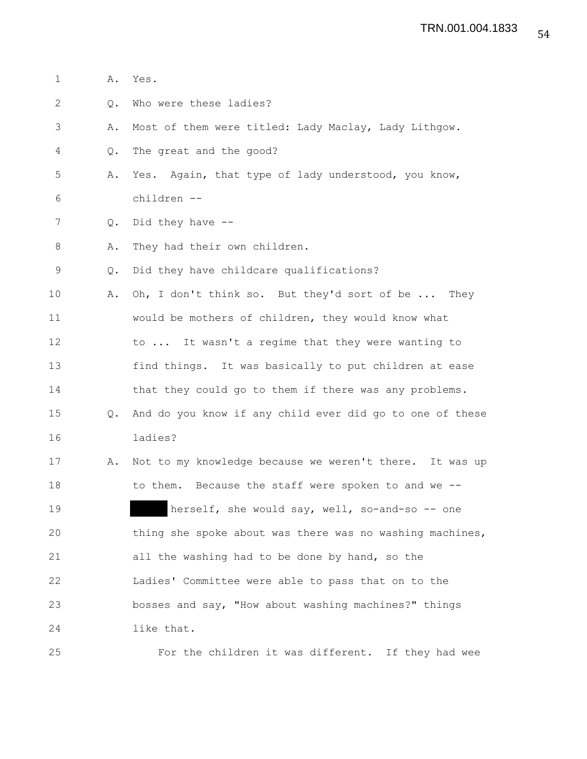1 A. Yes.

2 Q. Who were these ladies?

3 A. Most of them were titled: Lady Maclay, Lady Lithgow.

4 Q. The great and the good?

5 A. Yes. Again, that type of lady understood, you know,

6 children --

7 Q. Did they have --

8 A. They had their own children.

9 Q. Did they have childcare qualifications?

10 A. Oh, I don't think so. But they'd sort of be ... They

11 would be mothers of children, they would know what

12 to ... It wasn't a regime that they were wanting to

13 find things. It was basically to put children at ease

14 that they could go to them if there was any problems.

15 Q. And do you know if any child ever did go to one of these

16 ladies?

17 A. Not to my knowledge because we weren't there. It was up

18 to them. Because the staff were spoken to and we --

19 ██████ herself, she would say, well, so-and-so -- one

20 thing she spoke about was there was no washing machines,

21 all the washing had to be done by hand, so the

22 Ladies' Committee were able to pass that on to the

23 bosses and say, "How about washing machines?" things

24 like that.

25 For the children it was different. If they had wee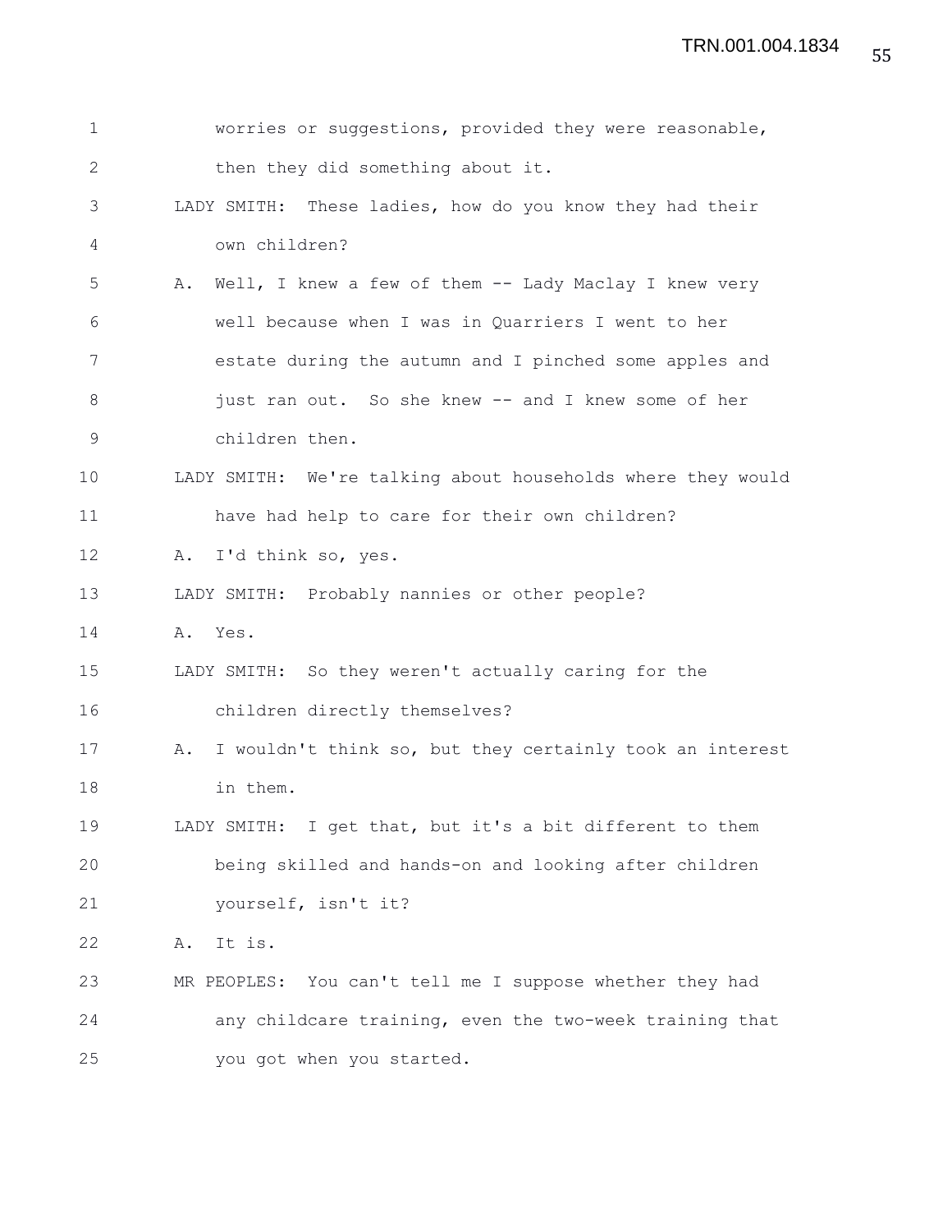1 worries or suggestions, provided they were reasonable,
2 then they did something about it.
3 LADY SMITH: These ladies, how do you know they had their
4 own children?
5 A. Well, I knew a few of them -- Lady Maclay I knew very
6 well because when I was in Quarriers I went to her
7 estate during the autumn and I pinched some apples and
8 just ran out. So she knew -- and I knew some of her
9 children then.
10 LADY SMITH: We're talking about households where they would
11 have had help to care for their own children?
12 A. I'd think so, yes.
13 LADY SMITH: Probably nannies or other people?
14 A. Yes.
15 LADY SMITH: So they weren't actually caring for the
16 children directly themselves?
17 A. I wouldn't think so, but they certainly took an interest
18 in them.
19 LADY SMITH: I get that, but it's a bit different to them
20 being skilled and hands-on and looking after children
21 yourself, isn't it?
22 A. It is.
23 MR PEOPLES: You can't tell me I suppose whether they had
24 any childcare training, even the two-week training that
25 you got when you started.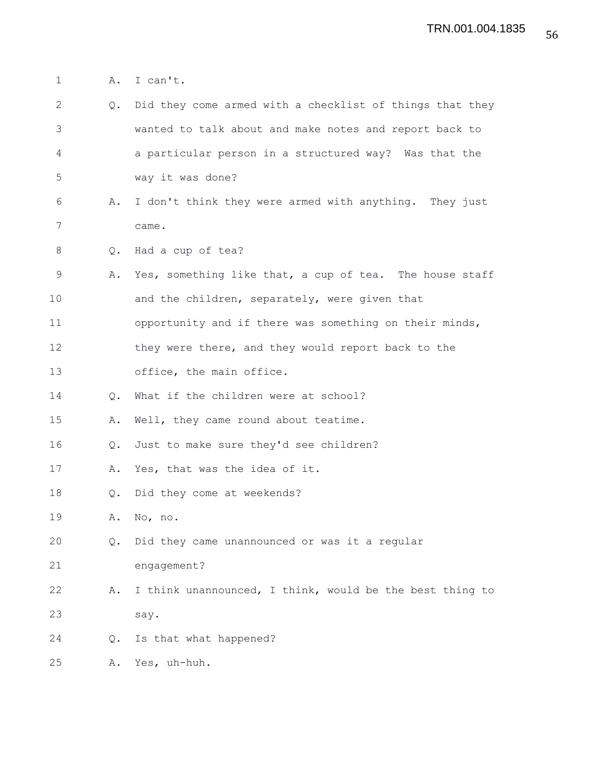1 A. I can't.

2 Q. Did they come armed with a checklist of things that they
3 wanted to talk about and make notes and report back to
4 a particular person in a structured way? Was that the
5 way it was done?

6 A. I don't think they were armed with anything. They just
7 came.

8 Q. Had a cup of tea?

9 A. Yes, something like that, a cup of tea. The house staff
10 and the children, separately, were given that
11 opportunity and if there was something on their minds,
12 they were there, and they would report back to the
13 office, the main office.

14 Q. What if the children were at school?

15 A. Well, they came round about teatime.

16 Q. Just to make sure they'd see children?

17 A. Yes, that was the idea of it.

18 Q. Did they come at weekends?

19 A. No, no.

20 Q. Did they came unannounced or was it a regular
21 engagement?

22 A. I think unannounced, I think, would be the best thing to
23 say.

24 Q. Is that what happened?

25 A. Yes, uh-huh.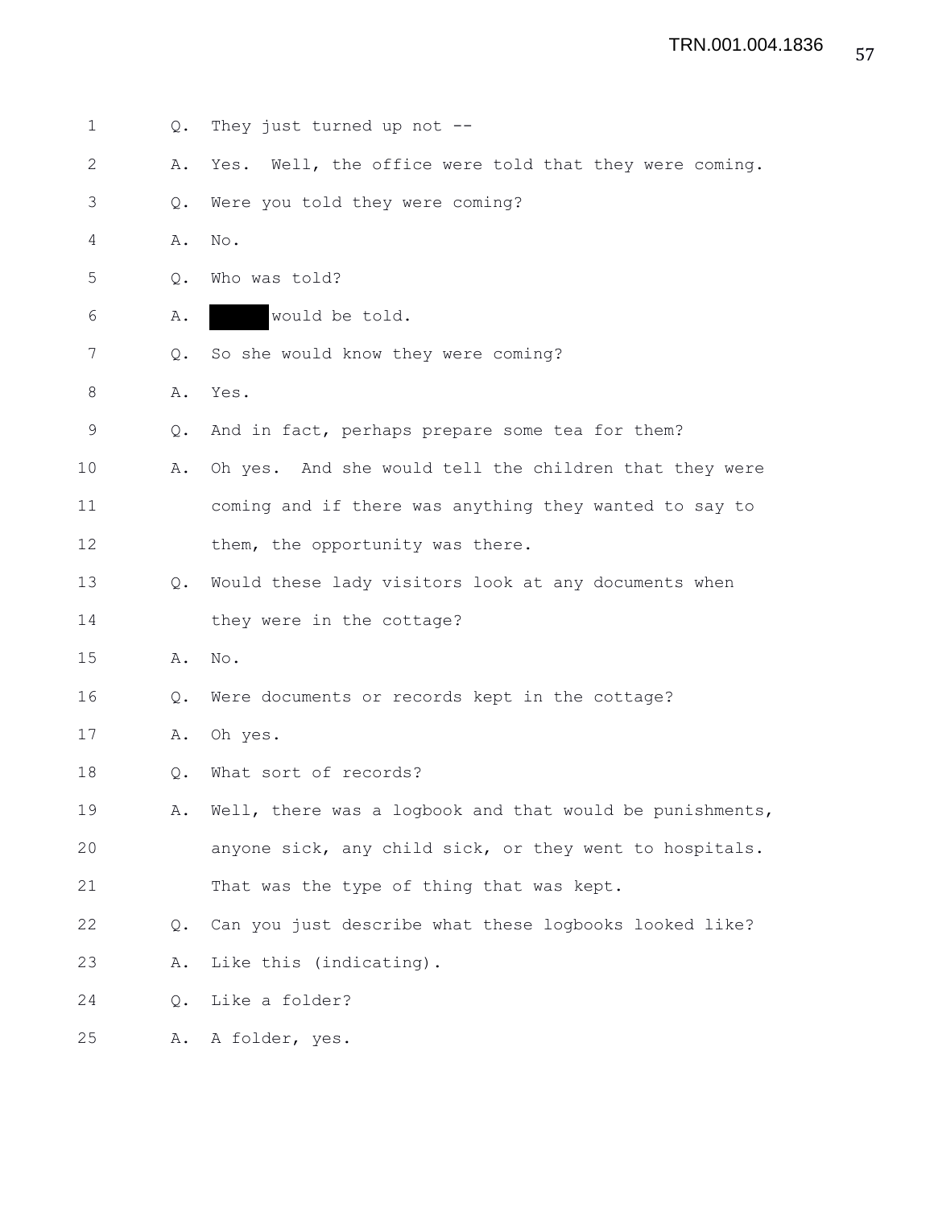1 Q. They just turned up not --

2 A. Yes. Well, the office were told that they were coming.

3 Q. Were you told they were coming?

4 A. No.

5 Q. Who was told?

6 A. ███ would be told.

7 Q. So she would know they were coming?

8 A. Yes.

9 Q. And in fact, perhaps prepare some tea for them?

10 A. Oh yes. And she would tell the children that they were

11 coming and if there was anything they wanted to say to

12 them, the opportunity was there.

13 Q. Would these lady visitors look at any documents when

14 they were in the cottage?

15 A. No.

16 Q. Were documents or records kept in the cottage?

17 A. Oh yes.

18 Q. What sort of records?

19 A. Well, there was a logbook and that would be punishments,

20 anyone sick, any child sick, or they went to hospitals.

21 That was the type of thing that was kept.

22 Q. Can you just describe what these logbooks looked like?

23 A. Like this (indicating).

24 Q. Like a folder?

25 A. A folder, yes.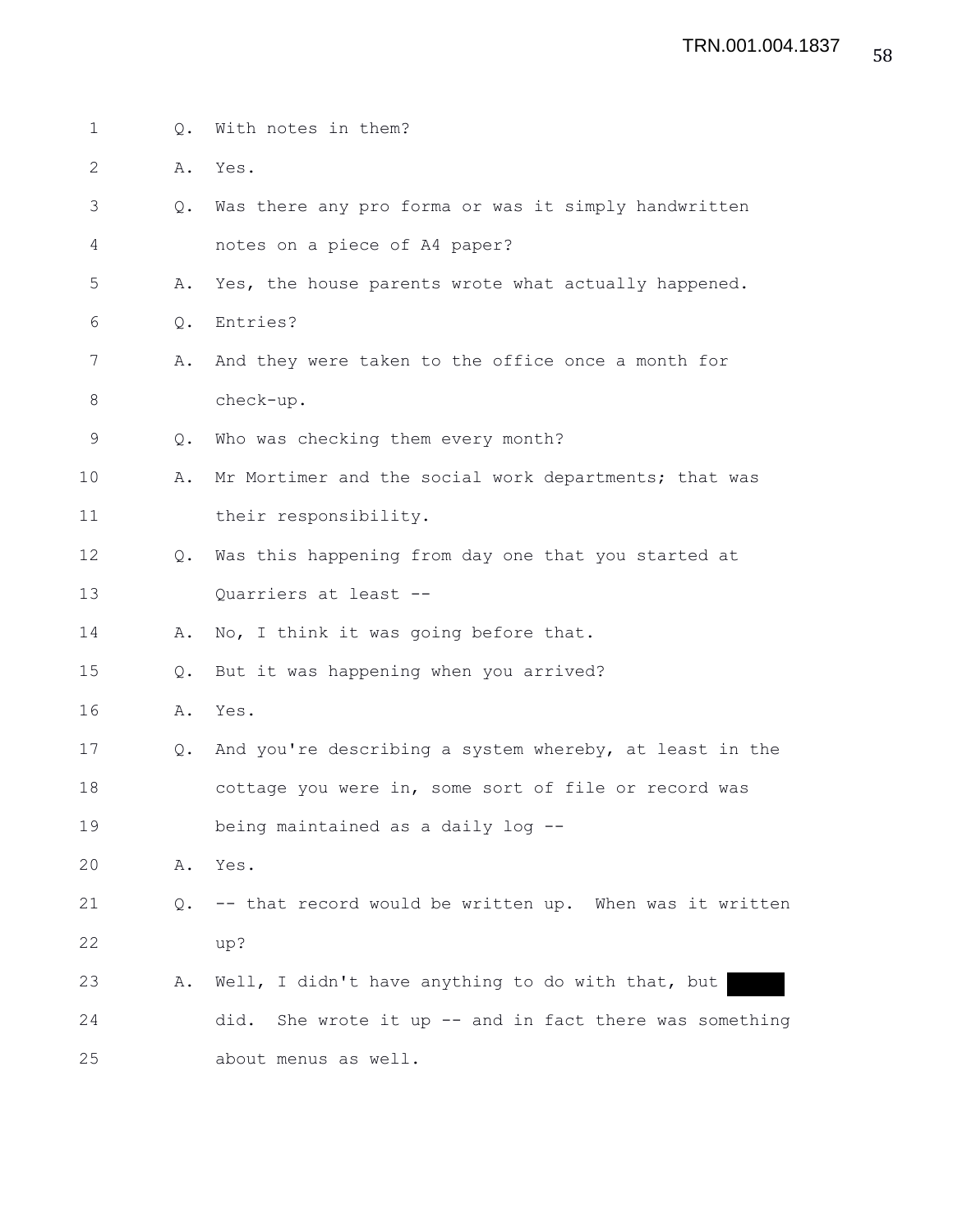1 Q. With notes in them?

2 A. Yes.

3 Q. Was there any pro forma or was it simply handwritten

4 notes on a piece of A4 paper?

5 A. Yes, the house parents wrote what actually happened.

6 Q. Entries?

7 A. And they were taken to the office once a month for

8 check-up.

9 Q. Who was checking them every month?

10 A. Mr Mortimer and the social work departments; that was

11 their responsibility.

12 Q. Was this happening from day one that you started at

13 Quarriers at least --

14 A. No, I think it was going before that.

15 Q. But it was happening when you arrived?

16 A. Yes.

17 Q. And you're describing a system whereby, at least in the

18 cottage you were in, some sort of file or record was

19 being maintained as a daily log --

20 A. Yes.

21 Q. -- that record would be written up. When was it written

22 up?

23 A. Well, I didn't have anything to do with that, but ███

24 did. She wrote it up -- and in fact there was something

25 about menus as well.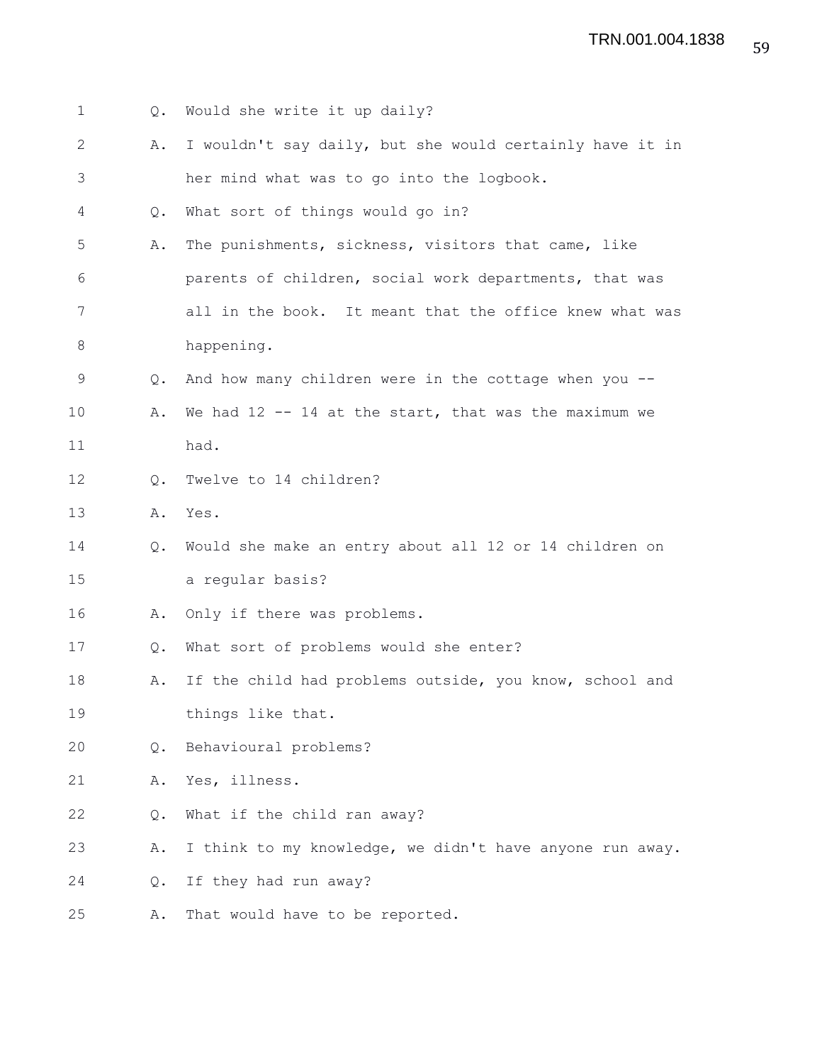Q. Would she write it up daily?

A. I wouldn't say daily, but she would certainly have it in her mind what was to go into the logbook.

Q. What sort of things would go in?

A. The punishments, sickness, visitors that came, like parents of children, social work departments, that was all in the book. It meant that the office knew what was happening.

Q. And how many children were in the cottage when you --

A. We had 12 -- 14 at the start, that was the maximum we had.

Q. Twelve to 14 children?

A. Yes.

Q. Would she make an entry about all 12 or 14 children on a regular basis?

A. Only if there was problems.

Q. What sort of problems would she enter?

A. If the child had problems outside, you know, school and things like that.

Q. Behavioural problems?

A. Yes, illness.

Q. What if the child ran away?

A. I think to my knowledge, we didn't have anyone run away.

Q. If they had run away?

A. That would have to be reported.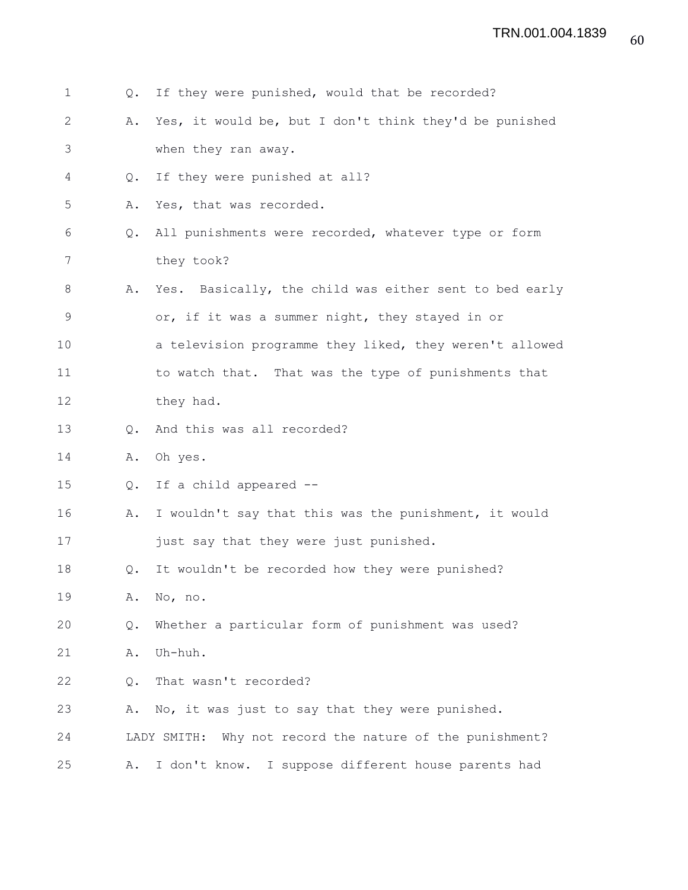Q. If they were punished, would that be recorded?

A. Yes, it would be, but I don't think they'd be punished when they ran away.

Q. If they were punished at all?

A. Yes, that was recorded.

Q. All punishments were recorded, whatever type or form they took?

A. Yes. Basically, the child was either sent to bed early or, if it was a summer night, they stayed in or a television programme they liked, they weren't allowed to watch that. That was the type of punishments that they had.

Q. And this was all recorded?

A. Oh yes.

Q. If a child appeared --

A. I wouldn't say that this was the punishment, it would just say that they were just punished.

Q. It wouldn't be recorded how they were punished?

A. No, no.

Q. Whether a particular form of punishment was used?

A. Uh-huh.

Q. That wasn't recorded?

A. No, it was just to say that they were punished.

LADY SMITH: Why not record the nature of the punishment?

A. I don't know. I suppose different house parents had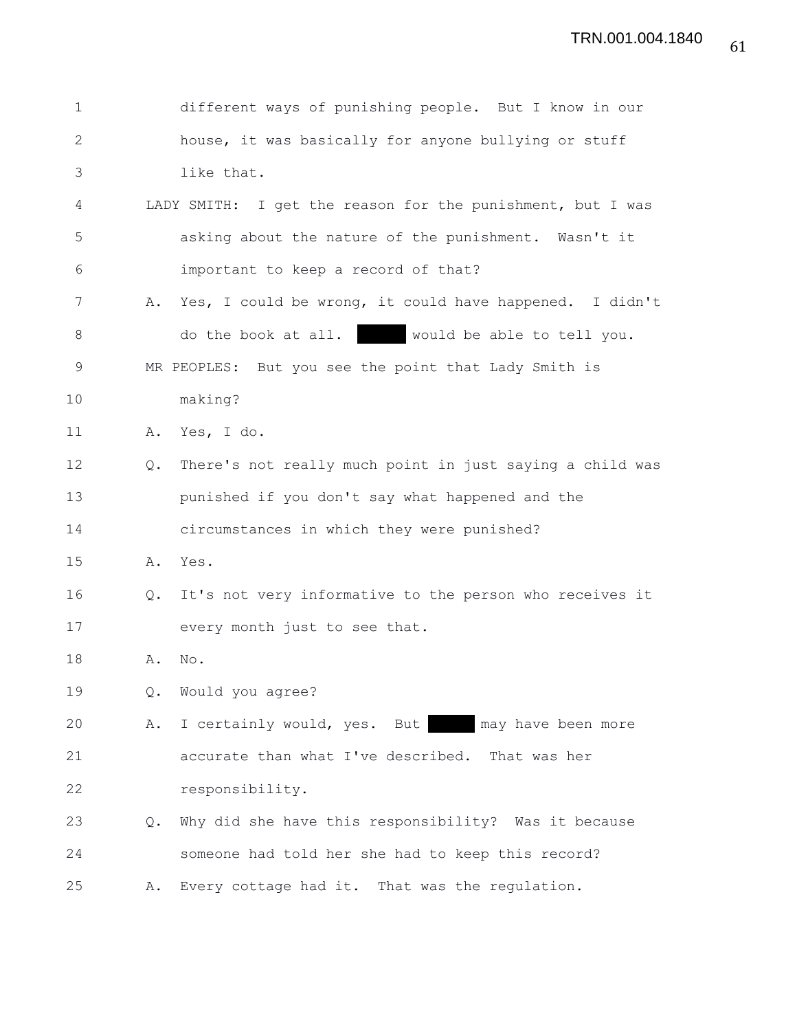1 different ways of punishing people. But I know in our
2 house, it was basically for anyone bullying or stuff
3 like that.
4 LADY SMITH: I get the reason for the punishment, but I was
5 asking about the nature of the punishment. Wasn't it
6 important to keep a record of that?
7 A. Yes, I could be wrong, it could have happened. I didn't
8 do the book at all. ██████ would be able to tell you.
9 MR PEOPLES: But you see the point that Lady Smith is
10 making?
11 A. Yes, I do.
12 Q. There's not really much point in just saying a child was
13 punished if you don't say what happened and the
14 circumstances in which they were punished?
15 A. Yes.
16 Q. It's not very informative to the person who receives it
17 every month just to see that.
18 A. No.
19 Q. Would you agree?
20 A. I certainly would, yes. But ██████ may have been more
21 accurate than what I've described. That was her
22 responsibility.
23 Q. Why did she have this responsibility? Was it because
24 someone had told her she had to keep this record?
25 A. Every cottage had it. That was the regulation.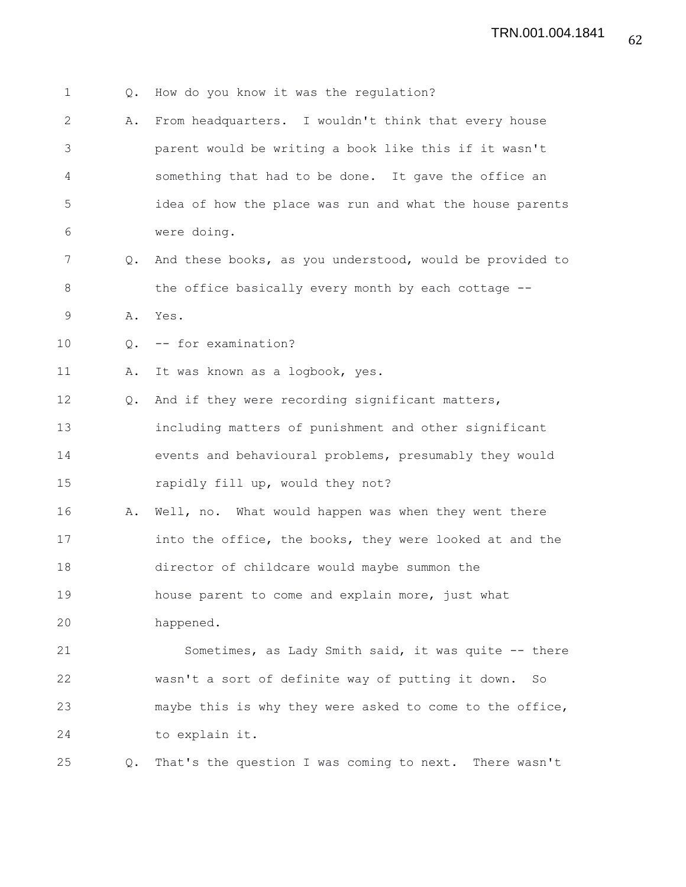Q. How do you know it was the regulation?

A. From headquarters. I wouldn't think that every house parent would be writing a book like this if it wasn't something that had to be done. It gave the office an idea of how the place was run and what the house parents were doing.

Q. And these books, as you understood, would be provided to the office basically every month by each cottage --

A. Yes.

Q. -- for examination?

A. It was known as a logbook, yes.

Q. And if they were recording significant matters, including matters of punishment and other significant events and behavioural problems, presumably they would rapidly fill up, would they not?

A. Well, no. What would happen was when they went there into the office, the books, they were looked at and the director of childcare would maybe summon the house parent to come and explain more, just what happened.

Sometimes, as Lady Smith said, it was quite -- there wasn't a sort of definite way of putting it down. So maybe this is why they were asked to come to the office, to explain it.

Q. That's the question I was coming to next. There wasn't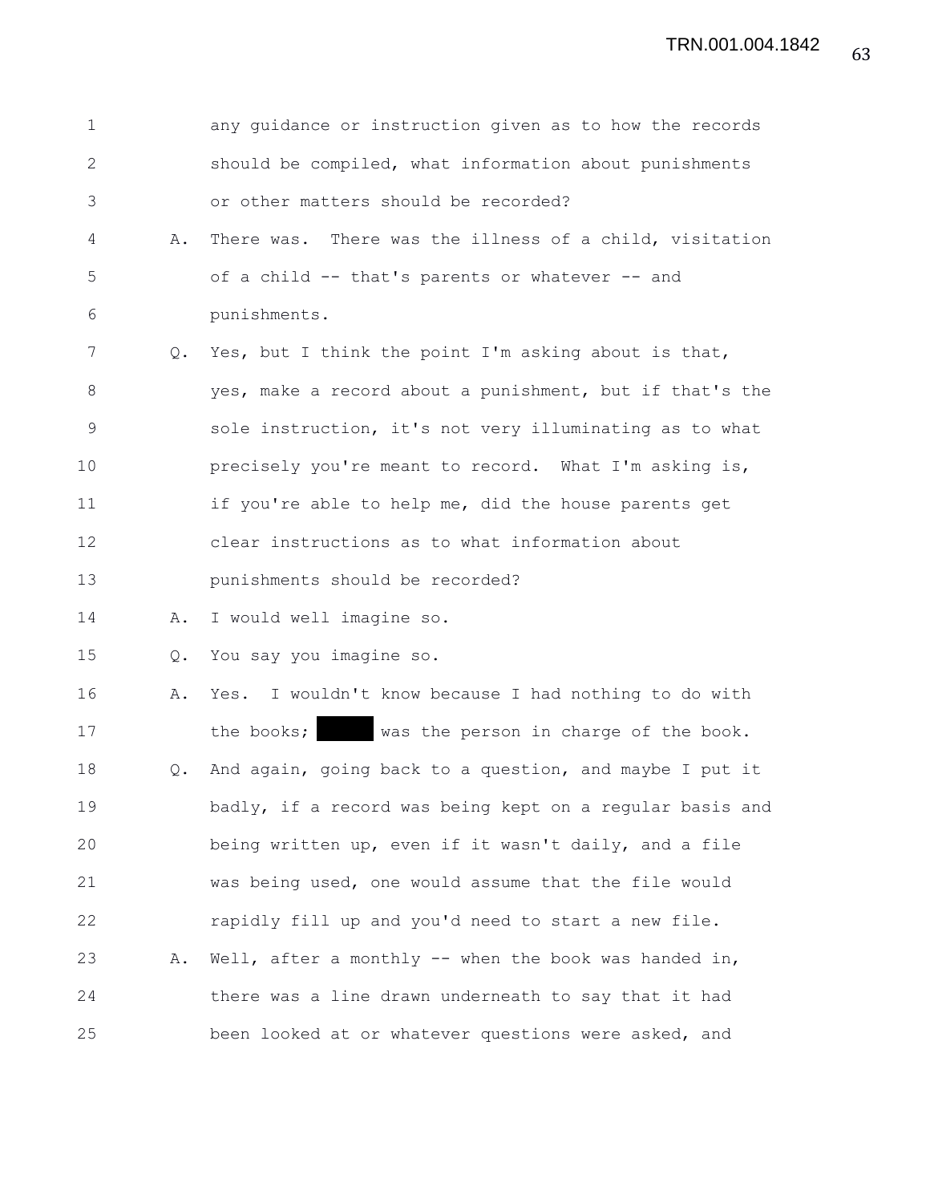any guidance or instruction given as to how the records should be compiled, what information about punishments or other matters should be recorded?

A. There was. There was the illness of a child, visitation of a child -- that's parents or whatever -- and punishments.

Q. Yes, but I think the point I'm asking about is that, yes, make a record about a punishment, but if that's the sole instruction, it's not very illuminating as to what precisely you're meant to record. What I'm asking is, if you're able to help me, did the house parents get clear instructions as to what information about punishments should be recorded?

A. I would well imagine so.

Q. You say you imagine so.

A. Yes. I wouldn't know because I had nothing to do with the books; ██████ was the person in charge of the book.

Q. And again, going back to a question, and maybe I put it badly, if a record was being kept on a regular basis and being written up, even if it wasn't daily, and a file was being used, one would assume that the file would rapidly fill up and you'd need to start a new file.

A. Well, after a monthly -- when the book was handed in, there was a line drawn underneath to say that it had been looked at or whatever questions were asked, and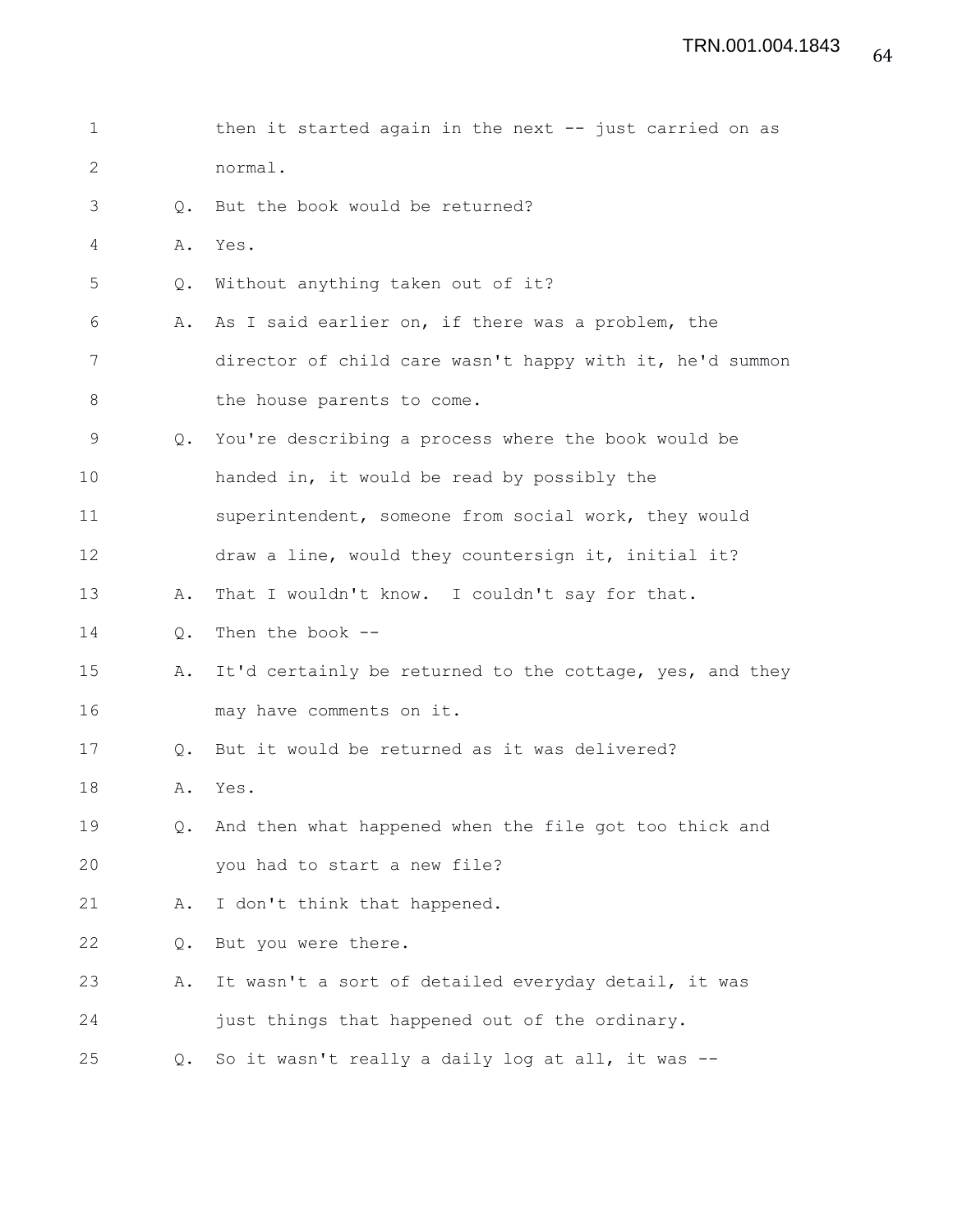then it started again in the next -- just carried on as normal.

Q. But the book would be returned?

A. Yes.

Q. Without anything taken out of it?

A. As I said earlier on, if there was a problem, the director of child care wasn't happy with it, he'd summon the house parents to come.

Q. You're describing a process where the book would be handed in, it would be read by possibly the superintendent, someone from social work, they would draw a line, would they countersign it, initial it?

A. That I wouldn't know. I couldn't say for that.

Q. Then the book --

A. It'd certainly be returned to the cottage, yes, and they may have comments on it.

Q. But it would be returned as it was delivered?

A. Yes.

Q. And then what happened when the file got too thick and you had to start a new file?

A. I don't think that happened.

Q. But you were there.

A. It wasn't a sort of detailed everyday detail, it was just things that happened out of the ordinary.

Q. So it wasn't really a daily log at all, it was --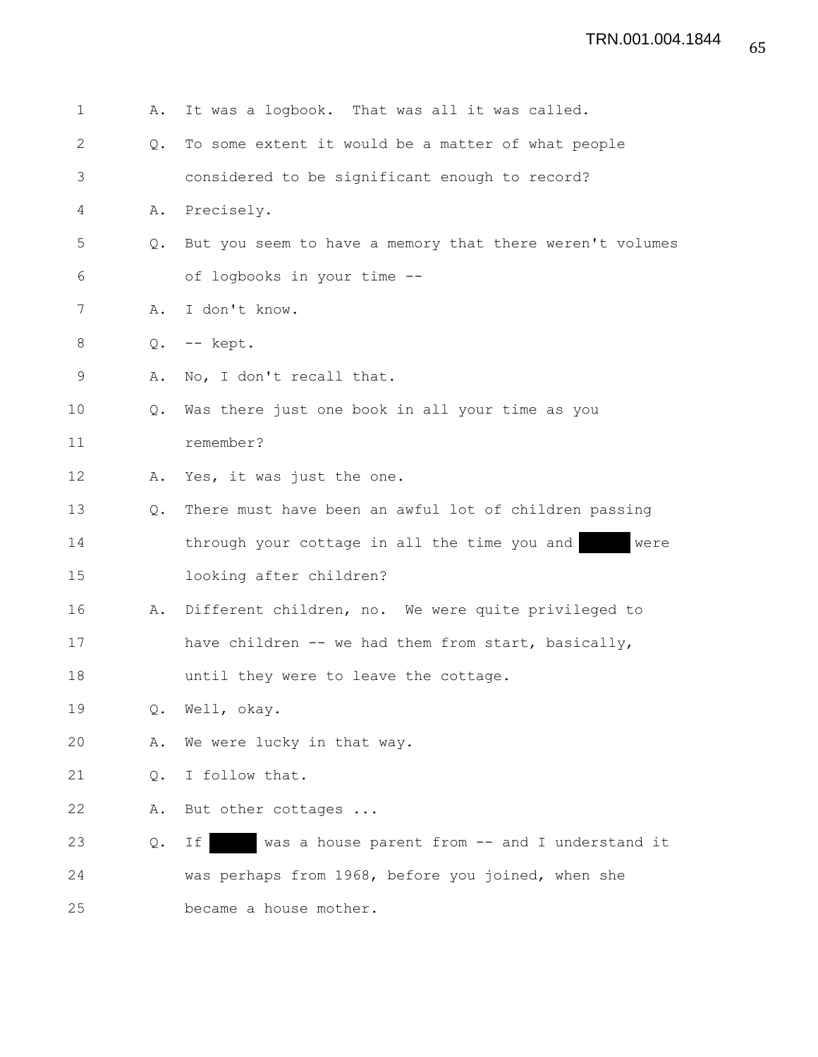1 A. It was a logbook. That was all it was called.

2 Q. To some extent it would be a matter of what people

3 considered to be significant enough to record?

4 A. Precisely.

5 Q. But you seem to have a memory that there weren't volumes

6 of logbooks in your time --

7 A. I don't know.

8 Q. -- kept.

9 A. No, I don't recall that.

10 Q. Was there just one book in all your time as you

11 remember?

12 A. Yes, it was just the one.

13 Q. There must have been an awful lot of children passing

14 through your cottage in all the time you and ████ were

15 looking after children?

16 A. Different children, no. We were quite privileged to

17 have children -- we had them from start, basically,

18 until they were to leave the cottage.

19 Q. Well, okay.

20 A. We were lucky in that way.

21 Q. I follow that.

22 A. But other cottages ...

23 Q. If ████ was a house parent from -- and I understand it

24 was perhaps from 1968, before you joined, when she

25 became a house mother.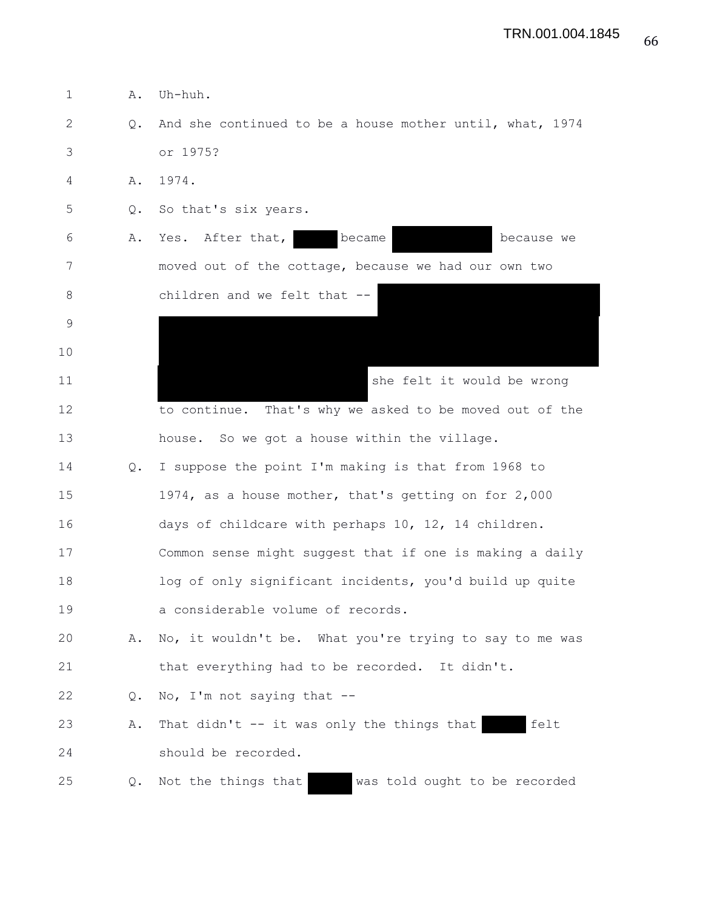1 A. Uh-huh.

2 Q. And she continued to be a house mother until, what, 1974

3 or 1975?

4 A. 1974.

5 Q. So that's six years.

6 A. Yes. After that, [redacted] became [redacted] because we

7 moved out of the cottage, because we had our own two

8 children and we felt that -- [redacted]

9 [redacted]

10 [redacted]

11 [redacted] she felt it would be wrong

12 to continue. That's why we asked to be moved out of the

13 house. So we got a house within the village.

14 Q. I suppose the point I'm making is that from 1968 to

15 1974, as a house mother, that's getting on for 2,000

16 days of childcare with perhaps 10, 12, 14 children.

17 Common sense might suggest that if one is making a daily

18 log of only significant incidents, you'd build up quite

19 a considerable volume of records.

20 A. No, it wouldn't be. What you're trying to say to me was

21 that everything had to be recorded. It didn't.

22 Q. No, I'm not saying that --

23 A. That didn't -- it was only the things that [redacted] felt

24 should be recorded.

25 Q. Not the things that [redacted] was told ought to be recorded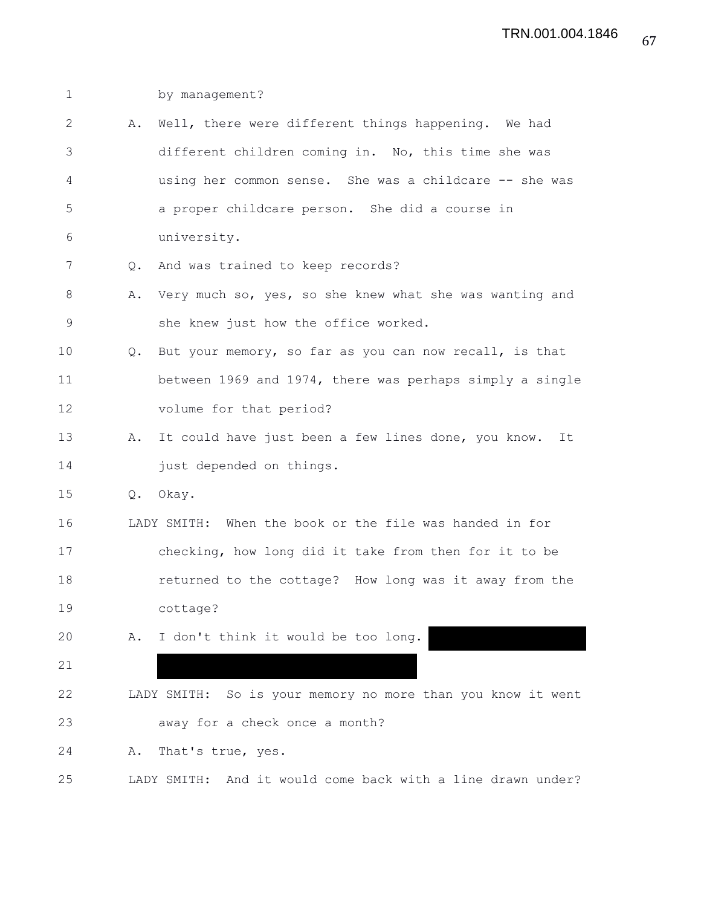by management?

A. Well, there were different things happening. We had different children coming in. No, this time she was using her common sense. She was a childcare -- she was a proper childcare person. She did a course in university.

Q. And was trained to keep records?

A. Very much so, yes, so she knew what she was wanting and she knew just how the office worked.

Q. But your memory, so far as you can now recall, is that between 1969 and 1974, there was perhaps simply a single volume for that period?

A. It could have just been a few lines done, you know. It just depended on things.

Q. Okay.

LADY SMITH: When the book or the file was handed in for checking, how long did it take from then for it to be returned to the cottage? How long was it away from the cottage?

A. I don't think it would be too long. [REDACTED]

LADY SMITH: So is your memory no more than you know it went away for a check once a month?

A. That's true, yes.

LADY SMITH: And it would come back with a line drawn under?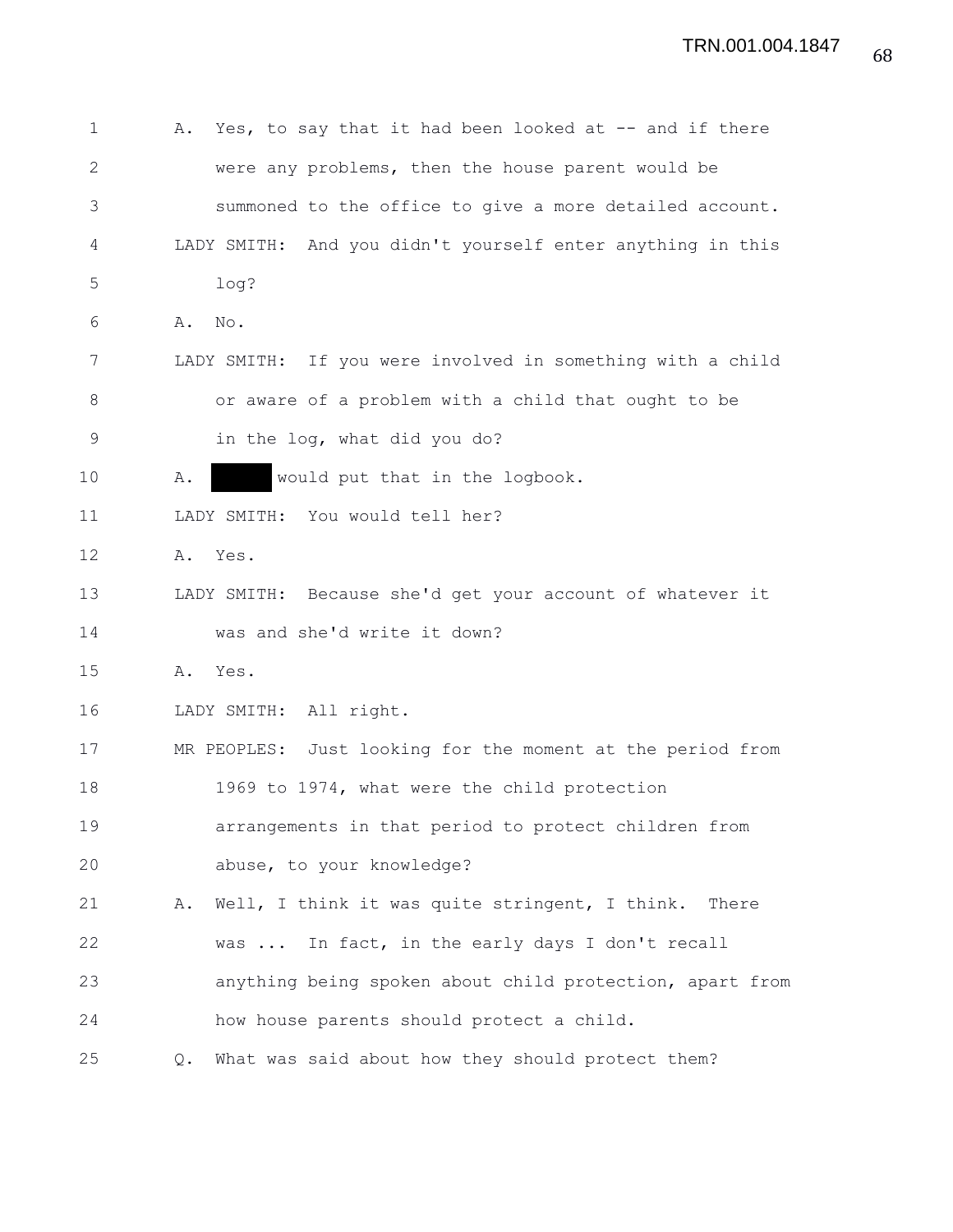A. Yes, to say that it had been looked at -- and if there were any problems, then the house parent would be summoned to the office to give a more detailed account.

LADY SMITH: And you didn't yourself enter anything in this log?

A. No.

LADY SMITH: If you were involved in something with a child or aware of a problem with a child that ought to be in the log, what did you do?

A. ████ would put that in the logbook.

LADY SMITH: You would tell her?

A. Yes.

LADY SMITH: Because she'd get your account of whatever it was and she'd write it down?

A. Yes.

LADY SMITH: All right.

MR PEOPLES: Just looking for the moment at the period from 1969 to 1974, what were the child protection arrangements in that period to protect children from abuse, to your knowledge?

A. Well, I think it was quite stringent, I think. There was ... In fact, in the early days I don't recall anything being spoken about child protection, apart from how house parents should protect a child.

Q. What was said about how they should protect them?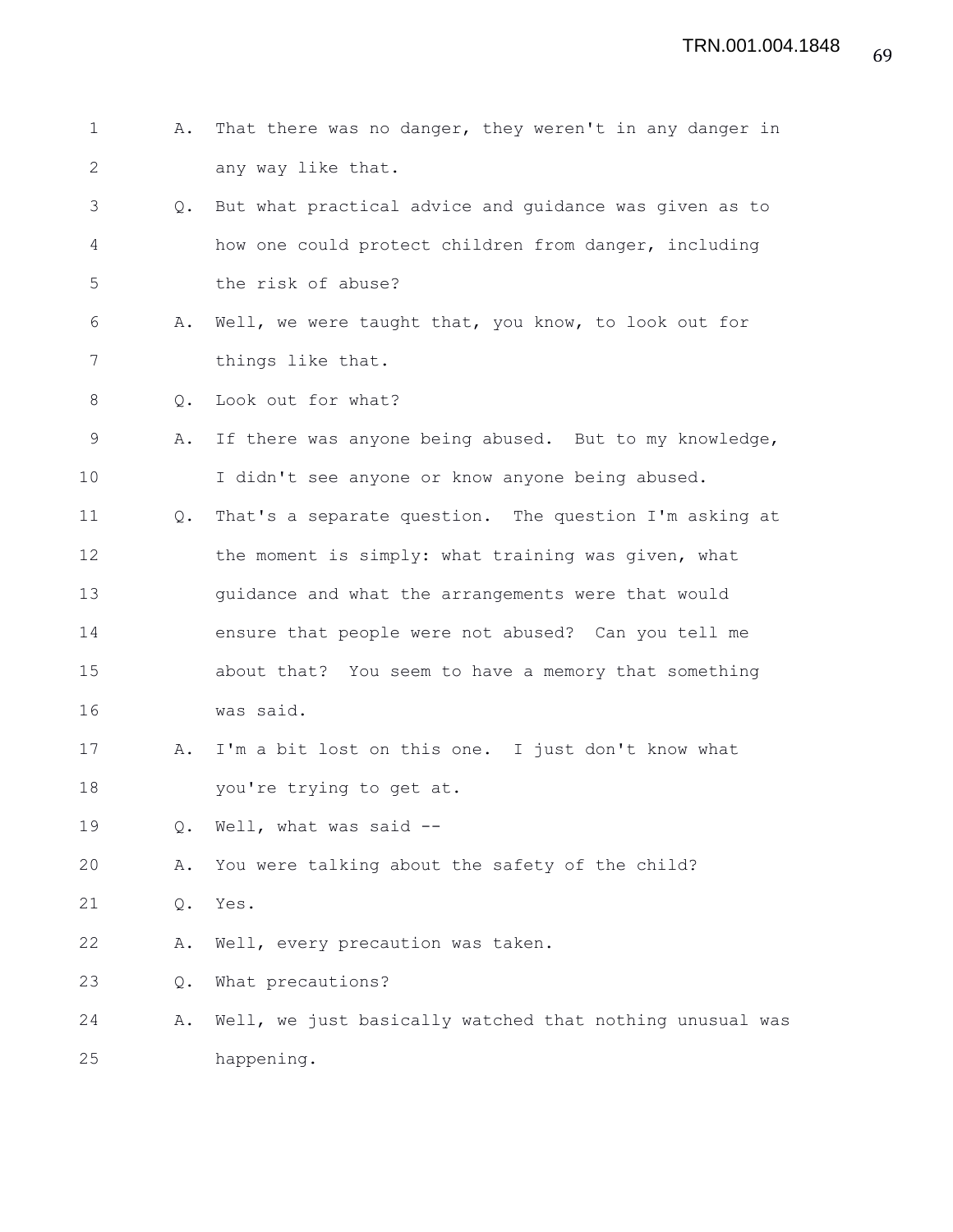A. That there was no danger, they weren't in any danger in any way like that.

Q. But what practical advice and guidance was given as to how one could protect children from danger, including the risk of abuse?

A. Well, we were taught that, you know, to look out for things like that.

Q. Look out for what?

A. If there was anyone being abused. But to my knowledge, I didn't see anyone or know anyone being abused.

Q. That's a separate question. The question I'm asking at the moment is simply: what training was given, what guidance and what the arrangements were that would ensure that people were not abused? Can you tell me about that? You seem to have a memory that something was said.

A. I'm a bit lost on this one. I just don't know what you're trying to get at.

Q. Well, what was said --

A. You were talking about the safety of the child?

Q. Yes.

A. Well, every precaution was taken.

Q. What precautions?

A. Well, we just basically watched that nothing unusual was happening.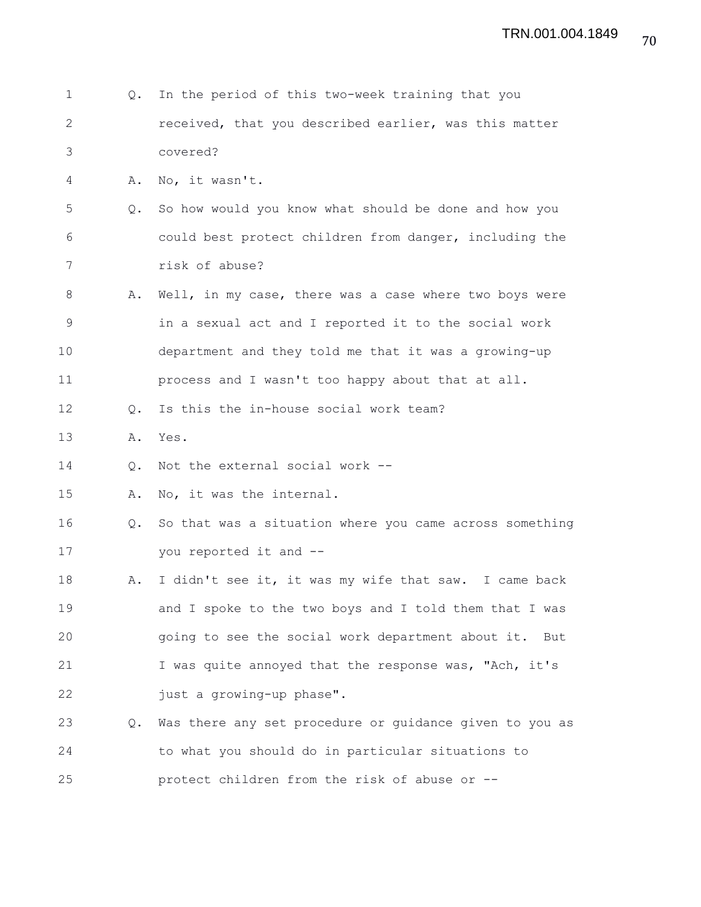Q. In the period of this two-week training that you received, that you described earlier, was this matter covered?

A. No, it wasn't.

Q. So how would you know what should be done and how you could best protect children from danger, including the risk of abuse?

A. Well, in my case, there was a case where two boys were in a sexual act and I reported it to the social work department and they told me that it was a growing-up process and I wasn't too happy about that at all.

Q. Is this the in-house social work team?

A. Yes.

Q. Not the external social work --

A. No, it was the internal.

Q. So that was a situation where you came across something you reported it and --

A. I didn't see it, it was my wife that saw. I came back and I spoke to the two boys and I told them that I was going to see the social work department about it. But I was quite annoyed that the response was, "Ach, it's just a growing-up phase".

Q. Was there any set procedure or guidance given to you as to what you should do in particular situations to protect children from the risk of abuse or --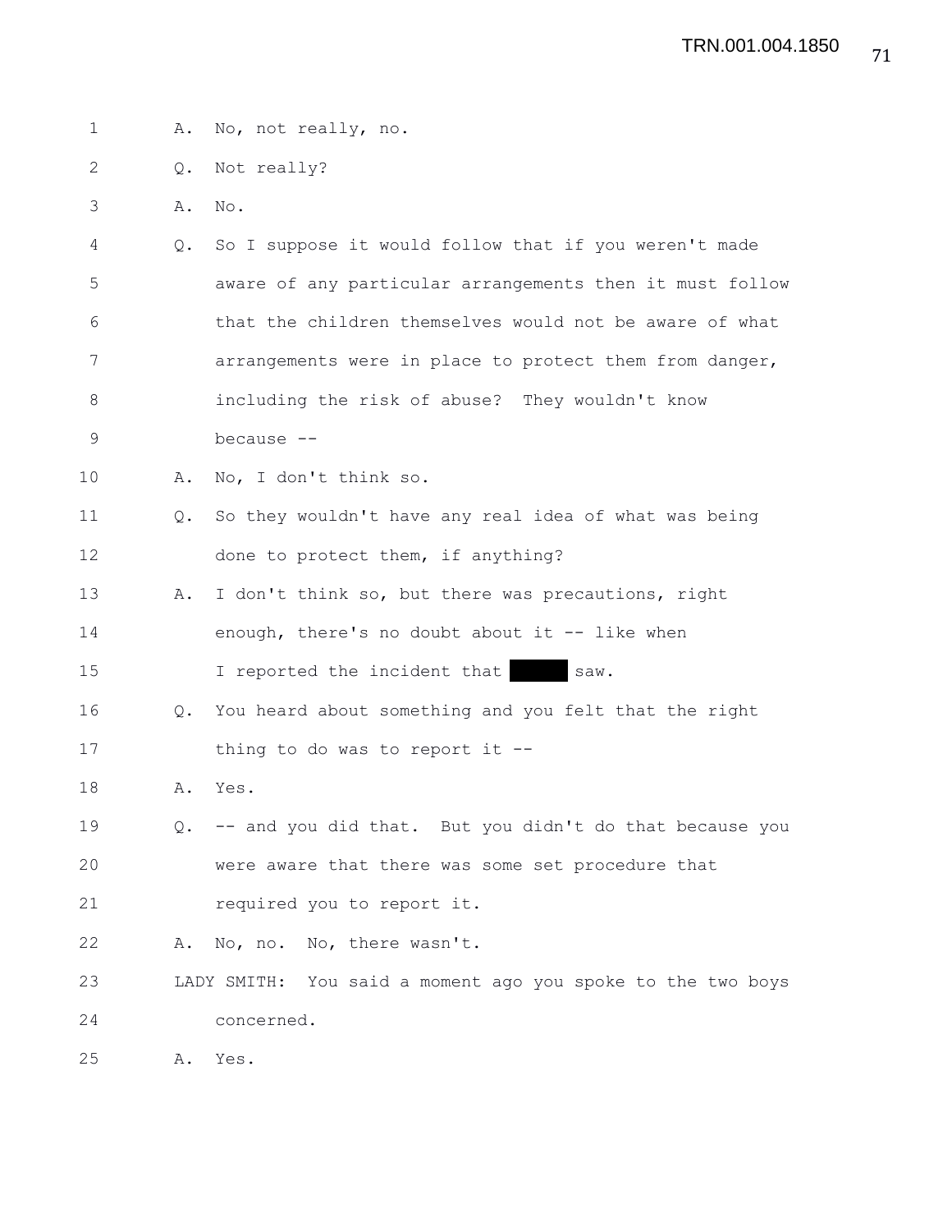A. No, not really, no.

Q. Not really?

A. No.

Q. So I suppose it would follow that if you weren't made aware of any particular arrangements then it must follow that the children themselves would not be aware of what arrangements were in place to protect them from danger, including the risk of abuse? They wouldn't know because --

A. No, I don't think so.

Q. So they wouldn't have any real idea of what was being done to protect them, if anything?

A. I don't think so, but there was precautions, right enough, there's no doubt about it -- like when I reported the incident that ██████ saw.

Q. You heard about something and you felt that the right thing to do was to report it --

A. Yes.

Q. -- and you did that. But you didn't do that because you were aware that there was some set procedure that required you to report it.

A. No, no. No, there wasn't.

LADY SMITH: You said a moment ago you spoke to the two boys concerned.

A. Yes.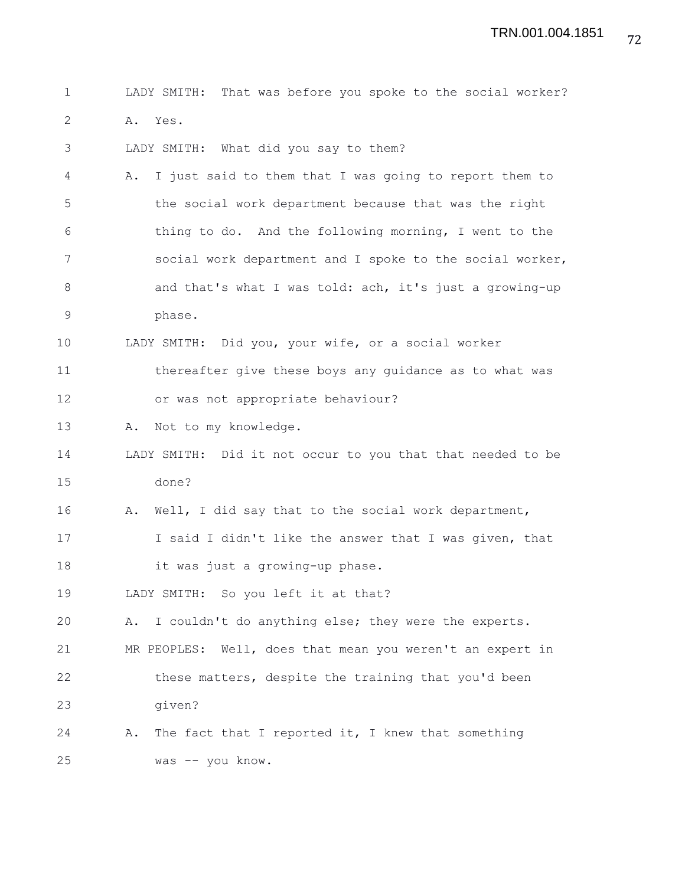LADY SMITH: That was before you spoke to the social worker?

A. Yes.

LADY SMITH: What did you say to them?

A. I just said to them that I was going to report them to the social work department because that was the right thing to do. And the following morning, I went to the social work department and I spoke to the social worker, and that's what I was told: ach, it's just a growing-up phase.

LADY SMITH: Did you, your wife, or a social worker thereafter give these boys any guidance as to what was or was not appropriate behaviour?

A. Not to my knowledge.

LADY SMITH: Did it not occur to you that that needed to be done?

A. Well, I did say that to the social work department, I said I didn't like the answer that I was given, that it was just a growing-up phase.

LADY SMITH: So you left it at that?

A. I couldn't do anything else; they were the experts.

MR PEOPLES: Well, does that mean you weren't an expert in these matters, despite the training that you'd been given?

A. The fact that I reported it, I knew that something was -- you know.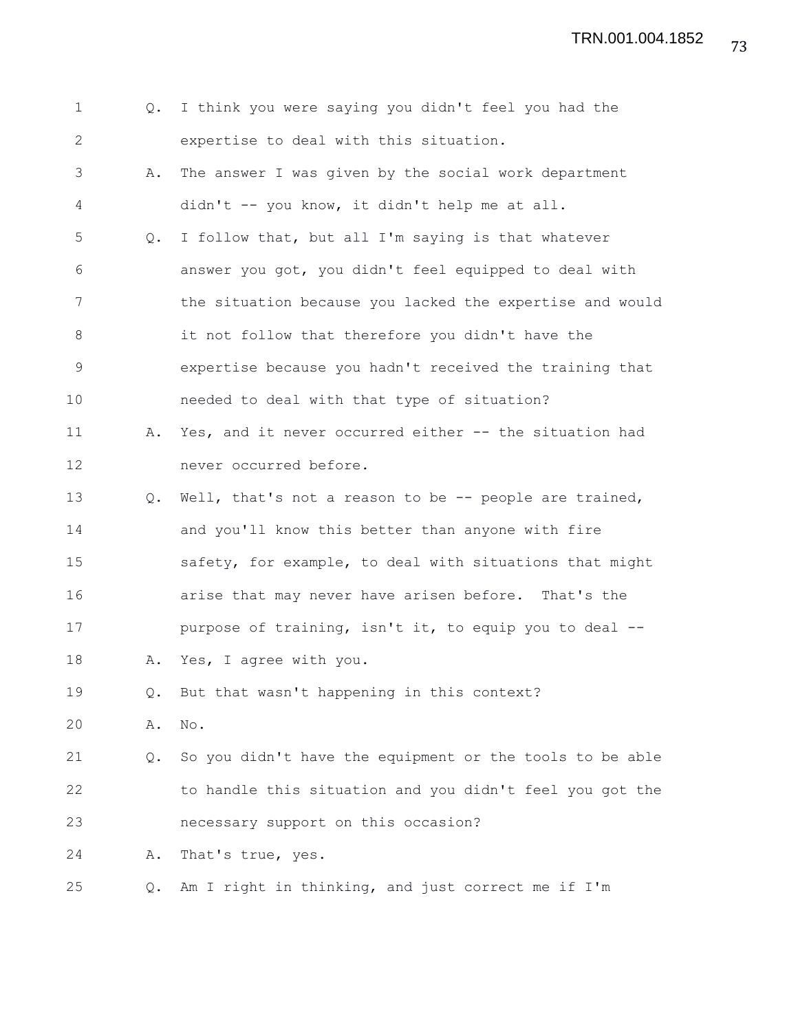Q. I think you were saying you didn't feel you had the expertise to deal with this situation.

A. The answer I was given by the social work department didn't -- you know, it didn't help me at all.

Q. I follow that, but all I'm saying is that whatever answer you got, you didn't feel equipped to deal with the situation because you lacked the expertise and would it not follow that therefore you didn't have the expertise because you hadn't received the training that needed to deal with that type of situation?

A. Yes, and it never occurred either -- the situation had never occurred before.

Q. Well, that's not a reason to be -- people are trained, and you'll know this better than anyone with fire safety, for example, to deal with situations that might arise that may never have arisen before. That's the purpose of training, isn't it, to equip you to deal --

A. Yes, I agree with you.

Q. But that wasn't happening in this context?

A. No.

Q. So you didn't have the equipment or the tools to be able to handle this situation and you didn't feel you got the necessary support on this occasion?

A. That's true, yes.

Q. Am I right in thinking, and just correct me if I'm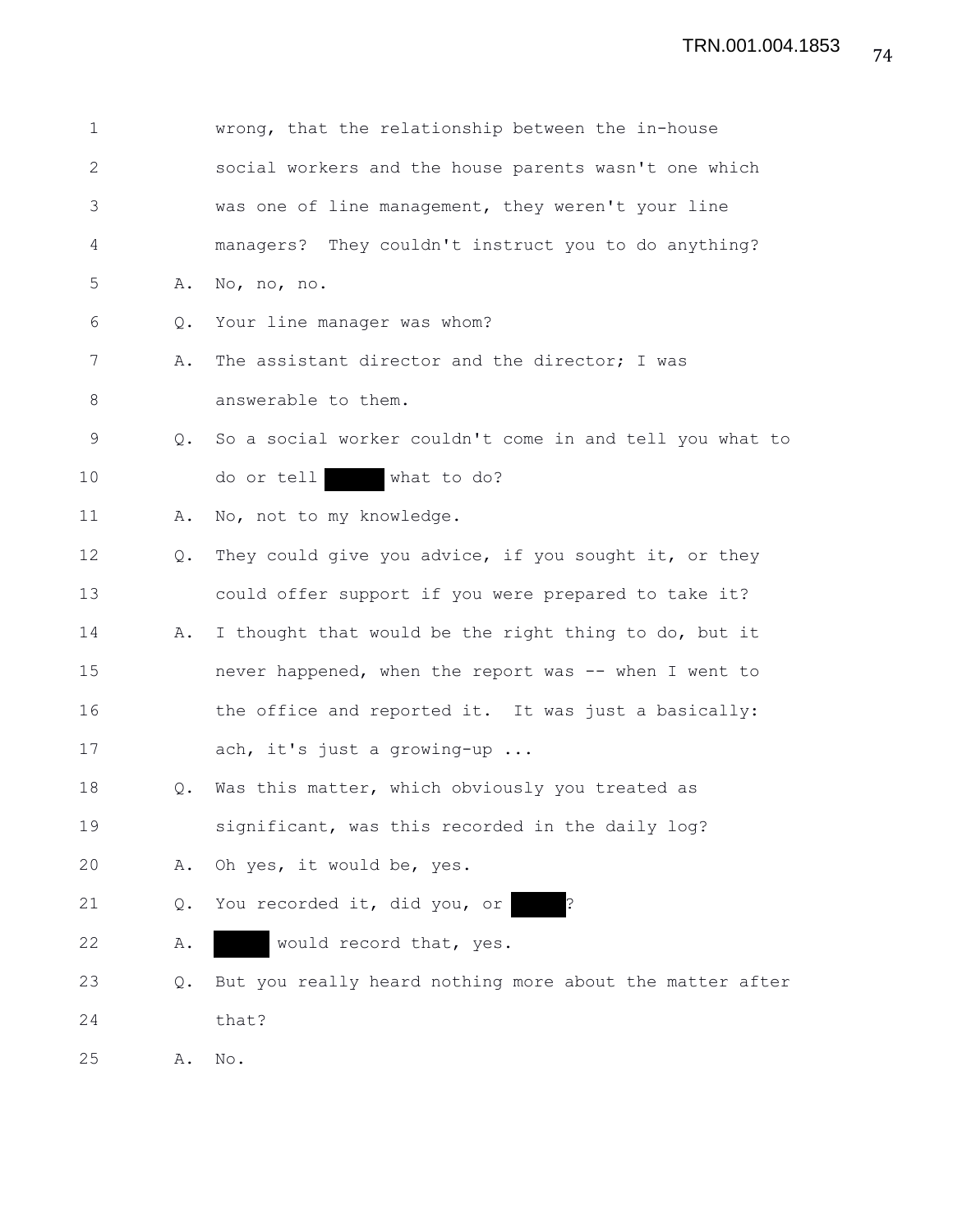1 wrong, that the relationship between the in-house
2 social workers and the house parents wasn't one which
3 was one of line management, they weren't your line
4 managers? They couldn't instruct you to do anything?
5 A. No, no, no.
6 Q. Your line manager was whom?
7 A. The assistant director and the director; I was
8 answerable to them.
9 Q. So a social worker couldn't come in and tell you what to
10 do or tell ██████ what to do?
11 A. No, not to my knowledge.
12 Q. They could give you advice, if you sought it, or they
13 could offer support if you were prepared to take it?
14 A. I thought that would be the right thing to do, but it
15 never happened, when the report was -- when I went to
16 the office and reported it. It was just a basically:
17 ach, it's just a growing-up ...
18 Q. Was this matter, which obviously you treated as
19 significant, was this recorded in the daily log?
20 A. Oh yes, it would be, yes.
21 Q. You recorded it, did you, or ██████?
22 A. ██████ would record that, yes.
23 Q. But you really heard nothing more about the matter after
24 that?
25 A. No.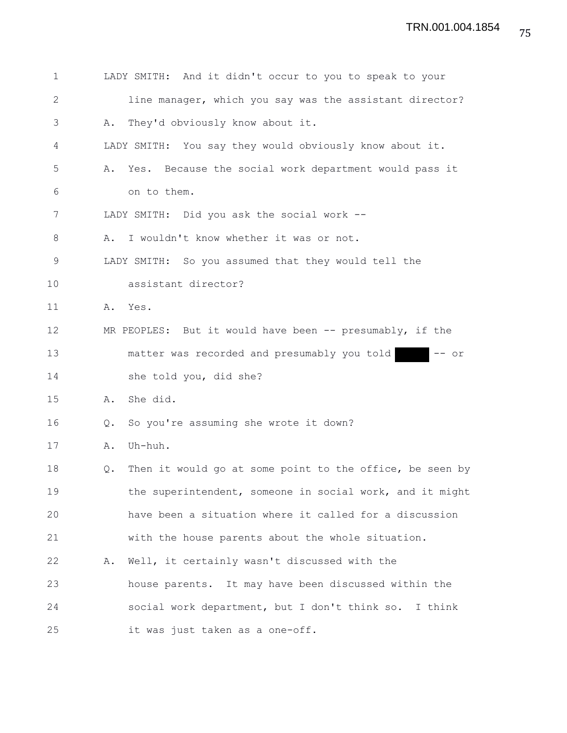LADY SMITH: And it didn't occur to you to speak to your line manager, which you say was the assistant director?

A. They'd obviously know about it.

LADY SMITH: You say they would obviously know about it.

A. Yes. Because the social work department would pass it on to them.

LADY SMITH: Did you ask the social work --

A. I wouldn't know whether it was or not.

LADY SMITH: So you assumed that they would tell the assistant director?

A. Yes.

MR PEOPLES: But it would have been -- presumably, if the matter was recorded and presumably you told ██████ -- or she told you, did she?

A. She did.

Q. So you're assuming she wrote it down?

A. Uh-huh.

Q. Then it would go at some point to the office, be seen by the superintendent, someone in social work, and it might have been a situation where it called for a discussion with the house parents about the whole situation.

A. Well, it certainly wasn't discussed with the house parents. It may have been discussed within the social work department, but I don't think so. I think it was just taken as a one-off.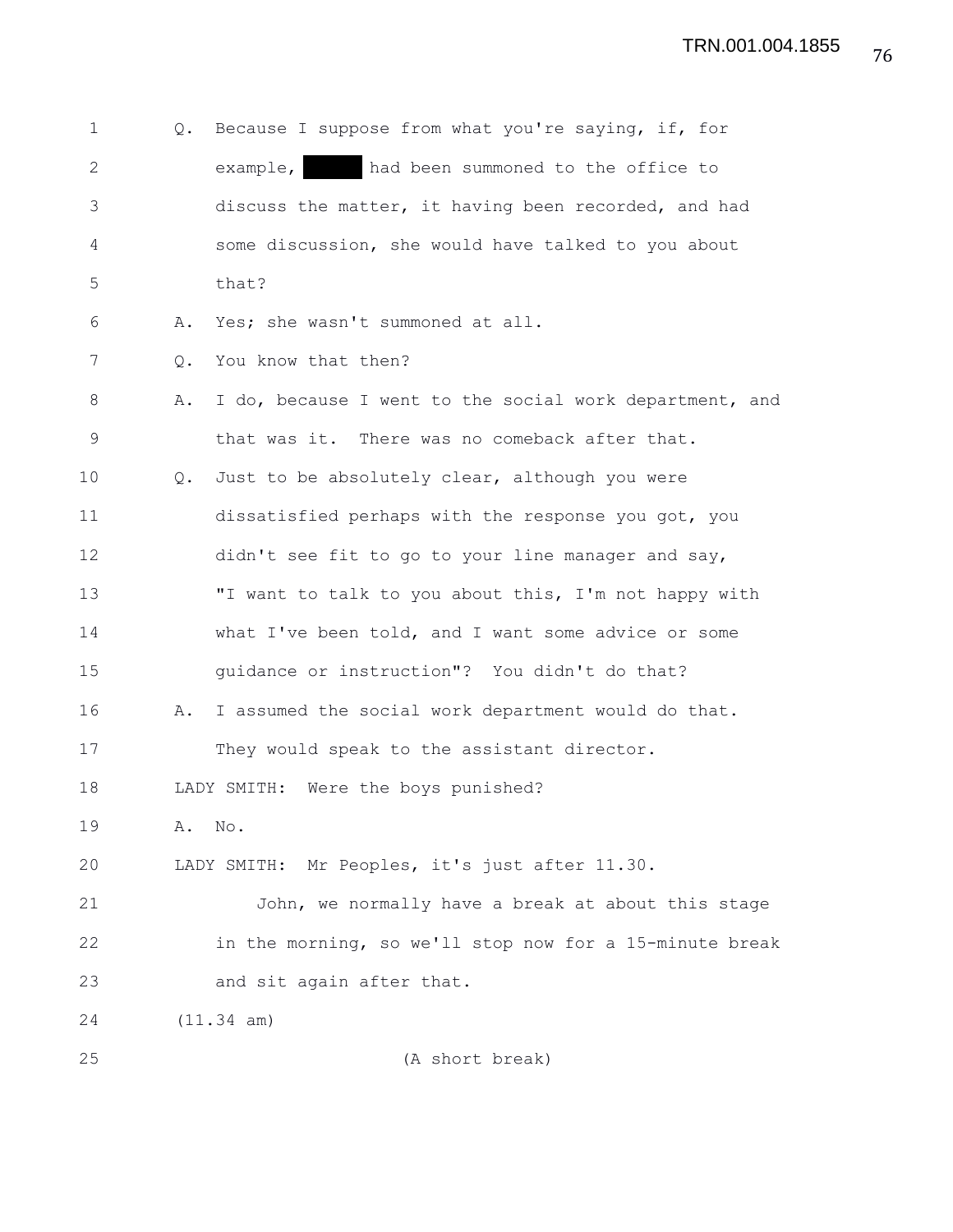Q. Because I suppose from what you're saying, if, for example, ██████ had been summoned to the office to discuss the matter, it having been recorded, and had some discussion, she would have talked to you about that?

A. Yes; she wasn't summoned at all.

Q. You know that then?

A. I do, because I went to the social work department, and that was it. There was no comeback after that.

Q. Just to be absolutely clear, although you were dissatisfied perhaps with the response you got, you didn't see fit to go to your line manager and say, "I want to talk to you about this, I'm not happy with what I've been told, and I want some advice or some guidance or instruction"? You didn't do that?

A. I assumed the social work department would do that. They would speak to the assistant director.

LADY SMITH: Were the boys punished?

A. No.

LADY SMITH: Mr Peoples, it's just after 11.30.

John, we normally have a break at about this stage in the morning, so we'll stop now for a 15-minute break and sit again after that.

(11.34 am)

(A short break)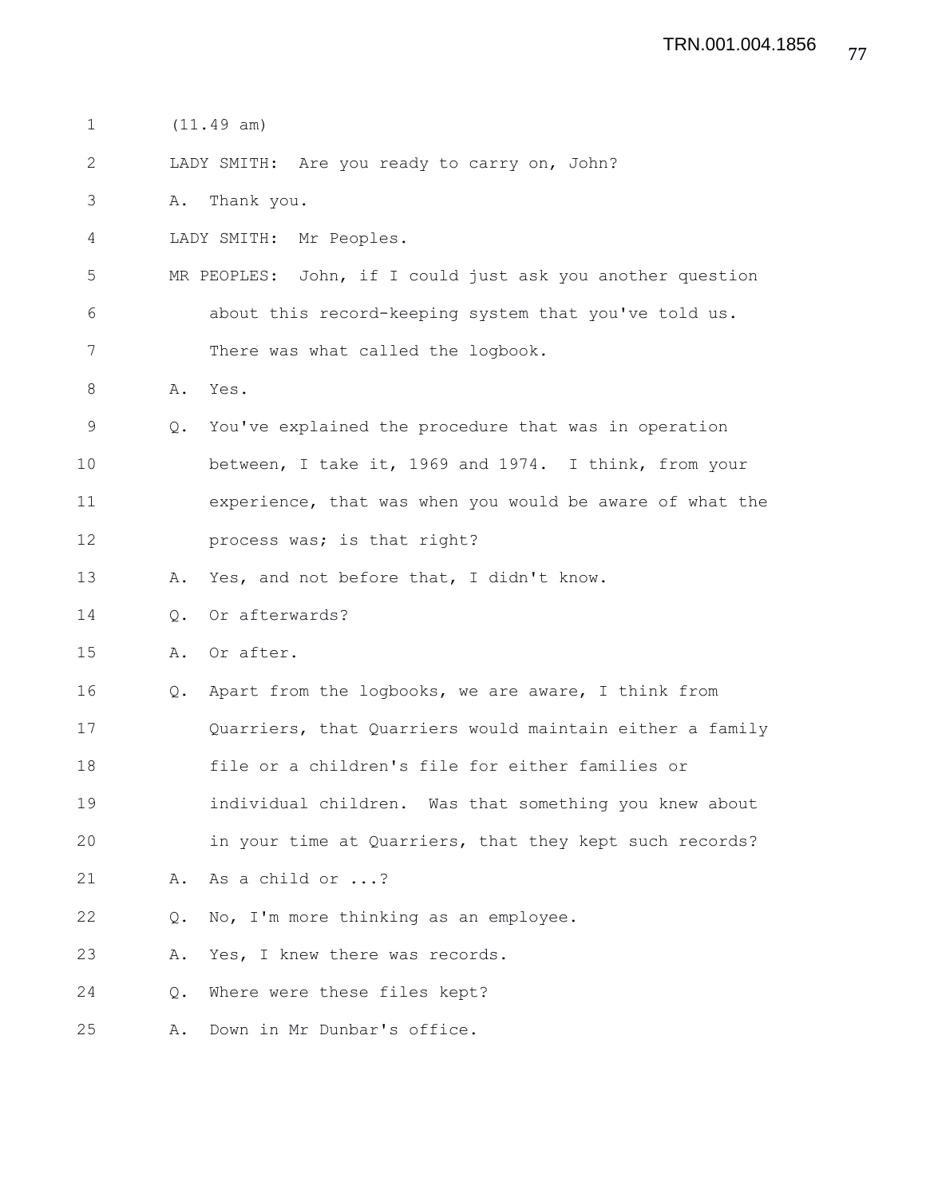(11.49 am)

LADY SMITH: Are you ready to carry on, John?

A. Thank you.

LADY SMITH: Mr Peoples.

MR PEOPLES: John, if I could just ask you another question about this record-keeping system that you've told us. There was what called the logbook.

A. Yes.

Q. You've explained the procedure that was in operation between, I take it, 1969 and 1974. I think, from your experience, that was when you would be aware of what the process was; is that right?

A. Yes, and not before that, I didn't know.

Q. Or afterwards?

A. Or after.

Q. Apart from the logbooks, we are aware, I think from Quarriers, that Quarriers would maintain either a family file or a children's file for either families or individual children. Was that something you knew about in your time at Quarriers, that they kept such records?

A. As a child or ...?

Q. No, I'm more thinking as an employee.

A. Yes, I knew there was records.

Q. Where were these files kept?

A. Down in Mr Dunbar's office.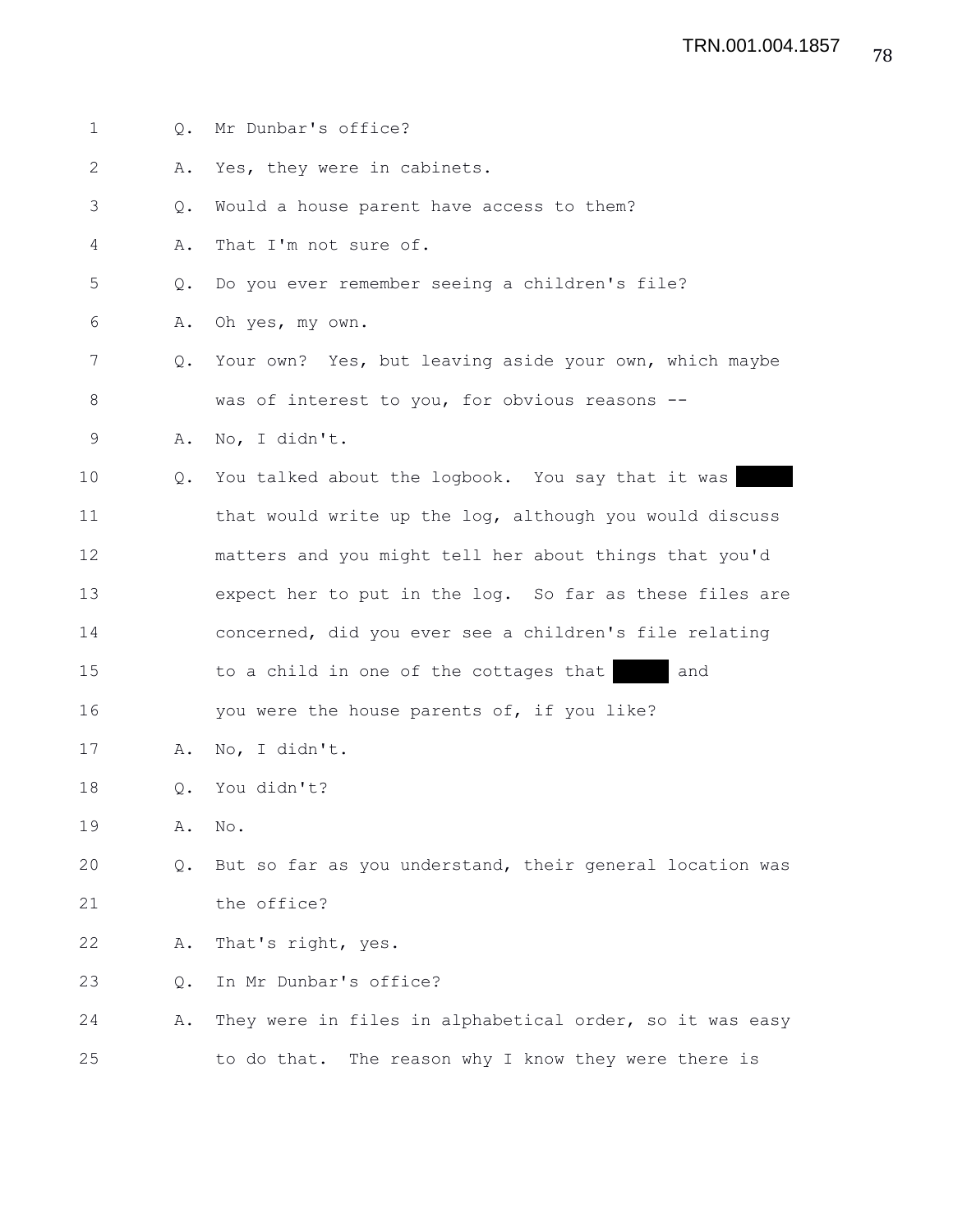1 Q. Mr Dunbar's office?

2 A. Yes, they were in cabinets.

3 Q. Would a house parent have access to them?

4 A. That I'm not sure of.

5 Q. Do you ever remember seeing a children's file?

6 A. Oh yes, my own.

7 Q. Your own? Yes, but leaving aside your own, which maybe

8 was of interest to you, for obvious reasons --

9 A. No, I didn't.

10 Q. You talked about the logbook. You say that it was ██████

11 that would write up the log, although you would discuss

12 matters and you might tell her about things that you'd

13 expect her to put in the log. So far as these files are

14 concerned, did you ever see a children's file relating

15 to a child in one of the cottages that ██████ and

16 you were the house parents of, if you like?

17 A. No, I didn't.

18 Q. You didn't?

19 A. No.

20 Q. But so far as you understand, their general location was

21 the office?

22 A. That's right, yes.

23 Q. In Mr Dunbar's office?

24 A. They were in files in alphabetical order, so it was easy

25 to do that. The reason why I know they were there is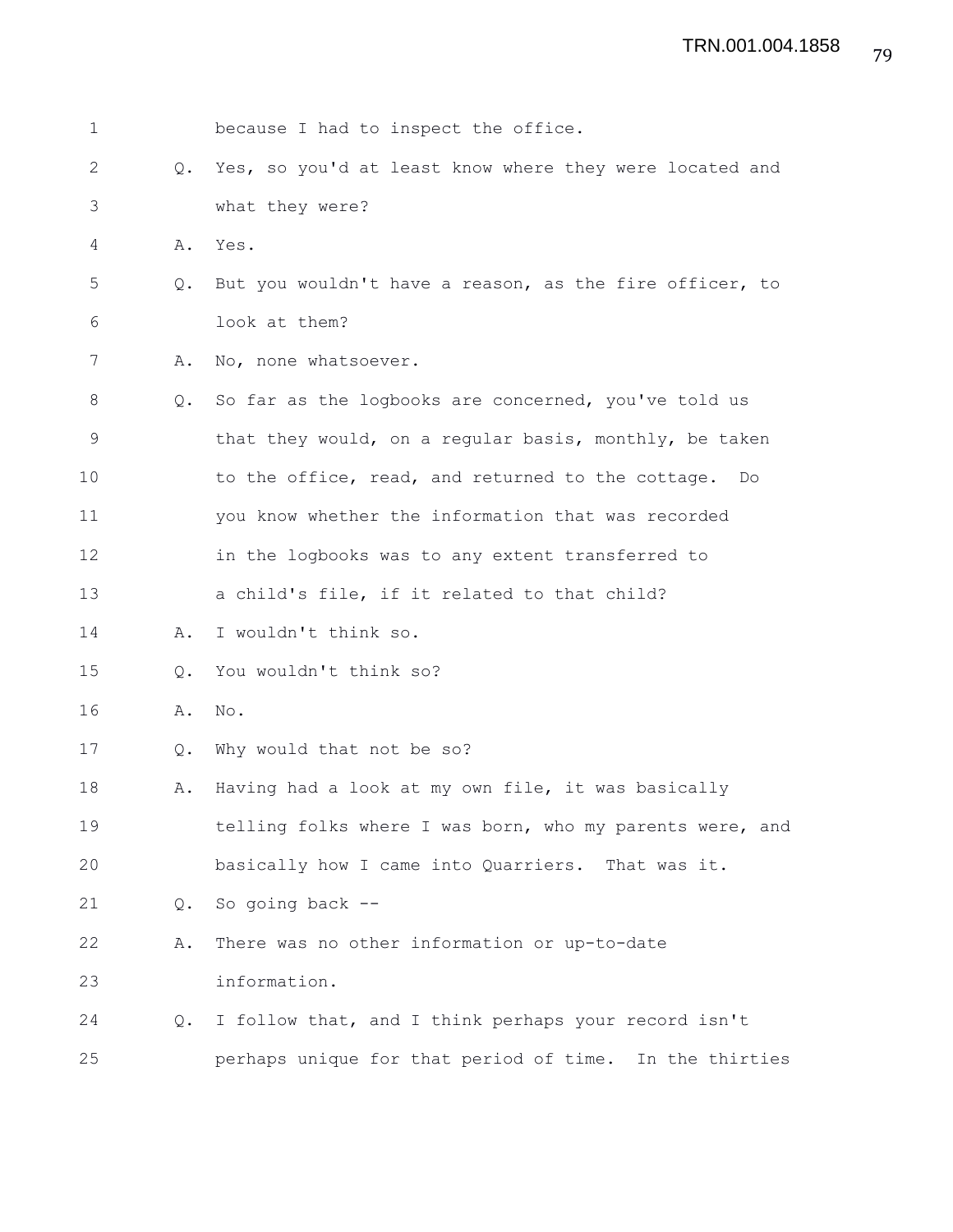because I had to inspect the office.

Q. Yes, so you'd at least know where they were located and what they were?

A. Yes.

Q. But you wouldn't have a reason, as the fire officer, to look at them?

A. No, none whatsoever.

Q. So far as the logbooks are concerned, you've told us that they would, on a regular basis, monthly, be taken to the office, read, and returned to the cottage. Do you know whether the information that was recorded in the logbooks was to any extent transferred to a child's file, if it related to that child?

A. I wouldn't think so.

Q. You wouldn't think so?

A. No.

Q. Why would that not be so?

A. Having had a look at my own file, it was basically telling folks where I was born, who my parents were, and basically how I came into Quarriers. That was it.

Q. So going back --

A. There was no other information or up-to-date information.

Q. I follow that, and I think perhaps your record isn't perhaps unique for that period of time. In the thirties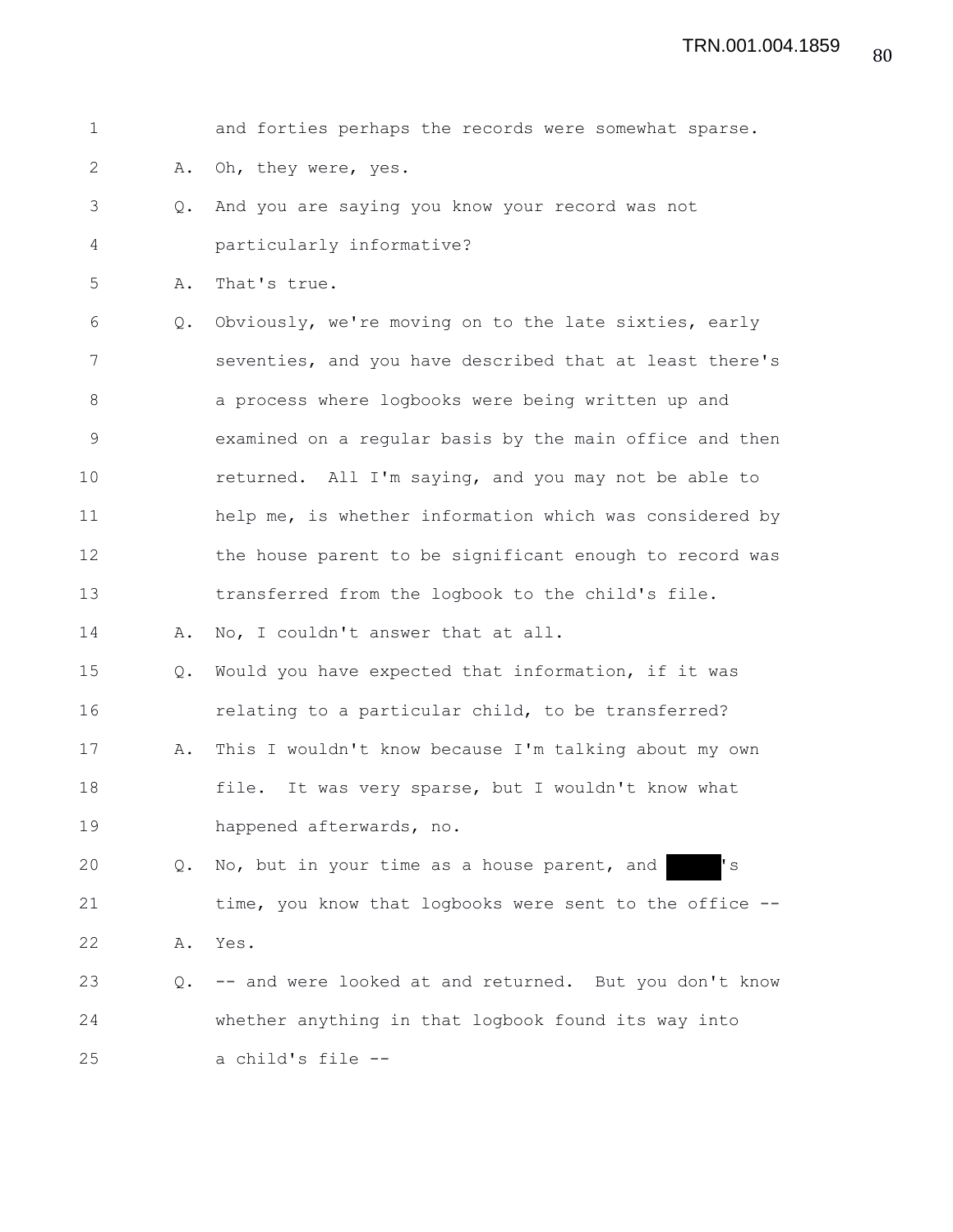1 and forties perhaps the records were somewhat sparse.

2 A. Oh, they were, yes.

3 Q. And you are saying you know your record was not

4 particularly informative?

5 A. That's true.

6 Q. Obviously, we're moving on to the late sixties, early

7 seventies, and you have described that at least there's

8 a process where logbooks were being written up and

9 examined on a regular basis by the main office and then

10 returned. All I'm saying, and you may not be able to

11 help me, is whether information which was considered by

12 the house parent to be significant enough to record was

13 transferred from the logbook to the child's file.

14 A. No, I couldn't answer that at all.

15 Q. Would you have expected that information, if it was

16 relating to a particular child, to be transferred?

17 A. This I wouldn't know because I'm talking about my own

18 file. It was very sparse, but I wouldn't know what

19 happened afterwards, no.

20 Q. No, but in your time as a house parent, and ███'s

21 time, you know that logbooks were sent to the office --

22 A. Yes.

23 Q. -- and were looked at and returned. But you don't know

24 whether anything in that logbook found its way into

25 a child's file --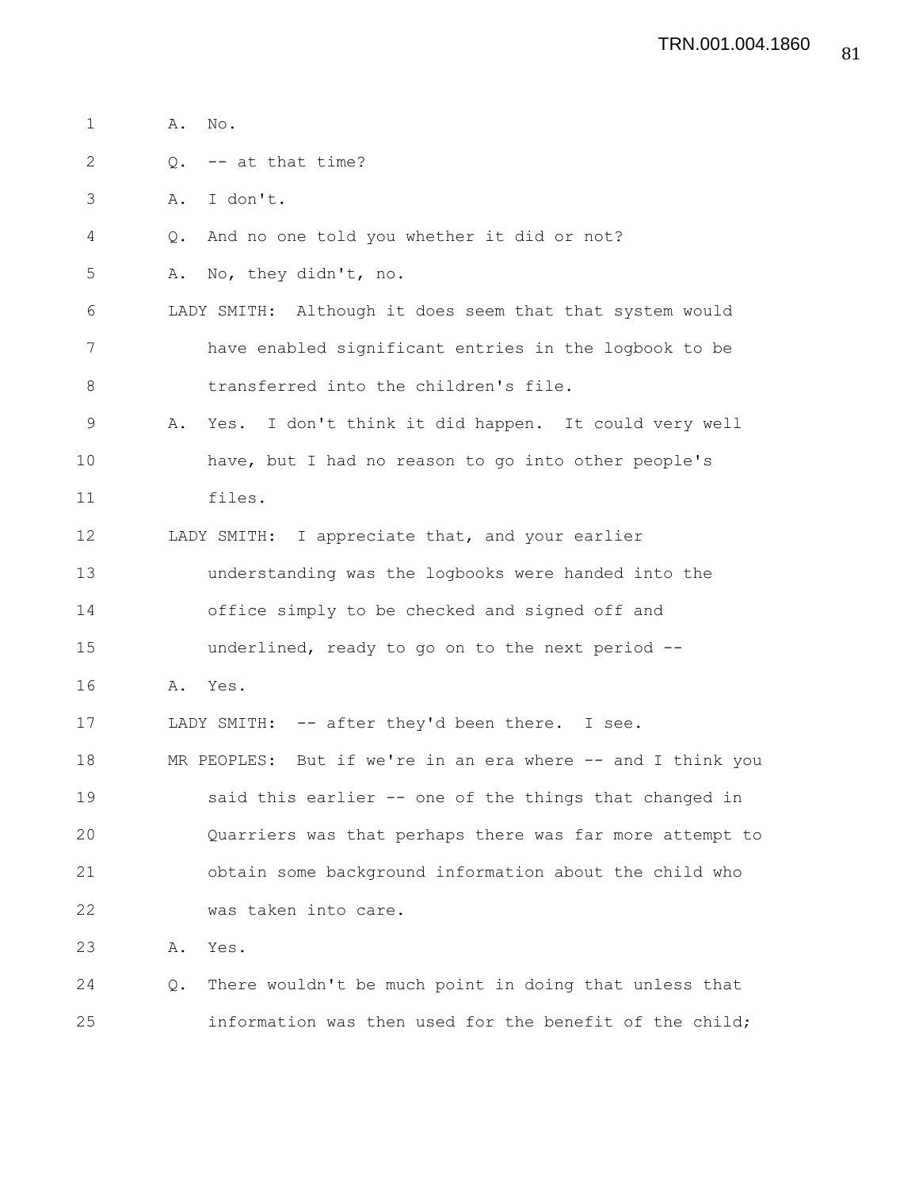A. No.

Q. -- at that time?

A. I don't.

Q. And no one told you whether it did or not?

A. No, they didn't, no.

LADY SMITH: Although it does seem that that system would have enabled significant entries in the logbook to be transferred into the children's file.

A. Yes. I don't think it did happen. It could very well have, but I had no reason to go into other people's files.

LADY SMITH: I appreciate that, and your earlier understanding was the logbooks were handed into the office simply to be checked and signed off and underlined, ready to go on to the next period --

A. Yes.

LADY SMITH: -- after they'd been there. I see.

MR PEOPLES: But if we're in an era where -- and I think you said this earlier -- one of the things that changed in Quarriers was that perhaps there was far more attempt to obtain some background information about the child who was taken into care.

A. Yes.

Q. There wouldn't be much point in doing that unless that information was then used for the benefit of the child;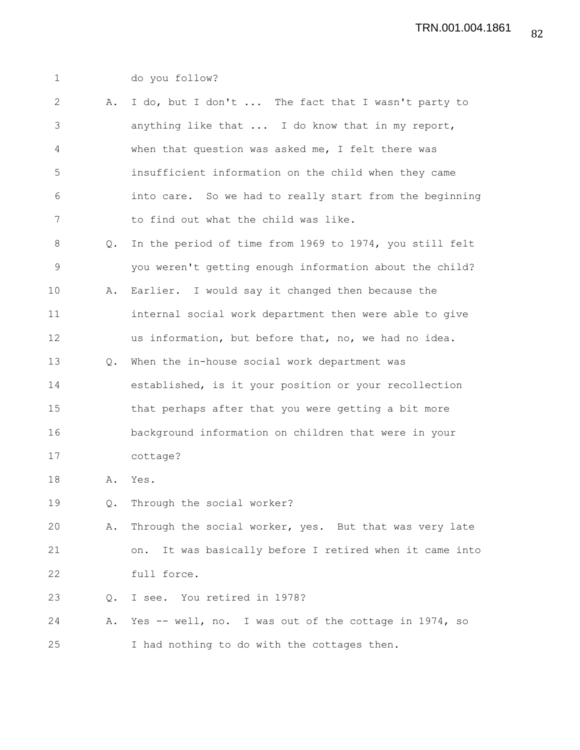do you follow?

A. I do, but I don't ... The fact that I wasn't party to anything like that ... I do know that in my report, when that question was asked me, I felt there was insufficient information on the child when they came into care. So we had to really start from the beginning to find out what the child was like.

Q. In the period of time from 1969 to 1974, you still felt you weren't getting enough information about the child?

A. Earlier. I would say it changed then because the internal social work department then were able to give us information, but before that, no, we had no idea.

Q. When the in-house social work department was established, is it your position or your recollection that perhaps after that you were getting a bit more background information on children that were in your cottage?

A. Yes.

Q. Through the social worker?

A. Through the social worker, yes. But that was very late on. It was basically before I retired when it came into full force.

Q. I see. You retired in 1978?

A. Yes -- well, no. I was out of the cottage in 1974, so I had nothing to do with the cottages then.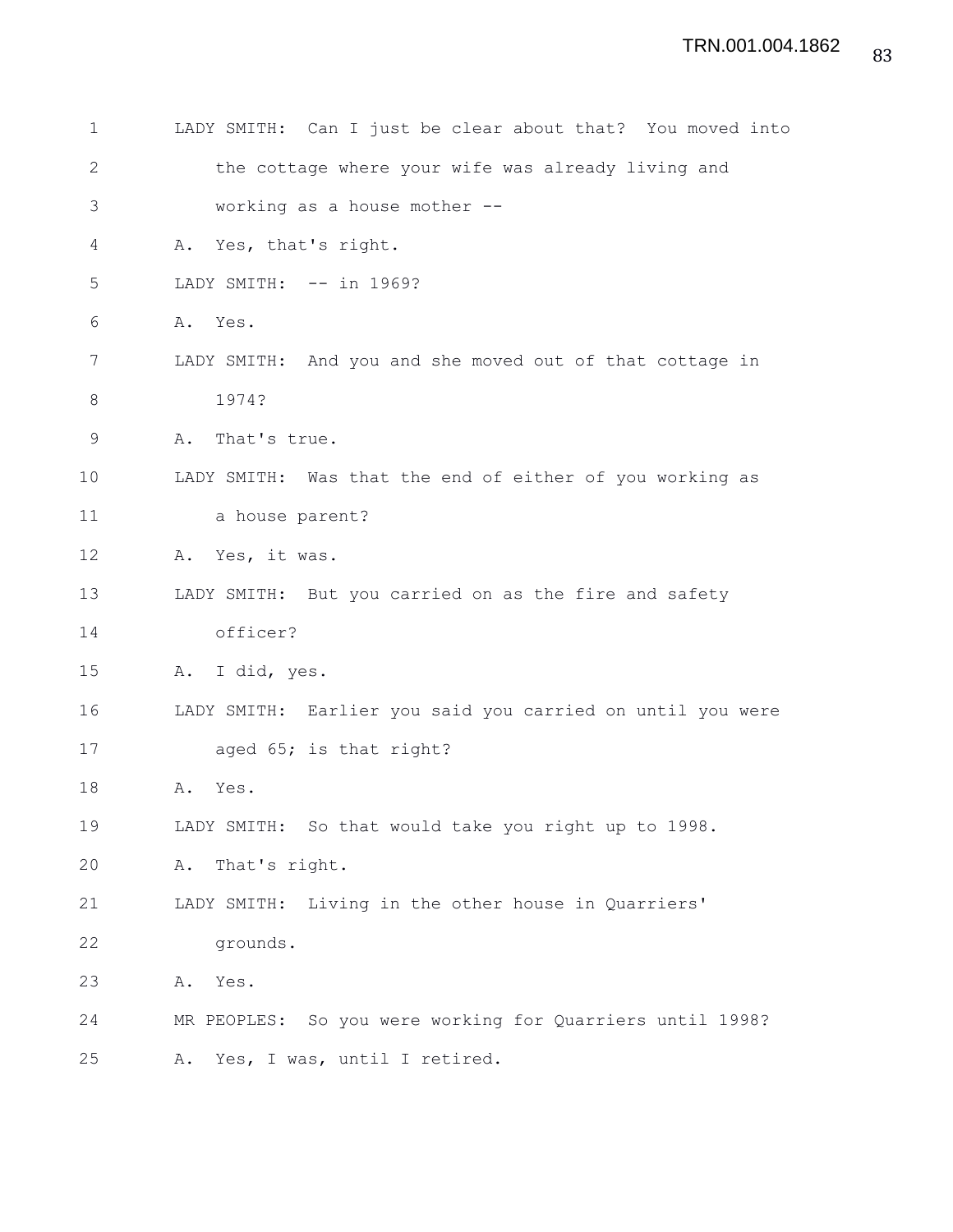1 LADY SMITH: Can I just be clear about that? You moved into
2 the cottage where your wife was already living and
3 working as a house mother --
4 A. Yes, that's right.
5 LADY SMITH: -- in 1969?
6 A. Yes.
7 LADY SMITH: And you and she moved out of that cottage in
8 1974?
9 A. That's true.
10 LADY SMITH: Was that the end of either of you working as
11 a house parent?
12 A. Yes, it was.
13 LADY SMITH: But you carried on as the fire and safety
14 officer?
15 A. I did, yes.
16 LADY SMITH: Earlier you said you carried on until you were
17 aged 65; is that right?
18 A. Yes.
19 LADY SMITH: So that would take you right up to 1998.
20 A. That's right.
21 LADY SMITH: Living in the other house in Quarriers'
22 grounds.
23 A. Yes.
24 MR PEOPLES: So you were working for Quarriers until 1998?
25 A. Yes, I was, until I retired.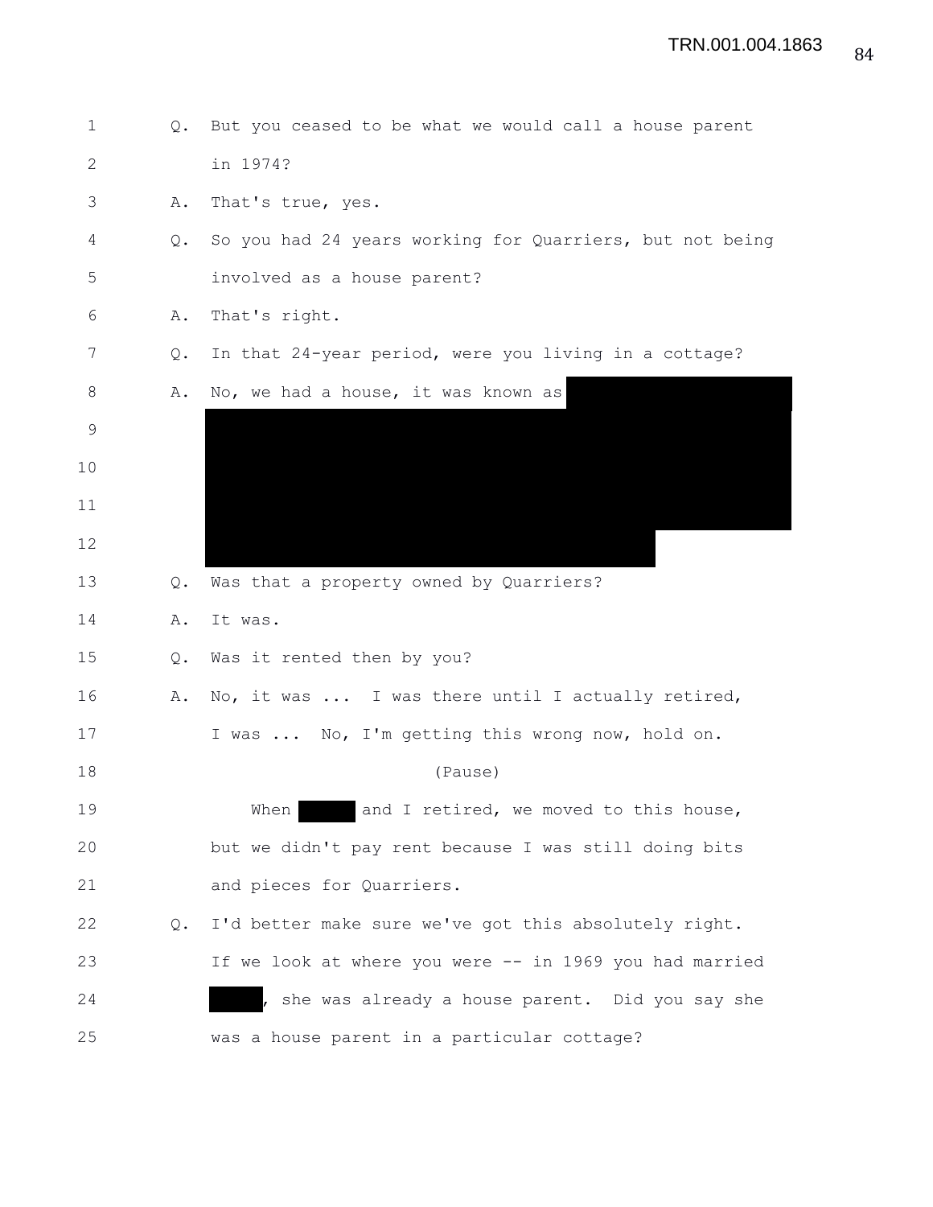Q. But you ceased to be what we would call a house parent in 1974?

A. That's true, yes.

Q. So you had 24 years working for Quarriers, but not being involved as a house parent?

A. That's right.

Q. In that 24-year period, were you living in a cottage?

A. No, we had a house, it was known as [REDACTED]

Q. Was that a property owned by Quarriers?

A. It was.

Q. Was it rented then by you?

A. No, it was ... I was there until I actually retired, I was ... No, I'm getting this wrong now, hold on.

(Pause)

When [REDACTED] and I retired, we moved to this house, but we didn't pay rent because I was still doing bits and pieces for Quarriers.

Q. I'd better make sure we've got this absolutely right. If we look at where you were -- in 1969 you had married [REDACTED], she was already a house parent. Did you say she was a house parent in a particular cottage?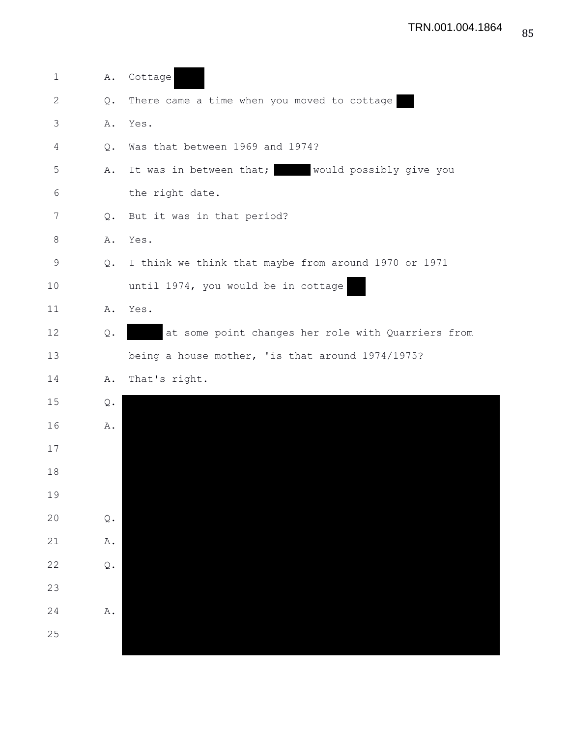1 A. Cottage [REDACTED]

2 Q. There came a time when you moved to cottage [REDACTED]

3 A. Yes.

4 Q. Was that between 1969 and 1974?

5 A. It was in between that; [REDACTED] would possibly give you

6 the right date.

7 Q. But it was in that period?

8 A. Yes.

9 Q. I think we think that maybe from around 1970 or 1971

10 until 1974, you would be in cottage [REDACTED]

11 A. Yes.

12 Q. [REDACTED] at some point changes her role with Quarriers from

13 being a house mother, 'is that around 1974/1975?

14 A. That's right.

15 Q. [REDACTED]

16 A. [REDACTED]

17 [REDACTED]

18 [REDACTED]

19 [REDACTED]

20 Q. [REDACTED]

21 A. [REDACTED]

22 Q. [REDACTED]

23 [REDACTED]

24 A. [REDACTED]

25 [REDACTED]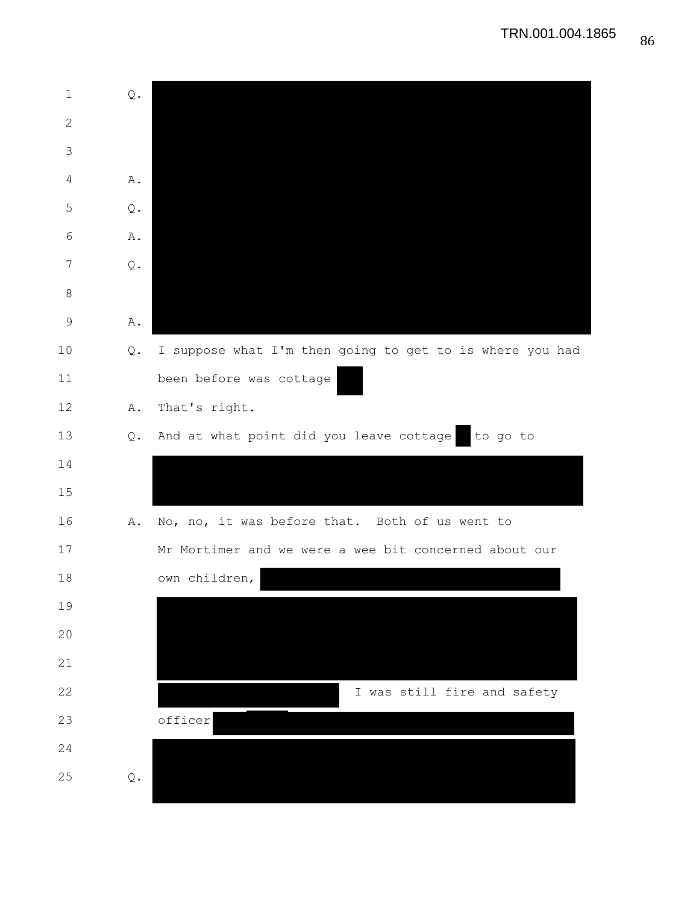1 Q.

2

3

4 A.

5 Q.

6 A.

7 Q.

8

9 A.

10 Q. I suppose what I'm then going to get to is where you had

11 been before was cottage

12 A. That's right.

13 Q. And at what point did you leave cottage to go to

14

15

16 A. No, no, it was before that. Both of us went to

17 Mr Mortimer and we were a wee bit concerned about our

18 own children,

19

20

21

22 I was still fire and safety

23 officer

24

25 Q.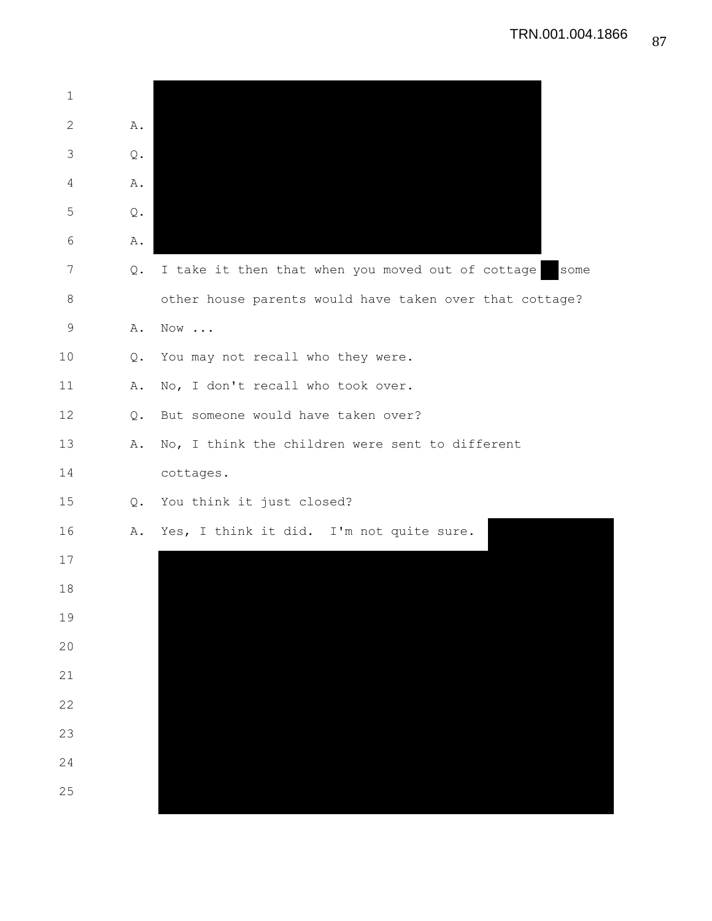A.

Q.

A.

Q.

A.

Q. I take it then that when you moved out of cottage some other house parents would have taken over that cottage?

A. Now ...

Q. You may not recall who they were.

A. No, I don't recall who took over.

Q. But someone would have taken over?

A. No, I think the children were sent to different cottages.

Q. You think it just closed?

A. Yes, I think it did. I'm not quite sure.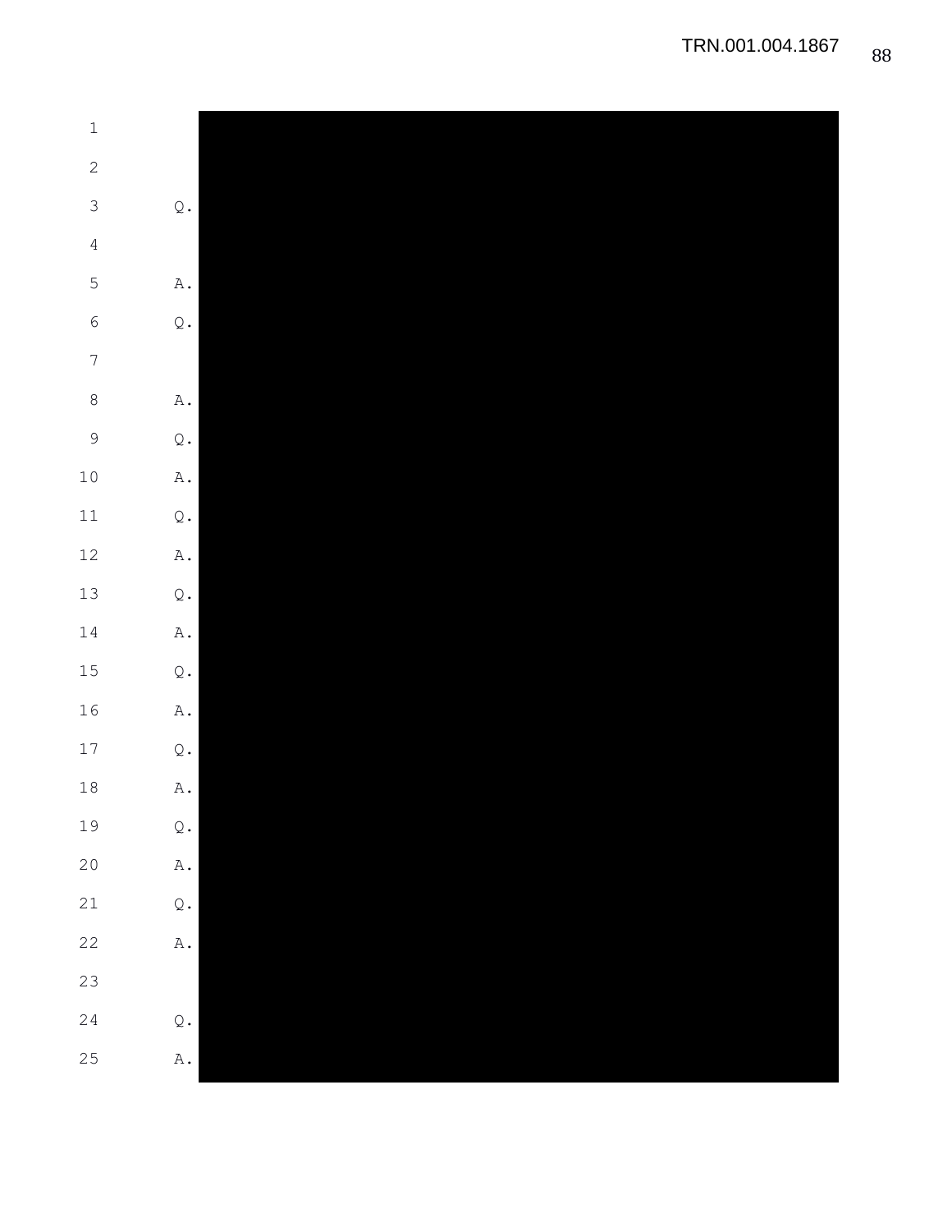1

2

3 Q.

4

5 A.

6 Q.

7

8 A.

9 Q.

10 A.

11 Q.

12 A.

13 Q.

14 A.

15 Q.

16 A.

17 Q.

18 A.

19 Q.

20 A.

21 Q.

22 A.

23

24 Q.

25 A.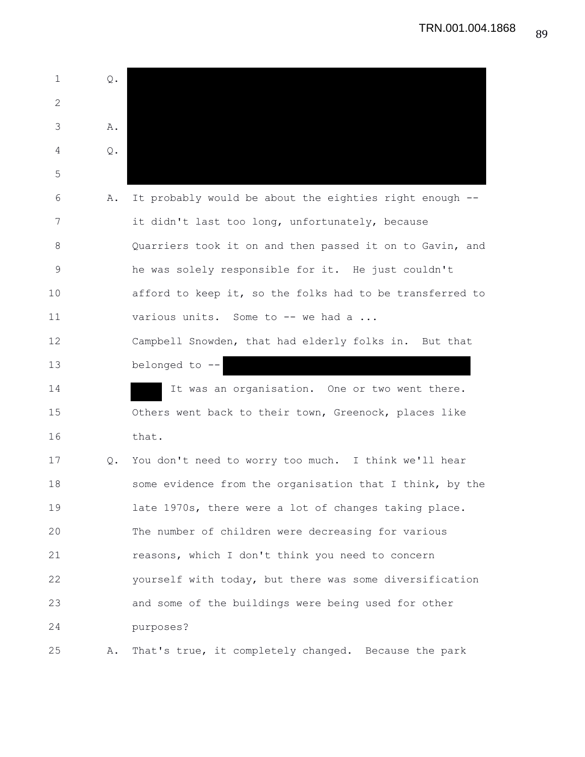1 Q.

2

3 A.

4 Q.

5

6 A. It probably would be about the eighties right enough --

7 it didn't last too long, unfortunately, because

8 Quarriers took it on and then passed it on to Gavin, and

9 he was solely responsible for it. He just couldn't

10 afford to keep it, so the folks had to be transferred to

11 various units. Some to -- we had a ...

12 Campbell Snowden, that had elderly folks in. But that

13 belonged to --

14 It was an organisation. One or two went there.

15 Others went back to their town, Greenock, places like

16 that.

17 Q. You don't need to worry too much. I think we'll hear

18 some evidence from the organisation that I think, by the

19 late 1970s, there were a lot of changes taking place.

20 The number of children were decreasing for various

21 reasons, which I don't think you need to concern

22 yourself with today, but there was some diversification

23 and some of the buildings were being used for other

24 purposes?

25 A. That's true, it completely changed. Because the park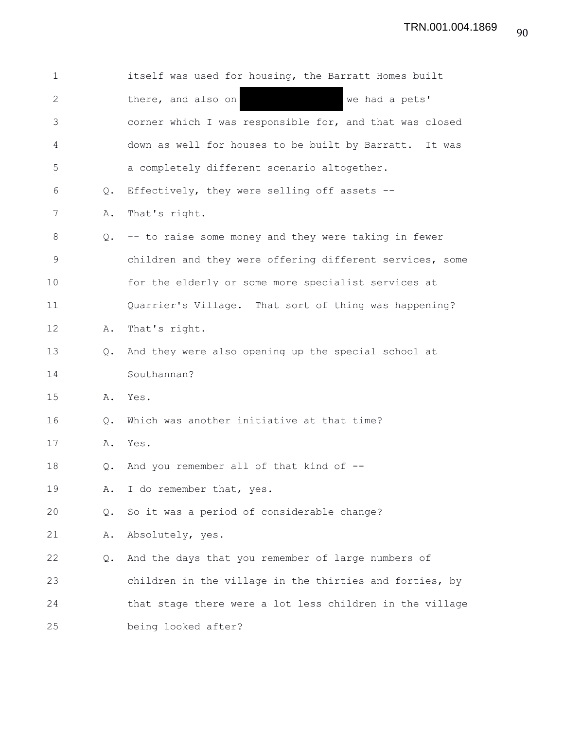itself was used for housing, the Barratt Homes built there, and also on [REDACTED] we had a pets' corner which I was responsible for, and that was closed down as well for houses to be built by Barratt. It was a completely different scenario altogether.

Q. Effectively, they were selling off assets --

A. That's right.

Q. -- to raise some money and they were taking in fewer children and they were offering different services, some for the elderly or some more specialist services at Quarrier's Village. That sort of thing was happening?

A. That's right.

Q. And they were also opening up the special school at Southannan?

A. Yes.

Q. Which was another initiative at that time?

A. Yes.

Q. And you remember all of that kind of --

A. I do remember that, yes.

Q. So it was a period of considerable change?

A. Absolutely, yes.

Q. And the days that you remember of large numbers of children in the village in the thirties and forties, by that stage there were a lot less children in the village being looked after?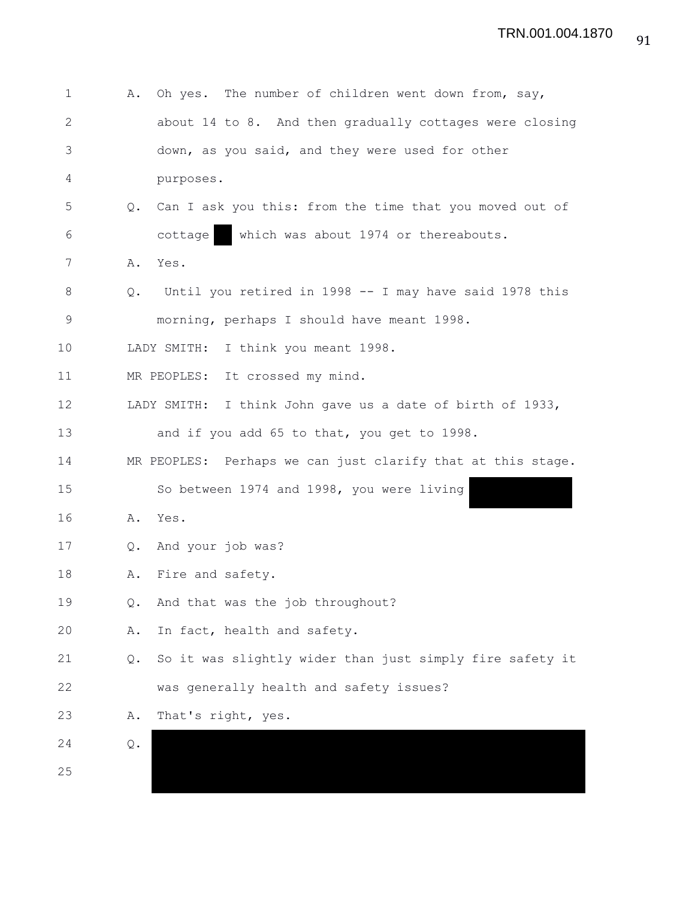1 A. Oh yes. The number of children went down from, say,

2 about 14 to 8. And then gradually cottages were closing

3 down, as you said, and they were used for other

4 purposes.

5 Q. Can I ask you this: from the time that you moved out of

6 cottage ██ which was about 1974 or thereabouts.

7 A. Yes.

8 Q. Until you retired in 1998 -- I may have said 1978 this

9 morning, perhaps I should have meant 1998.

10 LADY SMITH: I think you meant 1998.

11 MR PEOPLES: It crossed my mind.

12 LADY SMITH: I think John gave us a date of birth of 1933,

13 and if you add 65 to that, you get to 1998.

14 MR PEOPLES: Perhaps we can just clarify that at this stage.

15 So between 1974 and 1998, you were living ████████

16 A. Yes.

17 Q. And your job was?

18 A. Fire and safety.

19 Q. And that was the job throughout?

20 A. In fact, health and safety.

21 Q. So it was slightly wider than just simply fire safety it

22 was generally health and safety issues?

23 A. That's right, yes.

24 Q. ████████████████████████████████████████

25 ████████████████████████████████████████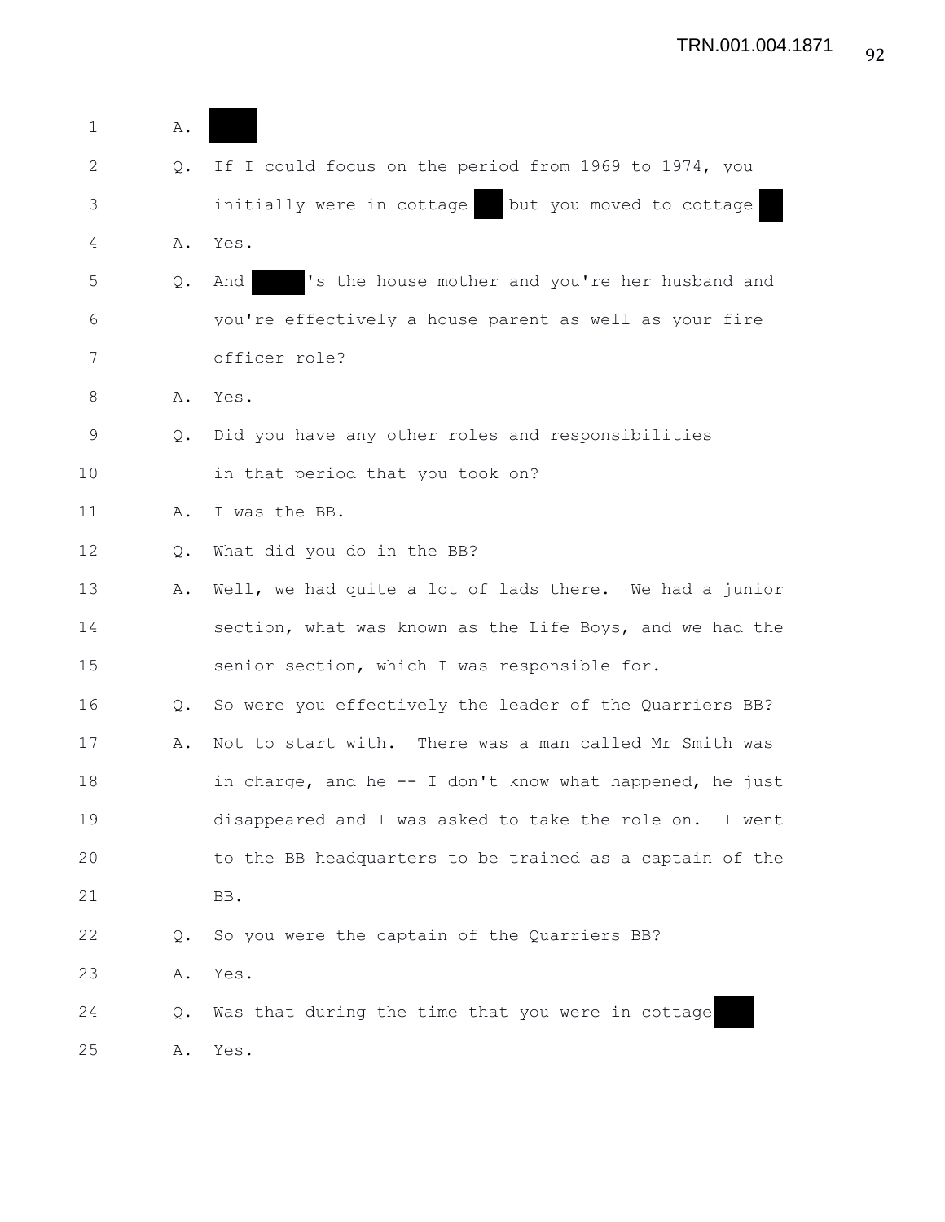1 A. ██████

2 Q. If I could focus on the period from 1969 to 1974, you

3 initially were in cottage ██ but you moved to cottage ██

4 A. Yes.

5 Q. And ██████'s the house mother and you're her husband and

6 you're effectively a house parent as well as your fire

7 officer role?

8 A. Yes.

9 Q. Did you have any other roles and responsibilities

10 in that period that you took on?

11 A. I was the BB.

12 Q. What did you do in the BB?

13 A. Well, we had quite a lot of lads there. We had a junior

14 section, what was known as the Life Boys, and we had the

15 senior section, which I was responsible for.

16 Q. So were you effectively the leader of the Quarriers BB?

17 A. Not to start with. There was a man called Mr Smith was

18 in charge, and he -- I don't know what happened, he just

19 disappeared and I was asked to take the role on. I went

20 to the BB headquarters to be trained as a captain of the

21 BB.

22 Q. So you were the captain of the Quarriers BB?

23 A. Yes.

24 Q. Was that during the time that you were in cottage ██

25 A. Yes.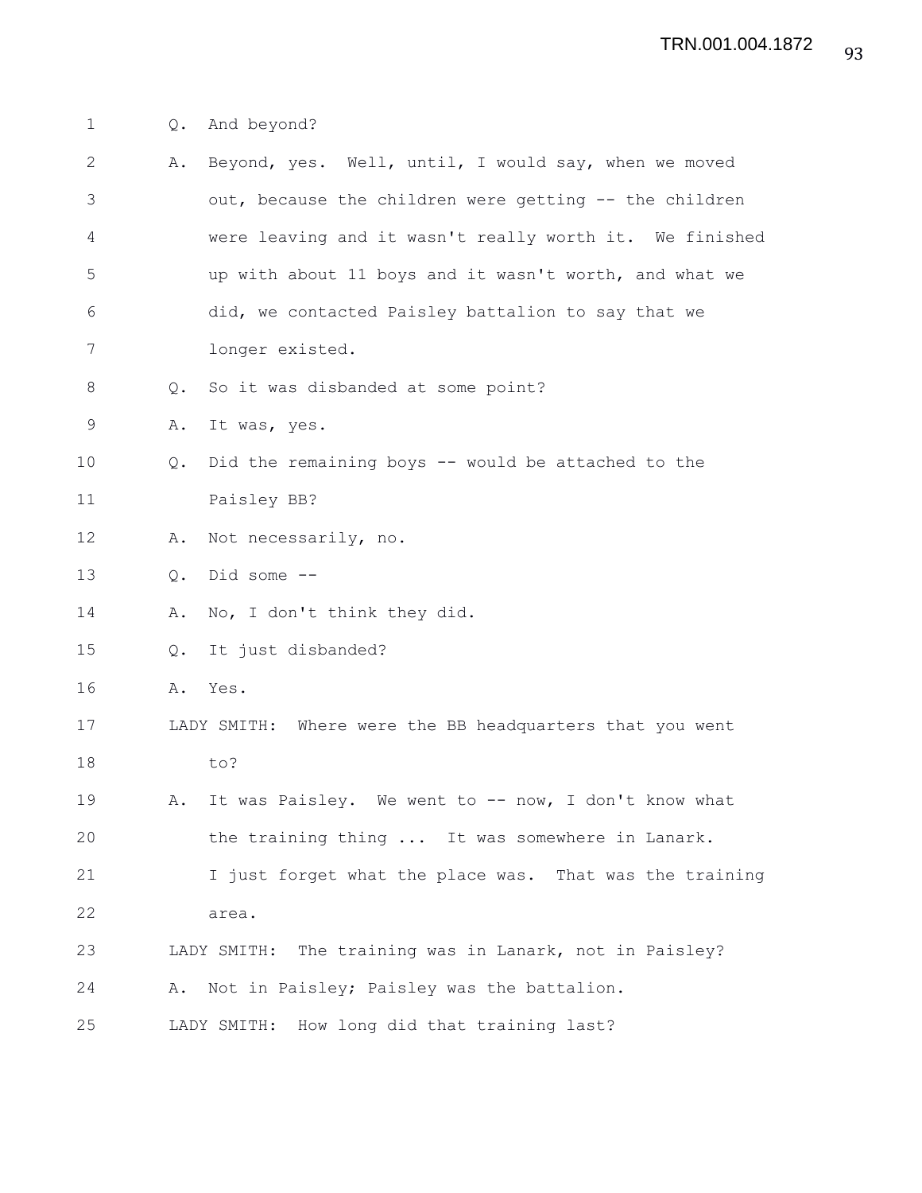Q. And beyond?

A. Beyond, yes. Well, until, I would say, when we moved out, because the children were getting -- the children were leaving and it wasn't really worth it. We finished up with about 11 boys and it wasn't worth, and what we did, we contacted Paisley battalion to say that we longer existed.

Q. So it was disbanded at some point?

A. It was, yes.

Q. Did the remaining boys -- would be attached to the Paisley BB?

A. Not necessarily, no.

Q. Did some --

A. No, I don't think they did.

Q. It just disbanded?

A. Yes.

LADY SMITH: Where were the BB headquarters that you went to?

A. It was Paisley. We went to -- now, I don't know what the training thing ... It was somewhere in Lanark. I just forget what the place was. That was the training area.

LADY SMITH: The training was in Lanark, not in Paisley?

A. Not in Paisley; Paisley was the battalion.

LADY SMITH: How long did that training last?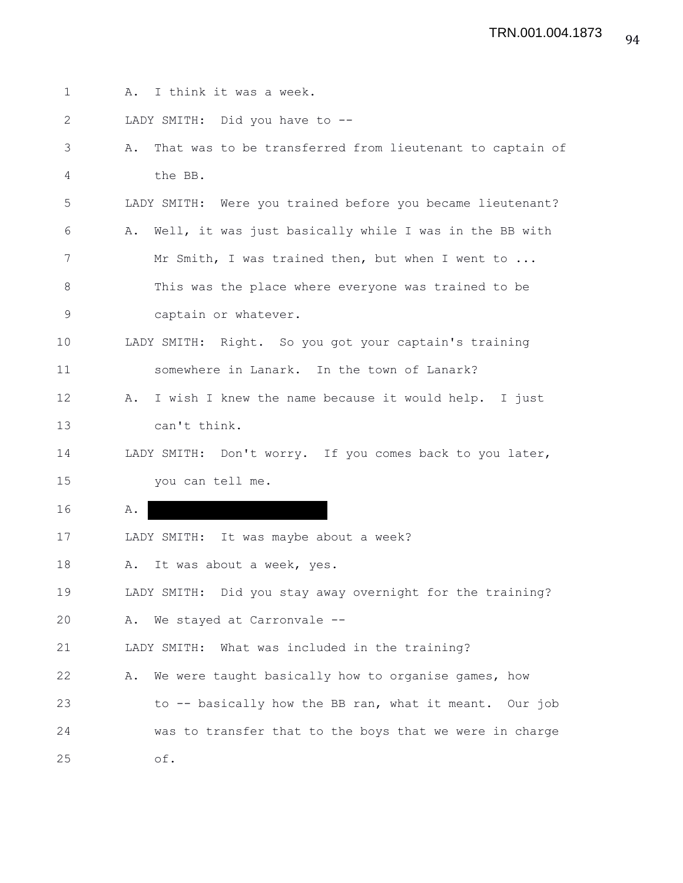A. I think it was a week.

LADY SMITH: Did you have to --

A. That was to be transferred from lieutenant to captain of the BB.

LADY SMITH: Were you trained before you became lieutenant?

A. Well, it was just basically while I was in the BB with Mr Smith, I was trained then, but when I went to ... This was the place where everyone was trained to be captain or whatever.

LADY SMITH: Right. So you got your captain's training somewhere in Lanark. In the town of Lanark?

A. I wish I knew the name because it would help. I just can't think.

LADY SMITH: Don't worry. If you comes back to you later, you can tell me.

A. [redacted]

LADY SMITH: It was maybe about a week?

A. It was about a week, yes.

LADY SMITH: Did you stay away overnight for the training?

A. We stayed at Carronvale --

LADY SMITH: What was included in the training?

A. We were taught basically how to organise games, how to -- basically how the BB ran, what it meant. Our job was to transfer that to the boys that we were in charge of.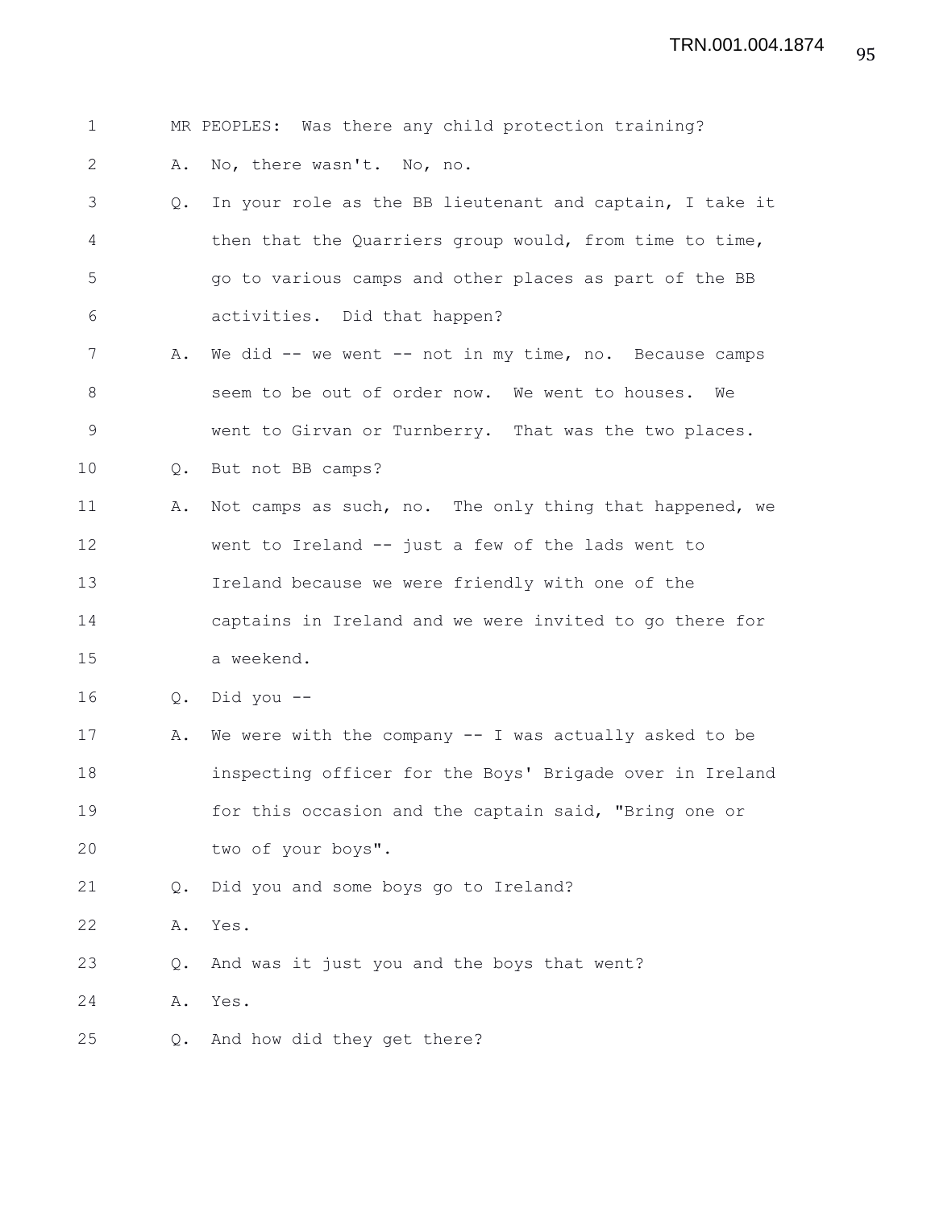MR PEOPLES: Was there any child protection training?

A. No, there wasn't. No, no.

Q. In your role as the BB lieutenant and captain, I take it then that the Quarriers group would, from time to time, go to various camps and other places as part of the BB activities. Did that happen?

A. We did -- we went -- not in my time, no. Because camps seem to be out of order now. We went to houses. We went to Girvan or Turnberry. That was the two places.

Q. But not BB camps?

A. Not camps as such, no. The only thing that happened, we went to Ireland -- just a few of the lads went to Ireland because we were friendly with one of the captains in Ireland and we were invited to go there for a weekend.

Q. Did you --

A. We were with the company -- I was actually asked to be inspecting officer for the Boys' Brigade over in Ireland for this occasion and the captain said, "Bring one or two of your boys".

Q. Did you and some boys go to Ireland?

A. Yes.

Q. And was it just you and the boys that went?

A. Yes.

Q. And how did they get there?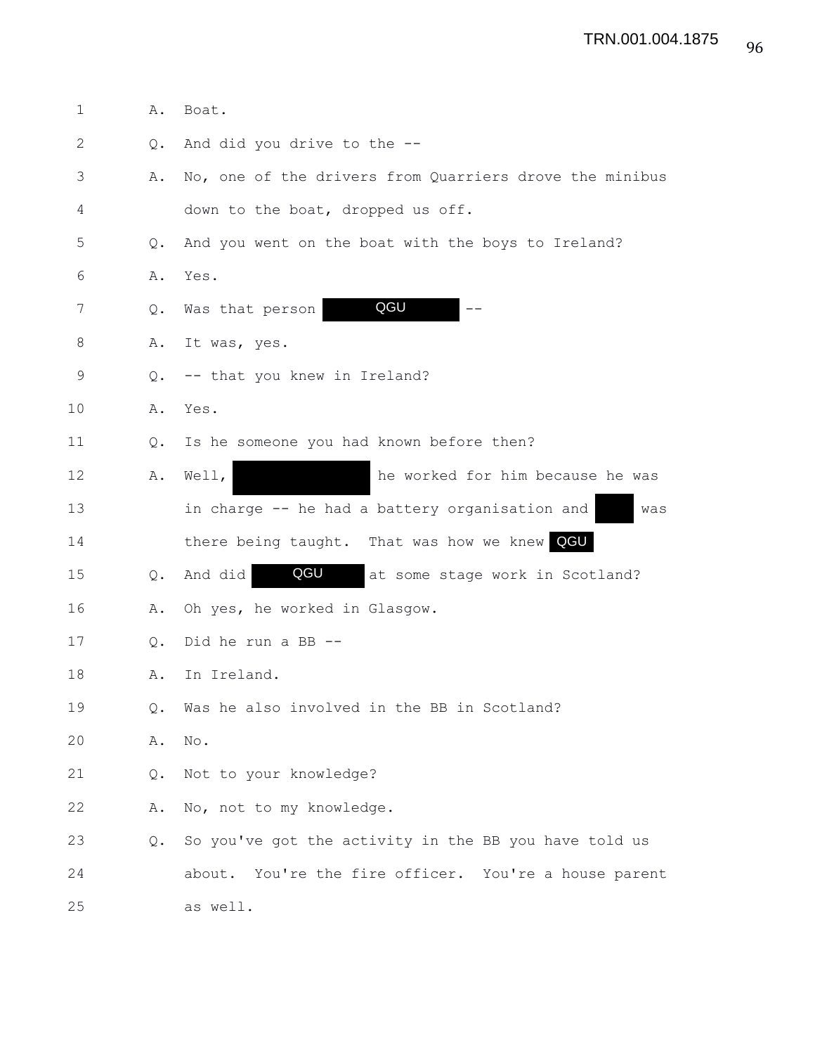1 A. Boat.

2 Q. And did you drive to the --

3 A. No, one of the drivers from Quarriers drove the minibus

4 down to the boat, dropped us off.

5 Q. And you went on the boat with the boys to Ireland?

6 A. Yes.

7 Q. Was that person QGU --

8 A. It was, yes.

9 Q. -- that you knew in Ireland?

10 A. Yes.

11 Q. Is he someone you had known before then?

12 A. Well, [redacted] he worked for him because he was

13 in charge -- he had a battery organisation and [redacted] was

14 there being taught. That was how we knew QGU

15 Q. And did QGU at some stage work in Scotland?

16 A. Oh yes, he worked in Glasgow.

17 Q. Did he run a BB --

18 A. In Ireland.

19 Q. Was he also involved in the BB in Scotland?

20 A. No.

21 Q. Not to your knowledge?

22 A. No, not to my knowledge.

23 Q. So you've got the activity in the BB you have told us

24 about. You're the fire officer. You're a house parent

25 as well.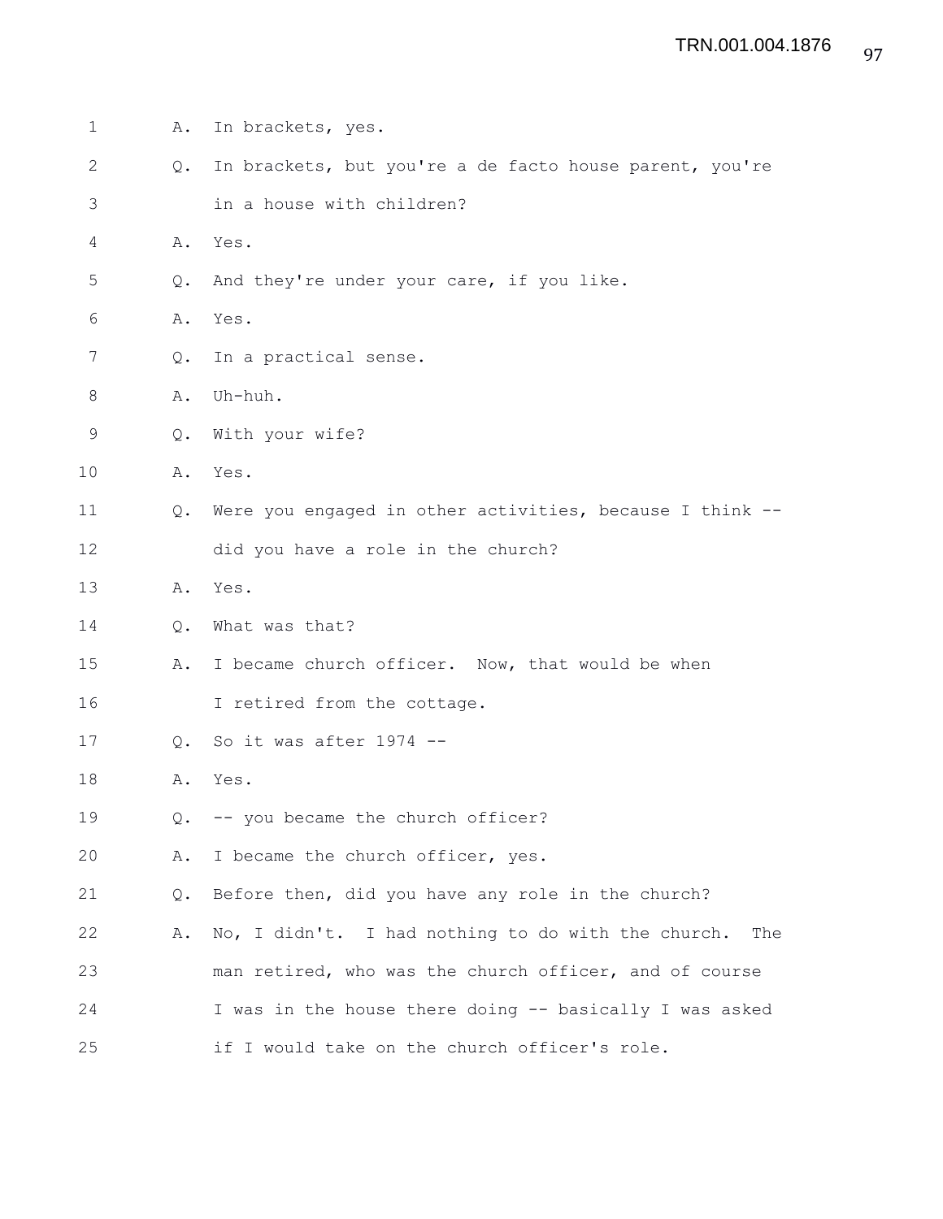A. In brackets, yes.

Q. In brackets, but you're a de facto house parent, you're in a house with children?

A. Yes.

Q. And they're under your care, if you like.

A. Yes.

Q. In a practical sense.

A. Uh-huh.

Q. With your wife?

A. Yes.

Q. Were you engaged in other activities, because I think -- did you have a role in the church?

A. Yes.

Q. What was that?

A. I became church officer. Now, that would be when I retired from the cottage.

Q. So it was after 1974 --

A. Yes.

Q. -- you became the church officer?

A. I became the church officer, yes.

Q. Before then, did you have any role in the church?

A. No, I didn't. I had nothing to do with the church. The man retired, who was the church officer, and of course I was in the house there doing -- basically I was asked if I would take on the church officer's role.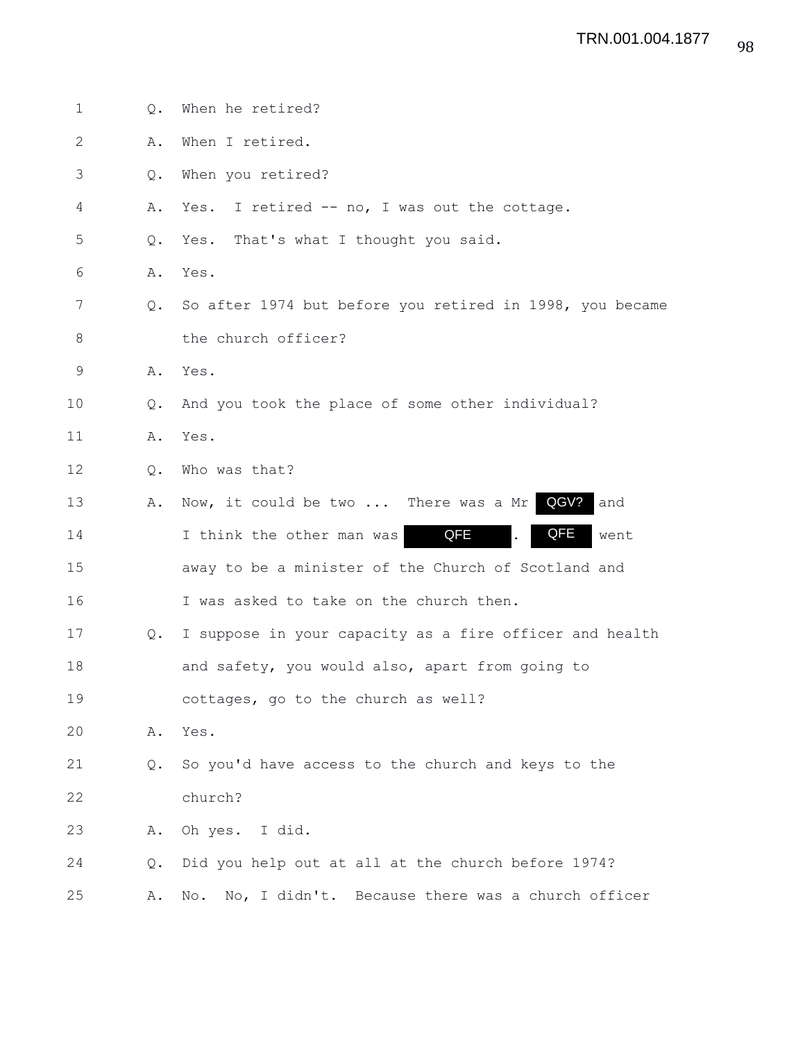1 Q. When he retired?

2 A. When I retired.

3 Q. When you retired?

4 A. Yes. I retired -- no, I was out the cottage.

5 Q. Yes. That's what I thought you said.

6 A. Yes.

7 Q. So after 1974 but before you retired in 1998, you became

8 the church officer?

9 A. Yes.

10 Q. And you took the place of some other individual?

11 A. Yes.

12 Q. Who was that?

13 A. Now, it could be two ... There was a Mr QGV? and

14 I think the other man was QFE . QFE went

15 away to be a minister of the Church of Scotland and

16 I was asked to take on the church then.

17 Q. I suppose in your capacity as a fire officer and health

18 and safety, you would also, apart from going to

19 cottages, go to the church as well?

20 A. Yes.

21 Q. So you'd have access to the church and keys to the

22 church?

23 A. Oh yes. I did.

24 Q. Did you help out at all at the church before 1974?

25 A. No. No, I didn't. Because there was a church officer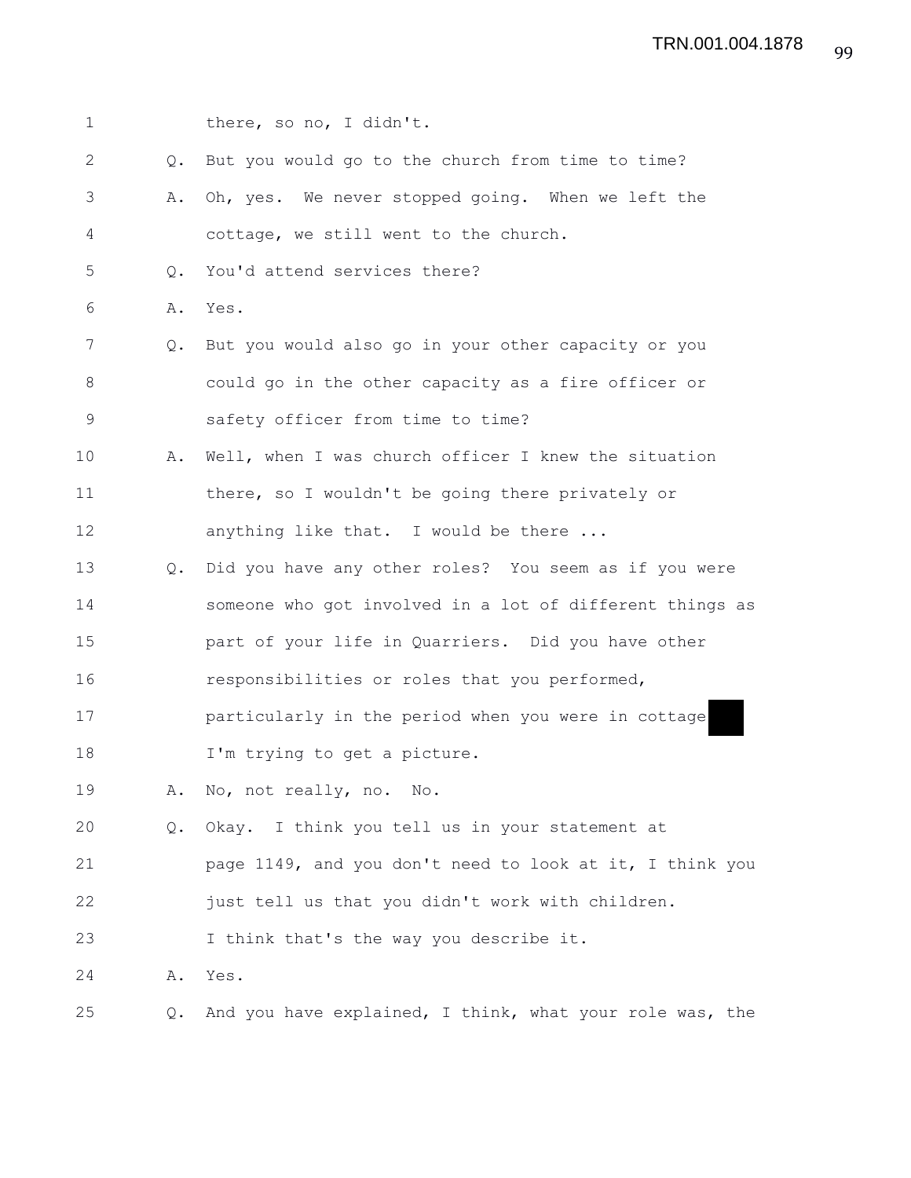1 there, so no, I didn't.

2 Q. But you would go to the church from time to time?

3 A. Oh, yes. We never stopped going. When we left the

4 cottage, we still went to the church.

5 Q. You'd attend services there?

6 A. Yes.

7 Q. But you would also go in your other capacity or you

8 could go in the other capacity as a fire officer or

9 safety officer from time to time?

10 A. Well, when I was church officer I knew the situation

11 there, so I wouldn't be going there privately or

12 anything like that. I would be there ...

13 Q. Did you have any other roles? You seem as if you were

14 someone who got involved in a lot of different things as

15 part of your life in Quarriers. Did you have other

16 responsibilities or roles that you performed,

17 particularly in the period when you were in cottage ██

18 I'm trying to get a picture.

19 A. No, not really, no. No.

20 Q. Okay. I think you tell us in your statement at

21 page 1149, and you don't need to look at it, I think you

22 just tell us that you didn't work with children.

23 I think that's the way you describe it.

24 A. Yes.

25 Q. And you have explained, I think, what your role was, the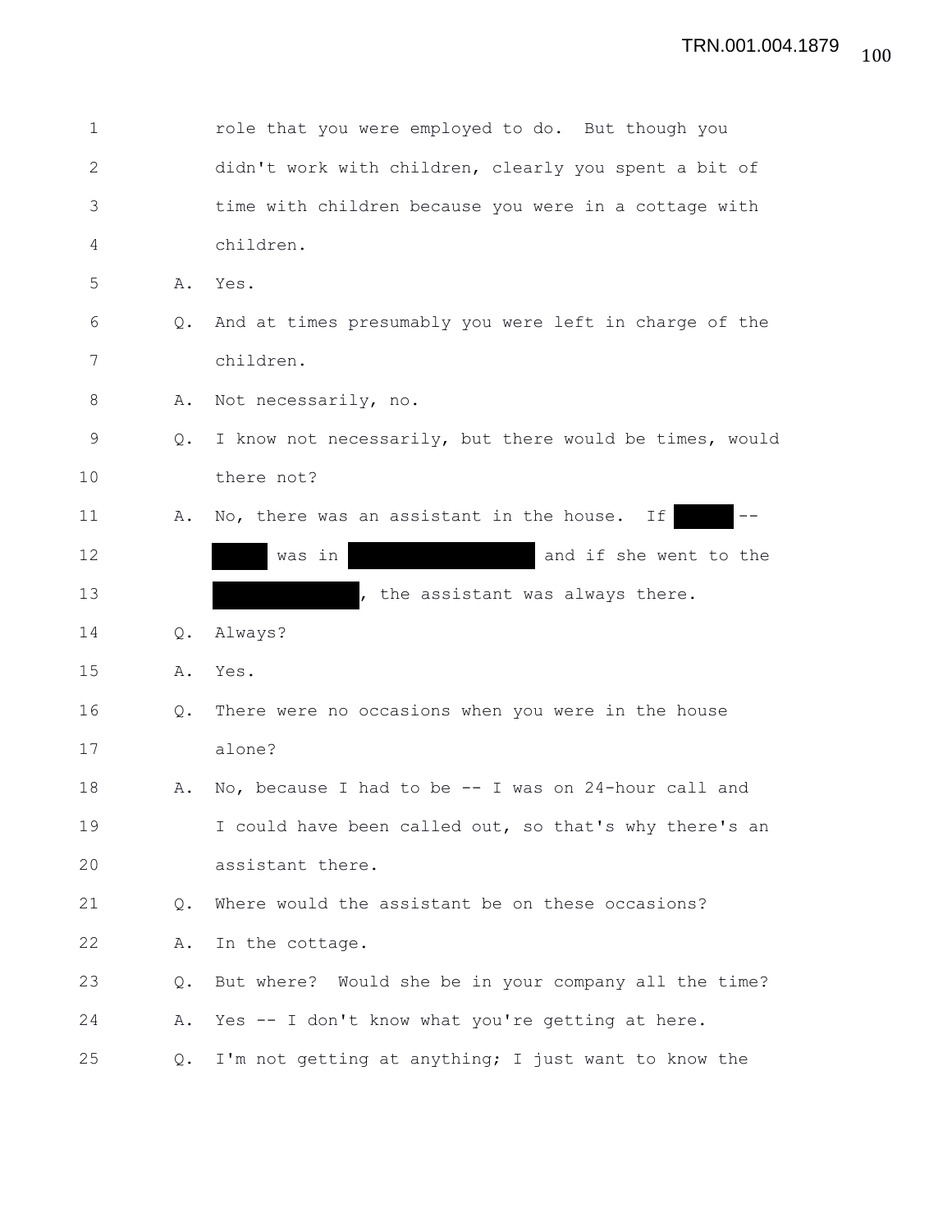1 role that you were employed to do. But though you
2 didn't work with children, clearly you spent a bit of
3 time with children because you were in a cottage with
4 children.

5 A. Yes.

6 Q. And at times presumably you were left in charge of the
7 children.

8 A. Not necessarily, no.

9 Q. I know not necessarily, but there would be times, would
10 there not?

11 A. No, there was an assistant in the house. If ███ --
12 ███ was in ███████ and if she went to the
13 ██████, the assistant was always there.

14 Q. Always?

15 A. Yes.

16 Q. There were no occasions when you were in the house
17 alone?

18 A. No, because I had to be -- I was on 24-hour call and
19 I could have been called out, so that's why there's an
20 assistant there.

21 Q. Where would the assistant be on these occasions?

22 A. In the cottage.

23 Q. But where? Would she be in your company all the time?

24 A. Yes -- I don't know what you're getting at here.

25 Q. I'm not getting at anything; I just want to know the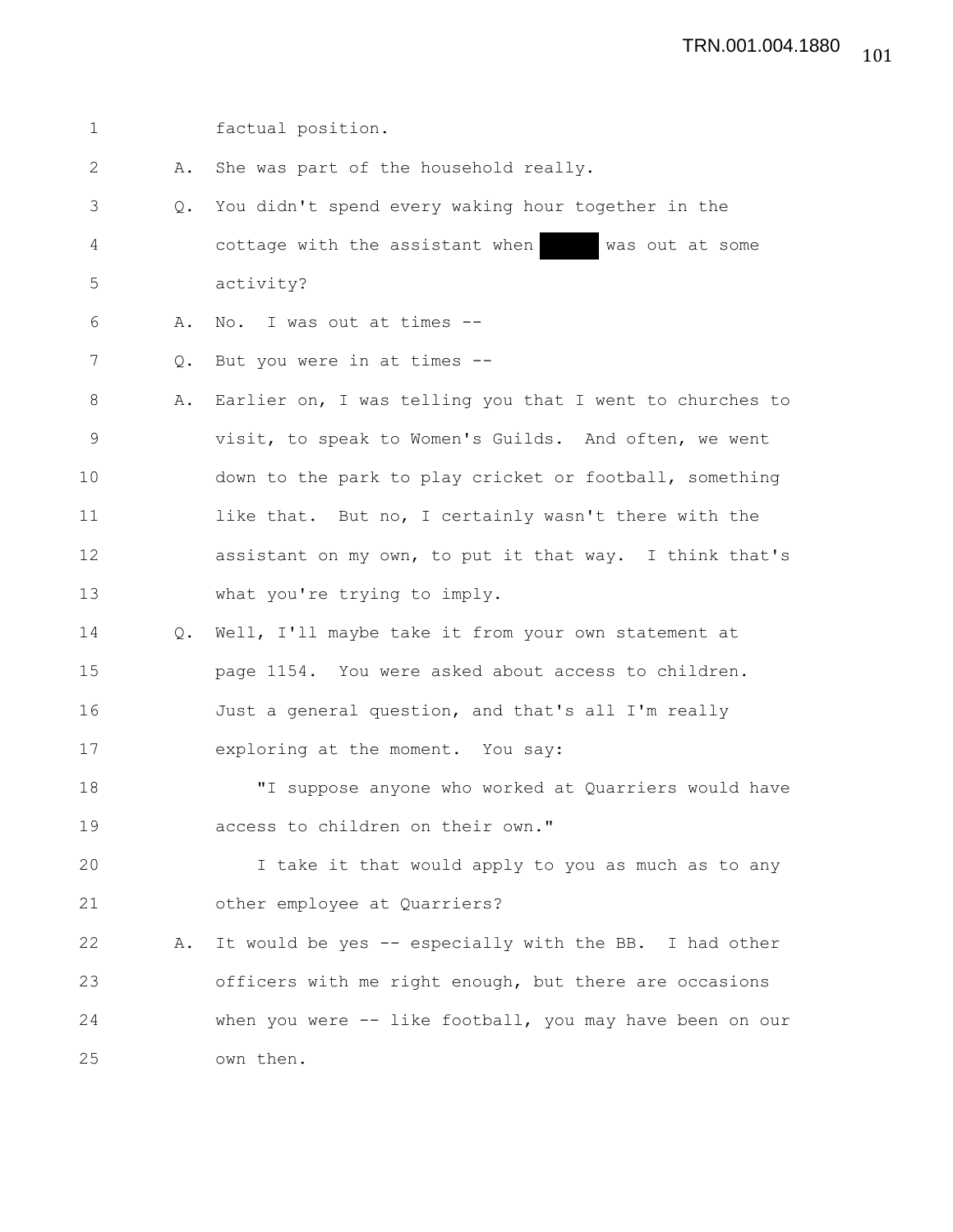1 factual position.

2 A. She was part of the household really.

3 Q. You didn't spend every waking hour together in the

4 cottage with the assistant when ██████ was out at some

5 activity?

6 A. No. I was out at times --

7 Q. But you were in at times --

8 A. Earlier on, I was telling you that I went to churches to

9 visit, to speak to Women's Guilds. And often, we went

10 down to the park to play cricket or football, something

11 like that. But no, I certainly wasn't there with the

12 assistant on my own, to put it that way. I think that's

13 what you're trying to imply.

14 Q. Well, I'll maybe take it from your own statement at

15 page 1154. You were asked about access to children.

16 Just a general question, and that's all I'm really

17 exploring at the moment. You say:

18 "I suppose anyone who worked at Quarriers would have

19 access to children on their own."

20 I take it that would apply to you as much as to any

21 other employee at Quarriers?

22 A. It would be yes -- especially with the BB. I had other

23 officers with me right enough, but there are occasions

24 when you were -- like football, you may have been on our

25 own then.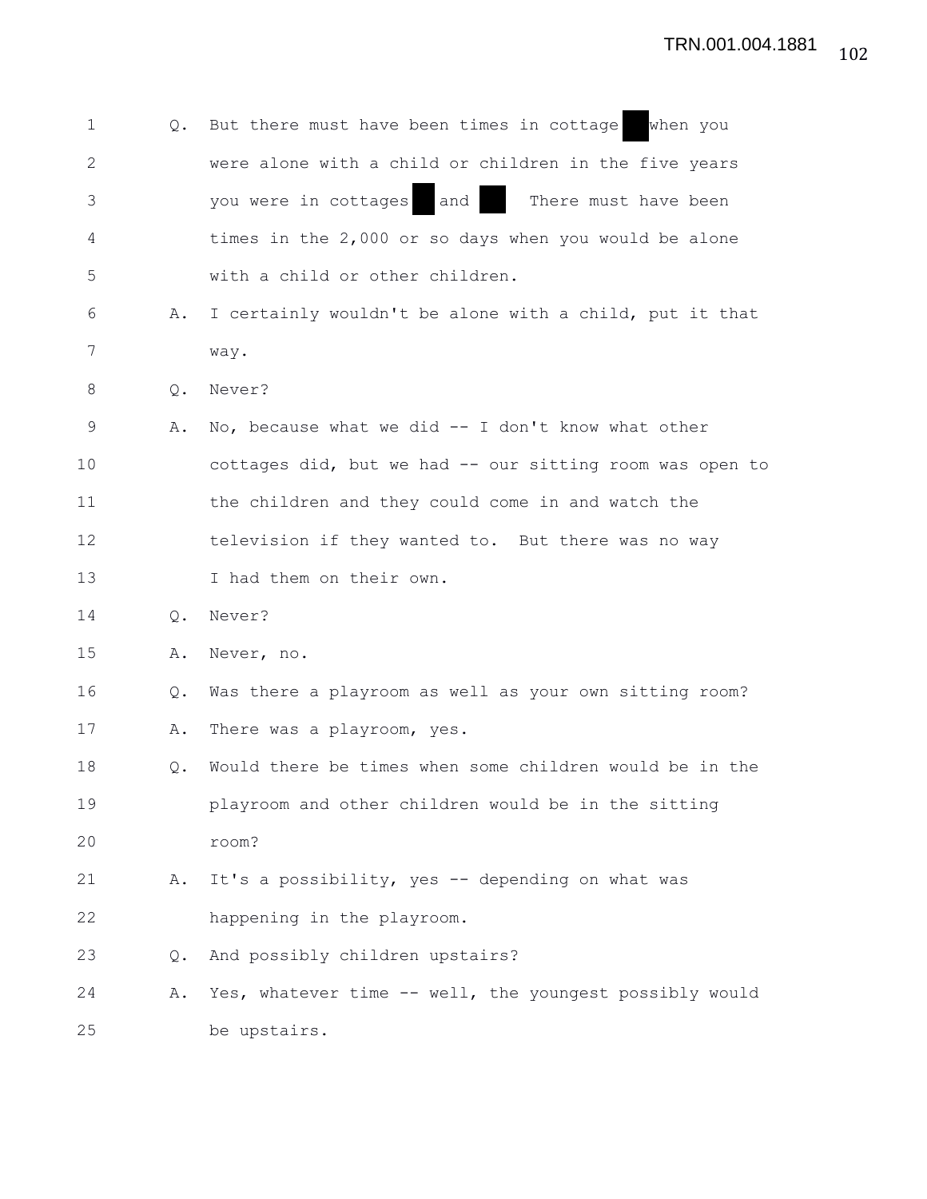1 Q. But there must have been times in cottage ██ when you
2 were alone with a child or children in the five years
3 you were in cottages ██ and ██. There must have been
4 times in the 2,000 or so days when you would be alone
5 with a child or other children.
6 A. I certainly wouldn't be alone with a child, put it that
7 way.
8 Q. Never?
9 A. No, because what we did -- I don't know what other
10 cottages did, but we had -- our sitting room was open to
11 the children and they could come in and watch the
12 television if they wanted to. But there was no way
13 I had them on their own.
14 Q. Never?
15 A. Never, no.
16 Q. Was there a playroom as well as your own sitting room?
17 A. There was a playroom, yes.
18 Q. Would there be times when some children would be in the
19 playroom and other children would be in the sitting
20 room?
21 A. It's a possibility, yes -- depending on what was
22 happening in the playroom.
23 Q. And possibly children upstairs?
24 A. Yes, whatever time -- well, the youngest possibly would
25 be upstairs.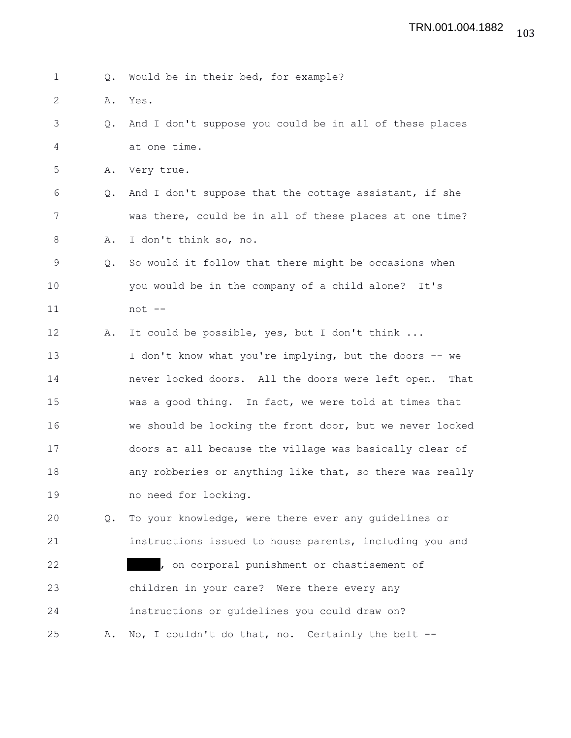1 Q. Would be in their bed, for example?

2 A. Yes.

3 Q. And I don't suppose you could be in all of these places

4 at one time.

5 A. Very true.

6 Q. And I don't suppose that the cottage assistant, if she

7 was there, could be in all of these places at one time?

8 A. I don't think so, no.

9 Q. So would it follow that there might be occasions when

10 you would be in the company of a child alone? It's

11 not --

12 A. It could be possible, yes, but I don't think ...

13 I don't know what you're implying, but the doors -- we

14 never locked doors. All the doors were left open. That

15 was a good thing. In fact, we were told at times that

16 we should be locking the front door, but we never locked

17 doors at all because the village was basically clear of

18 any robberies or anything like that, so there was really

19 no need for locking.

20 Q. To your knowledge, were there ever any guidelines or

21 instructions issued to house parents, including you and

22 ██████, on corporal punishment or chastisement of

23 children in your care? Were there every any

24 instructions or guidelines you could draw on?

25 A. No, I couldn't do that, no. Certainly the belt --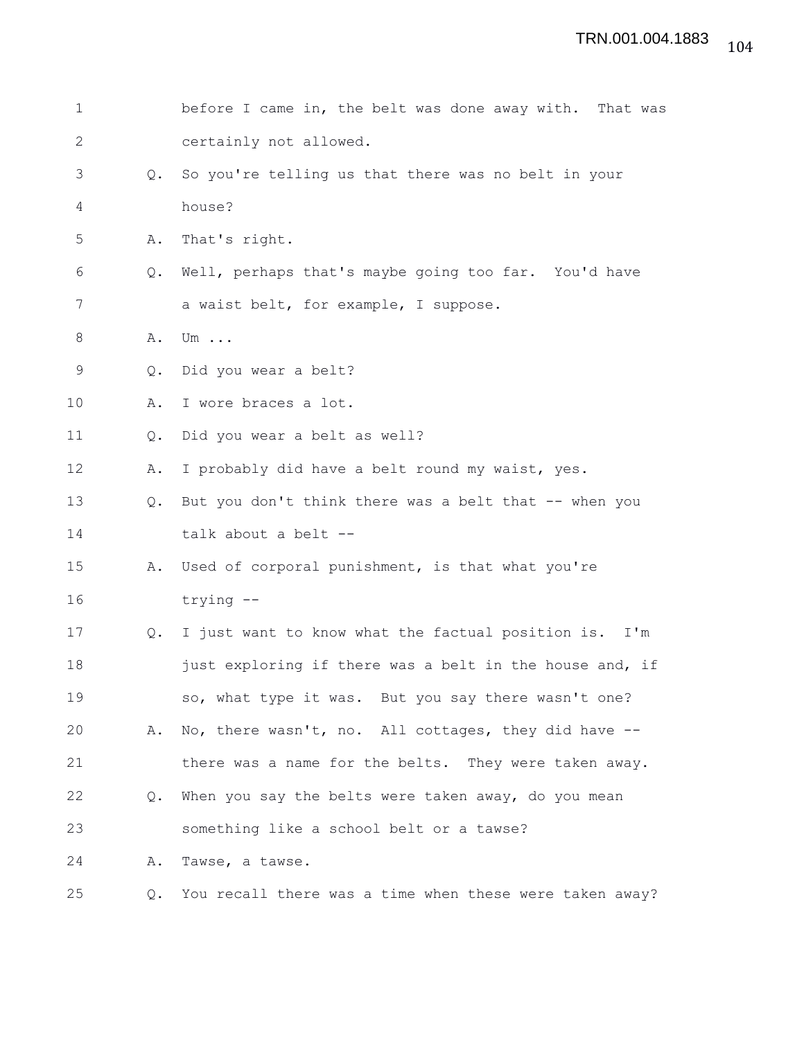1 before I came in, the belt was done away with. That was
2 certainly not allowed.
3 Q. So you're telling us that there was no belt in your
4 house?
5 A. That's right.
6 Q. Well, perhaps that's maybe going too far. You'd have
7 a waist belt, for example, I suppose.
8 A. Um ...
9 Q. Did you wear a belt?
10 A. I wore braces a lot.
11 Q. Did you wear a belt as well?
12 A. I probably did have a belt round my waist, yes.
13 Q. But you don't think there was a belt that -- when you
14 talk about a belt --
15 A. Used of corporal punishment, is that what you're
16 trying --
17 Q. I just want to know what the factual position is. I'm
18 just exploring if there was a belt in the house and, if
19 so, what type it was. But you say there wasn't one?
20 A. No, there wasn't, no. All cottages, they did have --
21 there was a name for the belts. They were taken away.
22 Q. When you say the belts were taken away, do you mean
23 something like a school belt or a tawse?
24 A. Tawse, a tawse.
25 Q. You recall there was a time when these were taken away?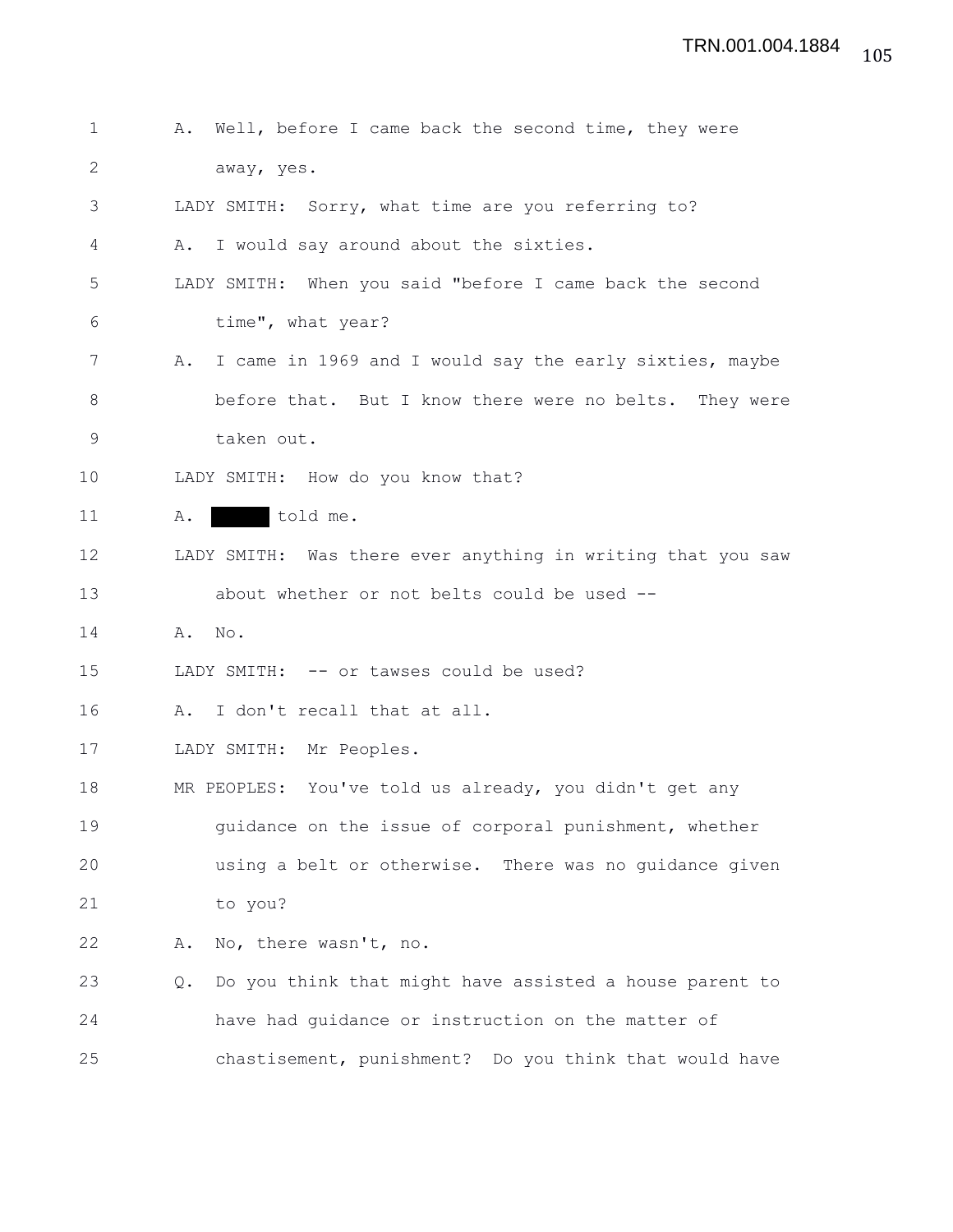A. Well, before I came back the second time, they were away, yes.

LADY SMITH: Sorry, what time are you referring to?

A. I would say around about the sixties.

LADY SMITH: When you said "before I came back the second time", what year?

A. I came in 1969 and I would say the early sixties, maybe before that. But I know there were no belts. They were taken out.

LADY SMITH: How do you know that?

A. ██████ told me.

LADY SMITH: Was there ever anything in writing that you saw about whether or not belts could be used --

A. No.

LADY SMITH: -- or tawses could be used?

A. I don't recall that at all.

LADY SMITH: Mr Peoples.

MR PEOPLES: You've told us already, you didn't get any guidance on the issue of corporal punishment, whether using a belt or otherwise. There was no guidance given to you?

A. No, there wasn't, no.

Q. Do you think that might have assisted a house parent to have had guidance or instruction on the matter of chastisement, punishment? Do you think that would have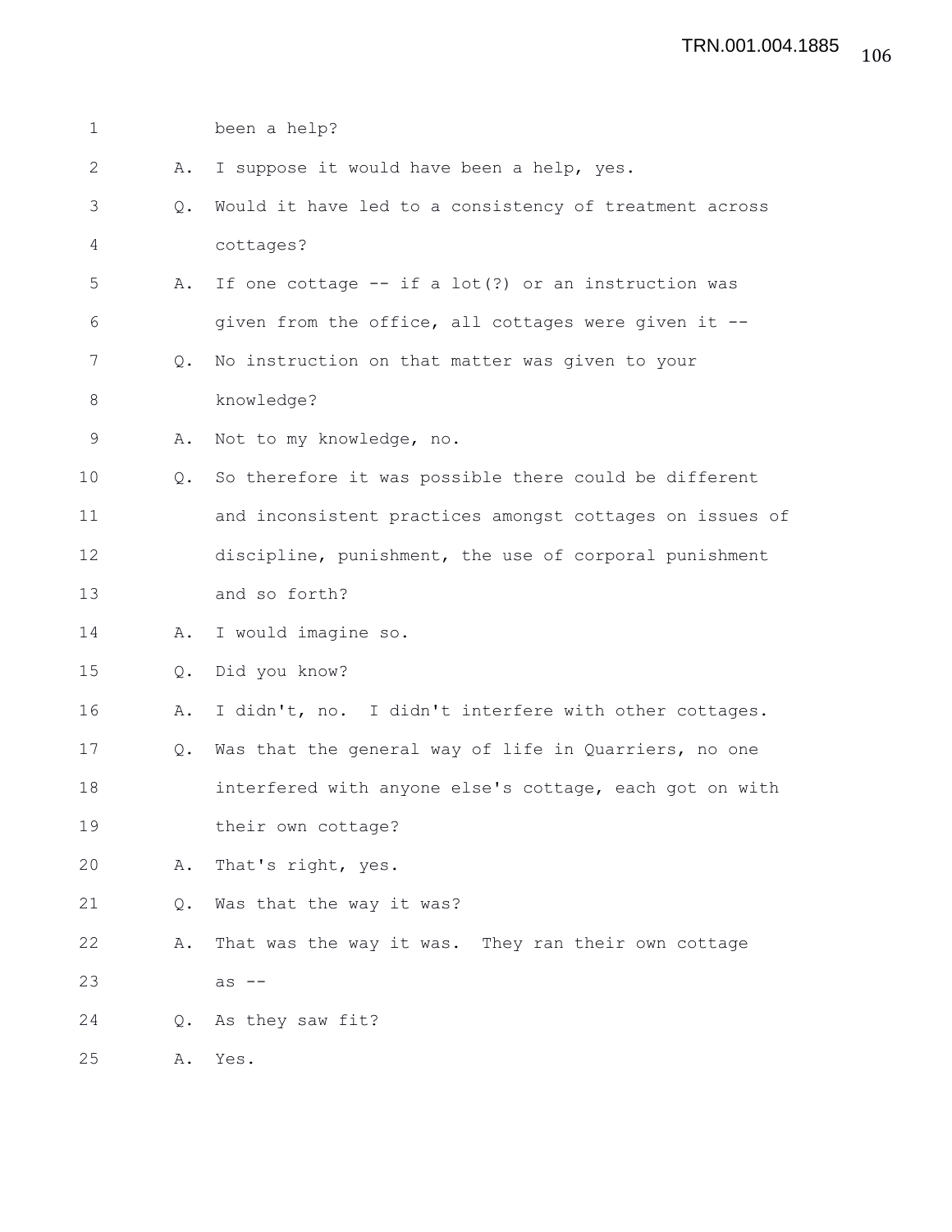1 been a help?

2 A. I suppose it would have been a help, yes.

3 Q. Would it have led to a consistency of treatment across

4 cottages?

5 A. If one cottage -- if a lot(?) or an instruction was

6 given from the office, all cottages were given it --

7 Q. No instruction on that matter was given to your

8 knowledge?

9 A. Not to my knowledge, no.

10 Q. So therefore it was possible there could be different

11 and inconsistent practices amongst cottages on issues of

12 discipline, punishment, the use of corporal punishment

13 and so forth?

14 A. I would imagine so.

15 Q. Did you know?

16 A. I didn't, no. I didn't interfere with other cottages.

17 Q. Was that the general way of life in Quarriers, no one

18 interfered with anyone else's cottage, each got on with

19 their own cottage?

20 A. That's right, yes.

21 Q. Was that the way it was?

22 A. That was the way it was. They ran their own cottage

23 as --

24 Q. As they saw fit?

25 A. Yes.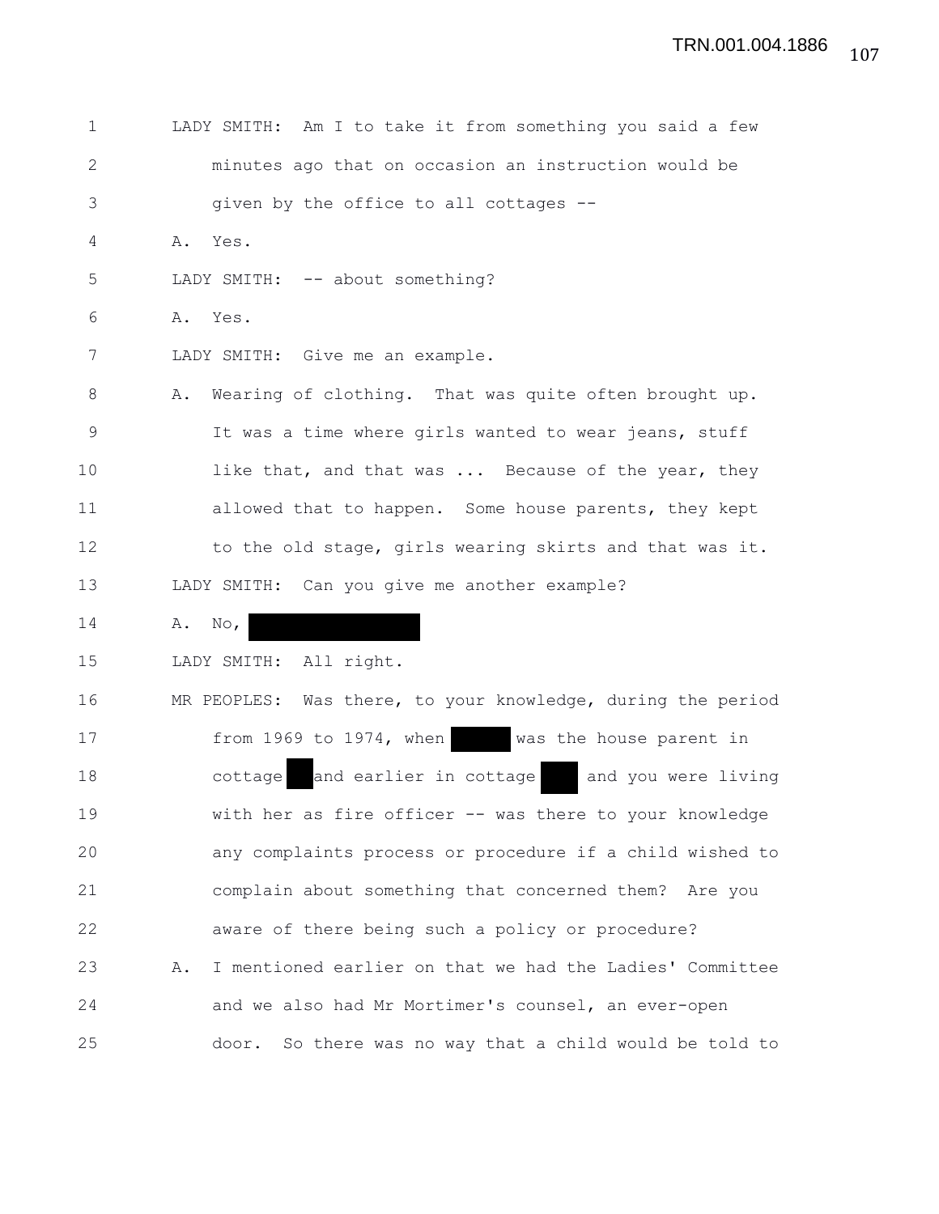LADY SMITH: Am I to take it from something you said a few minutes ago that on occasion an instruction would be given by the office to all cottages --

A. Yes.

LADY SMITH: -- about something?

A. Yes.

LADY SMITH: Give me an example.

A. Wearing of clothing. That was quite often brought up. It was a time where girls wanted to wear jeans, stuff like that, and that was ... Because of the year, they allowed that to happen. Some house parents, they kept to the old stage, girls wearing skirts and that was it.

LADY SMITH: Can you give me another example?

A. No, [REDACTED]

LADY SMITH: All right.

MR PEOPLES: Was there, to your knowledge, during the period from 1969 to 1974, when [REDACTED] was the house parent in cottage [REDACTED] and earlier in cottage [REDACTED] and you were living with her as fire officer -- was there to your knowledge any complaints process or procedure if a child wished to complain about something that concerned them? Are you aware of there being such a policy or procedure?

A. I mentioned earlier on that we had the Ladies' Committee and we also had Mr Mortimer's counsel, an ever-open door. So there was no way that a child would be told to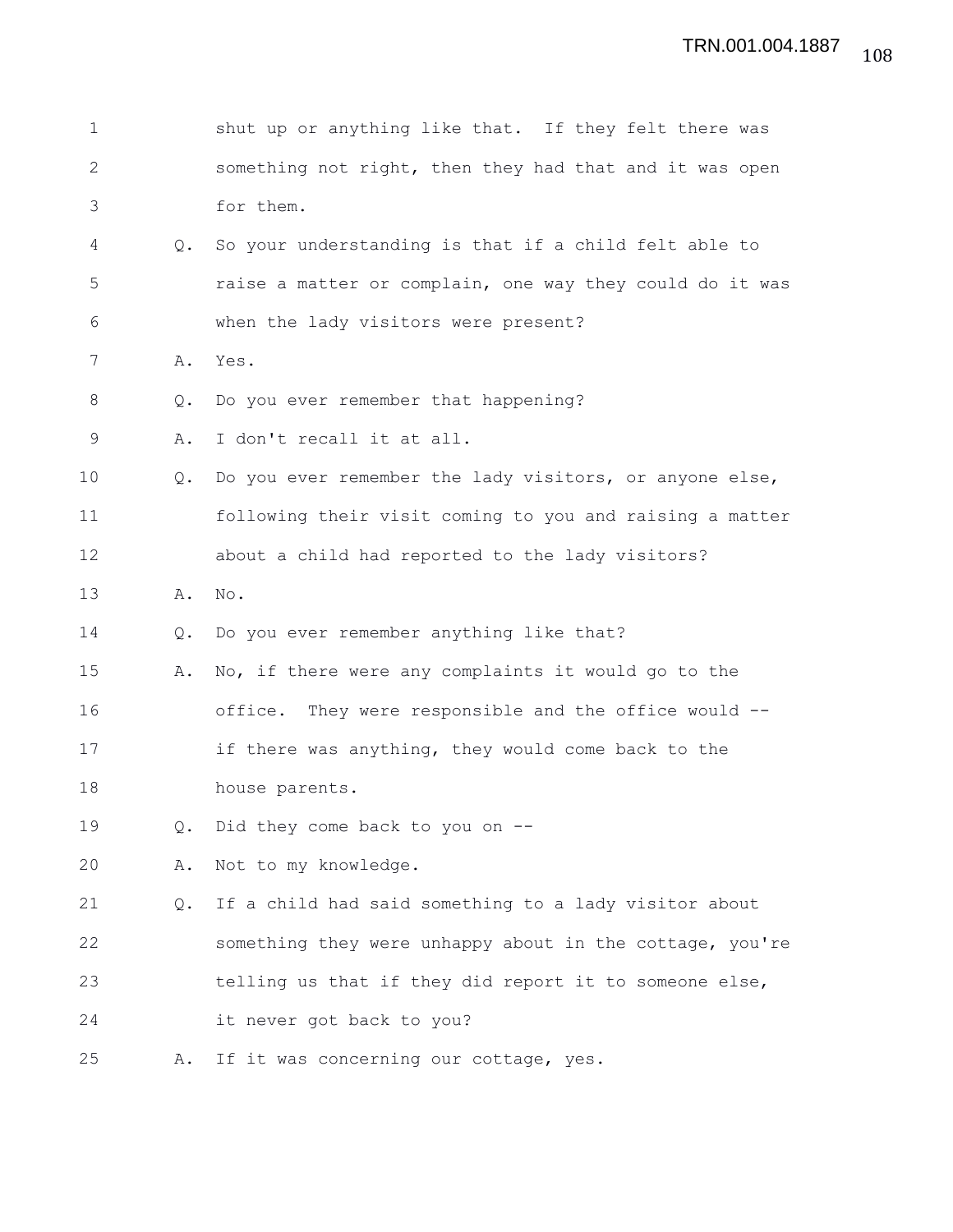1 shut up or anything like that. If they felt there was
2 something not right, then they had that and it was open
3 for them.

4 Q. So your understanding is that if a child felt able to
5 raise a matter or complain, one way they could do it was
6 when the lady visitors were present?

7 A. Yes.

8 Q. Do you ever remember that happening?

9 A. I don't recall it at all.

10 Q. Do you ever remember the lady visitors, or anyone else,
11 following their visit coming to you and raising a matter
12 about a child had reported to the lady visitors?

13 A. No.

14 Q. Do you ever remember anything like that?

15 A. No, if there were any complaints it would go to the
16 office. They were responsible and the office would --
17 if there was anything, they would come back to the
18 house parents.

19 Q. Did they come back to you on --

20 A. Not to my knowledge.

21 Q. If a child had said something to a lady visitor about
22 something they were unhappy about in the cottage, you're
23 telling us that if they did report it to someone else,
24 it never got back to you?

25 A. If it was concerning our cottage, yes.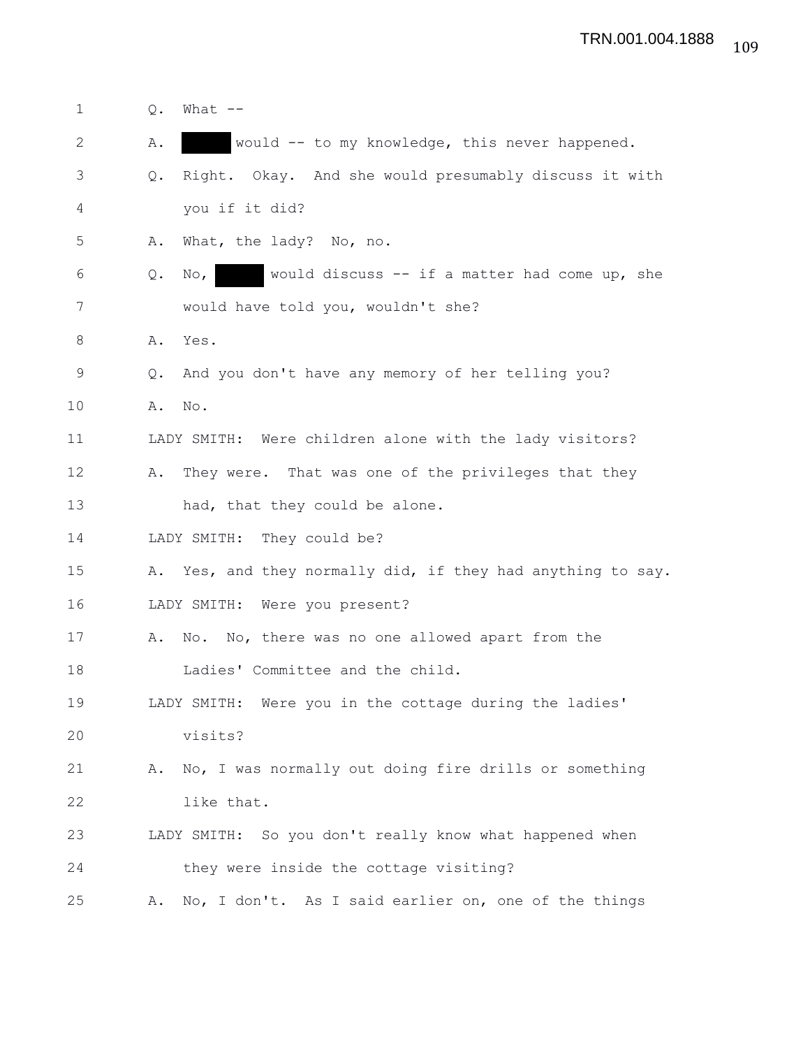Q. What --

A. ▇▇▇ would -- to my knowledge, this never happened.

Q. Right. Okay. And she would presumably discuss it with you if it did?

A. What, the lady? No, no.

Q. No, ▇▇▇ would discuss -- if a matter had come up, she would have told you, wouldn't she?

A. Yes.

Q. And you don't have any memory of her telling you?

A. No.

LADY SMITH: Were children alone with the lady visitors?

A. They were. That was one of the privileges that they had, that they could be alone.

LADY SMITH: They could be?

A. Yes, and they normally did, if they had anything to say.

LADY SMITH: Were you present?

A. No. No, there was no one allowed apart from the Ladies' Committee and the child.

LADY SMITH: Were you in the cottage during the ladies' visits?

A. No, I was normally out doing fire drills or something like that.

LADY SMITH: So you don't really know what happened when they were inside the cottage visiting?

A. No, I don't. As I said earlier on, one of the things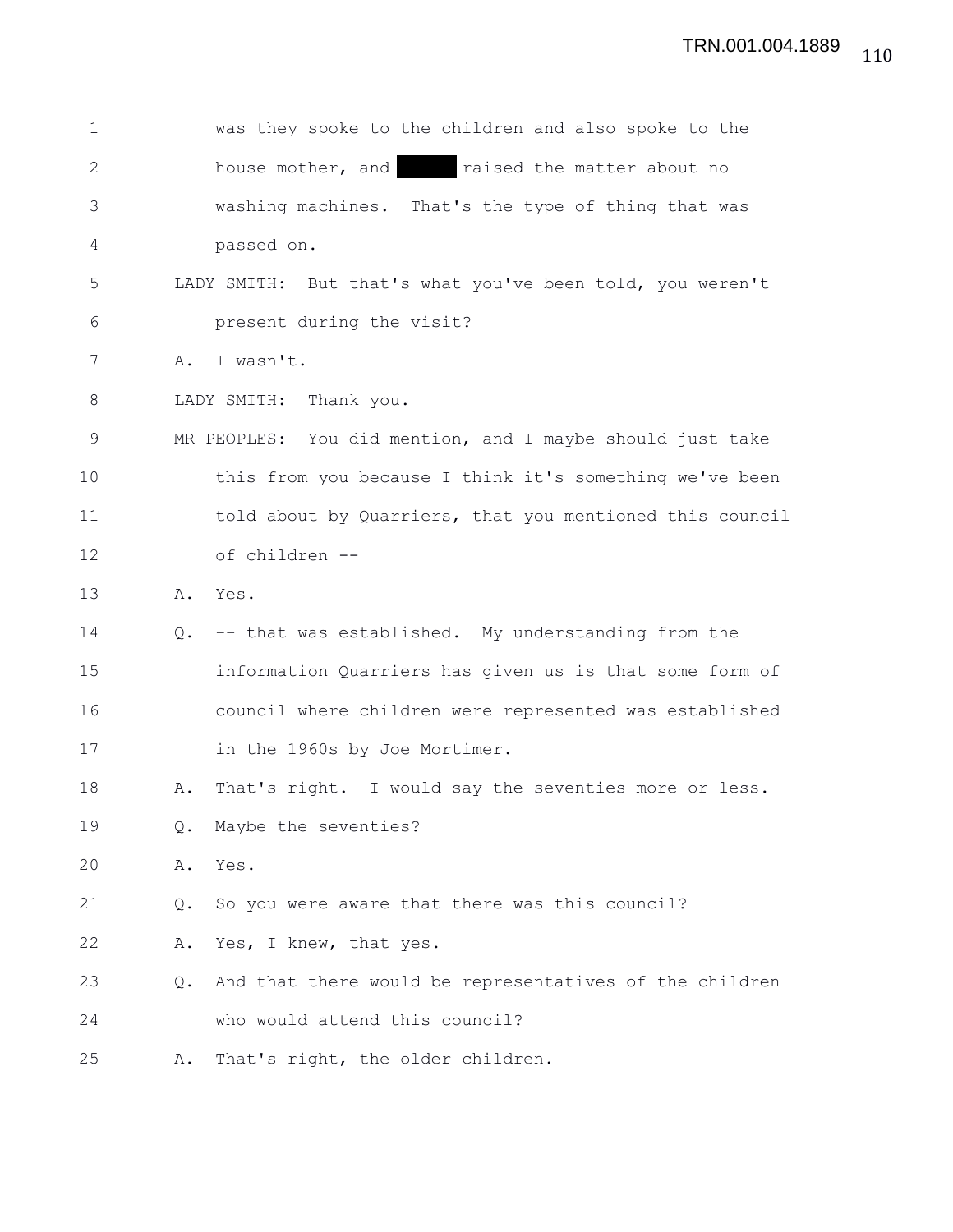1 was they spoke to the children and also spoke to the

2 house mother, and [redacted] raised the matter about no

3 washing machines. That's the type of thing that was

4 passed on.

5 LADY SMITH: But that's what you've been told, you weren't

6 present during the visit?

7 A. I wasn't.

8 LADY SMITH: Thank you.

9 MR PEOPLES: You did mention, and I maybe should just take

10 this from you because I think it's something we've been

11 told about by Quarriers, that you mentioned this council

12 of children --

13 A. Yes.

14 Q. -- that was established. My understanding from the

15 information Quarriers has given us is that some form of

16 council where children were represented was established

17 in the 1960s by Joe Mortimer.

18 A. That's right. I would say the seventies more or less.

19 Q. Maybe the seventies?

20 A. Yes.

21 Q. So you were aware that there was this council?

22 A. Yes, I knew, that yes.

23 Q. And that there would be representatives of the children

24 who would attend this council?

25 A. That's right, the older children.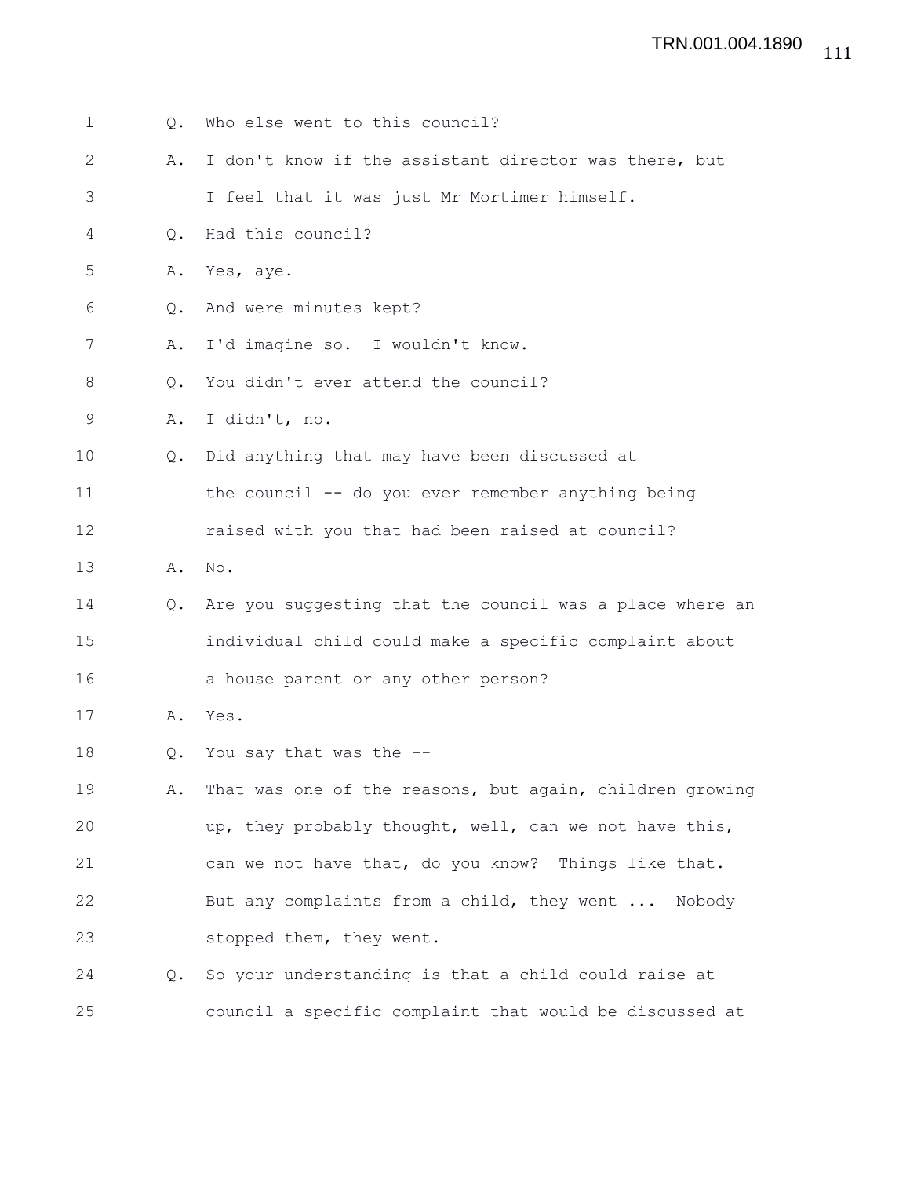Q. Who else went to this council?

A. I don't know if the assistant director was there, but I feel that it was just Mr Mortimer himself.

Q. Had this council?

A. Yes, aye.

Q. And were minutes kept?

A. I'd imagine so. I wouldn't know.

Q. You didn't ever attend the council?

A. I didn't, no.

Q. Did anything that may have been discussed at the council -- do you ever remember anything being raised with you that had been raised at council?

A. No.

Q. Are you suggesting that the council was a place where an individual child could make a specific complaint about a house parent or any other person?

A. Yes.

Q. You say that was the --

A. That was one of the reasons, but again, children growing up, they probably thought, well, can we not have this, can we not have that, do you know? Things like that. But any complaints from a child, they went ... Nobody stopped them, they went.

Q. So your understanding is that a child could raise at council a specific complaint that would be discussed at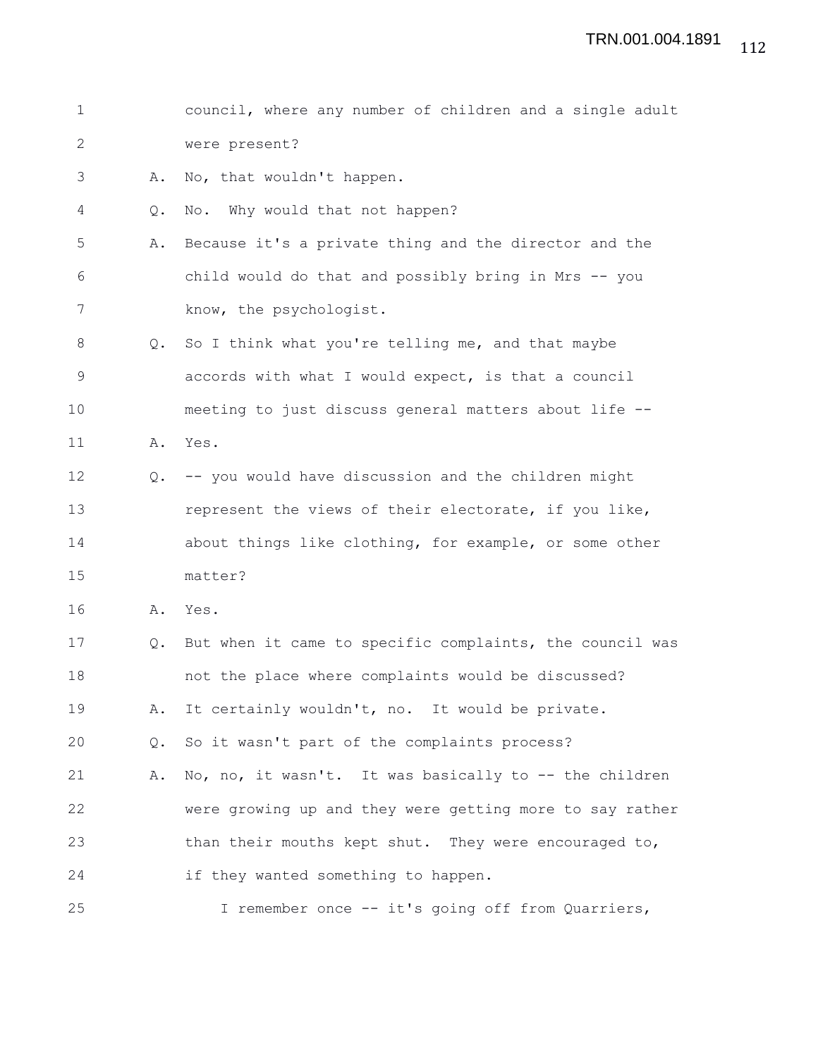council, where any number of children and a single adult were present?

A. No, that wouldn't happen.

Q. No. Why would that not happen?

A. Because it's a private thing and the director and the child would do that and possibly bring in Mrs -- you know, the psychologist.

Q. So I think what you're telling me, and that maybe accords with what I would expect, is that a council meeting to just discuss general matters about life --

A. Yes.

Q. -- you would have discussion and the children might represent the views of their electorate, if you like, about things like clothing, for example, or some other matter?

A. Yes.

Q. But when it came to specific complaints, the council was not the place where complaints would be discussed?

A. It certainly wouldn't, no. It would be private.

Q. So it wasn't part of the complaints process?

A. No, no, it wasn't. It was basically to -- the children were growing up and they were getting more to say rather than their mouths kept shut. They were encouraged to, if they wanted something to happen.

I remember once -- it's going off from Quarriers,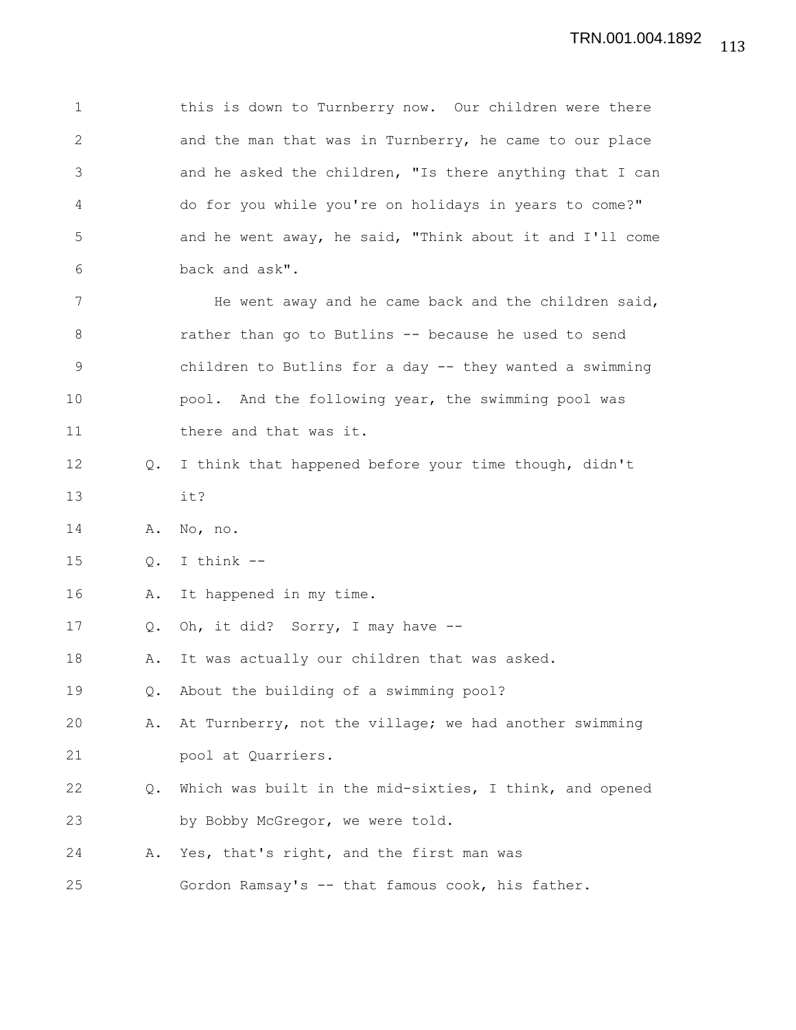this is down to Turnberry now. Our children were there and the man that was in Turnberry, he came to our place and he asked the children, "Is there anything that I can do for you while you're on holidays in years to come?" and he went away, he said, "Think about it and I'll come back and ask".

He went away and he came back and the children said, rather than go to Butlins -- because he used to send children to Butlins for a day -- they wanted a swimming pool. And the following year, the swimming pool was there and that was it.

Q. I think that happened before your time though, didn't it?

A. No, no.

Q. I think --

A. It happened in my time.

Q. Oh, it did? Sorry, I may have --

A. It was actually our children that was asked.

Q. About the building of a swimming pool?

A. At Turnberry, not the village; we had another swimming pool at Quarriers.

Q. Which was built in the mid-sixties, I think, and opened by Bobby McGregor, we were told.

A. Yes, that's right, and the first man was Gordon Ramsay's -- that famous cook, his father.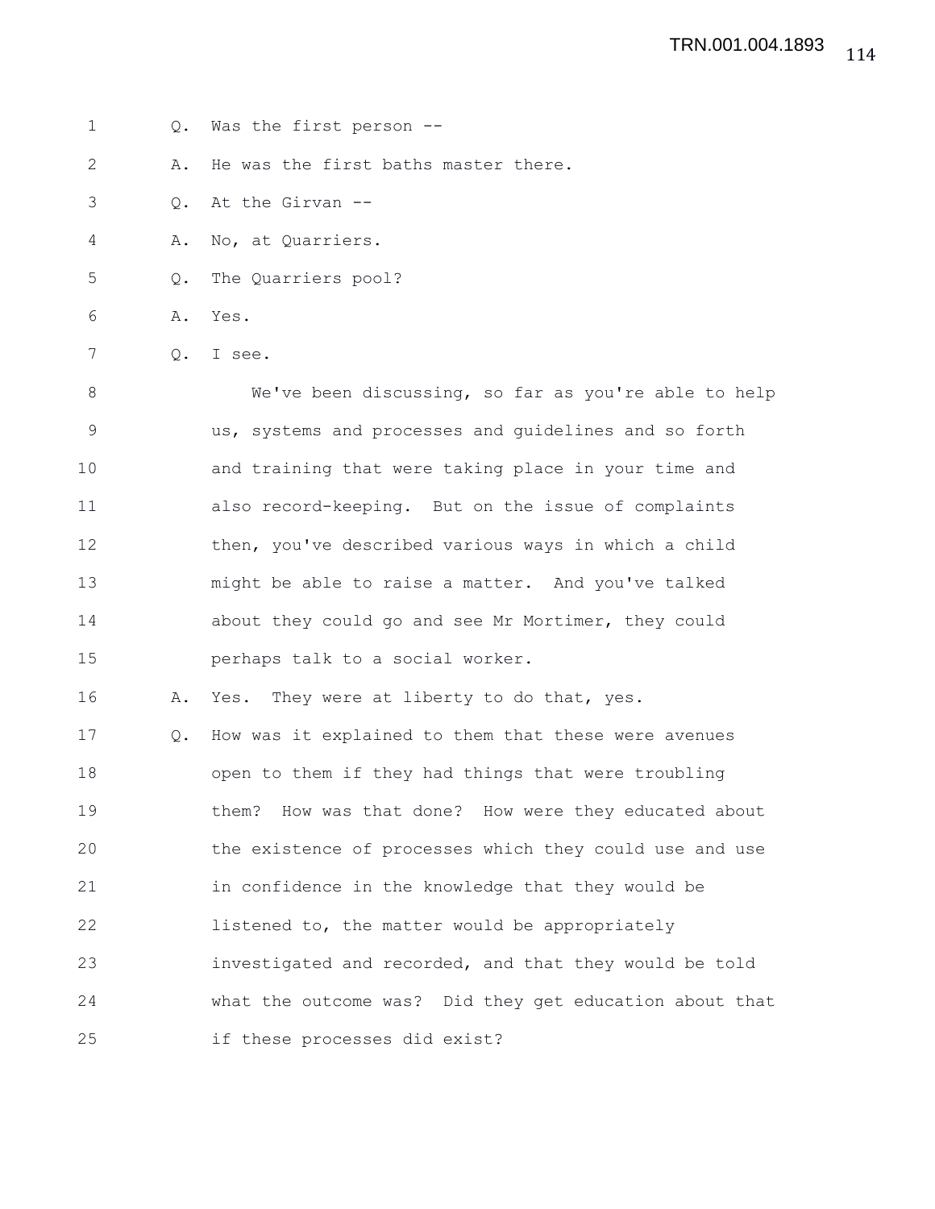Q. Was the first person --

A. He was the first baths master there.

Q. At the Girvan --

A. No, at Quarriers.

Q. The Quarriers pool?

A. Yes.

Q. I see.

We've been discussing, so far as you're able to help us, systems and processes and guidelines and so forth and training that were taking place in your time and also record-keeping. But on the issue of complaints then, you've described various ways in which a child might be able to raise a matter. And you've talked about they could go and see Mr Mortimer, they could perhaps talk to a social worker.

A. Yes. They were at liberty to do that, yes.

Q. How was it explained to them that these were avenues open to them if they had things that were troubling them? How was that done? How were they educated about the existence of processes which they could use and use in confidence in the knowledge that they would be listened to, the matter would be appropriately investigated and recorded, and that they would be told what the outcome was? Did they get education about that if these processes did exist?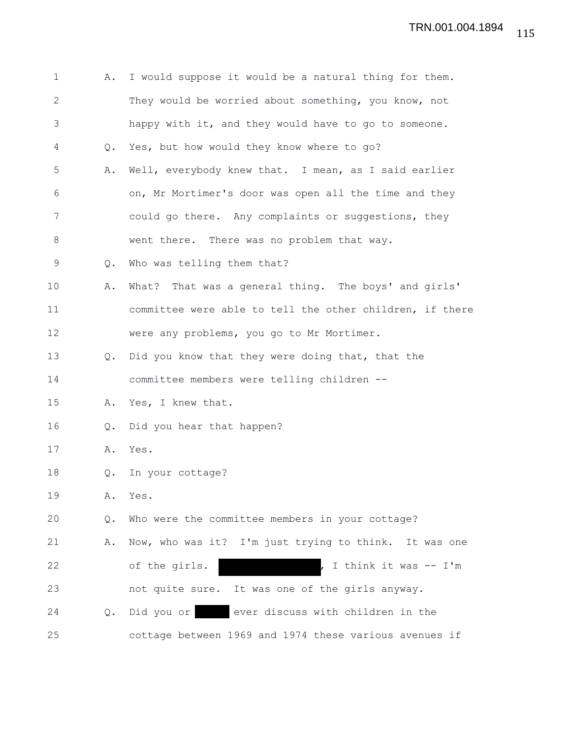1 A. I would suppose it would be a natural thing for them.
2 They would be worried about something, you know, not
3 happy with it, and they would have to go to someone.
4 Q. Yes, but how would they know where to go?
5 A. Well, everybody knew that. I mean, as I said earlier
6 on, Mr Mortimer's door was open all the time and they
7 could go there. Any complaints or suggestions, they
8 went there. There was no problem that way.
9 Q. Who was telling them that?
10 A. What? That was a general thing. The boys' and girls'
11 committee were able to tell the other children, if there
12 were any problems, you go to Mr Mortimer.
13 Q. Did you know that they were doing that, that the
14 committee members were telling children --
15 A. Yes, I knew that.
16 Q. Did you hear that happen?
17 A. Yes.
18 Q. In your cottage?
19 A. Yes.
20 Q. Who were the committee members in your cottage?
21 A. Now, who was it? I'm just trying to think. It was one
22 of the girls. [REDACTED], I think it was -- I'm
23 not quite sure. It was one of the girls anyway.
24 Q. Did you or [REDACTED] ever discuss with children in the
25 cottage between 1969 and 1974 these various avenues if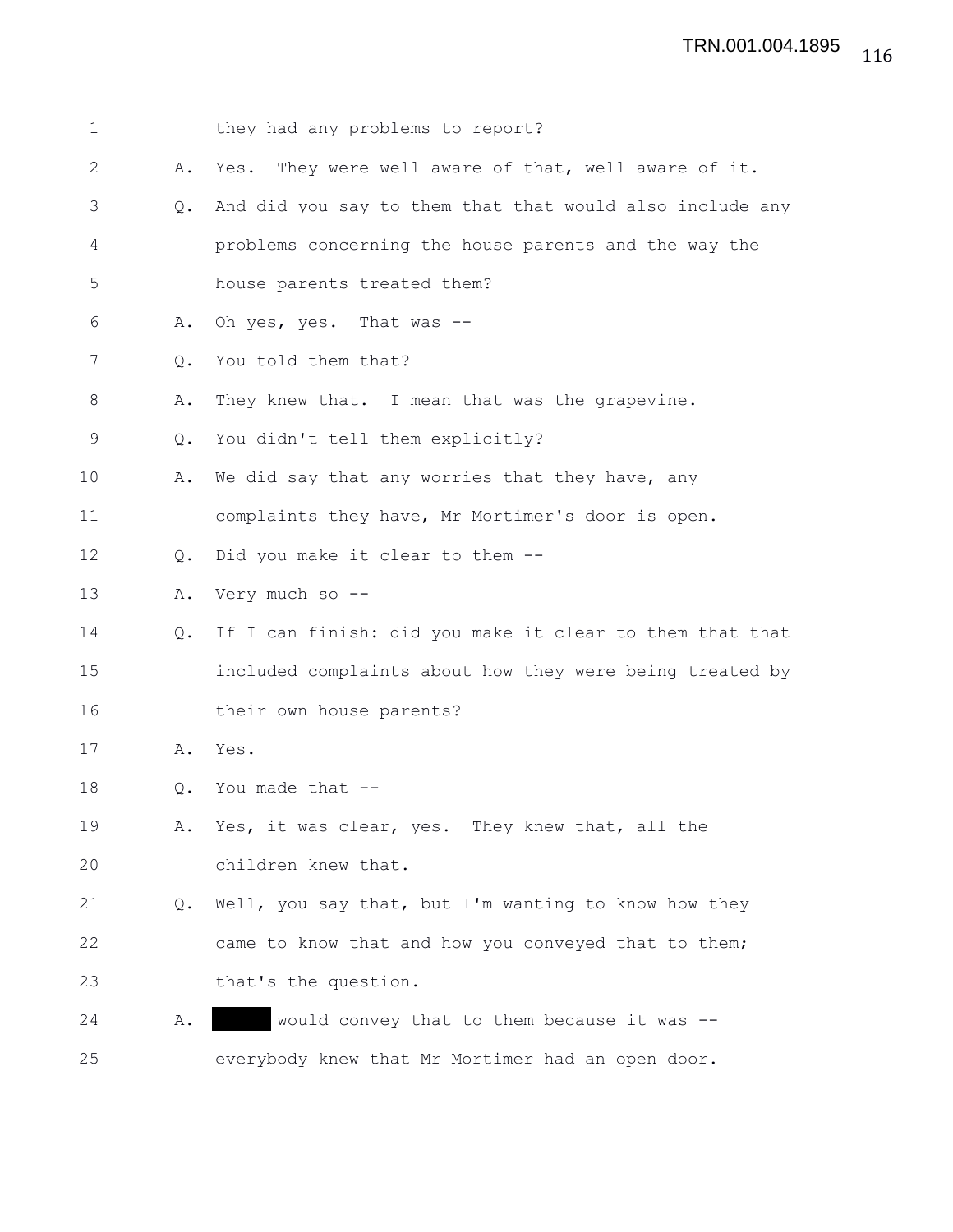1 they had any problems to report?

2 A. Yes. They were well aware of that, well aware of it.

3 Q. And did you say to them that that would also include any

4 problems concerning the house parents and the way the

5 house parents treated them?

6 A. Oh yes, yes. That was --

7 Q. You told them that?

8 A. They knew that. I mean that was the grapevine.

9 Q. You didn't tell them explicitly?

10 A. We did say that any worries that they have, any

11 complaints they have, Mr Mortimer's door is open.

12 Q. Did you make it clear to them --

13 A. Very much so --

14 Q. If I can finish: did you make it clear to them that that

15 included complaints about how they were being treated by

16 their own house parents?

17 A. Yes.

18 Q. You made that --

19 A. Yes, it was clear, yes. They knew that, all the

20 children knew that.

21 Q. Well, you say that, but I'm wanting to know how they

22 came to know that and how you conveyed that to them;

23 that's the question.

24 A. ██████ would convey that to them because it was --

25 everybody knew that Mr Mortimer had an open door.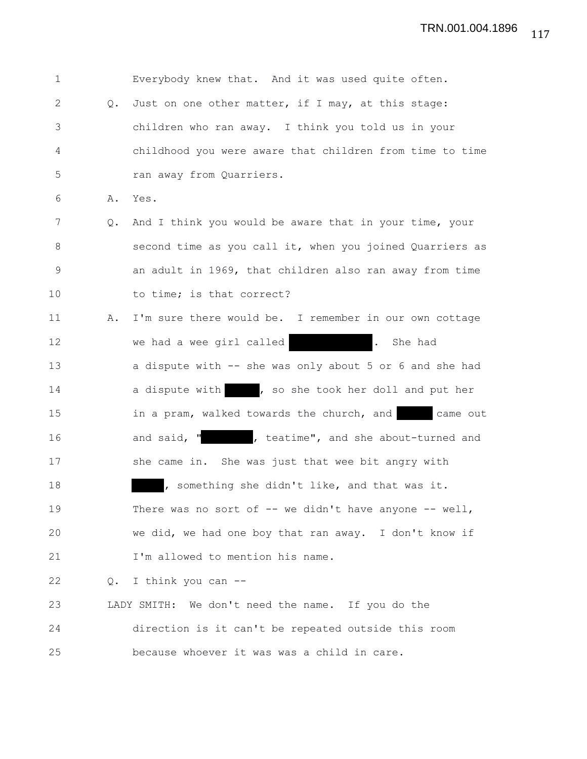1 Everybody knew that. And it was used quite often.

2 Q. Just on one other matter, if I may, at this stage:

3 children who ran away. I think you told us in your

4 childhood you were aware that children from time to time

5 ran away from Quarriers.

6 A. Yes.

7 Q. And I think you would be aware that in your time, your

8 second time as you call it, when you joined Quarriers as

9 an adult in 1969, that children also ran away from time

10 to time; is that correct?

11 A. I'm sure there would be. I remember in our own cottage

12 we had a wee girl called ██████████. She had

13 a dispute with -- she was only about 5 or 6 and she had

14 a dispute with ████, so she took her doll and put her

15 in a pram, walked towards the church, and ████ came out

16 and said, "██████, teatime", and she about-turned and

17 she came in. She was just that wee bit angry with

18 ████, something she didn't like, and that was it.

19 There was no sort of -- we didn't have anyone -- well,

20 we did, we had one boy that ran away. I don't know if

21 I'm allowed to mention his name.

22 Q. I think you can --

23 LADY SMITH: We don't need the name. If you do the

24 direction is it can't be repeated outside this room

25 because whoever it was was a child in care.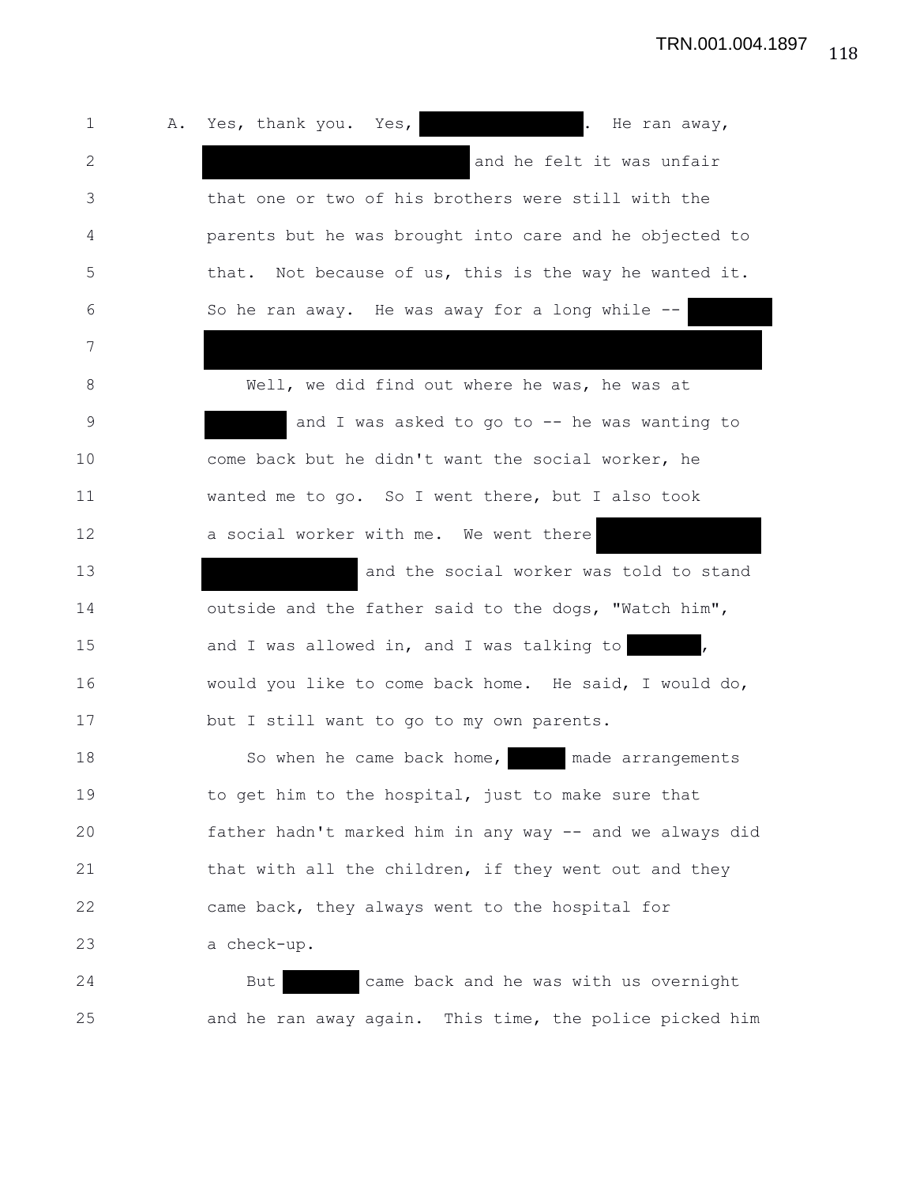A. Yes, thank you. Yes, [REDACTED]. He ran away, [REDACTED] and he felt it was unfair that one or two of his brothers were still with the parents but he was brought into care and he objected to that. Not because of us, this is the way he wanted it. So he ran away. He was away for a long while -- [REDACTED]

Well, we did find out where he was, he was at [REDACTED] and I was asked to go to -- he was wanting to come back but he didn't want the social worker, he wanted me to go. So I went there, but I also took a social worker with me. We went there [REDACTED] and the social worker was told to stand outside and the father said to the dogs, "Watch him", and I was allowed in, and I was talking to [REDACTED], would you like to come back home. He said, I would do, but I still want to go to my own parents.

So when he came back home, [REDACTED] made arrangements to get him to the hospital, just to make sure that father hadn't marked him in any way -- and we always did that with all the children, if they went out and they came back, they always went to the hospital for a check-up.

But [REDACTED] came back and he was with us overnight and he ran away again. This time, the police picked him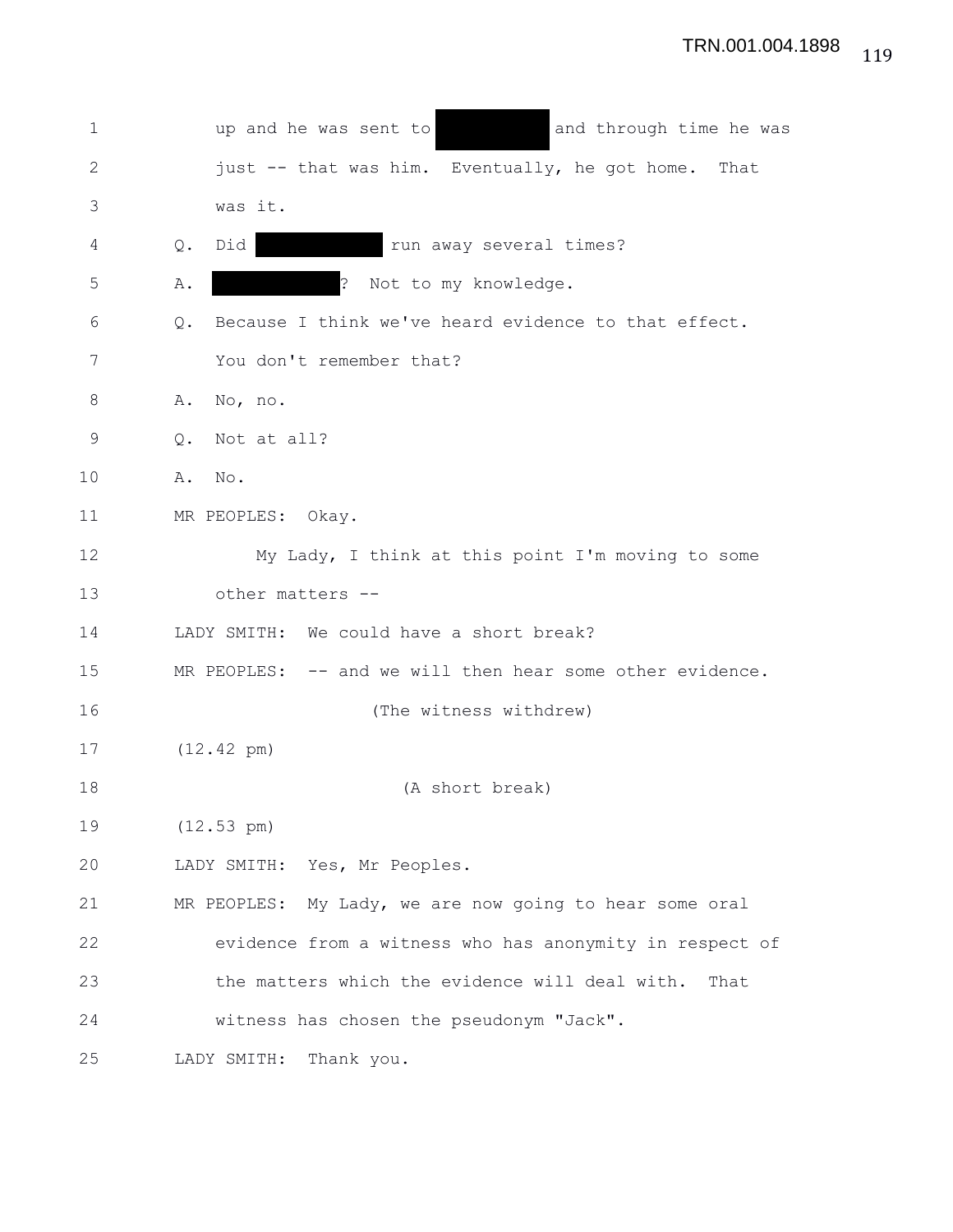1 up and he was sent to [REDACTED] and through time he was
2 just -- that was him. Eventually, he got home. That
3 was it.

4 Q. Did [REDACTED] run away several times?

5 A. [REDACTED]? Not to my knowledge.

6 Q. Because I think we've heard evidence to that effect.
7 You don't remember that?

8 A. No, no.

9 Q. Not at all?

10 A. No.

11 MR PEOPLES: Okay.

12 My Lady, I think at this point I'm moving to some
13 other matters --

14 LADY SMITH: We could have a short break?

15 MR PEOPLES: -- and we will then hear some other evidence.

16 (The witness withdrew)

17 (12.42 pm)

18 (A short break)

19 (12.53 pm)

20 LADY SMITH: Yes, Mr Peoples.

21 MR PEOPLES: My Lady, we are now going to hear some oral
22 evidence from a witness who has anonymity in respect of
23 the matters which the evidence will deal with. That
24 witness has chosen the pseudonym "Jack".

25 LADY SMITH: Thank you.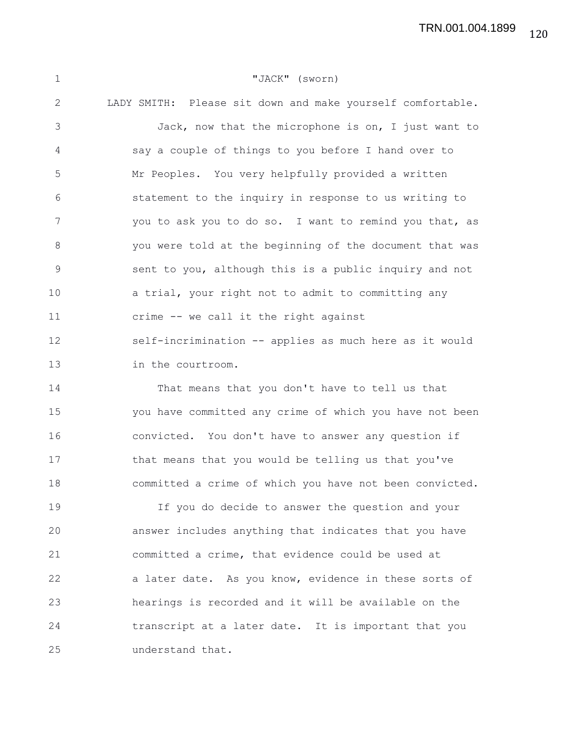"JACK" (sworn)

LADY SMITH: Please sit down and make yourself comfortable.

Jack, now that the microphone is on, I just want to say a couple of things to you before I hand over to Mr Peoples. You very helpfully provided a written statement to the inquiry in response to us writing to you to ask you to do so. I want to remind you that, as you were told at the beginning of the document that was sent to you, although this is a public inquiry and not a trial, your right not to admit to committing any crime -- we call it the right against self-incrimination -- applies as much here as it would in the courtroom.

That means that you don't have to tell us that you have committed any crime of which you have not been convicted. You don't have to answer any question if that means that you would be telling us that you've committed a crime of which you have not been convicted.

If you do decide to answer the question and your answer includes anything that indicates that you have committed a crime, that evidence could be used at a later date. As you know, evidence in these sorts of hearings is recorded and it will be available on the transcript at a later date. It is important that you understand that.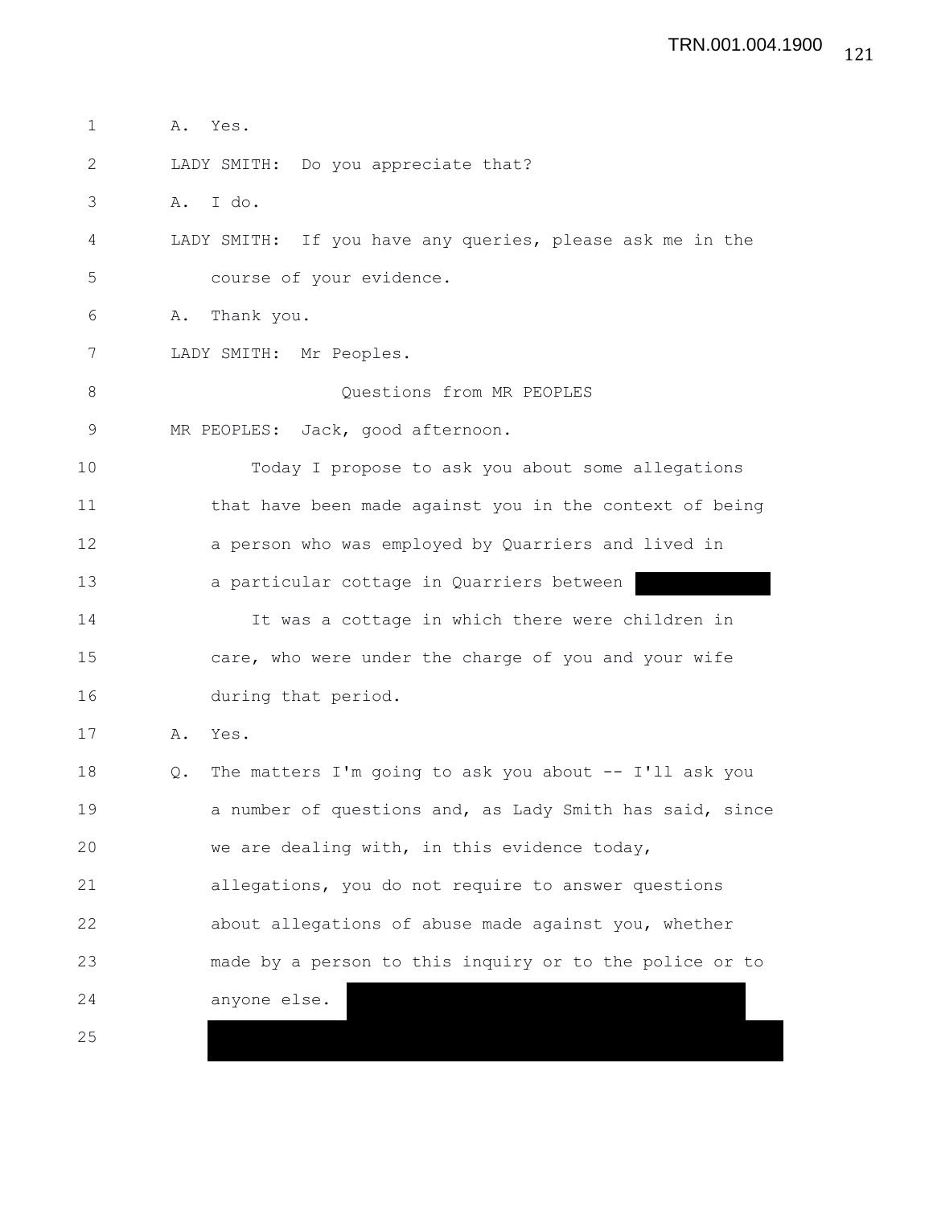A. Yes.

LADY SMITH: Do you appreciate that?

A. I do.

LADY SMITH: If you have any queries, please ask me in the course of your evidence.

A. Thank you.

LADY SMITH: Mr Peoples.

Questions from MR PEOPLES

MR PEOPLES: Jack, good afternoon.

Today I propose to ask you about some allegations that have been made against you in the context of being a person who was employed by Quarriers and lived in a particular cottage in Quarriers between [REDACTED]

It was a cottage in which there were children in care, who were under the charge of you and your wife during that period.

A. Yes.

Q. The matters I'm going to ask you about -- I'll ask you a number of questions and, as Lady Smith has said, since we are dealing with, in this evidence today, allegations, you do not require to answer questions about allegations of abuse made against you, whether made by a person to this inquiry or to the police or to anyone else. [REDACTED]

[REDACTED]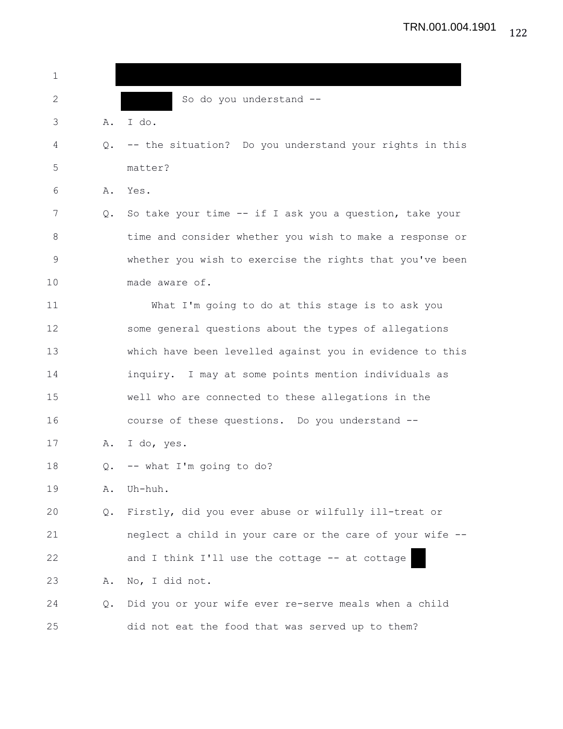TRN.001.004.1901

1 ██████████████████████████████

2 ████ So do you understand --

3 A. I do.

4 Q. -- the situation? Do you understand your rights in this

5 matter?

6 A. Yes.

7 Q. So take your time -- if I ask you a question, take your

8 time and consider whether you wish to make a response or

9 whether you wish to exercise the rights that you've been

10 made aware of.

11 What I'm going to do at this stage is to ask you

12 some general questions about the types of allegations

13 which have been levelled against you in evidence to this

14 inquiry. I may at some points mention individuals as

15 well who are connected to these allegations in the

16 course of these questions. Do you understand --

17 A. I do, yes.

18 Q. -- what I'm going to do?

19 A. Uh-huh.

20 Q. Firstly, did you ever abuse or wilfully ill-treat or

21 neglect a child in your care or the care of your wife --

22 and I think I'll use the cottage -- at cottage █

23 A. No, I did not.

24 Q. Did you or your wife ever re-serve meals when a child

25 did not eat the food that was served up to them?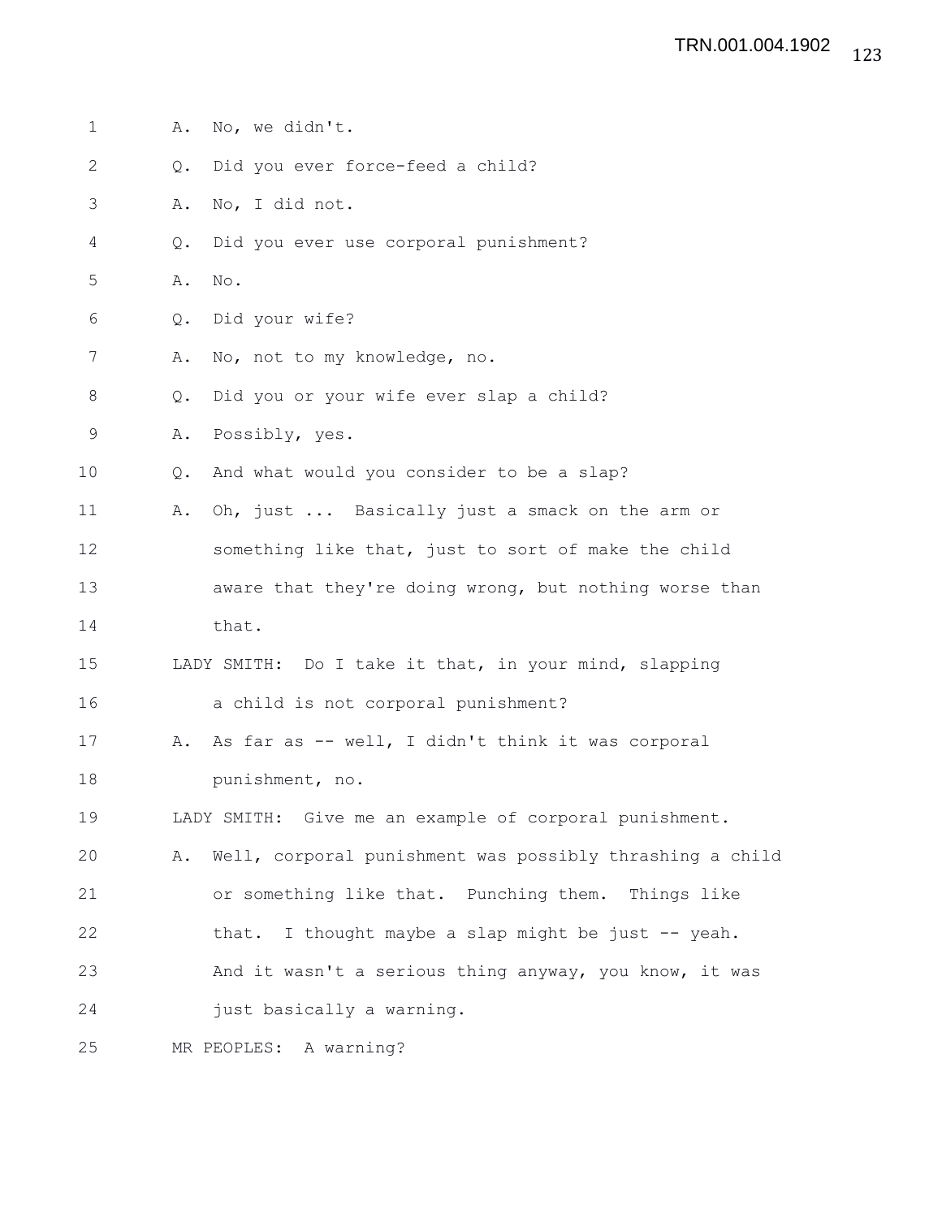A. No, we didn't.

Q. Did you ever force-feed a child?

A. No, I did not.

Q. Did you ever use corporal punishment?

A. No.

Q. Did your wife?

A. No, not to my knowledge, no.

Q. Did you or your wife ever slap a child?

A. Possibly, yes.

Q. And what would you consider to be a slap?

A. Oh, just ... Basically just a smack on the arm or something like that, just to sort of make the child aware that they're doing wrong, but nothing worse than that.

LADY SMITH: Do I take it that, in your mind, slapping a child is not corporal punishment?

A. As far as -- well, I didn't think it was corporal punishment, no.

LADY SMITH: Give me an example of corporal punishment.

A. Well, corporal punishment was possibly thrashing a child or something like that. Punching them. Things like that. I thought maybe a slap might be just -- yeah. And it wasn't a serious thing anyway, you know, it was just basically a warning.

MR PEOPLES: A warning?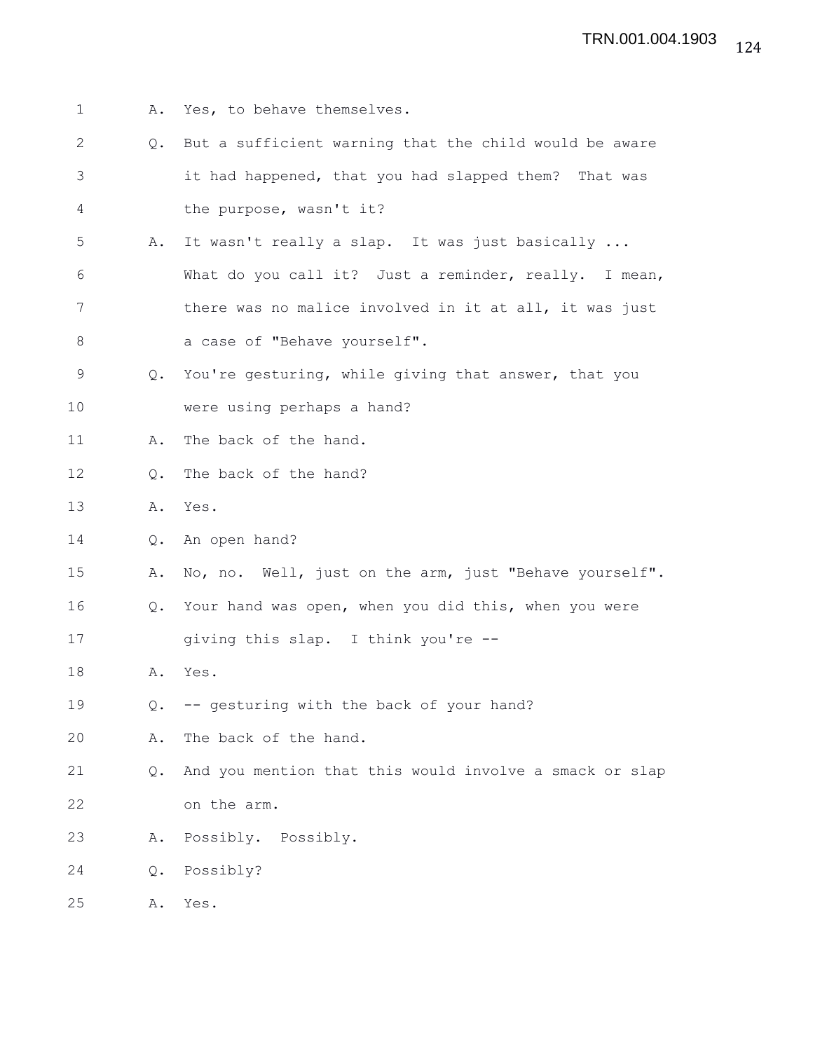1 A. Yes, to behave themselves.

2 Q. But a sufficient warning that the child would be aware

3 it had happened, that you had slapped them? That was

4 the purpose, wasn't it?

5 A. It wasn't really a slap. It was just basically ...

6 What do you call it? Just a reminder, really. I mean,

7 there was no malice involved in it at all, it was just

8 a case of "Behave yourself".

9 Q. You're gesturing, while giving that answer, that you

10 were using perhaps a hand?

11 A. The back of the hand.

12 Q. The back of the hand?

13 A. Yes.

14 Q. An open hand?

15 A. No, no. Well, just on the arm, just "Behave yourself".

16 Q. Your hand was open, when you did this, when you were

17 giving this slap. I think you're --

18 A. Yes.

19 Q. -- gesturing with the back of your hand?

20 A. The back of the hand.

21 Q. And you mention that this would involve a smack or slap

22 on the arm.

23 A. Possibly. Possibly.

24 Q. Possibly?

25 A. Yes.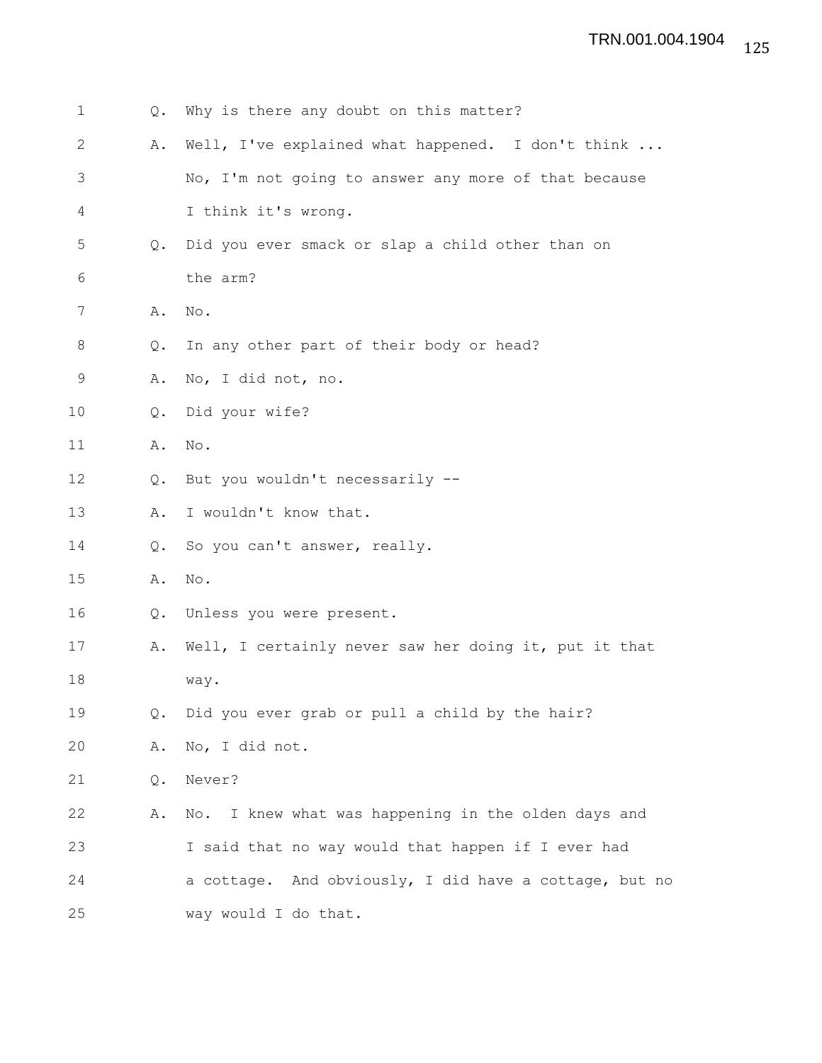Q. Why is there any doubt on this matter?

A. Well, I've explained what happened. I don't think ... No, I'm not going to answer any more of that because I think it's wrong.

Q. Did you ever smack or slap a child other than on the arm?

A. No.

Q. In any other part of their body or head?

A. No, I did not, no.

Q. Did your wife?

A. No.

Q. But you wouldn't necessarily --

A. I wouldn't know that.

Q. So you can't answer, really.

A. No.

Q. Unless you were present.

A. Well, I certainly never saw her doing it, put it that way.

Q. Did you ever grab or pull a child by the hair?

A. No, I did not.

Q. Never?

A. No. I knew what was happening in the olden days and I said that no way would that happen if I ever had a cottage. And obviously, I did have a cottage, but no way would I do that.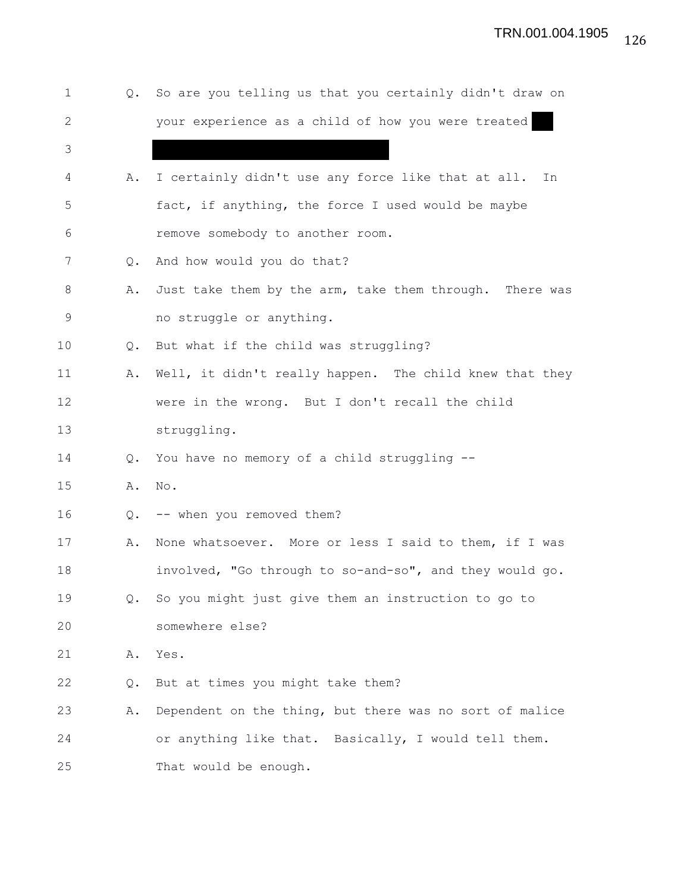1 Q. So are you telling us that you certainly didn't draw on
2 your experience as a child of how you were treated
3
4 A. I certainly didn't use any force like that at all. In
5 fact, if anything, the force I used would be maybe
6 remove somebody to another room.
7 Q. And how would you do that?
8 A. Just take them by the arm, take them through. There was
9 no struggle or anything.
10 Q. But what if the child was struggling?
11 A. Well, it didn't really happen. The child knew that they
12 were in the wrong. But I don't recall the child
13 struggling.
14 Q. You have no memory of a child struggling --
15 A. No.
16 Q. -- when you removed them?
17 A. None whatsoever. More or less I said to them, if I was
18 involved, "Go through to so-and-so", and they would go.
19 Q. So you might just give them an instruction to go to
20 somewhere else?
21 A. Yes.
22 Q. But at times you might take them?
23 A. Dependent on the thing, but there was no sort of malice
24 or anything like that. Basically, I would tell them.
25 That would be enough.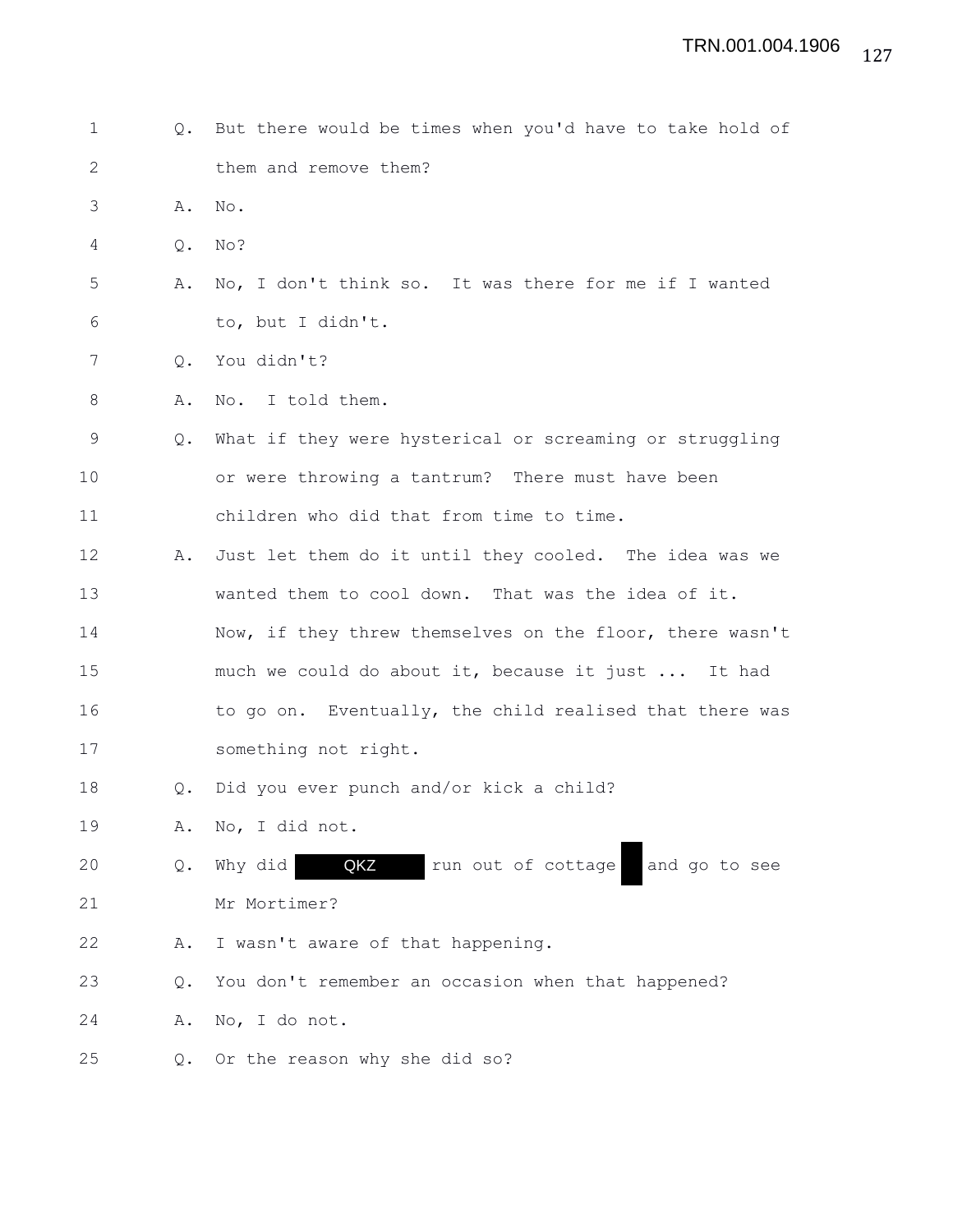1 Q. But there would be times when you'd have to take hold of
2 them and remove them?
3 A. No.
4 Q. No?
5 A. No, I don't think so. It was there for me if I wanted
6 to, but I didn't.
7 Q. You didn't?
8 A. No. I told them.
9 Q. What if they were hysterical or screaming or struggling
10 or were throwing a tantrum? There must have been
11 children who did that from time to time.
12 A. Just let them do it until they cooled. The idea was we
13 wanted them to cool down. That was the idea of it.
14 Now, if they threw themselves on the floor, there wasn't
15 much we could do about it, because it just ... It had
16 to go on. Eventually, the child realised that there was
17 something not right.
18 Q. Did you ever punch and/or kick a child?
19 A. No, I did not.
20 Q. Why did QKZ run out of cottage [redacted] and go to see
21 Mr Mortimer?
22 A. I wasn't aware of that happening.
23 Q. You don't remember an occasion when that happened?
24 A. No, I do not.
25 Q. Or the reason why she did so?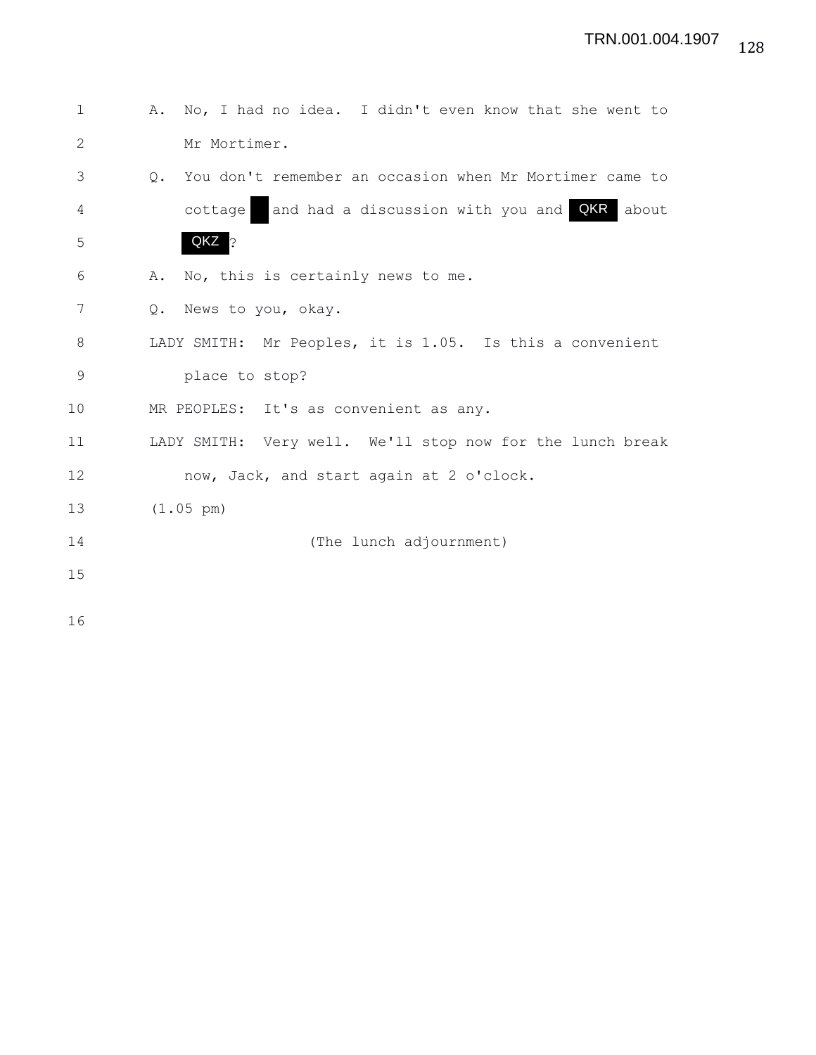1 A. No, I had no idea. I didn't even know that she went to
2 Mr Mortimer.
3 Q. You don't remember an occasion when Mr Mortimer came to
4 cottage ▇ and had a discussion with you and QKR about
5 QKZ ?
6 A. No, this is certainly news to me.
7 Q. News to you, okay.
8 LADY SMITH: Mr Peoples, it is 1.05. Is this a convenient
9 place to stop?
10 MR PEOPLES: It's as convenient as any.
11 LADY SMITH: Very well. We'll stop now for the lunch break
12 now, Jack, and start again at 2 o'clock.
13 (1.05 pm)
14 (The lunch adjournment)
15
16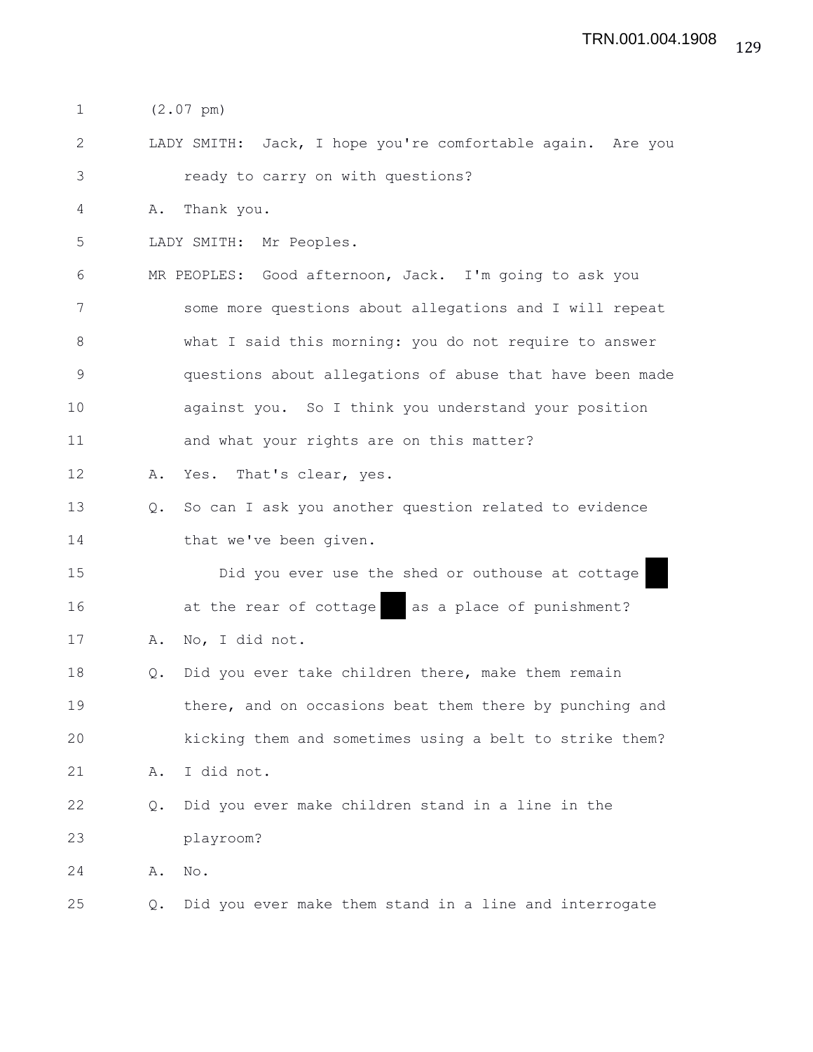(2.07 pm)

LADY SMITH: Jack, I hope you're comfortable again. Are you ready to carry on with questions?

A. Thank you.

LADY SMITH: Mr Peoples.

MR PEOPLES: Good afternoon, Jack. I'm going to ask you some more questions about allegations and I will repeat what I said this morning: you do not require to answer questions about allegations of abuse that have been made against you. So I think you understand your position and what your rights are on this matter?

A. Yes. That's clear, yes.

Q. So can I ask you another question related to evidence that we've been given.

Did you ever use the shed or outhouse at cottage ██ at the rear of cottage ██ as a place of punishment?

A. No, I did not.

Q. Did you ever take children there, make them remain there, and on occasions beat them there by punching and kicking them and sometimes using a belt to strike them?

A. I did not.

Q. Did you ever make children stand in a line in the playroom?

A. No.

Q. Did you ever make them stand in a line and interrogate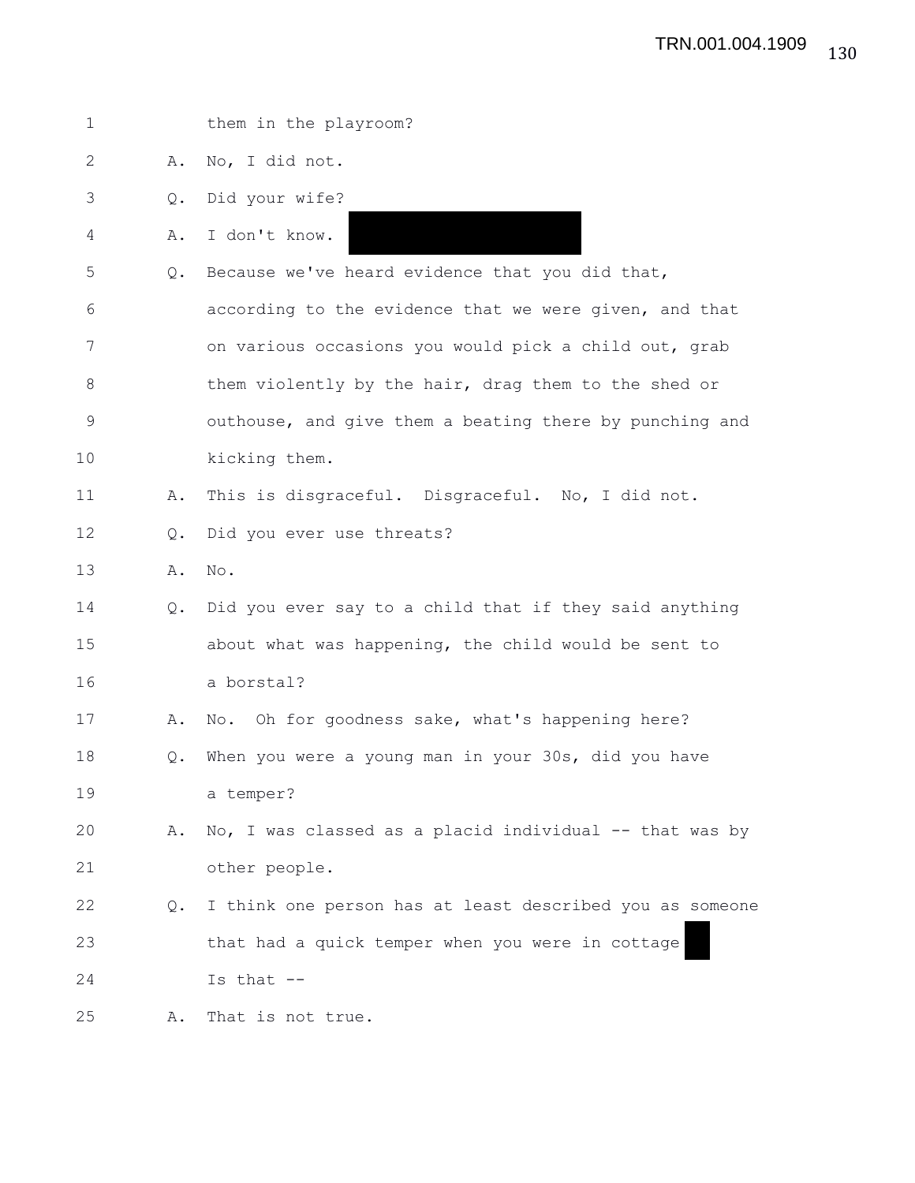1 them in the playroom?

2 A. No, I did not.

3 Q. Did your wife?

4 A. I don't know.

5 Q. Because we've heard evidence that you did that,

6 according to the evidence that we were given, and that

7 on various occasions you would pick a child out, grab

8 them violently by the hair, drag them to the shed or

9 outhouse, and give them a beating there by punching and

10 kicking them.

11 A. This is disgraceful. Disgraceful. No, I did not.

12 Q. Did you ever use threats?

13 A. No.

14 Q. Did you ever say to a child that if they said anything

15 about what was happening, the child would be sent to

16 a borstal?

17 A. No. Oh for goodness sake, what's happening here?

18 Q. When you were a young man in your 30s, did you have

19 a temper?

20 A. No, I was classed as a placid individual -- that was by

21 other people.

22 Q. I think one person has at least described you as someone

23 that had a quick temper when you were in cottage

24 Is that --

25 A. That is not true.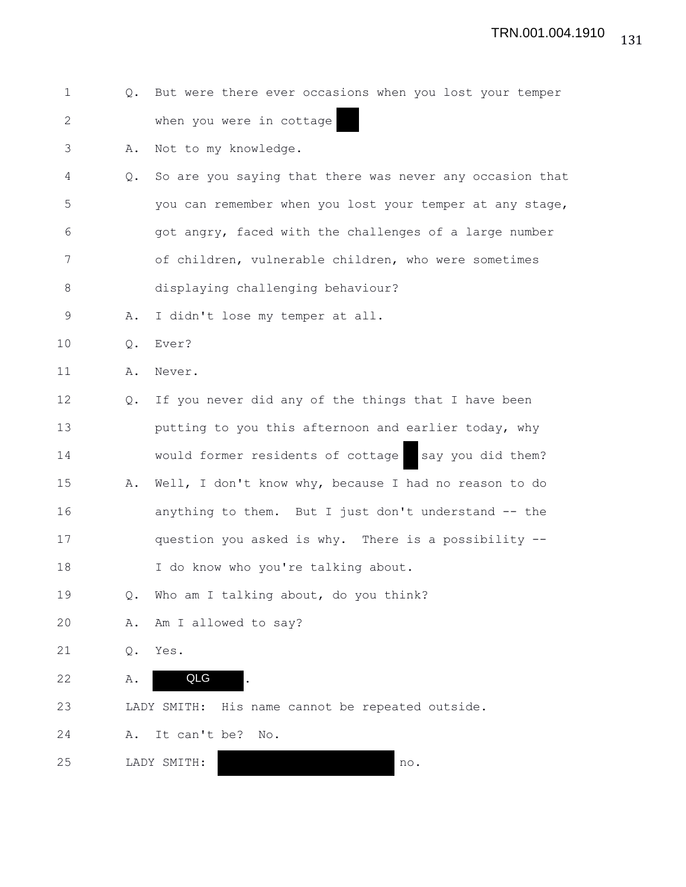Q. But were there ever occasions when you lost your temper when you were in cottage ██

A. Not to my knowledge.

Q. So are you saying that there was never any occasion that you can remember when you lost your temper at any stage, got angry, faced with the challenges of a large number of children, vulnerable children, who were sometimes displaying challenging behaviour?

A. I didn't lose my temper at all.

Q. Ever?

A. Never.

Q. If you never did any of the things that I have been putting to you this afternoon and earlier today, why would former residents of cottage █ say you did them?

A. Well, I don't know why, because I had no reason to do anything to them. But I just don't understand -- the question you asked is why. There is a possibility -- I do know who you're talking about.

Q. Who am I talking about, do you think?

A. Am I allowed to say?

Q. Yes.

A. QLG.

LADY SMITH: His name cannot be repeated outside.

A. It can't be? No.

LADY SMITH: ██████████ no.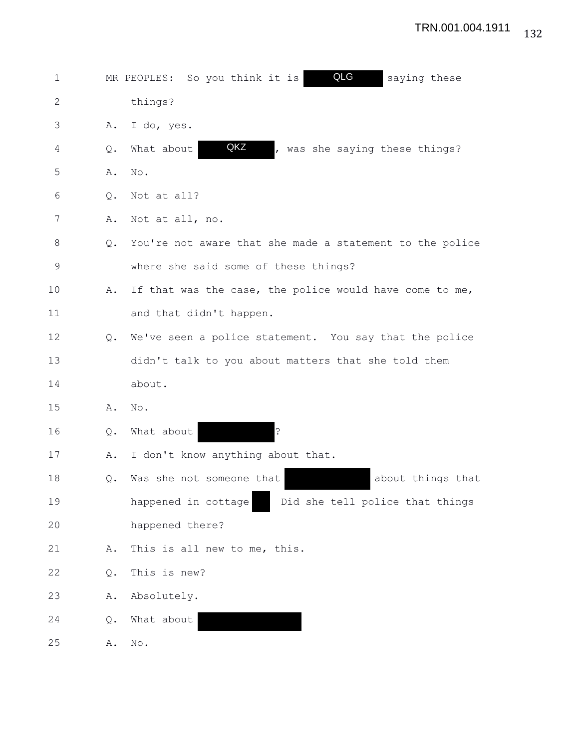MR PEOPLES: So you think it is QLG saying these things?

A. I do, yes.

Q. What about QKZ, was she saying these things?

A. No.

Q. Not at all?

A. Not at all, no.

Q. You're not aware that she made a statement to the police where she said some of these things?

A. If that was the case, the police would have come to me, and that didn't happen.

Q. We've seen a police statement. You say that the police didn't talk to you about matters that she told them about.

A. No.

Q. What about ?

A. I don't know anything about that.

Q. Was she not someone that about things that happened in cottage . Did she tell police that things happened there?

A. This is all new to me, this.

Q. This is new?

A. Absolutely.

Q. What about

A. No.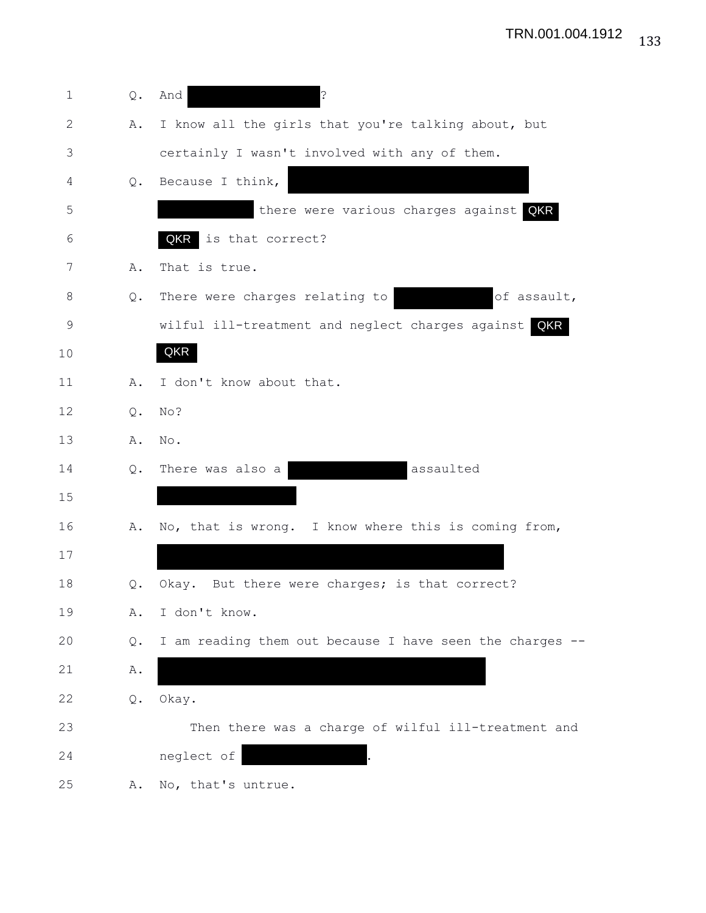1 Q. And [REDACTED]?

2 A. I know all the girls that you're talking about, but

3 certainly I wasn't involved with any of them.

4 Q. Because I think, [REDACTED]

5 [REDACTED] there were various charges against QKR

6 QKR is that correct?

7 A. That is true.

8 Q. There were charges relating to [REDACTED] of assault,

9 wilful ill-treatment and neglect charges against QKR

10 QKR

11 A. I don't know about that.

12 Q. No?

13 A. No.

14 Q. There was also a [REDACTED] assaulted

15 [REDACTED]

16 A. No, that is wrong. I know where this is coming from,

17 [REDACTED]

18 Q. Okay. But there were charges; is that correct?

19 A. I don't know.

20 Q. I am reading them out because I have seen the charges --

21 A. [REDACTED]

22 Q. Okay.

23 Then there was a charge of wilful ill-treatment and

24 neglect of [REDACTED].

25 A. No, that's untrue.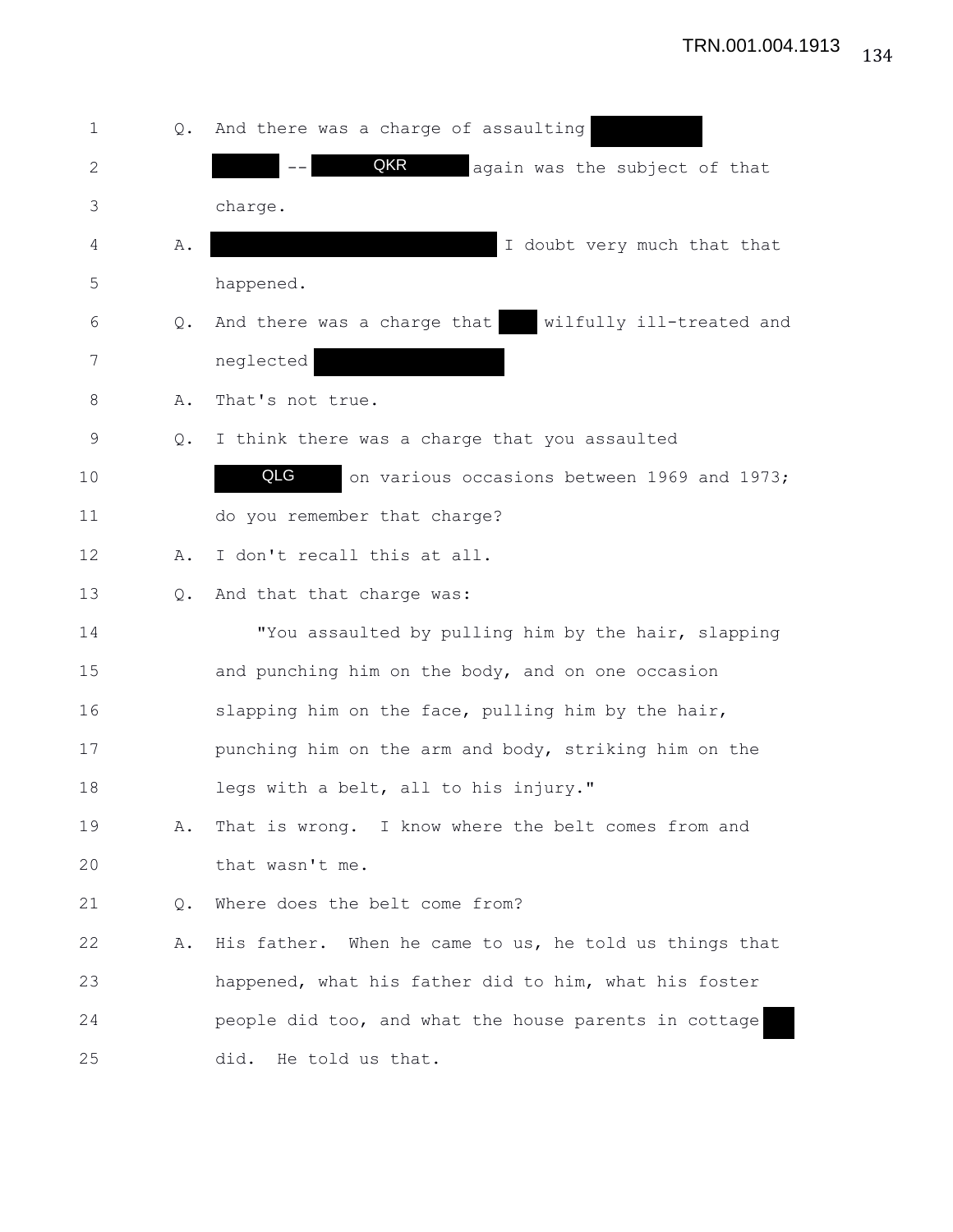Q. And there was a charge of assaulting [REDACTED] [REDACTED] -- QKR again was the subject of that charge.

A. [REDACTED] I doubt very much that that happened.

Q. And there was a charge that [REDACTED] wilfully ill-treated and neglected [REDACTED]

A. That's not true.

Q. I think there was a charge that you assaulted QLG on various occasions between 1969 and 1973; do you remember that charge?

A. I don't recall this at all.

Q. And that that charge was:

"You assaulted by pulling him by the hair, slapping and punching him on the body, and on one occasion slapping him on the face, pulling him by the hair, punching him on the arm and body, striking him on the legs with a belt, all to his injury."

A. That is wrong. I know where the belt comes from and that wasn't me.

Q. Where does the belt come from?

A. His father. When he came to us, he told us things that happened, what his father did to him, what his foster people did too, and what the house parents in cottage [REDACTED] did. He told us that.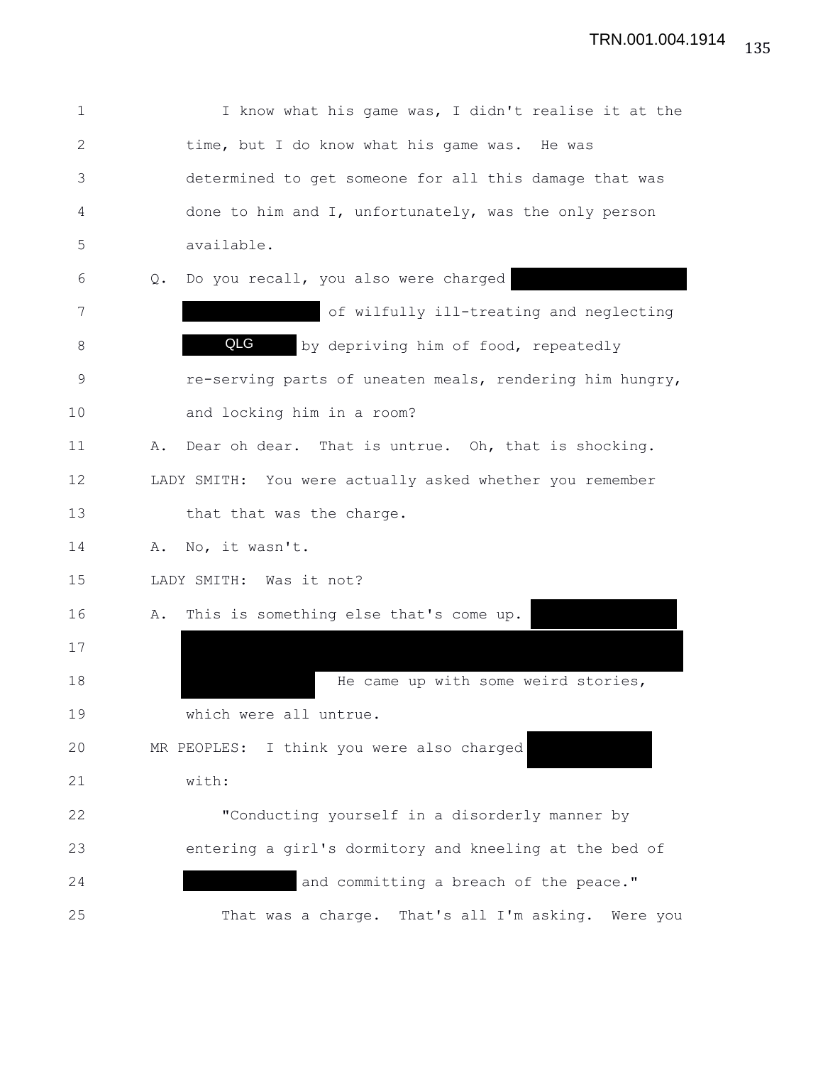I know what his game was, I didn't realise it at the time, but I do know what his game was. He was determined to get someone for all this damage that was done to him and I, unfortunately, was the only person available.

Q. Do you recall, you also were charged of wilfully ill-treating and neglecting QLG by depriving him of food, repeatedly re-serving parts of uneaten meals, rendering him hungry, and locking him in a room?

A. Dear oh dear. That is untrue. Oh, that is shocking.

LADY SMITH: You were actually asked whether you remember that that was the charge.

A. No, it wasn't.

LADY SMITH: Was it not?

A. This is something else that's come up. He came up with some weird stories, which were all untrue.

MR PEOPLES: I think you were also charged with:

"Conducting yourself in a disorderly manner by entering a girl's dormitory and kneeling at the bed of and committing a breach of the peace."

That was a charge. That's all I'm asking. Were you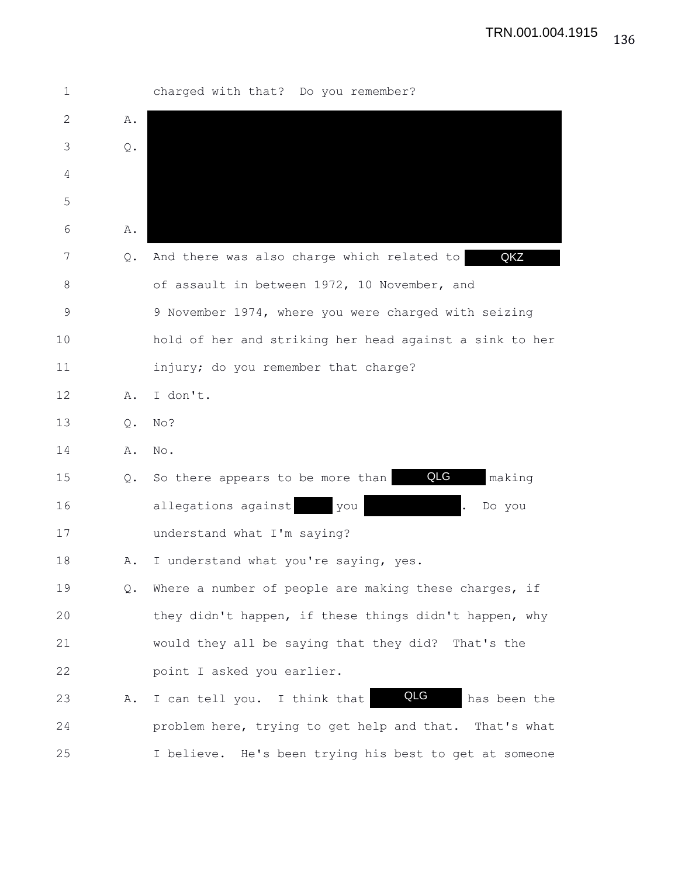1 charged with that? Do you remember?

2 A. [REDACTED]

3 Q. [REDACTED]

4

5

6 A. [REDACTED]

7 Q. And there was also charge which related to QKZ

8 of assault in between 1972, 10 November, and

9 9 November 1974, where you were charged with seizing

10 hold of her and striking her head against a sink to her

11 injury; do you remember that charge?

12 A. I don't.

13 Q. No?

14 A. No.

15 Q. So there appears to be more than QLG making

16 allegations against [REDACTED] you [REDACTED]. Do you

17 understand what I'm saying?

18 A. I understand what you're saying, yes.

19 Q. Where a number of people are making these charges, if

20 they didn't happen, if these things didn't happen, why

21 would they all be saying that they did? That's the

22 point I asked you earlier.

23 A. I can tell you. I think that QLG has been the

24 problem here, trying to get help and that. That's what

25 I believe. He's been trying his best to get at someone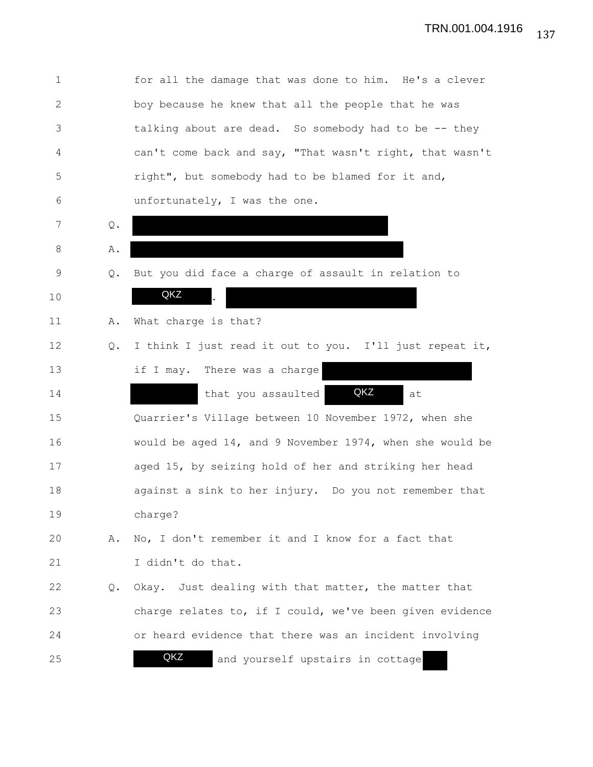1 for all the damage that was done to him. He's a clever
2 boy because he knew that all the people that he was
3 talking about are dead. So somebody had to be -- they
4 can't come back and say, "That wasn't right, that wasn't
5 right", but somebody had to be blamed for it and,
6 unfortunately, I was the one.
7 Q. ████████████████████
8 A. ████████████████████
9 Q. But you did face a charge of assault in relation to
10 QKZ . ████████████████
11 A. What charge is that?
12 Q. I think I just read it out to you. I'll just repeat it,
13 if I may. There was a charge ████████████
14 ██████ that you assaulted QKZ at
15 Quarrier's Village between 10 November 1972, when she
16 would be aged 14, and 9 November 1974, when she would be
17 aged 15, by seizing hold of her and striking her head
18 against a sink to her injury. Do you not remember that
19 charge?
20 A. No, I don't remember it and I know for a fact that
21 I didn't do that.
22 Q. Okay. Just dealing with that matter, the matter that
23 charge relates to, if I could, we've been given evidence
24 or heard evidence that there was an incident involving
25 QKZ and yourself upstairs in cottage ██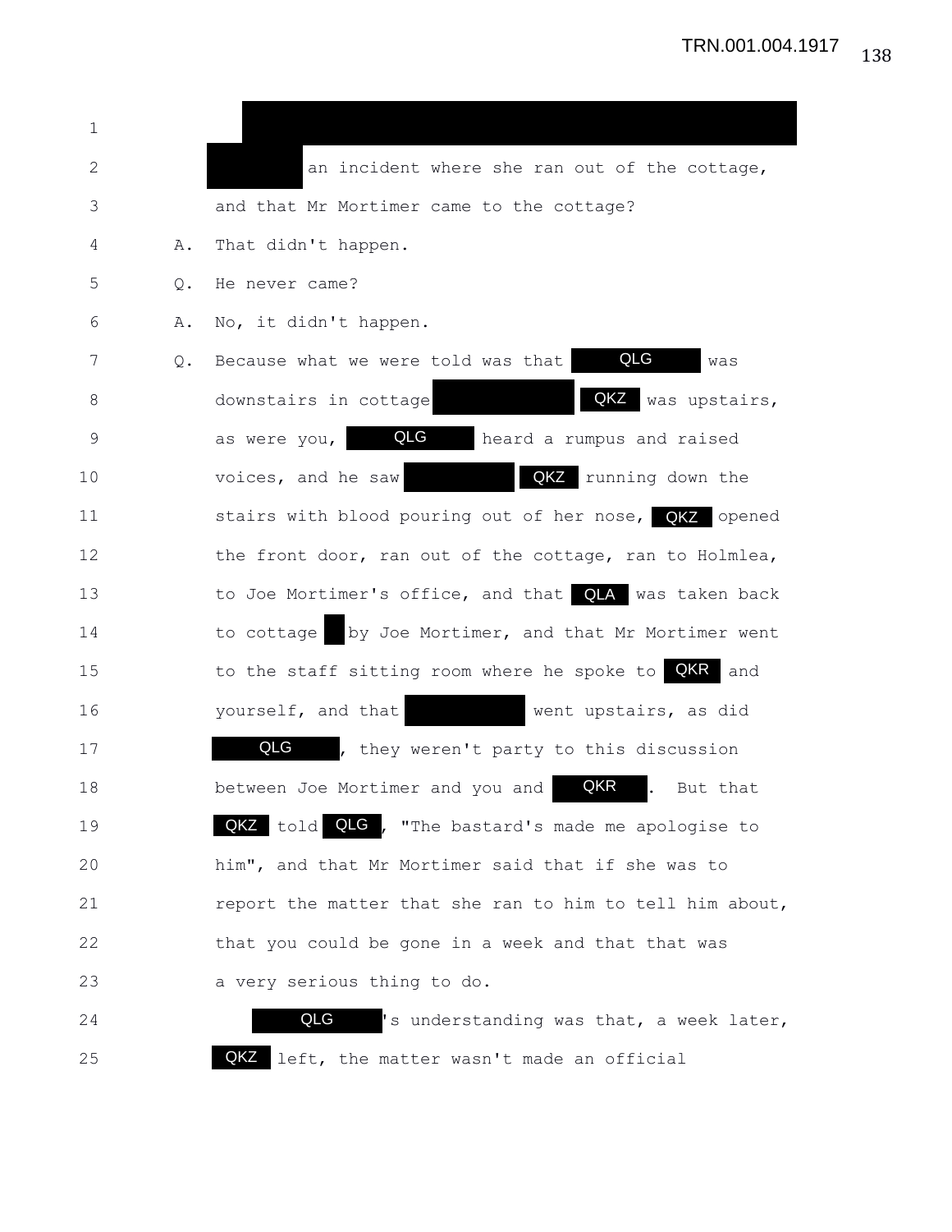1 [redacted]

2 [redacted] an incident where she ran out of the cottage,

3 and that Mr Mortimer came to the cottage?

4 A. That didn't happen.

5 Q. He never came?

6 A. No, it didn't happen.

7 Q. Because what we were told was that QLG was

8 downstairs in cottage [redacted] QKZ was upstairs,

9 as were you, QLG heard a rumpus and raised

10 voices, and he saw [redacted] QKZ running down the

11 stairs with blood pouring out of her nose, QKZ opened

12 the front door, ran out of the cottage, ran to Holmlea,

13 to Joe Mortimer's office, and that QLA was taken back

14 to cottage [redacted] by Joe Mortimer, and that Mr Mortimer went

15 to the staff sitting room where he spoke to QKR and

16 yourself, and that [redacted] went upstairs, as did

17 QLG, they weren't party to this discussion

18 between Joe Mortimer and you and QKR. But that

19 QKZ told QLG, "The bastard's made me apologise to

20 him", and that Mr Mortimer said that if she was to

21 report the matter that she ran to him to tell him about,

22 that you could be gone in a week and that that was

23 a very serious thing to do.

24 QLG's understanding was that, a week later,

25 QKZ left, the matter wasn't made an official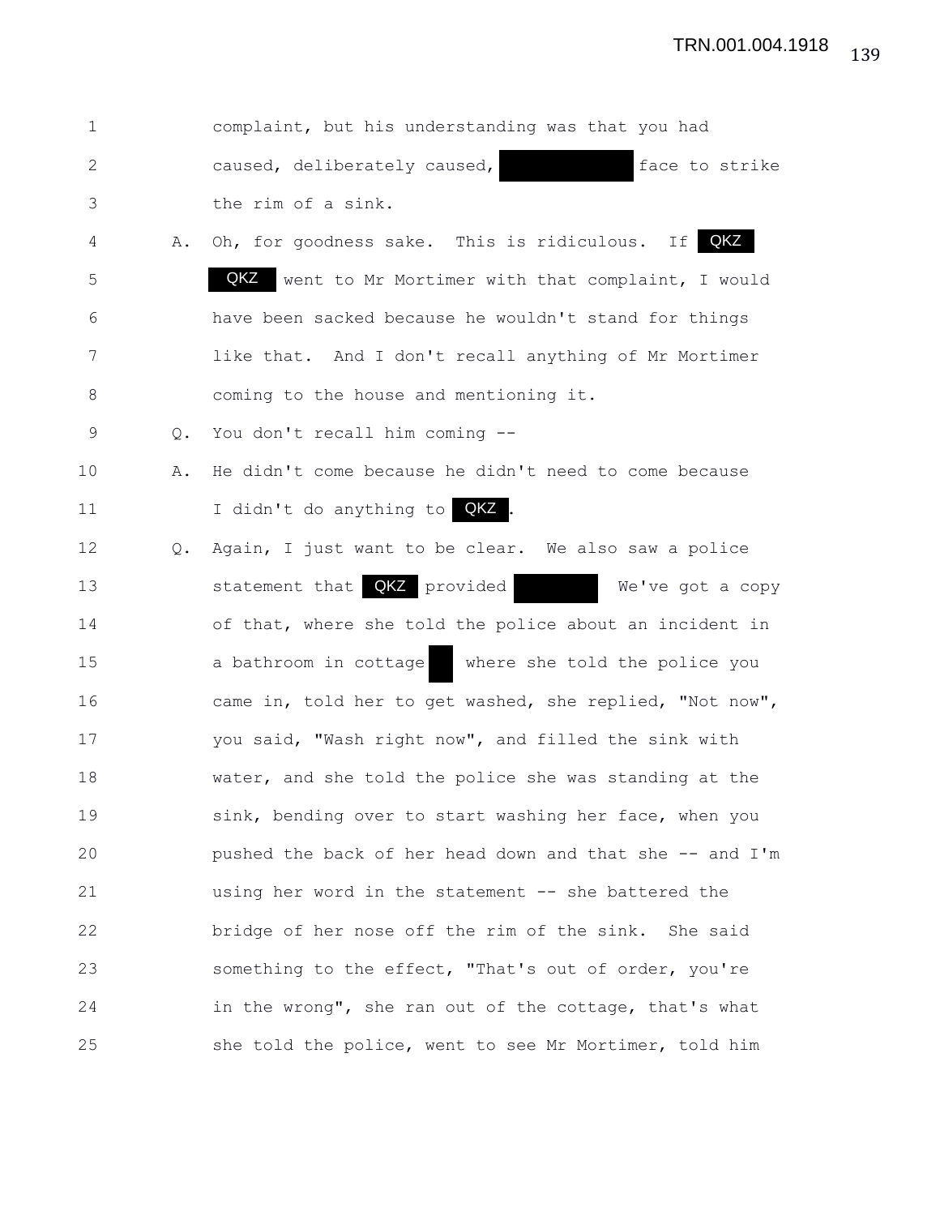1 complaint, but his understanding was that you had
2 caused, deliberately caused, [REDACTED] face to strike
3 the rim of a sink.
4 A. Oh, for goodness sake. This is ridiculous. If QKZ
5 QKZ went to Mr Mortimer with that complaint, I would
6 have been sacked because he wouldn't stand for things
7 like that. And I don't recall anything of Mr Mortimer
8 coming to the house and mentioning it.
9 Q. You don't recall him coming --
10 A. He didn't come because he didn't need to come because
11 I didn't do anything to QKZ.
12 Q. Again, I just want to be clear. We also saw a police
13 statement that QKZ provided [REDACTED] We've got a copy
14 of that, where she told the police about an incident in
15 a bathroom in cottage [REDACTED] where she told the police you
16 came in, told her to get washed, she replied, "Not now",
17 you said, "Wash right now", and filled the sink with
18 water, and she told the police she was standing at the
19 sink, bending over to start washing her face, when you
20 pushed the back of her head down and that she -- and I'm
21 using her word in the statement -- she battered the
22 bridge of her nose off the rim of the sink. She said
23 something to the effect, "That's out of order, you're
24 in the wrong", she ran out of the cottage, that's what
25 she told the police, went to see Mr Mortimer, told him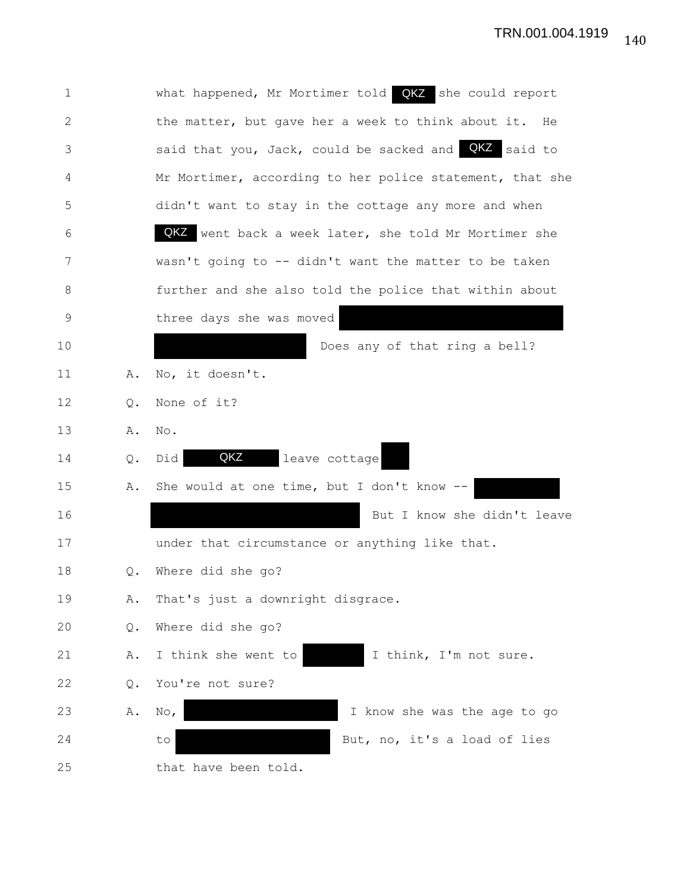1 what happened, Mr Mortimer told QKZ she could report
2 the matter, but gave her a week to think about it. He
3 said that you, Jack, could be sacked and QKZ said to
4 Mr Mortimer, according to her police statement, that she
5 didn't want to stay in the cottage any more and when
6 QKZ went back a week later, she told Mr Mortimer she
7 wasn't going to -- didn't want the matter to be taken
8 further and she also told the police that within about
9 three days she was moved [REDACTED]
10 [REDACTED] Does any of that ring a bell?

11 A. No, it doesn't.

12 Q. None of it?

13 A. No.

14 Q. Did QKZ leave cottage [REDACTED]

15 A. She would at one time, but I don't know -- [REDACTED]
16 [REDACTED] But I know she didn't leave
17 under that circumstance or anything like that.

18 Q. Where did she go?

19 A. That's just a downright disgrace.

20 Q. Where did she go?

21 A. I think she went to [REDACTED] I think, I'm not sure.

22 Q. You're not sure?

23 A. No, [REDACTED] I know she was the age to go
24 to [REDACTED] But, no, it's a load of lies
25 that have been told.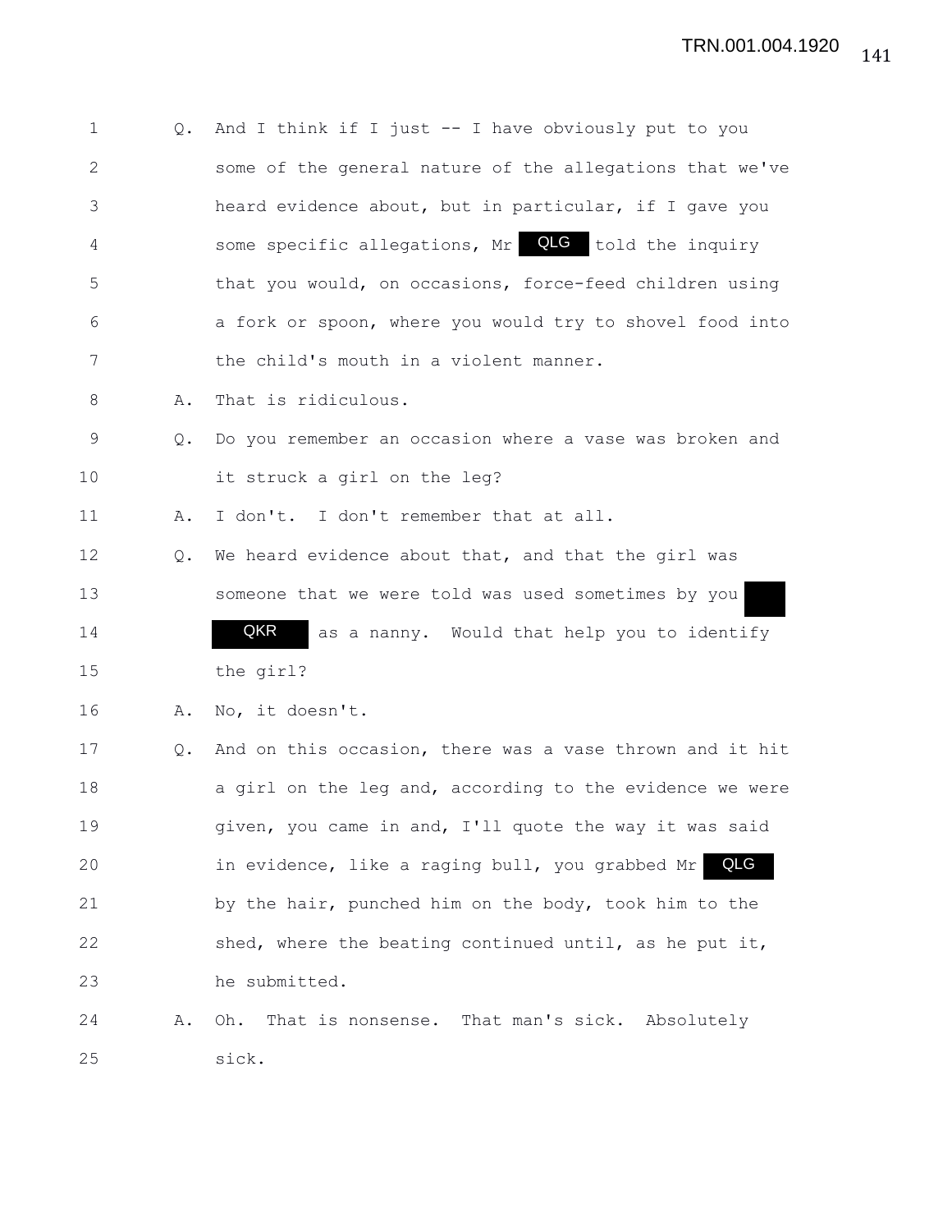1 Q. And I think if I just -- I have obviously put to you
2 some of the general nature of the allegations that we've
3 heard evidence about, but in particular, if I gave you
4 some specific allegations, Mr QLG told the inquiry
5 that you would, on occasions, force-feed children using
6 a fork or spoon, where you would try to shovel food into
7 the child's mouth in a violent manner.
8 A. That is ridiculous.
9 Q. Do you remember an occasion where a vase was broken and
10 it struck a girl on the leg?
11 A. I don't. I don't remember that at all.
12 Q. We heard evidence about that, and that the girl was
13 someone that we were told was used sometimes by you
14 QKR as a nanny. Would that help you to identify
15 the girl?
16 A. No, it doesn't.
17 Q. And on this occasion, there was a vase thrown and it hit
18 a girl on the leg and, according to the evidence we were
19 given, you came in and, I'll quote the way it was said
20 in evidence, like a raging bull, you grabbed Mr QLG
21 by the hair, punched him on the body, took him to the
22 shed, where the beating continued until, as he put it,
23 he submitted.
24 A. Oh. That is nonsense. That man's sick. Absolutely
25 sick.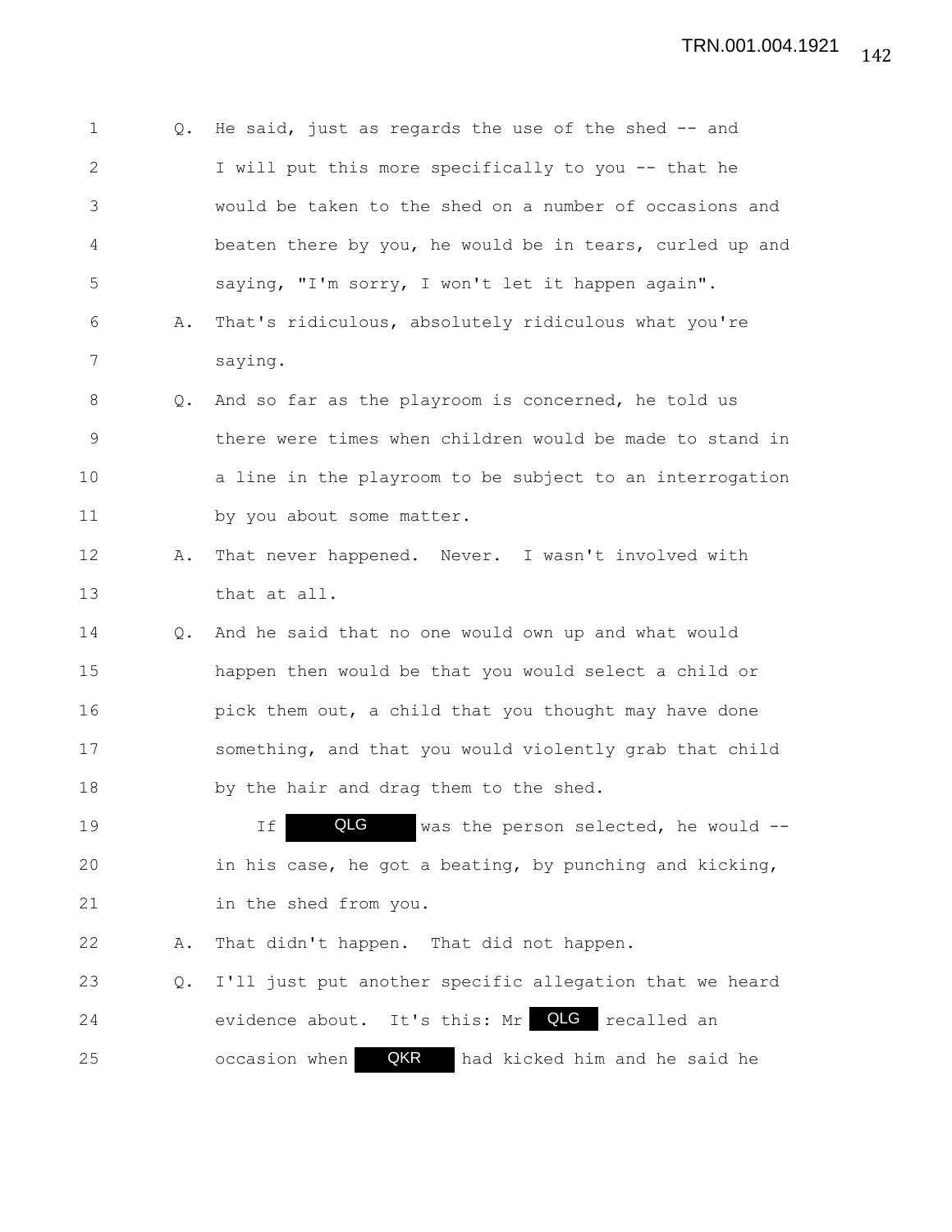1 Q. He said, just as regards the use of the shed -- and
2 I will put this more specifically to you -- that he
3 would be taken to the shed on a number of occasions and
4 beaten there by you, he would be in tears, curled up and
5 saying, "I'm sorry, I won't let it happen again".
6 A. That's ridiculous, absolutely ridiculous what you're
7 saying.
8 Q. And so far as the playroom is concerned, he told us
9 there were times when children would be made to stand in
10 a line in the playroom to be subject to an interrogation
11 by you about some matter.
12 A. That never happened. Never. I wasn't involved with
13 that at all.
14 Q. And he said that no one would own up and what would
15 happen then would be that you would select a child or
16 pick them out, a child that you thought may have done
17 something, and that you would violently grab that child
18 by the hair and drag them to the shed.
19 If QLG was the person selected, he would --
20 in his case, he got a beating, by punching and kicking,
21 in the shed from you.
22 A. That didn't happen. That did not happen.
23 Q. I'll just put another specific allegation that we heard
24 evidence about. It's this: Mr QLG recalled an
25 occasion when QKR had kicked him and he said he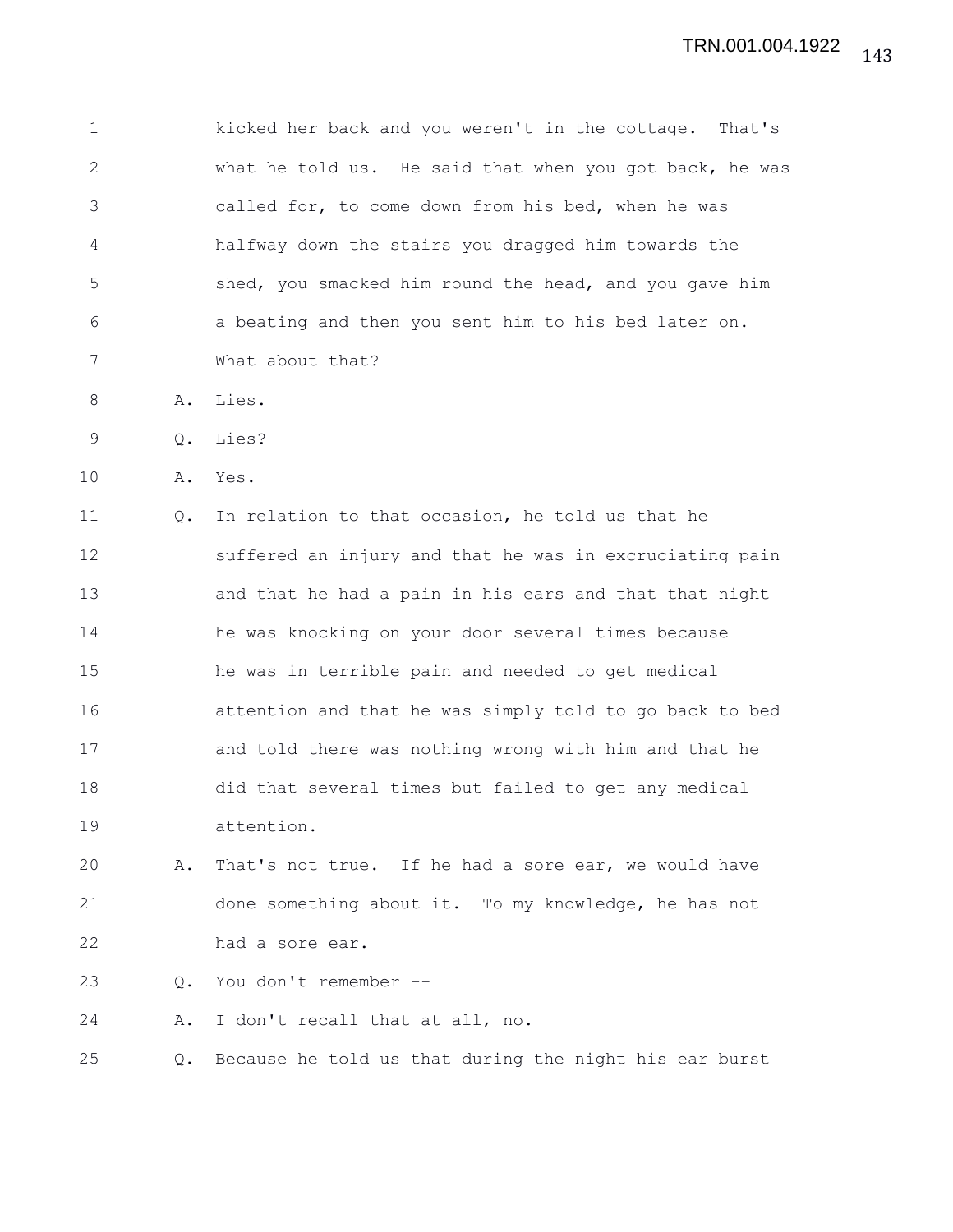1 kicked her back and you weren't in the cottage. That's
2 what he told us. He said that when you got back, he was
3 called for, to come down from his bed, when he was
4 halfway down the stairs you dragged him towards the
5 shed, you smacked him round the head, and you gave him
6 a beating and then you sent him to his bed later on.
7 What about that?

8 A. Lies.

9 Q. Lies?

10 A. Yes.

11 Q. In relation to that occasion, he told us that he
12 suffered an injury and that he was in excruciating pain
13 and that he had a pain in his ears and that that night
14 he was knocking on your door several times because
15 he was in terrible pain and needed to get medical
16 attention and that he was simply told to go back to bed
17 and told there was nothing wrong with him and that he
18 did that several times but failed to get any medical
19 attention.

20 A. That's not true. If he had a sore ear, we would have
21 done something about it. To my knowledge, he has not
22 had a sore ear.

23 Q. You don't remember --

24 A. I don't recall that at all, no.

25 Q. Because he told us that during the night his ear burst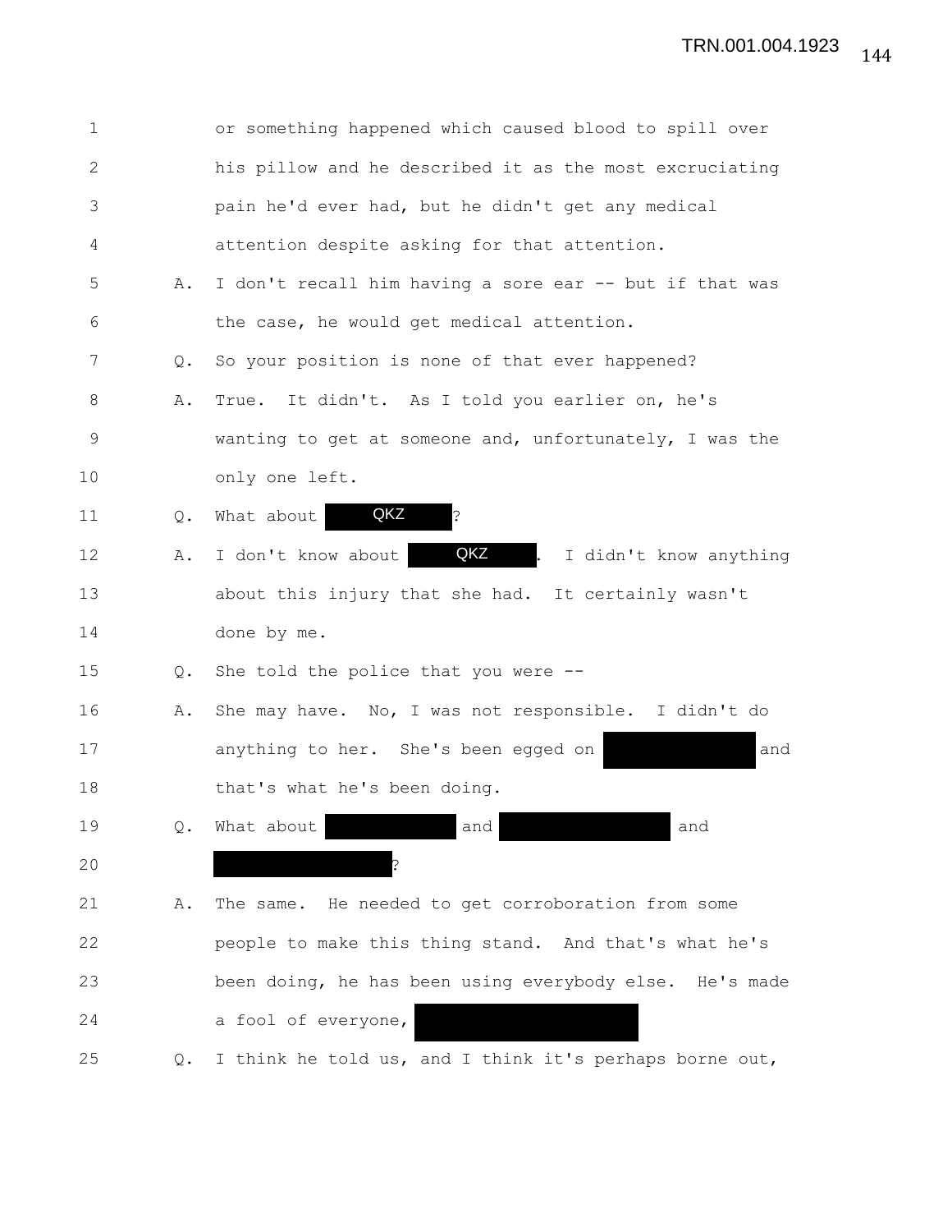1 or something happened which caused blood to spill over
2 his pillow and he described it as the most excruciating
3 pain he'd ever had, but he didn't get any medical
4 attention despite asking for that attention.
5 A. I don't recall him having a sore ear -- but if that was
6 the case, he would get medical attention.
7 Q. So your position is none of that ever happened?
8 A. True. It didn't. As I told you earlier on, he's
9 wanting to get at someone and, unfortunately, I was the
10 only one left.
11 Q. What about QKZ ?
12 A. I don't know about QKZ . I didn't know anything
13 about this injury that she had. It certainly wasn't
14 done by me.
15 Q. She told the police that you were --
16 A. She may have. No, I was not responsible. I didn't do
17 anything to her. She's been egged on [REDACTED] and
18 that's what he's been doing.
19 Q. What about [REDACTED] and [REDACTED] and
20 [REDACTED]?
21 A. The same. He needed to get corroboration from some
22 people to make this thing stand. And that's what he's
23 been doing, he has been using everybody else. He's made
24 a fool of everyone, [REDACTED]
25 Q. I think he told us, and I think it's perhaps borne out,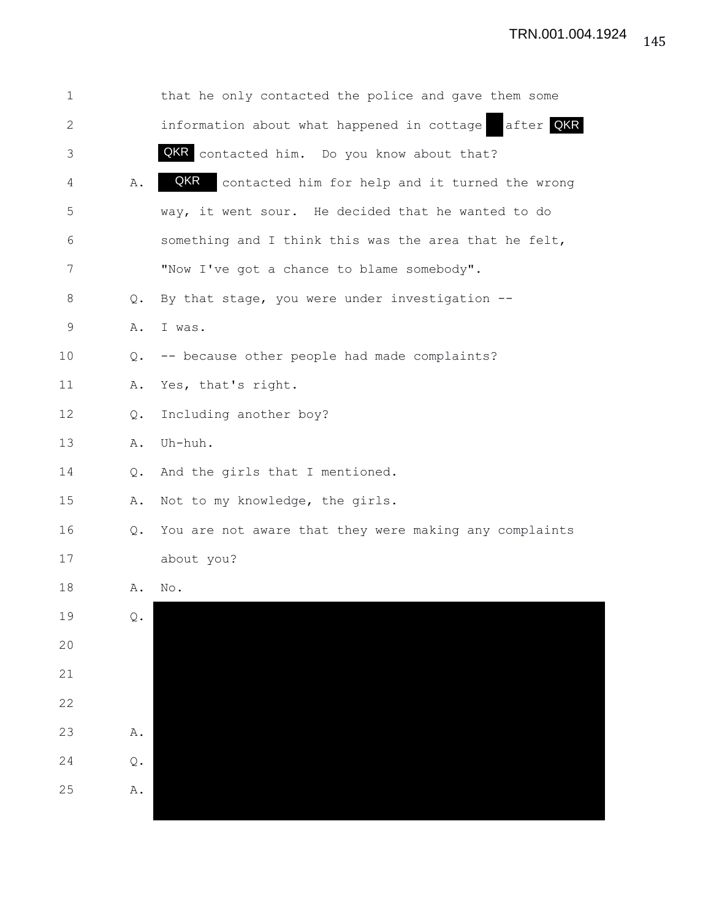that he only contacted the police and gave them some information about what happened in cottage ██ after QKR QKR contacted him. Do you know about that?

A. QKR contacted him for help and it turned the wrong way, it went sour. He decided that he wanted to do something and I think this was the area that he felt, "Now I've got a chance to blame somebody".

Q. By that stage, you were under investigation --

A. I was.

Q. -- because other people had made complaints?

A. Yes, that's right.

Q. Including another boy?

A. Uh-huh.

Q. And the girls that I mentioned.

A. Not to my knowledge, the girls.

Q. You are not aware that they were making any complaints about you?

A. No.

Q. ██████

A. ██████

Q. ██████

A. ██████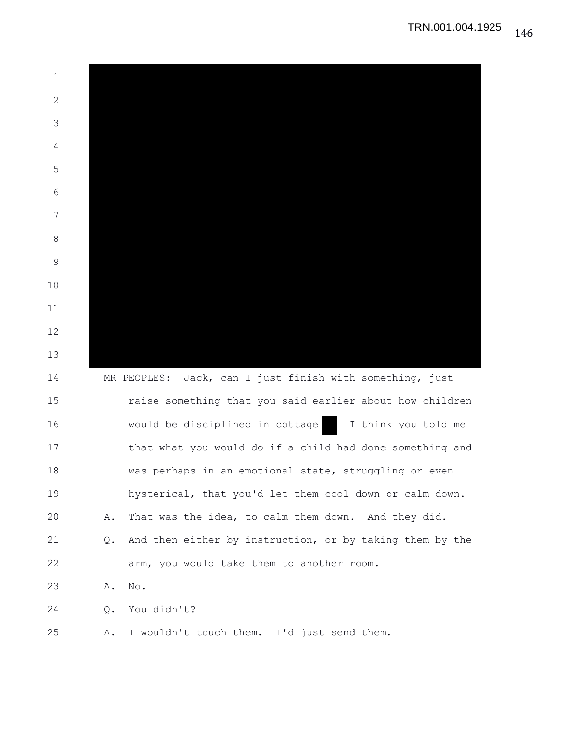MR PEOPLES: Jack, can I just finish with something, just raise something that you said earlier about how children would be disciplined in cottage █ I think you told me that what you would do if a child had done something and was perhaps in an emotional state, struggling or even hysterical, that you'd let them cool down or calm down.

A. That was the idea, to calm them down. And they did.

Q. And then either by instruction, or by taking them by the arm, you would take them to another room.

A. No.

Q. You didn't?

A. I wouldn't touch them. I'd just send them.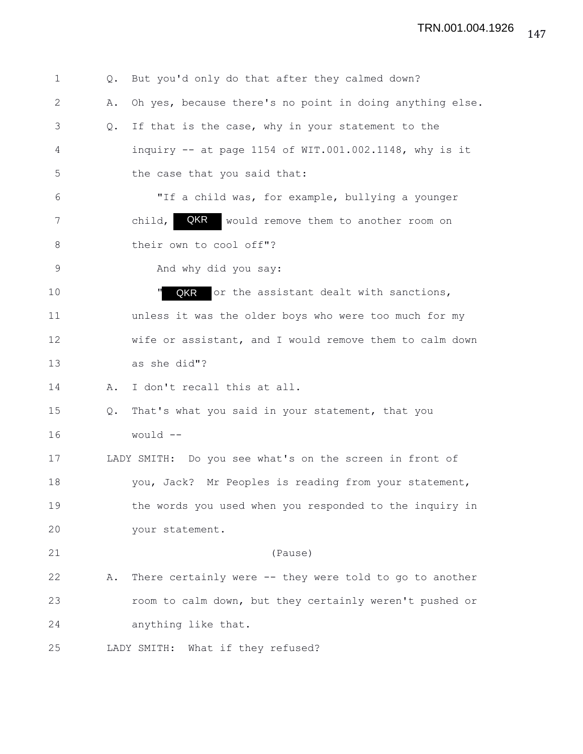Q. But you'd only do that after they calmed down?

A. Oh yes, because there's no point in doing anything else.

Q. If that is the case, why in your statement to the inquiry -- at page 1154 of WIT.001.002.1148, why is it the case that you said that:

"If a child was, for example, bullying a younger child, QKR would remove them to another room on their own to cool off"?

And why did you say:

"QKR or the assistant dealt with sanctions, unless it was the older boys who were too much for my wife or assistant, and I would remove them to calm down as she did"?

A. I don't recall this at all.

Q. That's what you said in your statement, that you would --

LADY SMITH: Do you see what's on the screen in front of you, Jack? Mr Peoples is reading from your statement, the words you used when you responded to the inquiry in your statement.

(Pause)

A. There certainly were -- they were told to go to another room to calm down, but they certainly weren't pushed or anything like that.

LADY SMITH: What if they refused?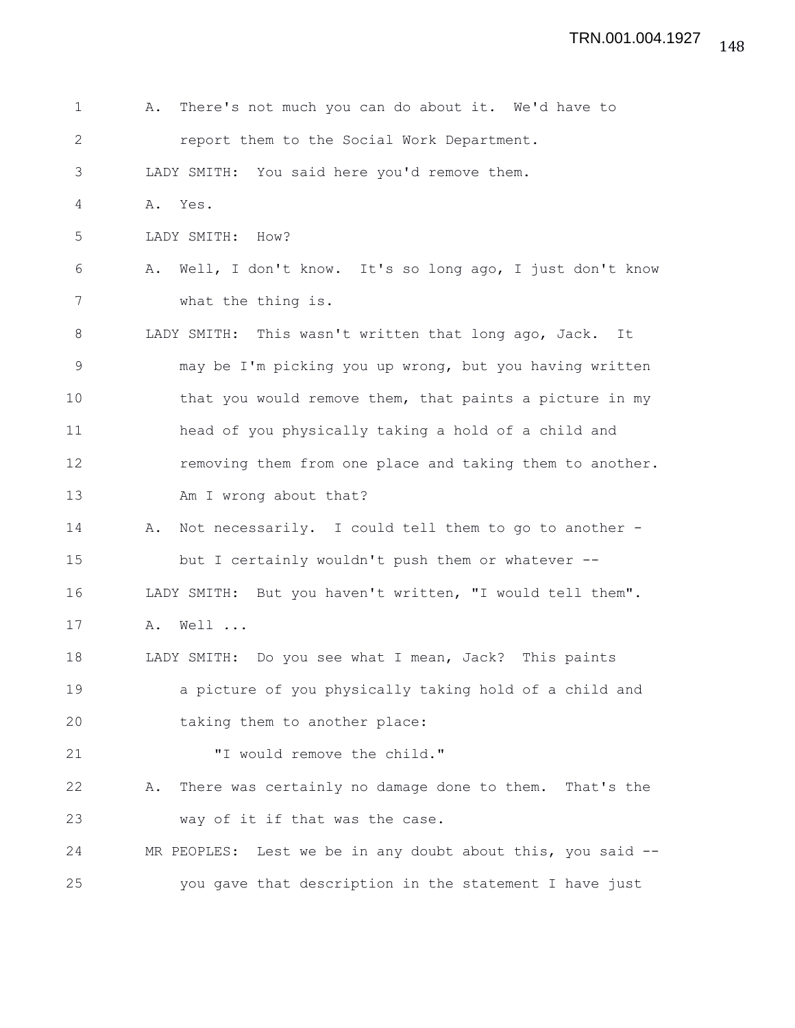A. There's not much you can do about it. We'd have to report them to the Social Work Department.

LADY SMITH: You said here you'd remove them.

A. Yes.

LADY SMITH: How?

A. Well, I don't know. It's so long ago, I just don't know what the thing is.

LADY SMITH: This wasn't written that long ago, Jack. It may be I'm picking you up wrong, but you having written that you would remove them, that paints a picture in my head of you physically taking a hold of a child and removing them from one place and taking them to another. Am I wrong about that?

A. Not necessarily. I could tell them to go to another - but I certainly wouldn't push them or whatever --

LADY SMITH: But you haven't written, "I would tell them".

A. Well ...

LADY SMITH: Do you see what I mean, Jack? This paints a picture of you physically taking hold of a child and taking them to another place:

"I would remove the child."

A. There was certainly no damage done to them. That's the way of it if that was the case.

MR PEOPLES: Lest we be in any doubt about this, you said -- you gave that description in the statement I have just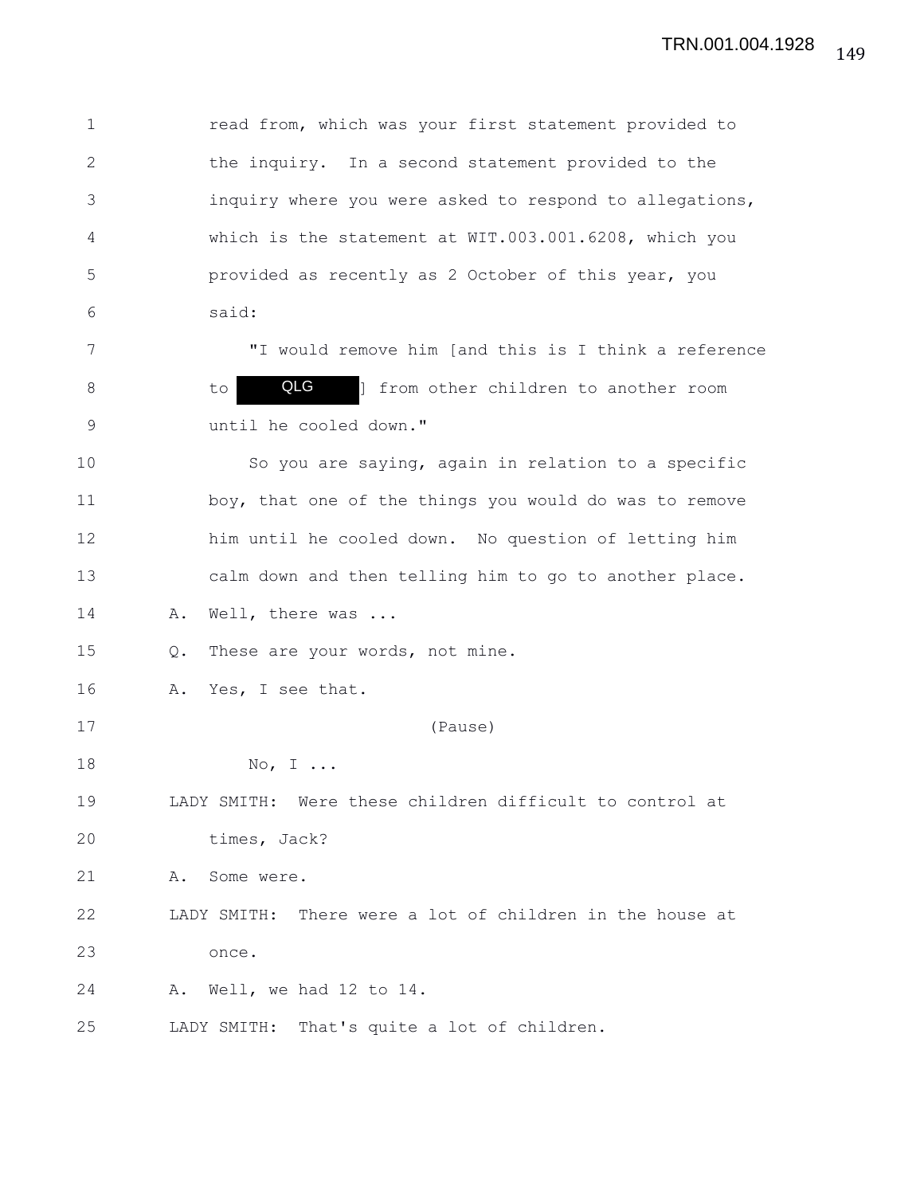read from, which was your first statement provided to the inquiry. In a second statement provided to the inquiry where you were asked to respond to allegations, which is the statement at WIT.003.001.6208, which you provided as recently as 2 October of this year, you said:

"I would remove him [and this is I think a reference to QLG] from other children to another room until he cooled down."

So you are saying, again in relation to a specific boy, that one of the things you would do was to remove him until he cooled down. No question of letting him calm down and then telling him to go to another place.

A. Well, there was ...

Q. These are your words, not mine.

A. Yes, I see that.

(Pause)

No, I ...

LADY SMITH: Were these children difficult to control at times, Jack?

A. Some were.

LADY SMITH: There were a lot of children in the house at once.

A. Well, we had 12 to 14.

LADY SMITH: That's quite a lot of children.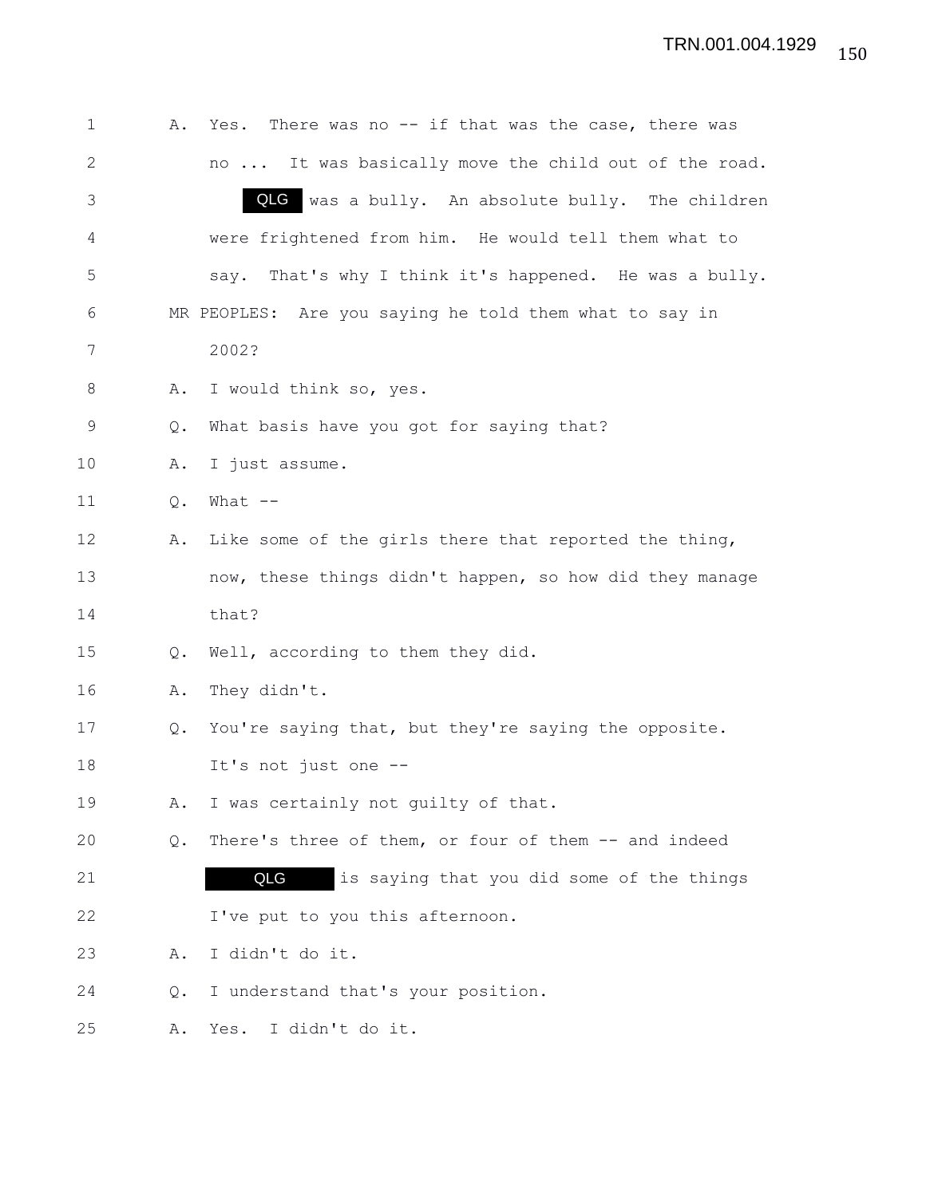1 A. Yes. There was no -- if that was the case, there was
2 no ... It was basically move the child out of the road.
3 QLG was a bully. An absolute bully. The children
4 were frightened from him. He would tell them what to
5 say. That's why I think it's happened. He was a bully.
6 MR PEOPLES: Are you saying he told them what to say in
7 2002?
8 A. I would think so, yes.
9 Q. What basis have you got for saying that?
10 A. I just assume.
11 Q. What --
12 A. Like some of the girls there that reported the thing,
13 now, these things didn't happen, so how did they manage
14 that?
15 Q. Well, according to them they did.
16 A. They didn't.
17 Q. You're saying that, but they're saying the opposite.
18 It's not just one --
19 A. I was certainly not guilty of that.
20 Q. There's three of them, or four of them -- and indeed
21 QLG is saying that you did some of the things
22 I've put to you this afternoon.
23 A. I didn't do it.
24 Q. I understand that's your position.
25 A. Yes. I didn't do it.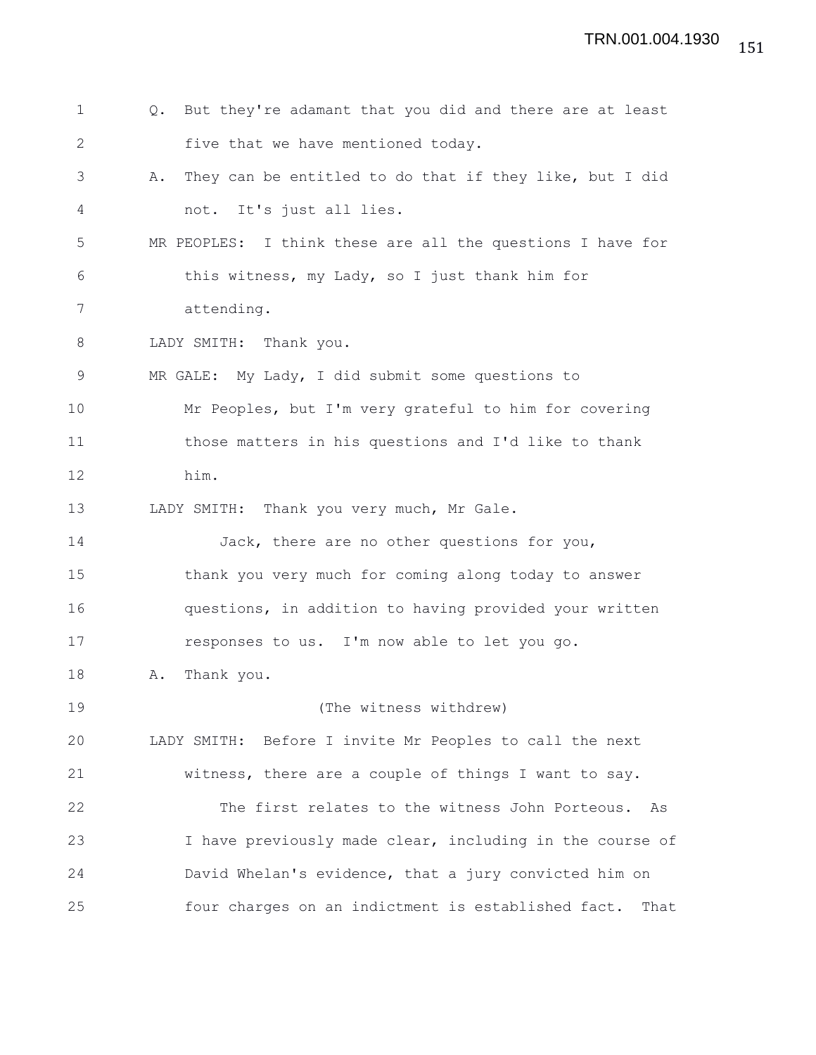Q. But they're adamant that you did and there are at least five that we have mentioned today.

A. They can be entitled to do that if they like, but I did not. It's just all lies.

MR PEOPLES: I think these are all the questions I have for this witness, my Lady, so I just thank him for attending.

LADY SMITH: Thank you.

MR GALE: My Lady, I did submit some questions to Mr Peoples, but I'm very grateful to him for covering those matters in his questions and I'd like to thank him.

LADY SMITH: Thank you very much, Mr Gale.

Jack, there are no other questions for you, thank you very much for coming along today to answer questions, in addition to having provided your written responses to us. I'm now able to let you go.

A. Thank you.

(The witness withdrew)

LADY SMITH: Before I invite Mr Peoples to call the next witness, there are a couple of things I want to say.

The first relates to the witness John Porteous. As I have previously made clear, including in the course of David Whelan's evidence, that a jury convicted him on four charges on an indictment is established fact. That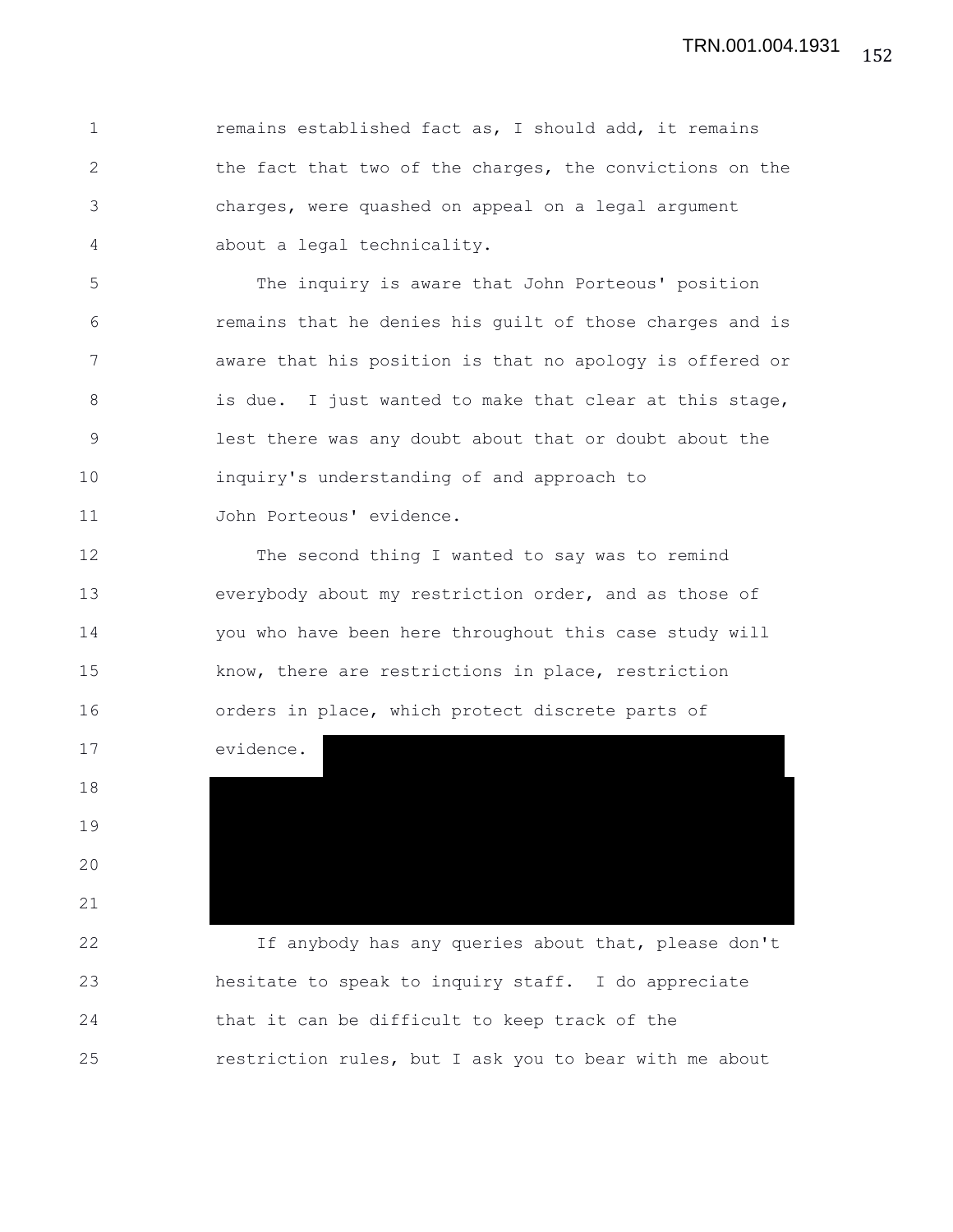remains established fact as, I should add, it remains the fact that two of the charges, the convictions on the charges, were quashed on appeal on a legal argument about a legal technicality.

The inquiry is aware that John Porteous' position remains that he denies his guilt of those charges and is aware that his position is that no apology is offered or is due. I just wanted to make that clear at this stage, lest there was any doubt about that or doubt about the inquiry's understanding of and approach to John Porteous' evidence.

The second thing I wanted to say was to remind everybody about my restriction order, and as those of you who have been here throughout this case study will know, there are restrictions in place, restriction orders in place, which protect discrete parts of evidence.

If anybody has any queries about that, please don't hesitate to speak to inquiry staff. I do appreciate that it can be difficult to keep track of the restriction rules, but I ask you to bear with me about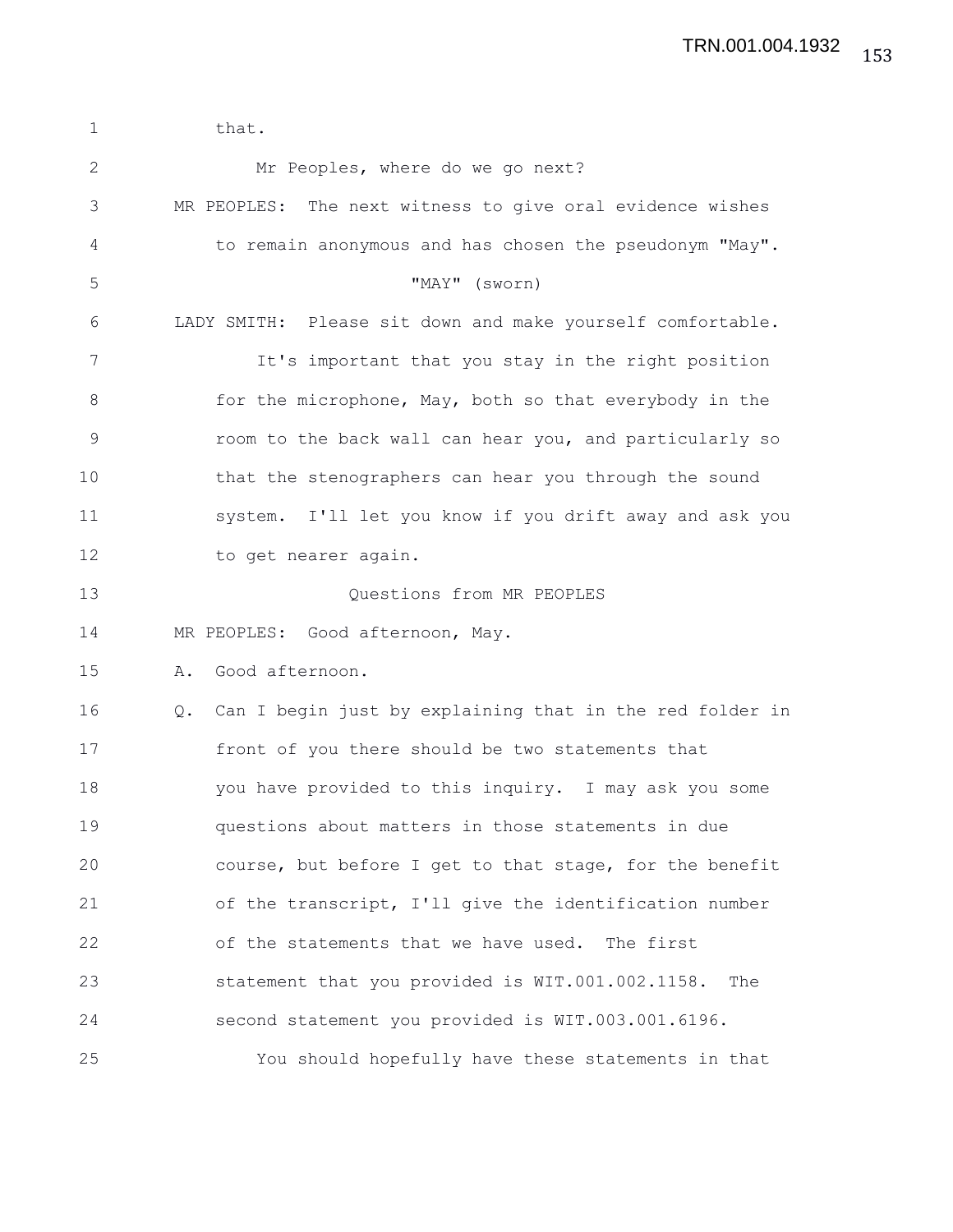that.

Mr Peoples, where do we go next?

MR PEOPLES: The next witness to give oral evidence wishes to remain anonymous and has chosen the pseudonym "May".

"MAY" (sworn)

LADY SMITH: Please sit down and make yourself comfortable.

It's important that you stay in the right position for the microphone, May, both so that everybody in the room to the back wall can hear you, and particularly so that the stenographers can hear you through the sound system. I'll let you know if you drift away and ask you to get nearer again.

Questions from MR PEOPLES

MR PEOPLES: Good afternoon, May.

A. Good afternoon.

Q. Can I begin just by explaining that in the red folder in front of you there should be two statements that you have provided to this inquiry. I may ask you some questions about matters in those statements in due course, but before I get to that stage, for the benefit of the transcript, I'll give the identification number of the statements that we have used. The first statement that you provided is WIT.001.002.1158. The second statement you provided is WIT.003.001.6196.

You should hopefully have these statements in that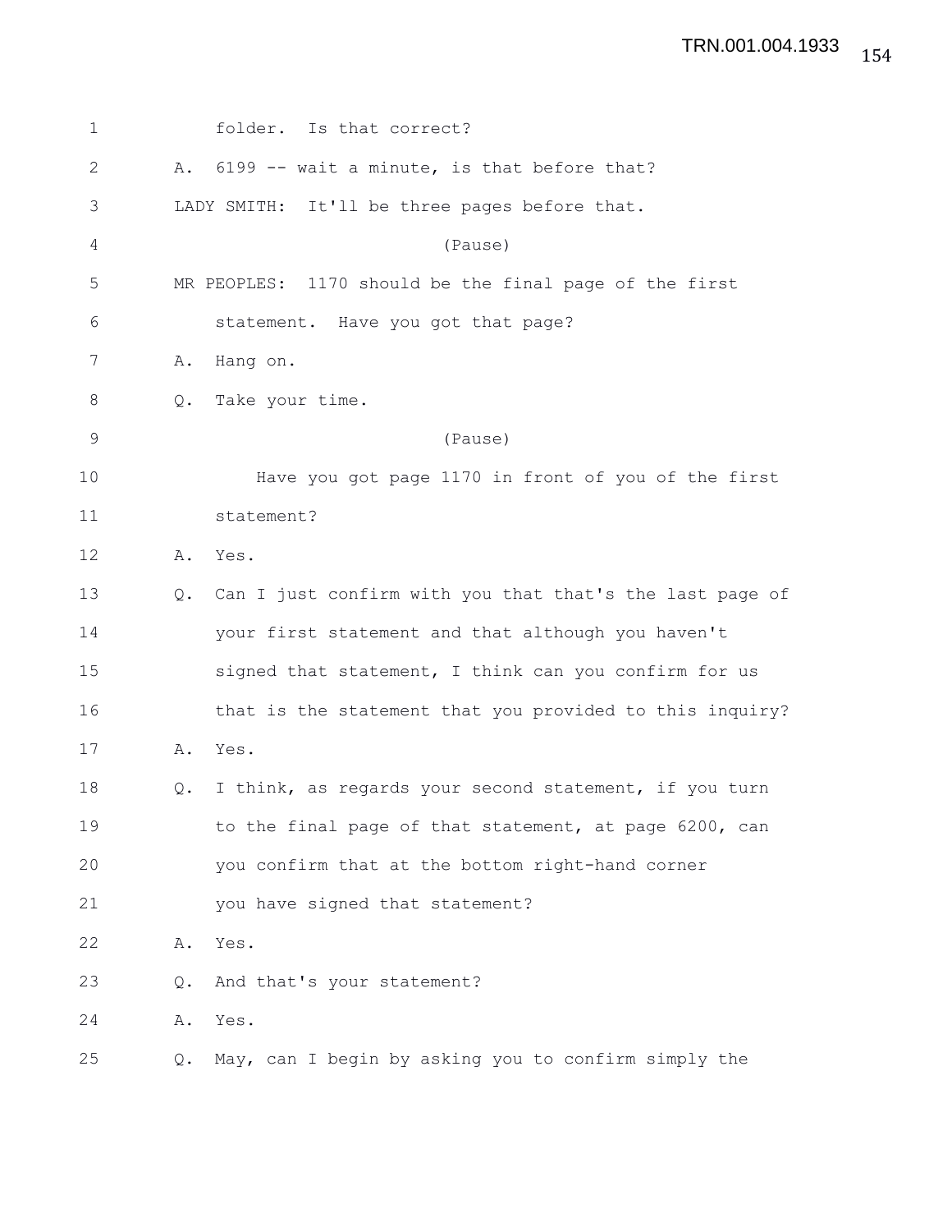folder. Is that correct?

A. 6199 -- wait a minute, is that before that?

LADY SMITH: It'll be three pages before that.

(Pause)

MR PEOPLES: 1170 should be the final page of the first statement. Have you got that page?

A. Hang on.

Q. Take your time.

(Pause)

Have you got page 1170 in front of you of the first statement?

A. Yes.

Q. Can I just confirm with you that that's the last page of your first statement and that although you haven't signed that statement, I think can you confirm for us that is the statement that you provided to this inquiry?

A. Yes.

Q. I think, as regards your second statement, if you turn to the final page of that statement, at page 6200, can you confirm that at the bottom right-hand corner you have signed that statement?

A. Yes.

Q. And that's your statement?

A. Yes.

Q. May, can I begin by asking you to confirm simply the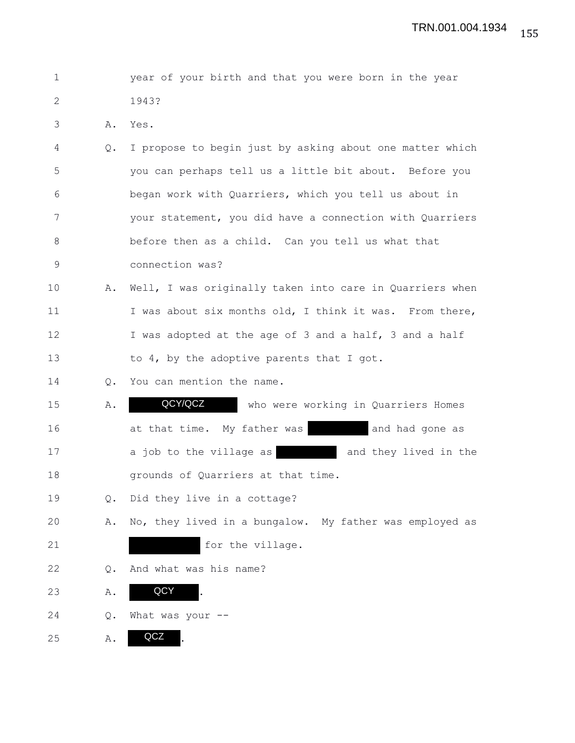1 year of your birth and that you were born in the year
2 1943?

3 A. Yes.

4 Q. I propose to begin just by asking about one matter which
5 you can perhaps tell us a little bit about. Before you
6 began work with Quarriers, which you tell us about in
7 your statement, you did have a connection with Quarriers
8 before then as a child. Can you tell us what that
9 connection was?

10 A. Well, I was originally taken into care in Quarriers when
11 I was about six months old, I think it was. From there,
12 I was adopted at the age of 3 and a half, 3 and a half
13 to 4, by the adoptive parents that I got.

14 Q. You can mention the name.

15 A. QCY/QCZ who were working in Quarriers Homes
16 at that time. My father was [redacted] and had gone as
17 a job to the village as [redacted] and they lived in the
18 grounds of Quarriers at that time.

19 Q. Did they live in a cottage?

20 A. No, they lived in a bungalow. My father was employed as
21 [redacted] for the village.

22 Q. And what was his name?

23 A. QCY.

24 Q. What was your --

25 A. QCZ.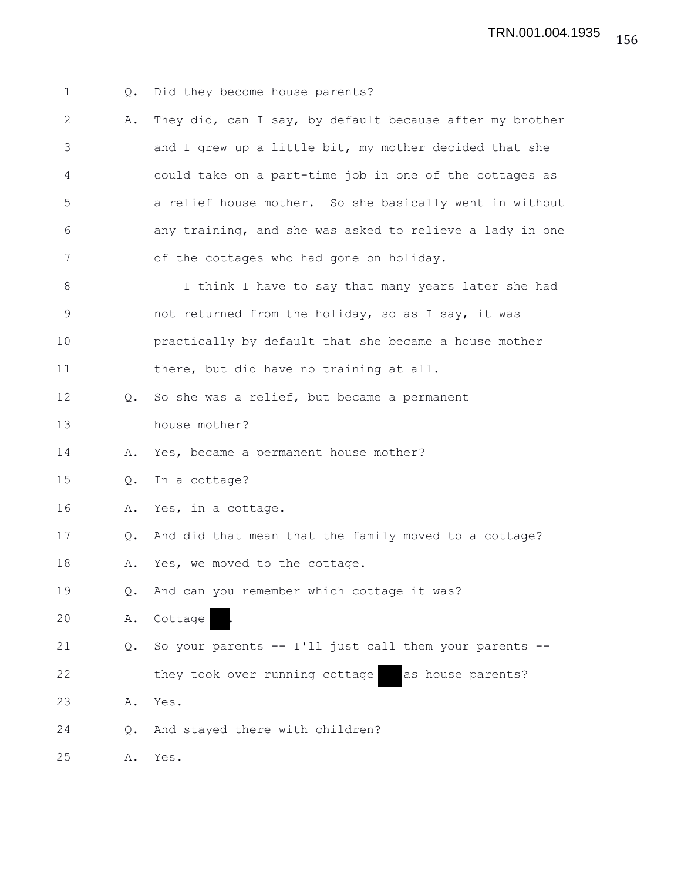1 Q. Did they become house parents?

2 A. They did, can I say, by default because after my brother
3 and I grew up a little bit, my mother decided that she
4 could take on a part-time job in one of the cottages as
5 a relief house mother. So she basically went in without
6 any training, and she was asked to relieve a lady in one
7 of the cottages who had gone on holiday.

8 I think I have to say that many years later she had
9 not returned from the holiday, so as I say, it was
10 practically by default that she became a house mother
11 there, but did have no training at all.

12 Q. So she was a relief, but became a permanent
13 house mother?

14 A. Yes, became a permanent house mother?

15 Q. In a cottage?

16 A. Yes, in a cottage.

17 Q. And did that mean that the family moved to a cottage?

18 A. Yes, we moved to the cottage.

19 Q. And can you remember which cottage it was?

20 A. Cottage ███.

21 Q. So your parents -- I'll just call them your parents --
22 they took over running cottage ███ as house parents?

23 A. Yes.

24 Q. And stayed there with children?

25 A. Yes.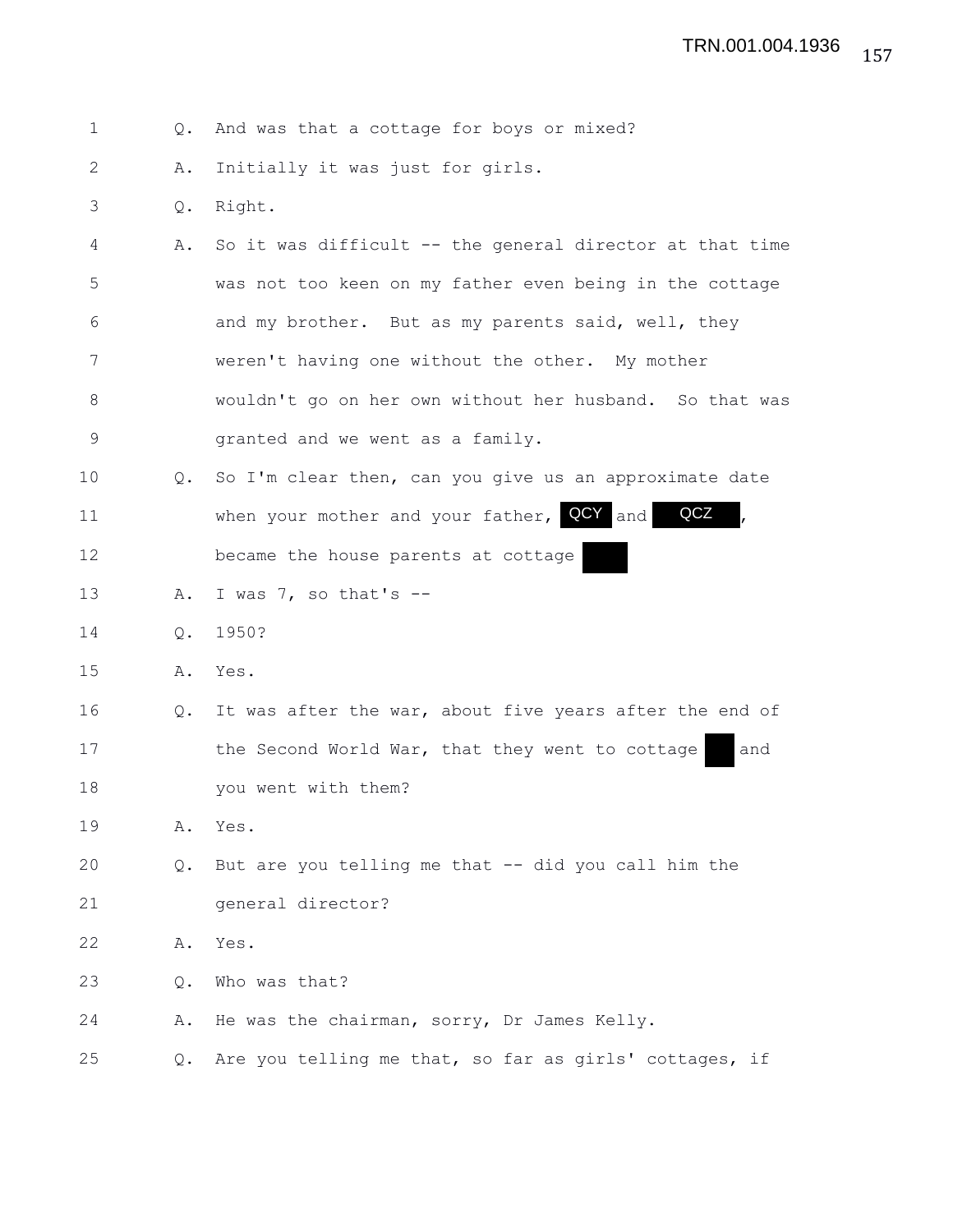1 Q. And was that a cottage for boys or mixed?

2 A. Initially it was just for girls.

3 Q. Right.

4 A. So it was difficult -- the general director at that time

5 was not too keen on my father even being in the cottage

6 and my brother. But as my parents said, well, they

7 weren't having one without the other. My mother

8 wouldn't go on her own without her husband. So that was

9 granted and we went as a family.

10 Q. So I'm clear then, can you give us an approximate date

11 when your mother and your father, QCY and QCZ,

12 became the house parents at cottage

13 A. I was 7, so that's --

14 Q. 1950?

15 A. Yes.

16 Q. It was after the war, about five years after the end of

17 the Second World War, that they went to cottage and

18 you went with them?

19 A. Yes.

20 Q. But are you telling me that -- did you call him the

21 general director?

22 A. Yes.

23 Q. Who was that?

24 A. He was the chairman, sorry, Dr James Kelly.

25 Q. Are you telling me that, so far as girls' cottages, if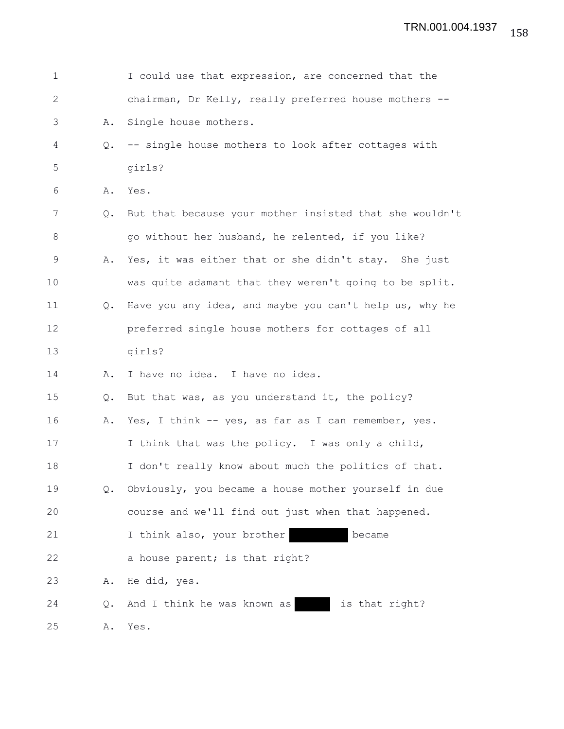1 I could use that expression, are concerned that the
2 chairman, Dr Kelly, really preferred house mothers --
3 A. Single house mothers.
4 Q. -- single house mothers to look after cottages with
5 girls?
6 A. Yes.
7 Q. But that because your mother insisted that she wouldn't
8 go without her husband, he relented, if you like?
9 A. Yes, it was either that or she didn't stay. She just
10 was quite adamant that they weren't going to be split.
11 Q. Have you any idea, and maybe you can't help us, why he
12 preferred single house mothers for cottages of all
13 girls?
14 A. I have no idea. I have no idea.
15 Q. But that was, as you understand it, the policy?
16 A. Yes, I think -- yes, as far as I can remember, yes.
17 I think that was the policy. I was only a child,
18 I don't really know about much the politics of that.
19 Q. Obviously, you became a house mother yourself in due
20 course and we'll find out just when that happened.
21 I think also, your brother [REDACTED] became
22 a house parent; is that right?
23 A. He did, yes.
24 Q. And I think he was known as [REDACTED] is that right?
25 A. Yes.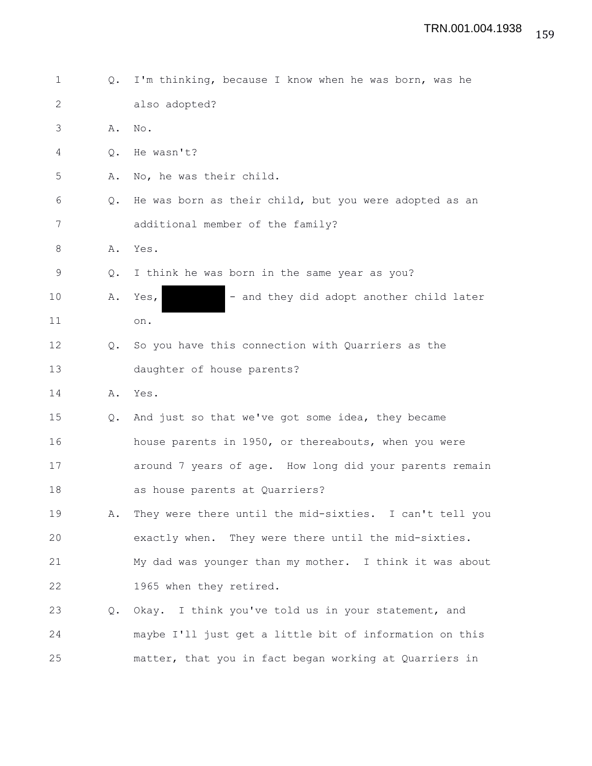1 Q. I'm thinking, because I know when he was born, was he
2 also adopted?
3 A. No.
4 Q. He wasn't?
5 A. No, he was their child.
6 Q. He was born as their child, but you were adopted as an
7 additional member of the family?
8 A. Yes.
9 Q. I think he was born in the same year as you?
10 A. Yes, ██████ - and they did adopt another child later
11 on.
12 Q. So you have this connection with Quarriers as the
13 daughter of house parents?
14 A. Yes.
15 Q. And just so that we've got some idea, they became
16 house parents in 1950, or thereabouts, when you were
17 around 7 years of age. How long did your parents remain
18 as house parents at Quarriers?
19 A. They were there until the mid-sixties. I can't tell you
20 exactly when. They were there until the mid-sixties.
21 My dad was younger than my mother. I think it was about
22 1965 when they retired.
23 Q. Okay. I think you've told us in your statement, and
24 maybe I'll just get a little bit of information on this
25 matter, that you in fact began working at Quarriers in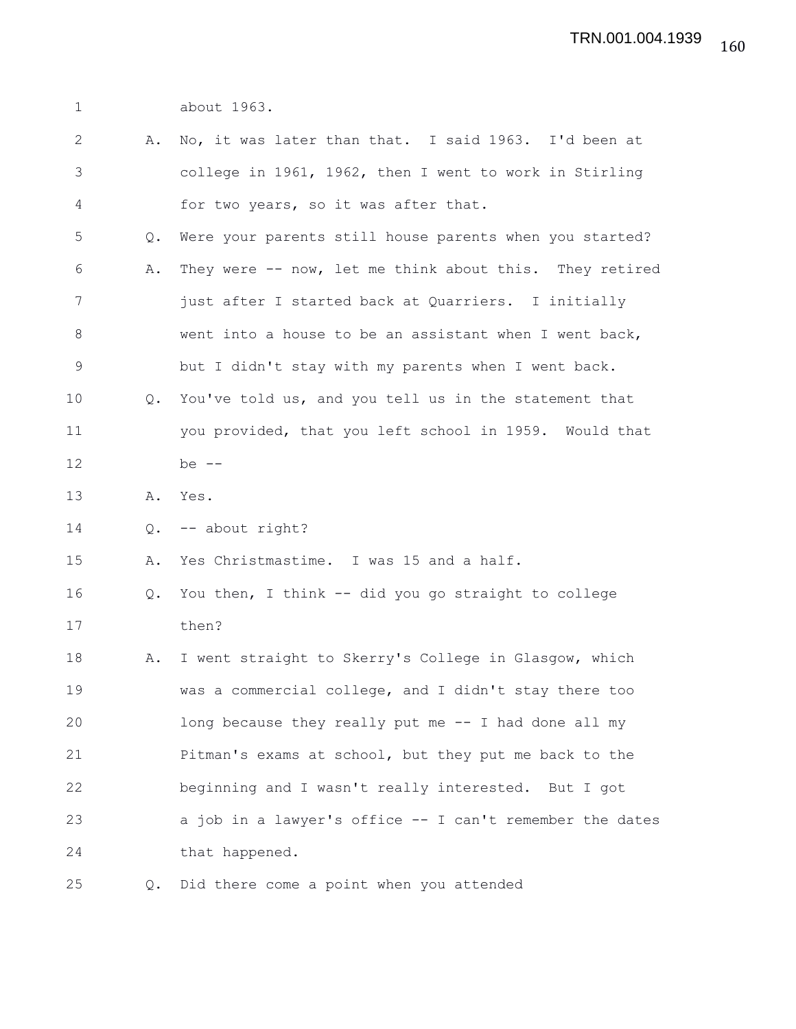1 about 1963.

2 A. No, it was later than that. I said 1963. I'd been at

3 college in 1961, 1962, then I went to work in Stirling

4 for two years, so it was after that.

5 Q. Were your parents still house parents when you started?

6 A. They were -- now, let me think about this. They retired

7 just after I started back at Quarriers. I initially

8 went into a house to be an assistant when I went back,

9 but I didn't stay with my parents when I went back.

10 Q. You've told us, and you tell us in the statement that

11 you provided, that you left school in 1959. Would that

12 be --

13 A. Yes.

14 Q. -- about right?

15 A. Yes Christmastime. I was 15 and a half.

16 Q. You then, I think -- did you go straight to college

17 then?

18 A. I went straight to Skerry's College in Glasgow, which

19 was a commercial college, and I didn't stay there too

20 long because they really put me -- I had done all my

21 Pitman's exams at school, but they put me back to the

22 beginning and I wasn't really interested. But I got

23 a job in a lawyer's office -- I can't remember the dates

24 that happened.

25 Q. Did there come a point when you attended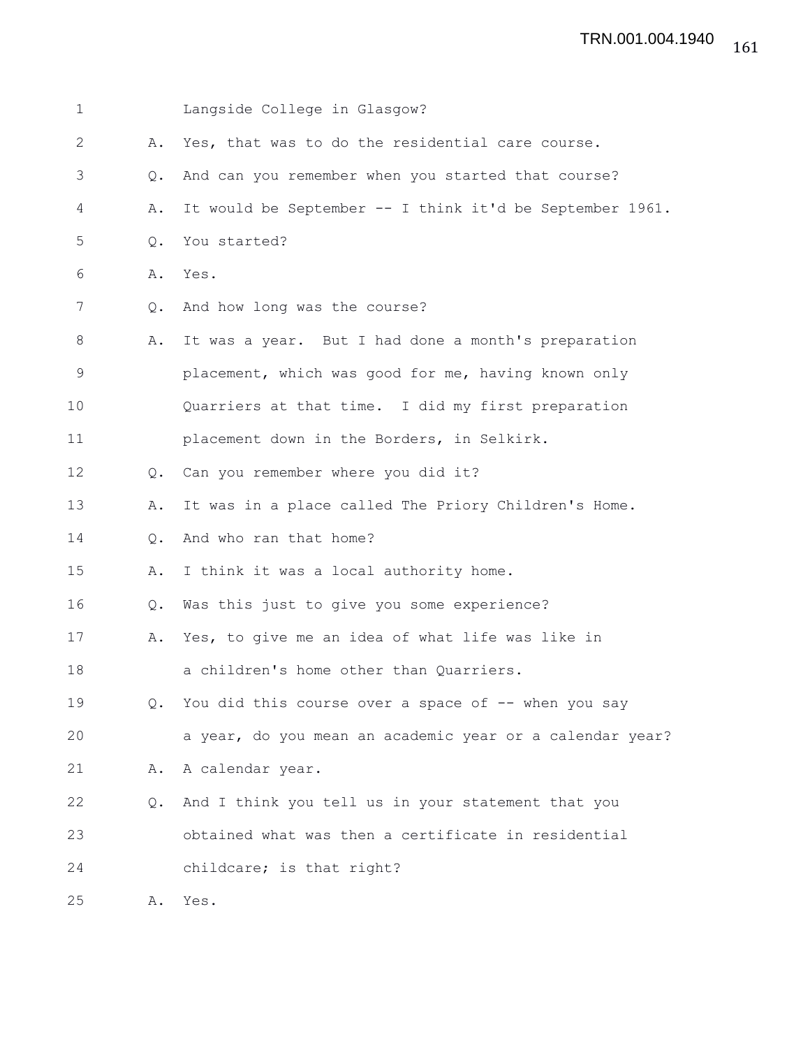Langside College in Glasgow?

A. Yes, that was to do the residential care course.

Q. And can you remember when you started that course?

A. It would be September -- I think it'd be September 1961.

Q. You started?

A. Yes.

Q. And how long was the course?

A. It was a year. But I had done a month's preparation placement, which was good for me, having known only Quarriers at that time. I did my first preparation placement down in the Borders, in Selkirk.

Q. Can you remember where you did it?

A. It was in a place called The Priory Children's Home.

Q. And who ran that home?

A. I think it was a local authority home.

Q. Was this just to give you some experience?

A. Yes, to give me an idea of what life was like in a children's home other than Quarriers.

Q. You did this course over a space of -- when you say a year, do you mean an academic year or a calendar year?

A. A calendar year.

Q. And I think you tell us in your statement that you obtained what was then a certificate in residential childcare; is that right?

A. Yes.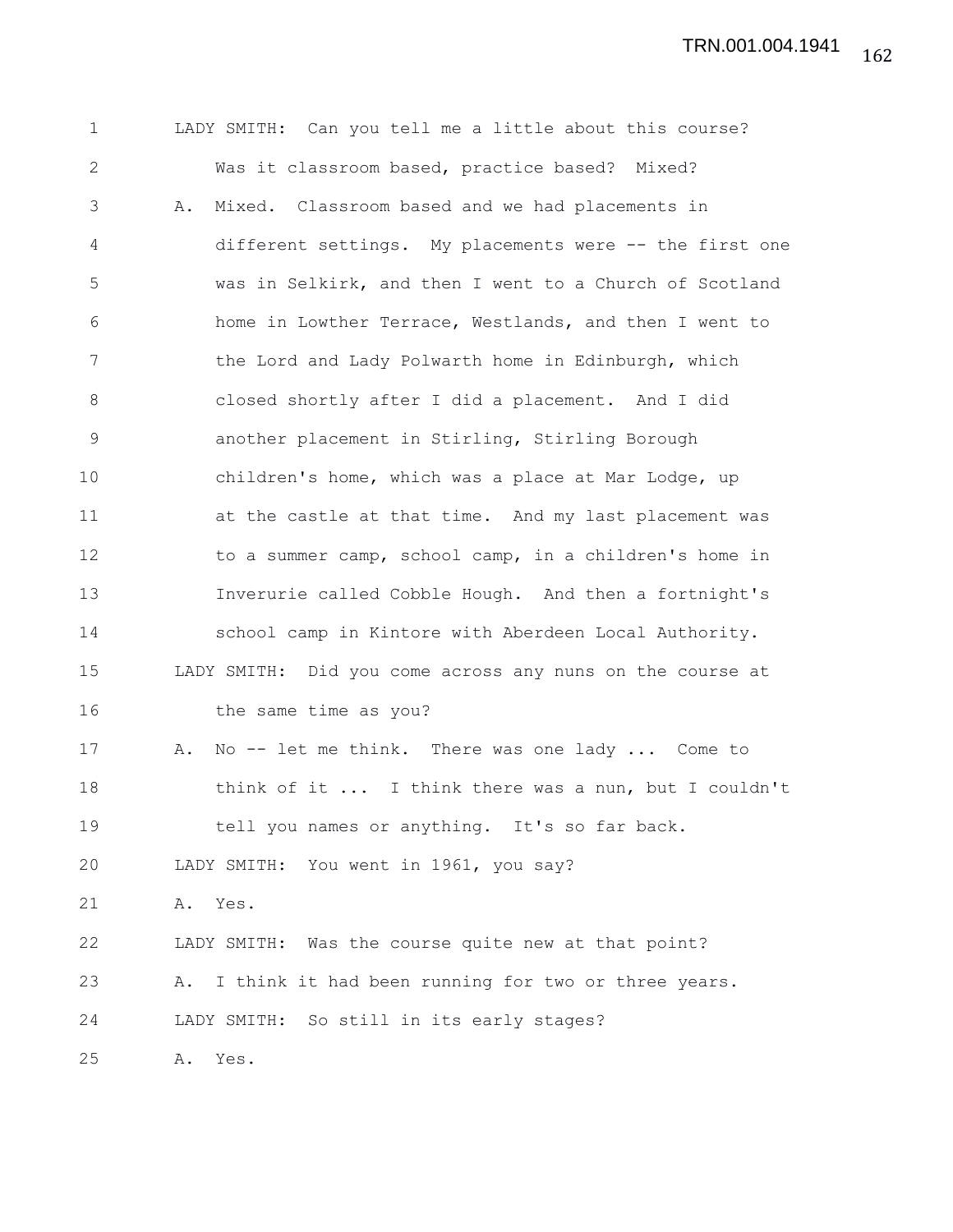LADY SMITH: Can you tell me a little about this course? Was it classroom based, practice based? Mixed?

A. Mixed. Classroom based and we had placements in different settings. My placements were -- the first one was in Selkirk, and then I went to a Church of Scotland home in Lowther Terrace, Westlands, and then I went to the Lord and Lady Polwarth home in Edinburgh, which closed shortly after I did a placement. And I did another placement in Stirling, Stirling Borough children's home, which was a place at Mar Lodge, up at the castle at that time. And my last placement was to a summer camp, school camp, in a children's home in Inverurie called Cobble Hough. And then a fortnight's school camp in Kintore with Aberdeen Local Authority.

LADY SMITH: Did you come across any nuns on the course at the same time as you?

A. No -- let me think. There was one lady ... Come to think of it ... I think there was a nun, but I couldn't tell you names or anything. It's so far back.

LADY SMITH: You went in 1961, you say?

A. Yes.

LADY SMITH: Was the course quite new at that point?

A. I think it had been running for two or three years.

LADY SMITH: So still in its early stages?

A. Yes.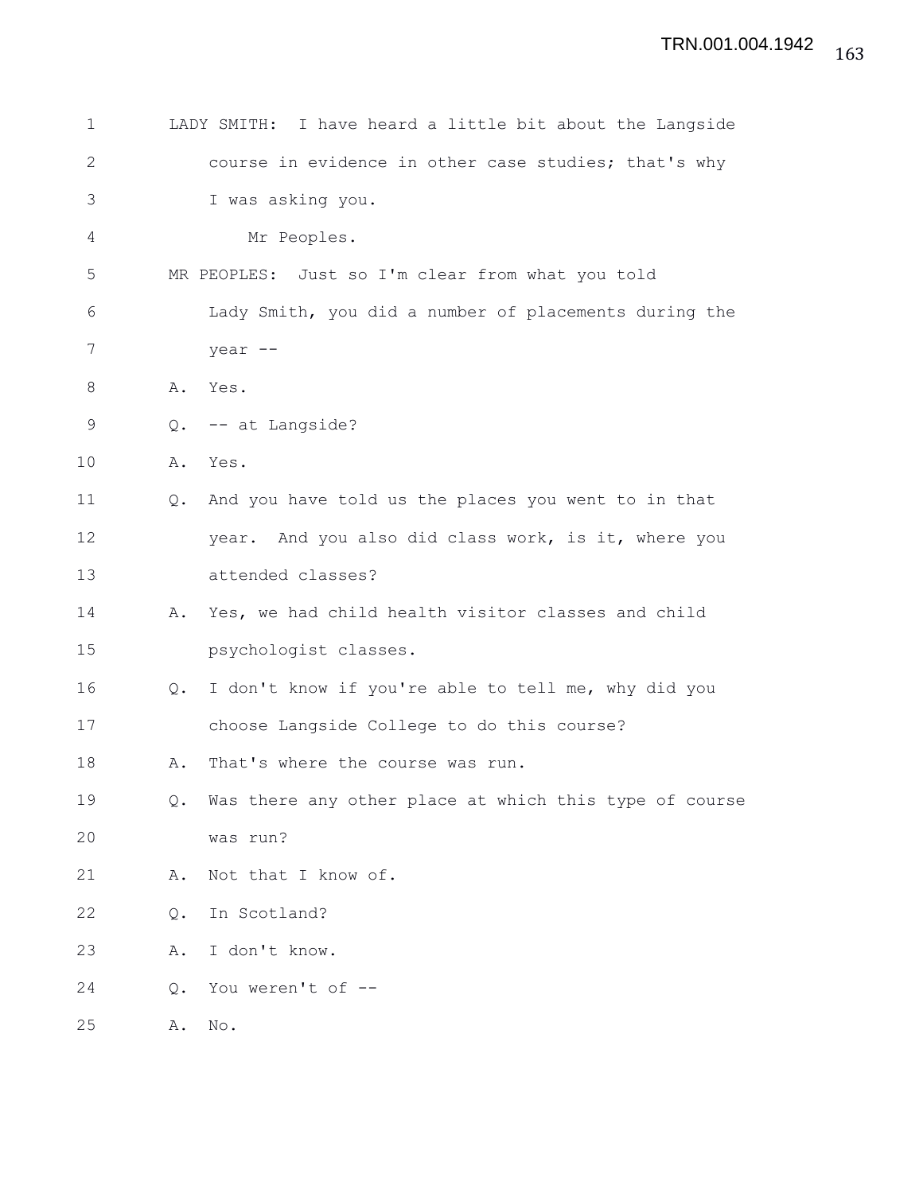LADY SMITH: I have heard a little bit about the Langside course in evidence in other case studies; that's why I was asking you.

Mr Peoples.

MR PEOPLES: Just so I'm clear from what you told Lady Smith, you did a number of placements during the year --

A. Yes.

Q. -- at Langside?

A. Yes.

Q. And you have told us the places you went to in that year. And you also did class work, is it, where you attended classes?

A. Yes, we had child health visitor classes and child psychologist classes.

Q. I don't know if you're able to tell me, why did you choose Langside College to do this course?

A. That's where the course was run.

Q. Was there any other place at which this type of course was run?

A. Not that I know of.

Q. In Scotland?

A. I don't know.

Q. You weren't of --

A. No.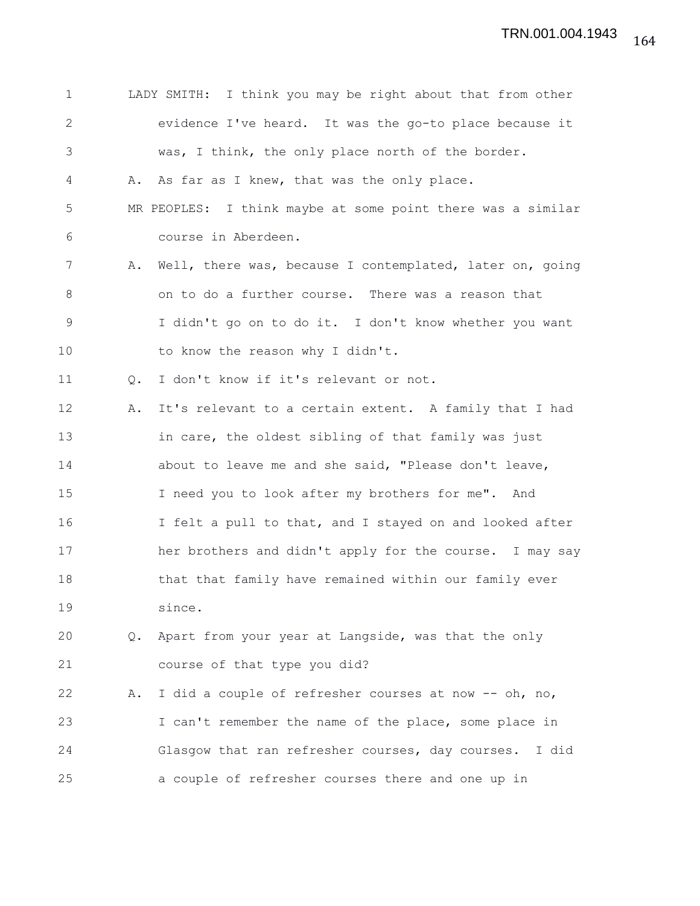LADY SMITH: I think you may be right about that from other evidence I've heard. It was the go-to place because it was, I think, the only place north of the border.

A. As far as I knew, that was the only place.

MR PEOPLES: I think maybe at some point there was a similar course in Aberdeen.

A. Well, there was, because I contemplated, later on, going on to do a further course. There was a reason that I didn't go on to do it. I don't know whether you want to know the reason why I didn't.

Q. I don't know if it's relevant or not.

A. It's relevant to a certain extent. A family that I had in care, the oldest sibling of that family was just about to leave me and she said, "Please don't leave, I need you to look after my brothers for me". And I felt a pull to that, and I stayed on and looked after her brothers and didn't apply for the course. I may say that that family have remained within our family ever since.

Q. Apart from your year at Langside, was that the only course of that type you did?

A. I did a couple of refresher courses at now -- oh, no, I can't remember the name of the place, some place in Glasgow that ran refresher courses, day courses. I did a couple of refresher courses there and one up in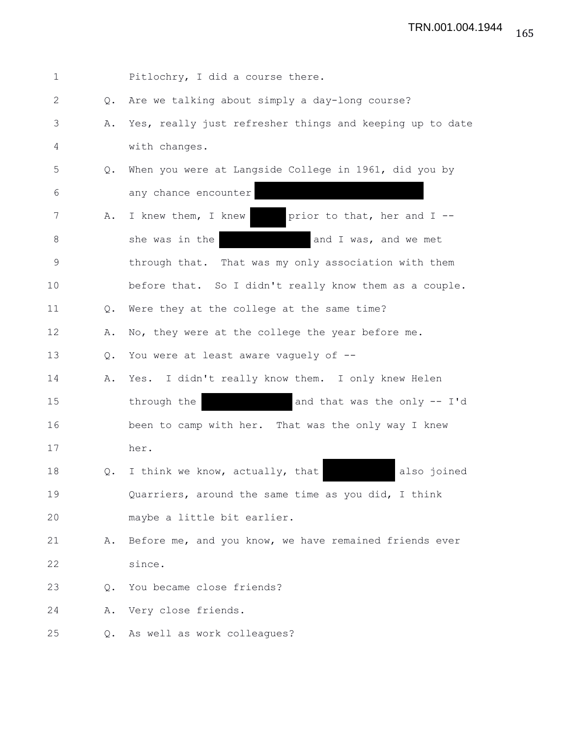1 Pitlochry, I did a course there.

2 Q. Are we talking about simply a day-long course?

3 A. Yes, really just refresher things and keeping up to date

4 with changes.

5 Q. When you were at Langside College in 1961, did you by

6 any chance encounter [REDACTED]

7 A. I knew them, I knew [REDACTED] prior to that, her and I --

8 she was in the [REDACTED] and I was, and we met

9 through that. That was my only association with them

10 before that. So I didn't really know them as a couple.

11 Q. Were they at the college at the same time?

12 A. No, they were at the college the year before me.

13 Q. You were at least aware vaguely of --

14 A. Yes. I didn't really know them. I only knew Helen

15 through the [REDACTED] and that was the only -- I'd

16 been to camp with her. That was the only way I knew

17 her.

18 Q. I think we know, actually, that [REDACTED] also joined

19 Quarriers, around the same time as you did, I think

20 maybe a little bit earlier.

21 A. Before me, and you know, we have remained friends ever

22 since.

23 Q. You became close friends?

24 A. Very close friends.

25 Q. As well as work colleagues?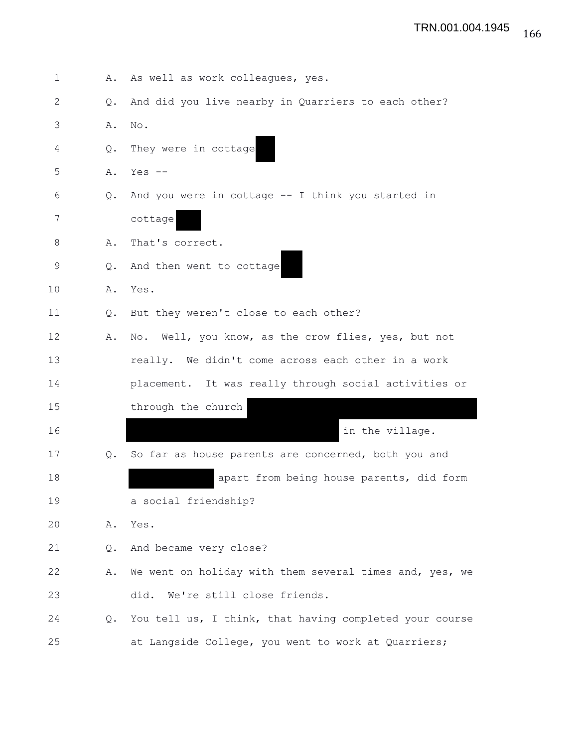1 A. As well as work colleagues, yes.

2 Q. And did you live nearby in Quarriers to each other?

3 A. No.

4 Q. They were in cottage ███

5 A. Yes --

6 Q. And you were in cottage -- I think you started in

7 cottage ███

8 A. That's correct.

9 Q. And then went to cottage ███

10 A. Yes.

11 Q. But they weren't close to each other?

12 A. No. Well, you know, as the crow flies, yes, but not

13 really. We didn't come across each other in a work

14 placement. It was really through social activities or

15 through the church ███████████████████████

16 ██████████████████████ in the village.

17 Q. So far as house parents are concerned, both you and

18 ███████████ apart from being house parents, did form

19 a social friendship?

20 A. Yes.

21 Q. And became very close?

22 A. We went on holiday with them several times and, yes, we

23 did. We're still close friends.

24 Q. You tell us, I think, that having completed your course

25 at Langside College, you went to work at Quarriers;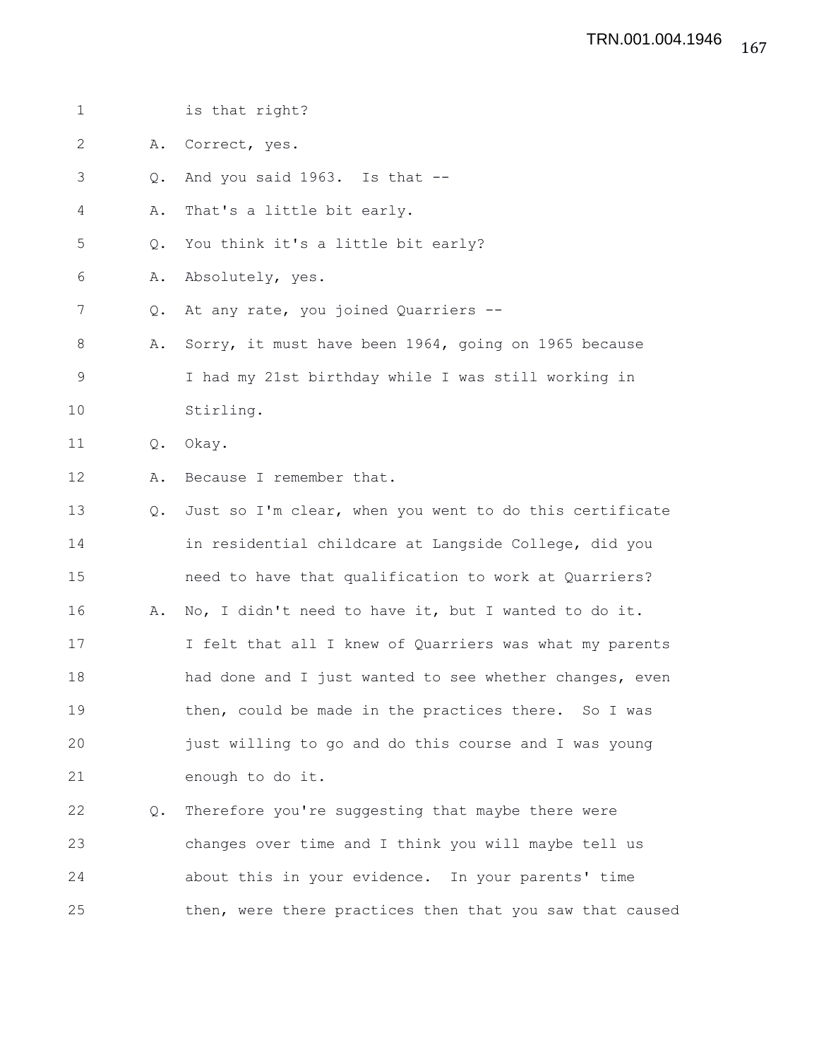1 is that right?

2 A. Correct, yes.

3 Q. And you said 1963. Is that --

4 A. That's a little bit early.

5 Q. You think it's a little bit early?

6 A. Absolutely, yes.

7 Q. At any rate, you joined Quarriers --

8 A. Sorry, it must have been 1964, going on 1965 because

9 I had my 21st birthday while I was still working in

10 Stirling.

11 Q. Okay.

12 A. Because I remember that.

13 Q. Just so I'm clear, when you went to do this certificate

14 in residential childcare at Langside College, did you

15 need to have that qualification to work at Quarriers?

16 A. No, I didn't need to have it, but I wanted to do it.

17 I felt that all I knew of Quarriers was what my parents

18 had done and I just wanted to see whether changes, even

19 then, could be made in the practices there. So I was

20 just willing to go and do this course and I was young

21 enough to do it.

22 Q. Therefore you're suggesting that maybe there were

23 changes over time and I think you will maybe tell us

24 about this in your evidence. In your parents' time

25 then, were there practices then that you saw that caused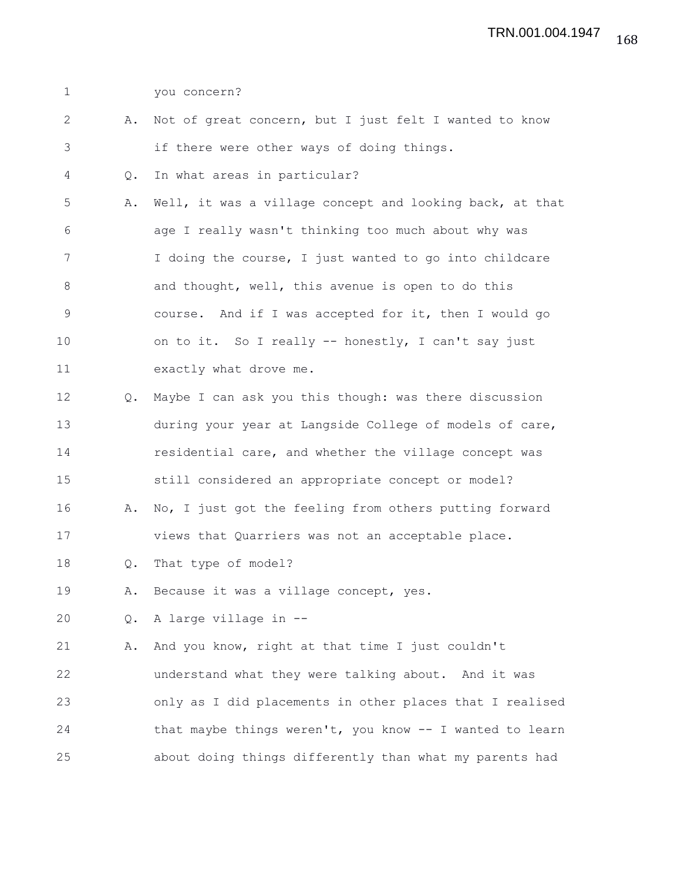you concern?

A. Not of great concern, but I just felt I wanted to know if there were other ways of doing things.

Q. In what areas in particular?

A. Well, it was a village concept and looking back, at that age I really wasn't thinking too much about why was I doing the course, I just wanted to go into childcare and thought, well, this avenue is open to do this course. And if I was accepted for it, then I would go on to it. So I really -- honestly, I can't say just exactly what drove me.

Q. Maybe I can ask you this though: was there discussion during your year at Langside College of models of care, residential care, and whether the village concept was still considered an appropriate concept or model?

A. No, I just got the feeling from others putting forward views that Quarriers was not an acceptable place.

Q. That type of model?

A. Because it was a village concept, yes.

Q. A large village in --

A. And you know, right at that time I just couldn't understand what they were talking about. And it was only as I did placements in other places that I realised that maybe things weren't, you know -- I wanted to learn about doing things differently than what my parents had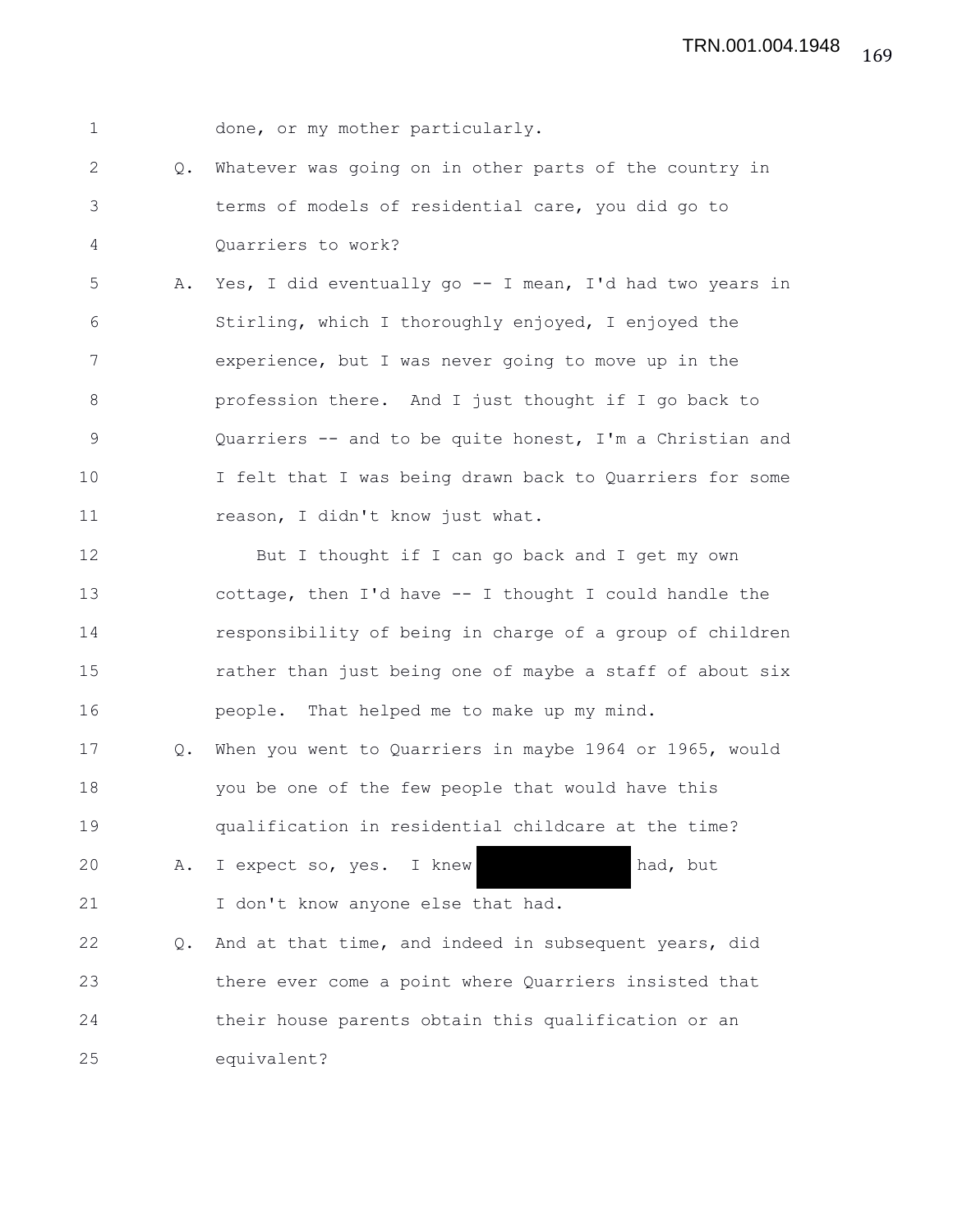1 done, or my mother particularly.

2 Q. Whatever was going on in other parts of the country in
3 terms of models of residential care, you did go to
4 Quarriers to work?

5 A. Yes, I did eventually go -- I mean, I'd had two years in
6 Stirling, which I thoroughly enjoyed, I enjoyed the
7 experience, but I was never going to move up in the
8 profession there. And I just thought if I go back to
9 Quarriers -- and to be quite honest, I'm a Christian and
10 I felt that I was being drawn back to Quarriers for some
11 reason, I didn't know just what.

12 But I thought if I can go back and I get my own
13 cottage, then I'd have -- I thought I could handle the
14 responsibility of being in charge of a group of children
15 rather than just being one of maybe a staff of about six
16 people. That helped me to make up my mind.

17 Q. When you went to Quarriers in maybe 1964 or 1965, would
18 you be one of the few people that would have this
19 qualification in residential childcare at the time?

20 A. I expect so, yes. I knew [REDACTED] had, but
21 I don't know anyone else that had.

22 Q. And at that time, and indeed in subsequent years, did
23 there ever come a point where Quarriers insisted that
24 their house parents obtain this qualification or an
25 equivalent?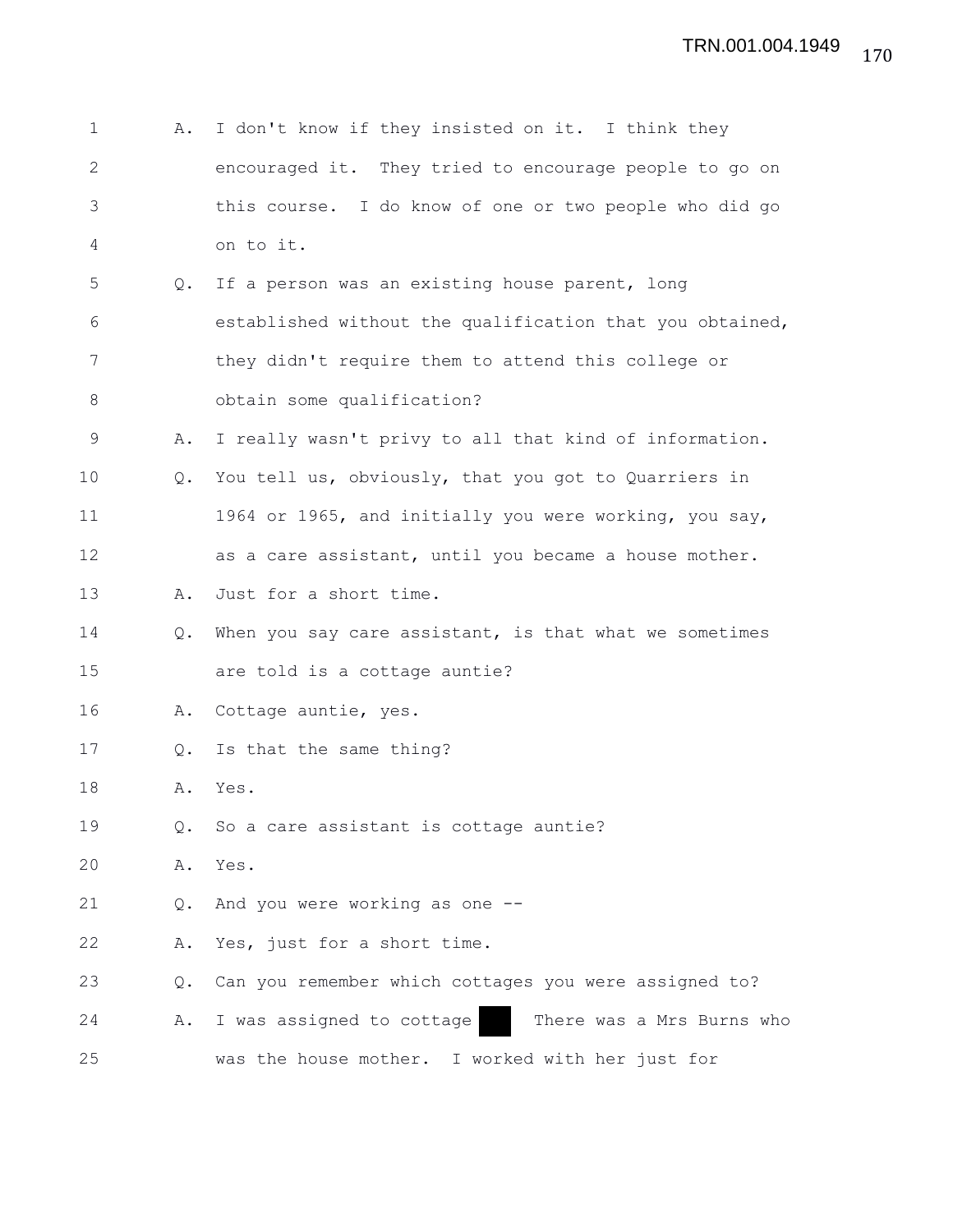1 A. I don't know if they insisted on it. I think they
2 encouraged it. They tried to encourage people to go on
3 this course. I do know of one or two people who did go
4 on to it.

5 Q. If a person was an existing house parent, long
6 established without the qualification that you obtained,
7 they didn't require them to attend this college or
8 obtain some qualification?

9 A. I really wasn't privy to all that kind of information.

10 Q. You tell us, obviously, that you got to Quarriers in
11 1964 or 1965, and initially you were working, you say,
12 as a care assistant, until you became a house mother.

13 A. Just for a short time.

14 Q. When you say care assistant, is that what we sometimes
15 are told is a cottage auntie?

16 A. Cottage auntie, yes.

17 Q. Is that the same thing?

18 A. Yes.

19 Q. So a care assistant is cottage auntie?

20 A. Yes.

21 Q. And you were working as one --

22 A. Yes, just for a short time.

23 Q. Can you remember which cottages you were assigned to?

24 A. I was assigned to cottage ██ There was a Mrs Burns who
25 was the house mother. I worked with her just for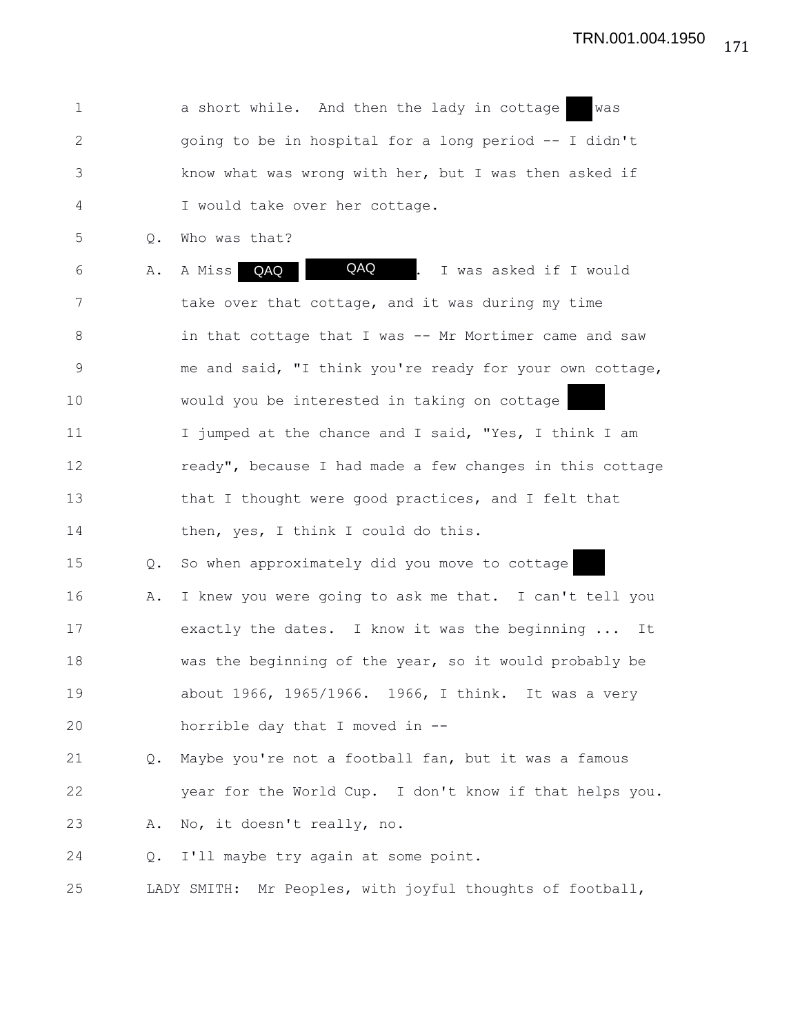1 a short while. And then the lady in cottage ███ was
2 going to be in hospital for a long period -- I didn't
3 know what was wrong with her, but I was then asked if
4 I would take over her cottage.

5 Q. Who was that?

6 A. A Miss QAQ QAQ. I was asked if I would
7 take over that cottage, and it was during my time
8 in that cottage that I was -- Mr Mortimer came and saw
9 me and said, "I think you're ready for your own cottage,
10 would you be interested in taking on cottage ███
11 I jumped at the chance and I said, "Yes, I think I am
12 ready", because I had made a few changes in this cottage
13 that I thought were good practices, and I felt that
14 then, yes, I think I could do this.

15 Q. So when approximately did you move to cottage ███

16 A. I knew you were going to ask me that. I can't tell you
17 exactly the dates. I know it was the beginning ... It
18 was the beginning of the year, so it would probably be
19 about 1966, 1965/1966. 1966, I think. It was a very
20 horrible day that I moved in --

21 Q. Maybe you're not a football fan, but it was a famous
22 year for the World Cup. I don't know if that helps you.

23 A. No, it doesn't really, no.

24 Q. I'll maybe try again at some point.

25 LADY SMITH: Mr Peoples, with joyful thoughts of football,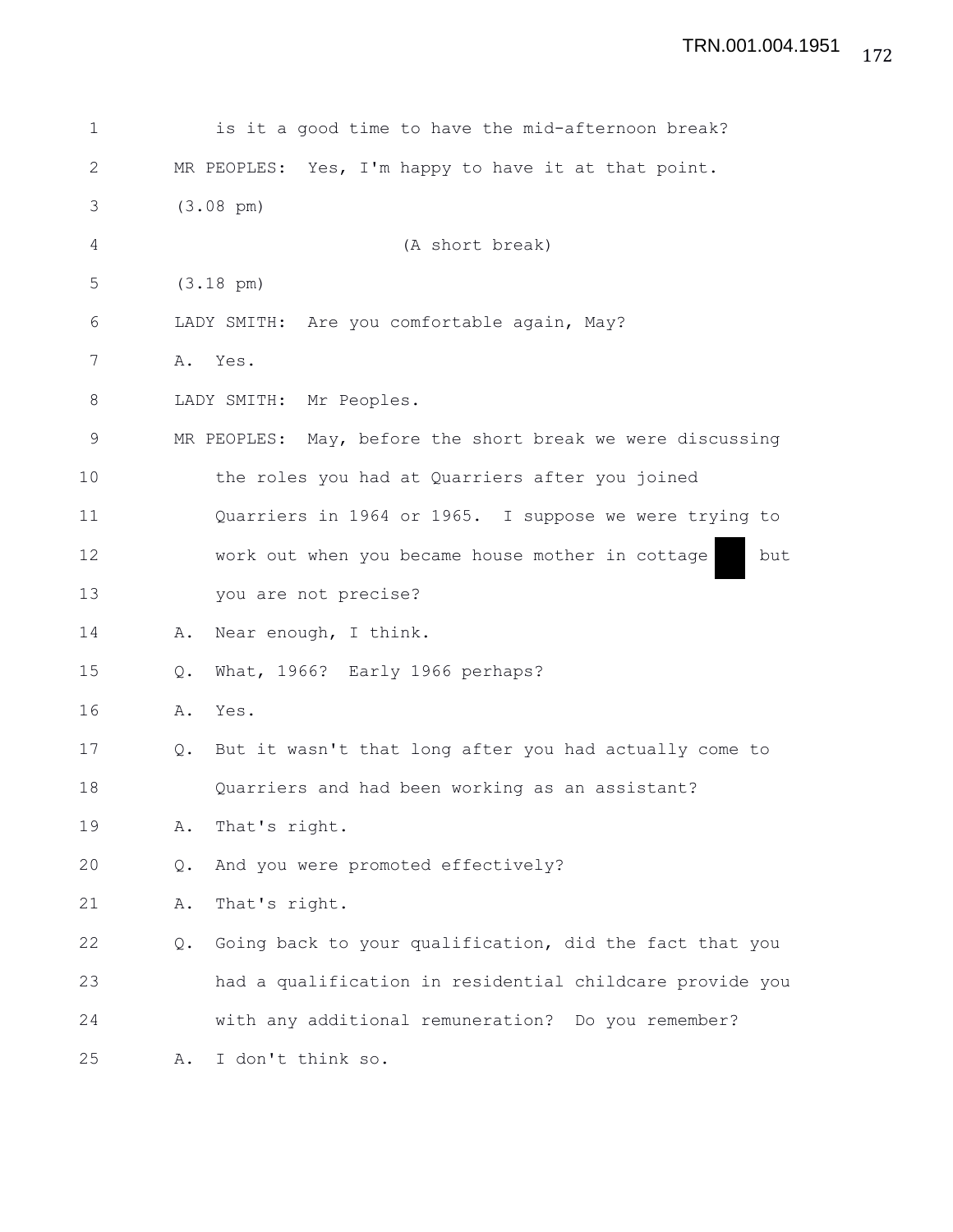1 is it a good time to have the mid-afternoon break?

2 MR PEOPLES: Yes, I'm happy to have it at that point.

3 (3.08 pm)

4 (A short break)

5 (3.18 pm)

6 LADY SMITH: Are you comfortable again, May?

7 A. Yes.

8 LADY SMITH: Mr Peoples.

9 MR PEOPLES: May, before the short break we were discussing

10 the roles you had at Quarriers after you joined

11 Quarriers in 1964 or 1965. I suppose we were trying to

12 work out when you became house mother in cottage ██ but

13 you are not precise?

14 A. Near enough, I think.

15 Q. What, 1966? Early 1966 perhaps?

16 A. Yes.

17 Q. But it wasn't that long after you had actually come to

18 Quarriers and had been working as an assistant?

19 A. That's right.

20 Q. And you were promoted effectively?

21 A. That's right.

22 Q. Going back to your qualification, did the fact that you

23 had a qualification in residential childcare provide you

24 with any additional remuneration? Do you remember?

25 A. I don't think so.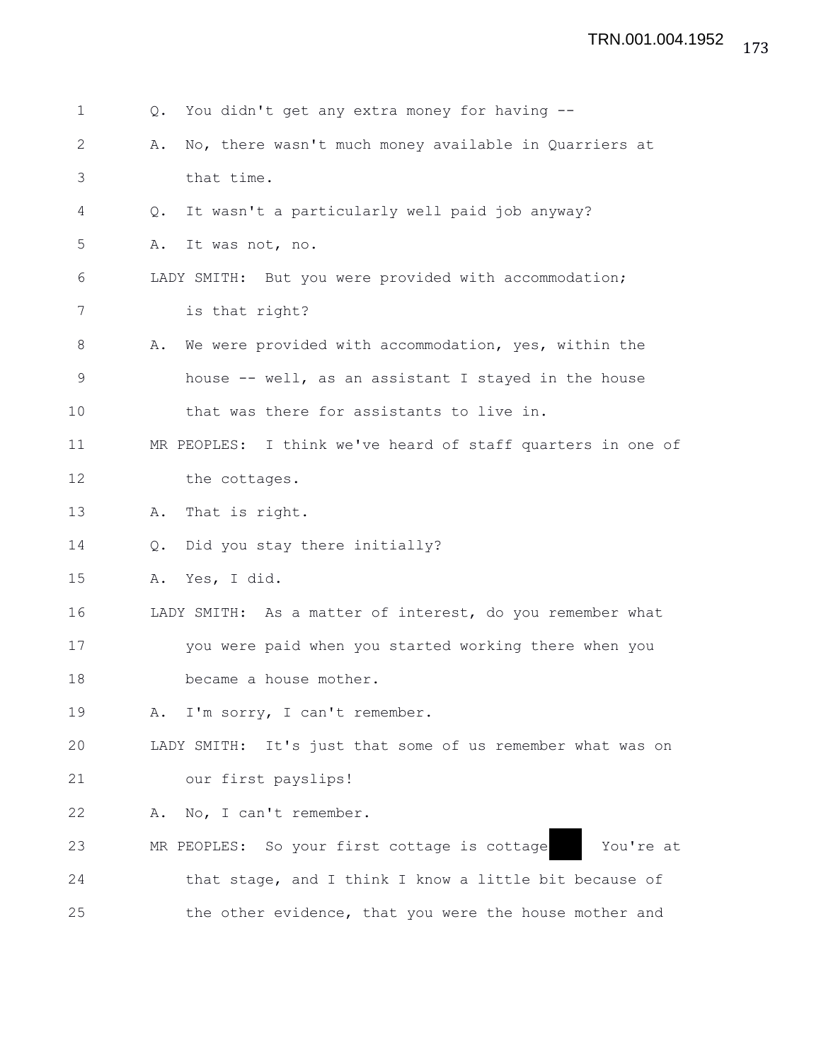1 Q. You didn't get any extra money for having --

2 A. No, there wasn't much money available in Quarriers at

3 that time.

4 Q. It wasn't a particularly well paid job anyway?

5 A. It was not, no.

6 LADY SMITH: But you were provided with accommodation;

7 is that right?

8 A. We were provided with accommodation, yes, within the

9 house -- well, as an assistant I stayed in the house

10 that was there for assistants to live in.

11 MR PEOPLES: I think we've heard of staff quarters in one of

12 the cottages.

13 A. That is right.

14 Q. Did you stay there initially?

15 A. Yes, I did.

16 LADY SMITH: As a matter of interest, do you remember what

17 you were paid when you started working there when you

18 became a house mother.

19 A. I'm sorry, I can't remember.

20 LADY SMITH: It's just that some of us remember what was on

21 our first payslips!

22 A. No, I can't remember.

23 MR PEOPLES: So your first cottage is cottage ██ You're at

24 that stage, and I think I know a little bit because of

25 the other evidence, that you were the house mother and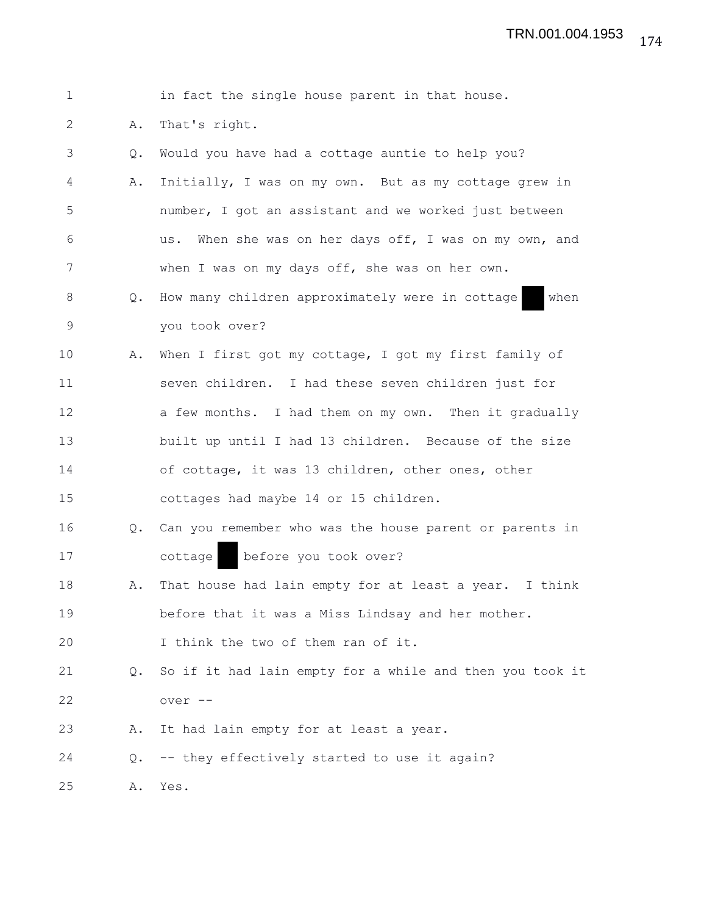in fact the single house parent in that house.

A. That's right.

Q. Would you have had a cottage auntie to help you?

A. Initially, I was on my own. But as my cottage grew in number, I got an assistant and we worked just between us. When she was on her days off, I was on my own, and when I was on my days off, she was on her own.

Q. How many children approximately were in cottage ███ when you took over?

A. When I first got my cottage, I got my first family of seven children. I had these seven children just for a few months. I had them on my own. Then it gradually built up until I had 13 children. Because of the size of cottage, it was 13 children, other ones, other cottages had maybe 14 or 15 children.

Q. Can you remember who was the house parent or parents in cottage ███ before you took over?

A. That house had lain empty for at least a year. I think before that it was a Miss Lindsay and her mother. I think the two of them ran of it.

Q. So if it had lain empty for a while and then you took it over --

A. It had lain empty for at least a year.

Q. -- they effectively started to use it again?

A. Yes.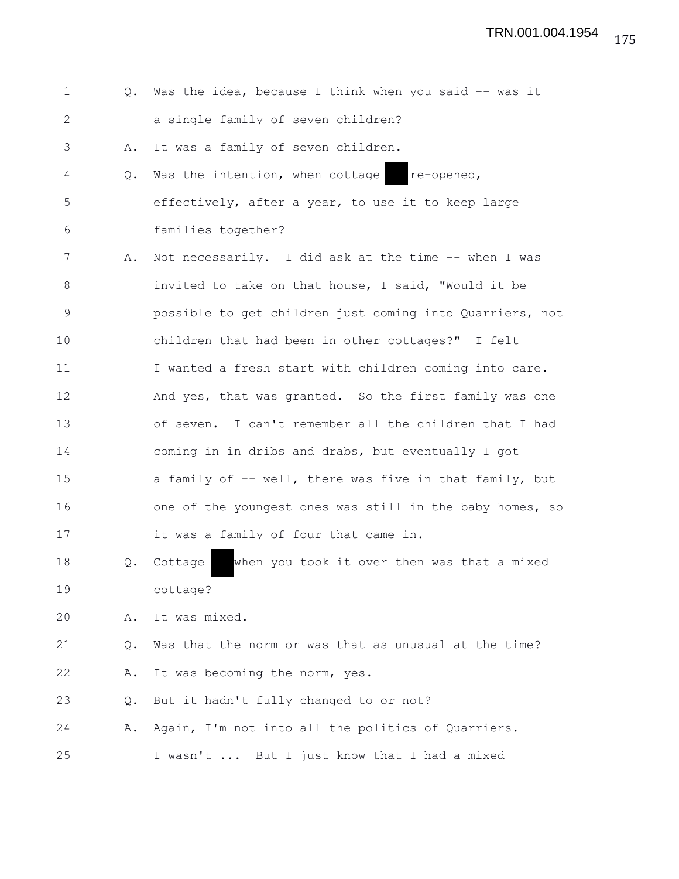Q. Was the idea, because I think when you said -- was it a single family of seven children?

A. It was a family of seven children.

Q. Was the intention, when cottage ██ re-opened, effectively, after a year, to use it to keep large families together?

A. Not necessarily. I did ask at the time -- when I was invited to take on that house, I said, "Would it be possible to get children just coming into Quarriers, not children that had been in other cottages?" I felt I wanted a fresh start with children coming into care. And yes, that was granted. So the first family was one of seven. I can't remember all the children that I had coming in in dribs and drabs, but eventually I got a family of -- well, there was five in that family, but one of the youngest ones was still in the baby homes, so it was a family of four that came in.

Q. Cottage ██ when you took it over then was that a mixed cottage?

A. It was mixed.

Q. Was that the norm or was that as unusual at the time?

A. It was becoming the norm, yes.

Q. But it hadn't fully changed to or not?

A. Again, I'm not into all the politics of Quarriers. I wasn't ... But I just know that I had a mixed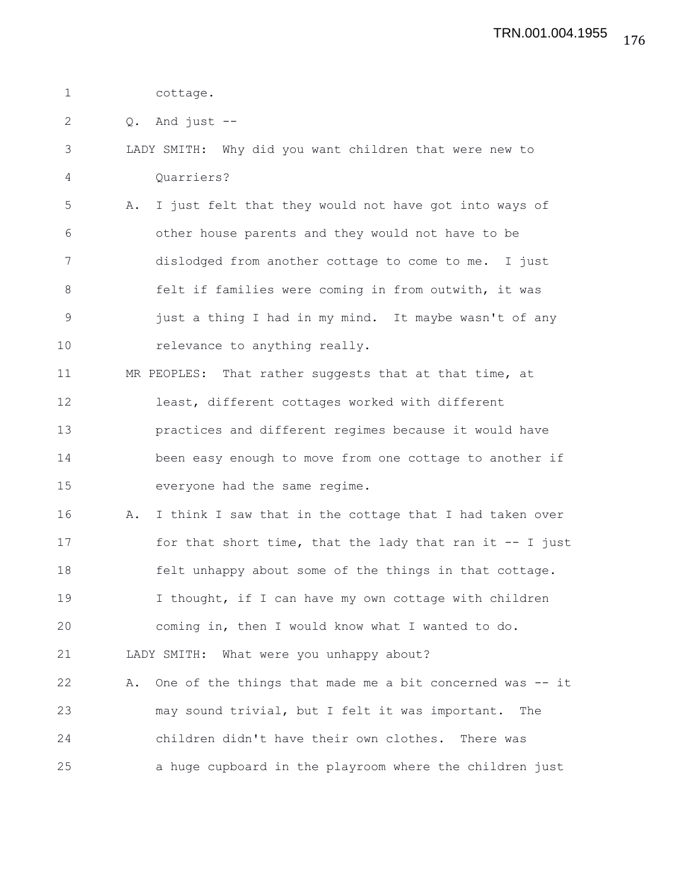cottage.

Q. And just --

LADY SMITH: Why did you want children that were new to Quarriers?

A. I just felt that they would not have got into ways of other house parents and they would not have to be dislodged from another cottage to come to me. I just felt if families were coming in from outwith, it was just a thing I had in my mind. It maybe wasn't of any relevance to anything really.

MR PEOPLES: That rather suggests that at that time, at least, different cottages worked with different practices and different regimes because it would have been easy enough to move from one cottage to another if everyone had the same regime.

A. I think I saw that in the cottage that I had taken over for that short time, that the lady that ran it -- I just felt unhappy about some of the things in that cottage. I thought, if I can have my own cottage with children coming in, then I would know what I wanted to do.

LADY SMITH: What were you unhappy about?

A. One of the things that made me a bit concerned was -- it may sound trivial, but I felt it was important. The children didn't have their own clothes. There was a huge cupboard in the playroom where the children just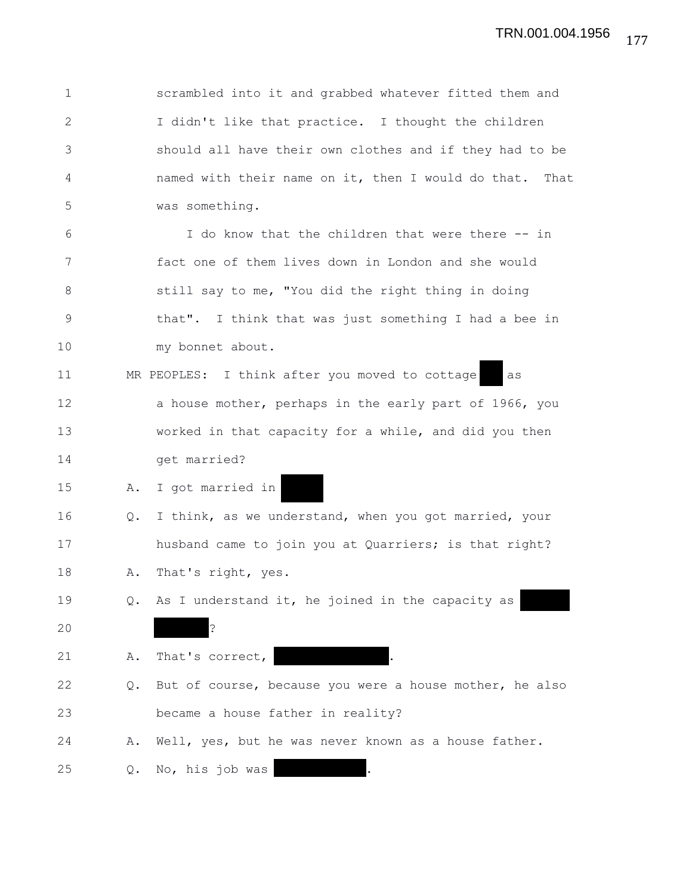1 scrambled into it and grabbed whatever fitted them and
2 I didn't like that practice. I thought the children
3 should all have their own clothes and if they had to be
4 named with their name on it, then I would do that. That
5 was something.
6 I do know that the children that were there -- in
7 fact one of them lives down in London and she would
8 still say to me, "You did the right thing in doing
9 that". I think that was just something I had a bee in
10 my bonnet about.
11 MR PEOPLES: I think after you moved to cottage ██ as
12 a house mother, perhaps in the early part of 1966, you
13 worked in that capacity for a while, and did you then
14 get married?
15 A. I got married in ████
16 Q. I think, as we understand, when you got married, your
17 husband came to join you at Quarriers; is that right?
18 A. That's right, yes.
19 Q. As I understand it, he joined in the capacity as █████
20 █████?
21 A. That's correct, ██████████.
22 Q. But of course, because you were a house mother, he also
23 became a house father in reality?
24 A. Well, yes, but he was never known as a house father.
25 Q. No, his job was ████████.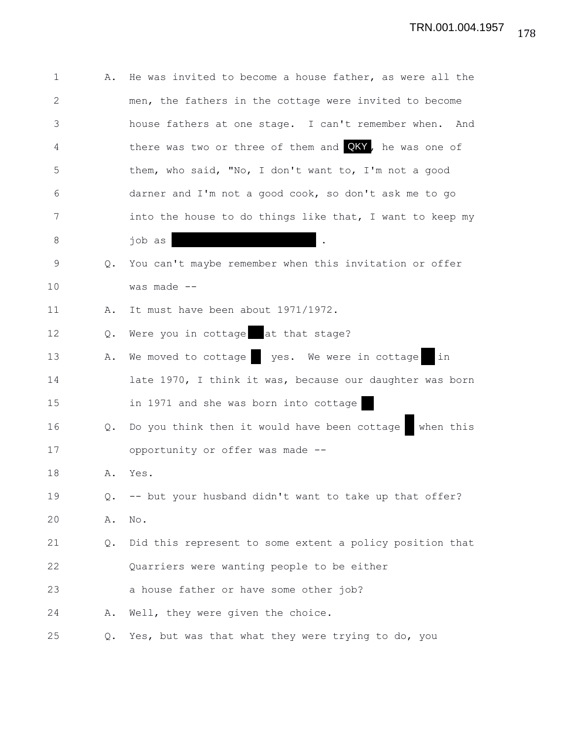1 A. He was invited to become a house father, as were all the
2 men, the fathers in the cottage were invited to become
3 house fathers at one stage. I can't remember when. And
4 there was two or three of them and QKY, he was one of
5 them, who said, "No, I don't want to, I'm not a good
6 darner and I'm not a good cook, so don't ask me to go
7 into the house to do things like that, I want to keep my
8 job as ███████████ .
9 Q. You can't maybe remember when this invitation or offer
10 was made --
11 A. It must have been about 1971/1972.
12 Q. Were you in cottage ██ at that stage?
13 A. We moved to cottage ██ yes. We were in cottage ██ in
14 late 1970, I think it was, because our daughter was born
15 in 1971 and she was born into cottage ██
16 Q. Do you think then it would have been cottage ██ when this
17 opportunity or offer was made --
18 A. Yes.
19 Q. -- but your husband didn't want to take up that offer?
20 A. No.
21 Q. Did this represent to some extent a policy position that
22 Quarriers were wanting people to be either
23 a house father or have some other job?
24 A. Well, they were given the choice.
25 Q. Yes, but was that what they were trying to do, you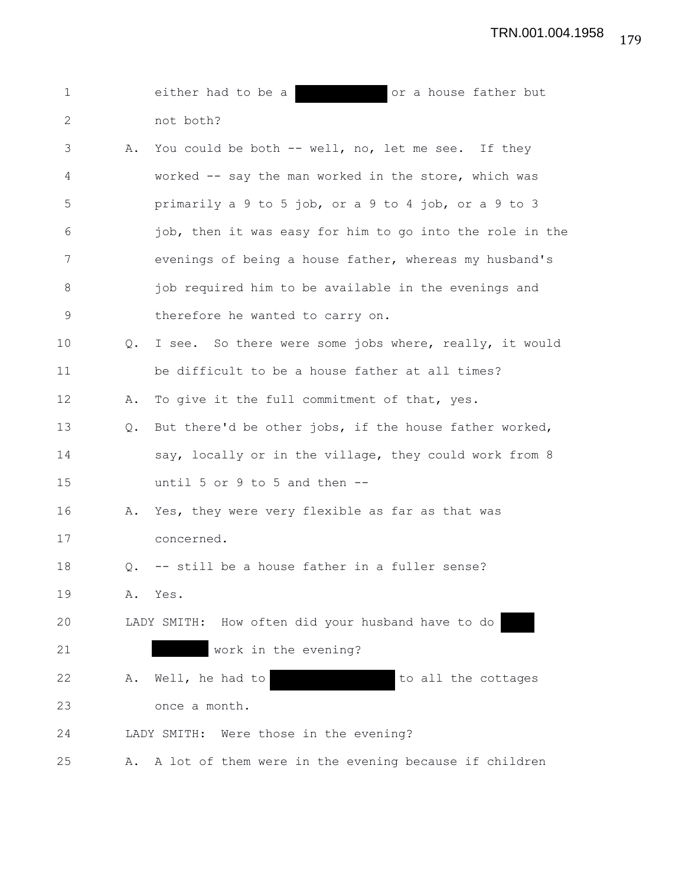1 either had to be a ██████████ or a house father but
2 not both?

3 A. You could be both -- well, no, let me see. If they
4 worked -- say the man worked in the store, which was
5 primarily a 9 to 5 job, or a 9 to 4 job, or a 9 to 3
6 job, then it was easy for him to go into the role in the
7 evenings of being a house father, whereas my husband's
8 job required him to be available in the evenings and
9 therefore he wanted to carry on.

10 Q. I see. So there were some jobs where, really, it would
11 be difficult to be a house father at all times?

12 A. To give it the full commitment of that, yes.

13 Q. But there'd be other jobs, if the house father worked,
14 say, locally or in the village, they could work from 8
15 until 5 or 9 to 5 and then --

16 A. Yes, they were very flexible as far as that was
17 concerned.

18 Q. -- still be a house father in a fuller sense?

19 A. Yes.

20 LADY SMITH: How often did your husband have to do ████
21 ██████ work in the evening?

22 A. Well, he had to ██████████████ to all the cottages
23 once a month.

24 LADY SMITH: Were those in the evening?

25 A. A lot of them were in the evening because if children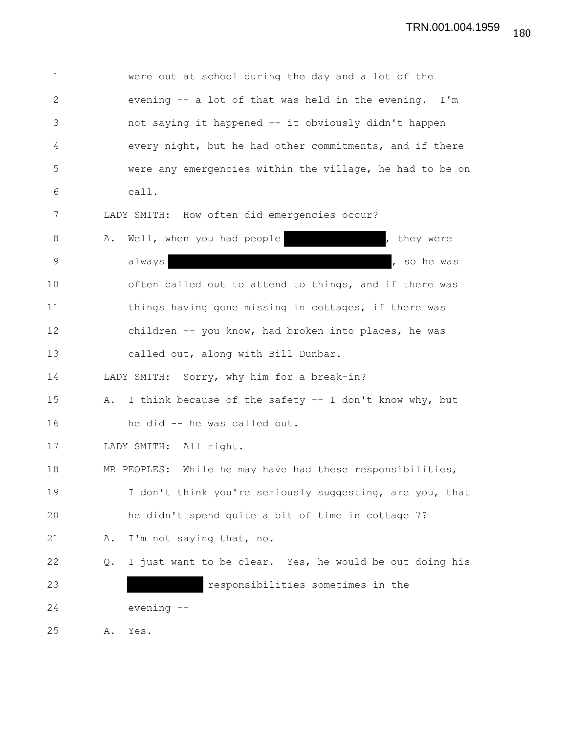1 were out at school during the day and a lot of the
2 evening -- a lot of that was held in the evening. I'm
3 not saying it happened -- it obviously didn't happen
4 every night, but he had other commitments, and if there
5 were any emergencies within the village, he had to be on
6 call.

7 LADY SMITH: How often did emergencies occur?

8 A. Well, when you had people ████████████, they were
9 always ██████████████████████████, so he was
10 often called out to attend to things, and if there was
11 things having gone missing in cottages, if there was
12 children -- you know, had broken into places, he was
13 called out, along with Bill Dunbar.

14 LADY SMITH: Sorry, why him for a break-in?

15 A. I think because of the safety -- I don't know why, but
16 he did -- he was called out.

17 LADY SMITH: All right.

18 MR PEOPLES: While he may have had these responsibilities,
19 I don't think you're seriously suggesting, are you, that
20 he didn't spend quite a bit of time in cottage 7?

21 A. I'm not saying that, no.

22 Q. I just want to be clear. Yes, he would be out doing his
23 █████████ responsibilities sometimes in the
24 evening --

25 A. Yes.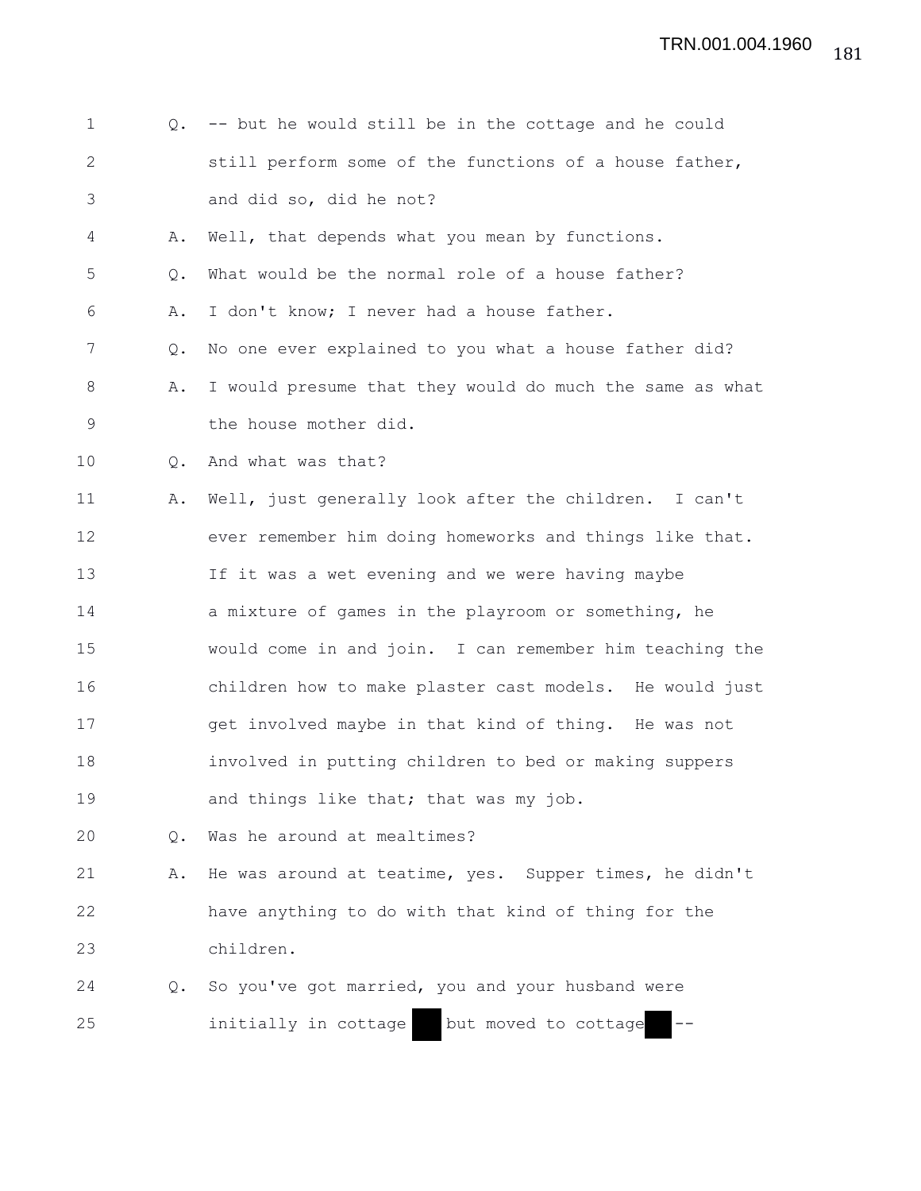Q. -- but he would still be in the cottage and he could still perform some of the functions of a house father, and did so, did he not?

A. Well, that depends what you mean by functions.

Q. What would be the normal role of a house father?

A. I don't know; I never had a house father.

Q. No one ever explained to you what a house father did?

A. I would presume that they would do much the same as what the house mother did.

Q. And what was that?

A. Well, just generally look after the children. I can't ever remember him doing homeworks and things like that. If it was a wet evening and we were having maybe a mixture of games in the playroom or something, he would come in and join. I can remember him teaching the children how to make plaster cast models. He would just get involved maybe in that kind of thing. He was not involved in putting children to bed or making suppers and things like that; that was my job.

Q. Was he around at mealtimes?

A. He was around at teatime, yes. Supper times, he didn't have anything to do with that kind of thing for the children.

Q. So you've got married, you and your husband were initially in cottage ███ but moved to cottage ███ --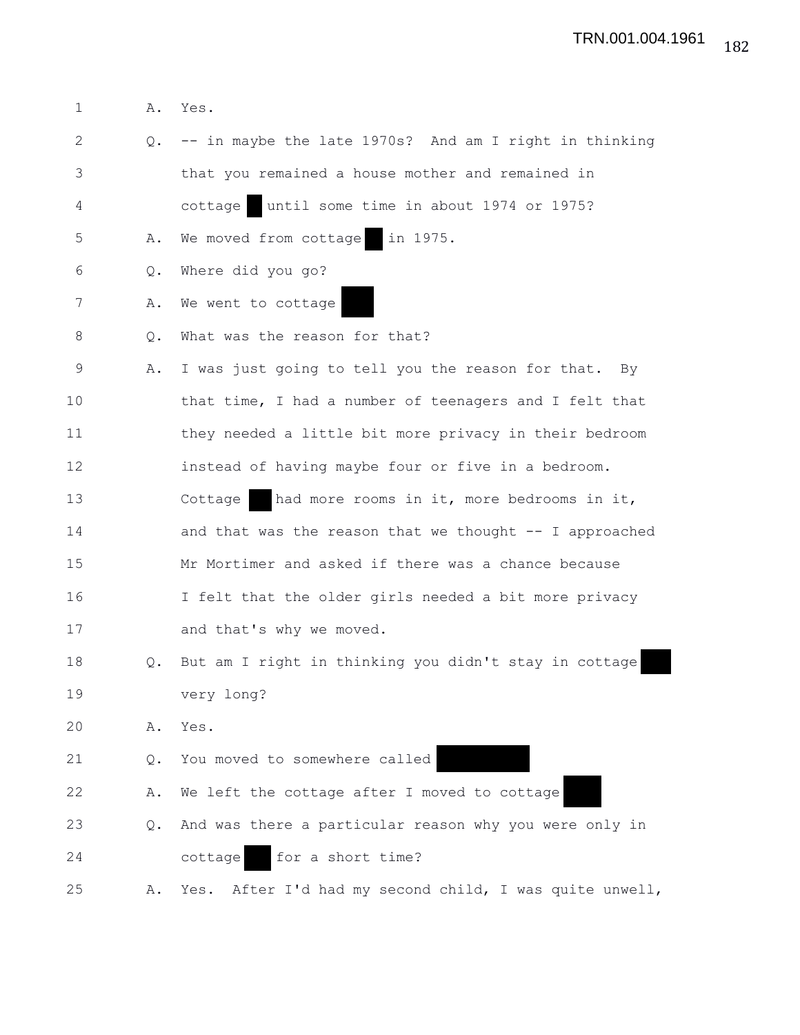1 A. Yes.

2 Q. -- in maybe the late 1970s? And am I right in thinking

3 that you remained a house mother and remained in

4 cottage █ until some time in about 1974 or 1975?

5 A. We moved from cottage █ in 1975.

6 Q. Where did you go?

7 A. We went to cottage █

8 Q. What was the reason for that?

9 A. I was just going to tell you the reason for that. By

10 that time, I had a number of teenagers and I felt that

11 they needed a little bit more privacy in their bedroom

12 instead of having maybe four or five in a bedroom.

13 Cottage █ had more rooms in it, more bedrooms in it,

14 and that was the reason that we thought -- I approached

15 Mr Mortimer and asked if there was a chance because

16 I felt that the older girls needed a bit more privacy

17 and that's why we moved.

18 Q. But am I right in thinking you didn't stay in cottage █

19 very long?

20 A. Yes.

21 Q. You moved to somewhere called █

22 A. We left the cottage after I moved to cottage █

23 Q. And was there a particular reason why you were only in

24 cottage █ for a short time?

25 A. Yes. After I'd had my second child, I was quite unwell,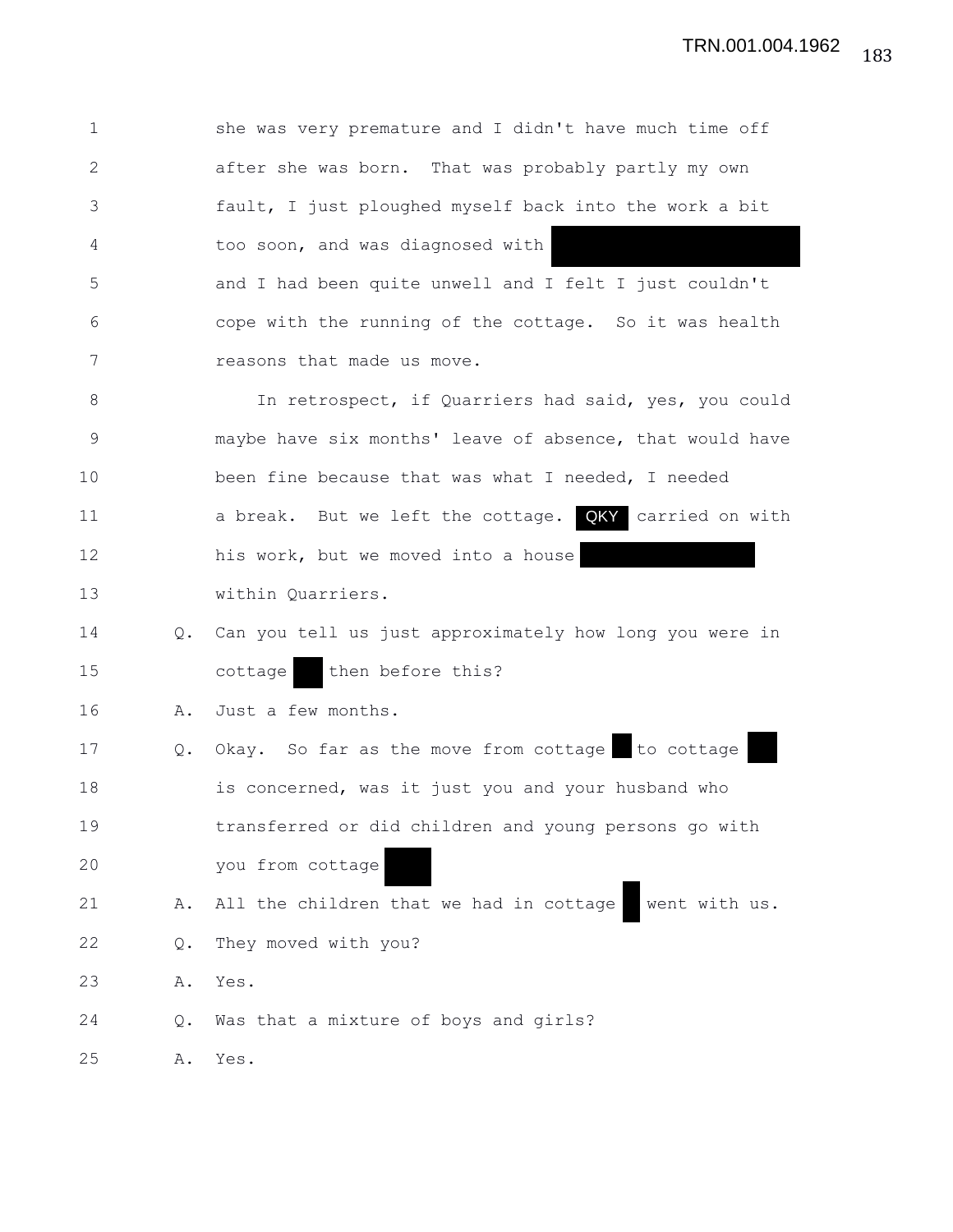1 she was very premature and I didn't have much time off
2 after she was born. That was probably partly my own
3 fault, I just ploughed myself back into the work a bit
4 too soon, and was diagnosed with [redacted]
5 and I had been quite unwell and I felt I just couldn't
6 cope with the running of the cottage. So it was health
7 reasons that made us move.

8 In retrospect, if Quarriers had said, yes, you could
9 maybe have six months' leave of absence, that would have
10 been fine because that was what I needed, I needed
11 a break. But we left the cottage. QKY carried on with
12 his work, but we moved into a house [redacted]
13 within Quarriers.

14 Q. Can you tell us just approximately how long you were in
15 cottage [redacted] then before this?

16 A. Just a few months.

17 Q. Okay. So far as the move from cottage [redacted] to cottage [redacted]
18 is concerned, was it just you and your husband who
19 transferred or did children and young persons go with
20 you from cottage [redacted]

21 A. All the children that we had in cottage [redacted] went with us.

22 Q. They moved with you?

23 A. Yes.

24 Q. Was that a mixture of boys and girls?

25 A. Yes.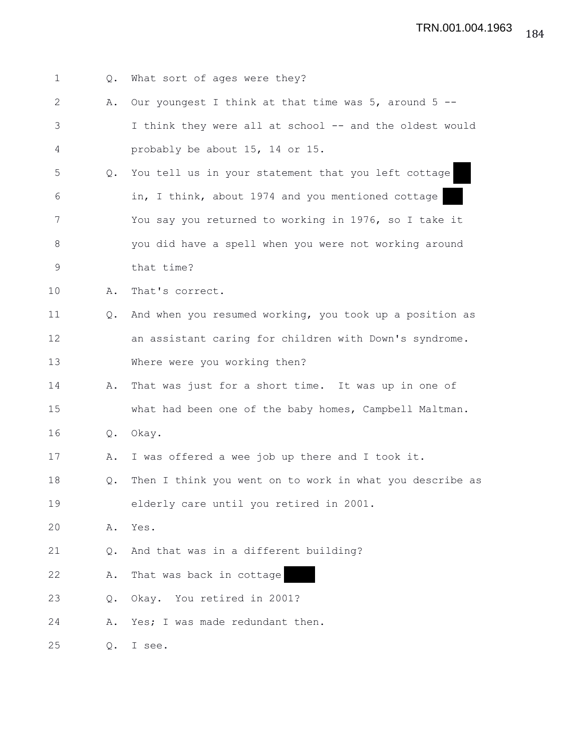1 Q. What sort of ages were they?

2 A. Our youngest I think at that time was 5, around 5 --

3 I think they were all at school -- and the oldest would

4 probably be about 15, 14 or 15.

5 Q. You tell us in your statement that you left cottage ███

6 in, I think, about 1974 and you mentioned cottage ███

7 You say you returned to working in 1976, so I take it

8 you did have a spell when you were not working around

9 that time?

10 A. That's correct.

11 Q. And when you resumed working, you took up a position as

12 an assistant caring for children with Down's syndrome.

13 Where were you working then?

14 A. That was just for a short time. It was up in one of

15 what had been one of the baby homes, Campbell Maltman.

16 Q. Okay.

17 A. I was offered a wee job up there and I took it.

18 Q. Then I think you went on to work in what you describe as

19 elderly care until you retired in 2001.

20 A. Yes.

21 Q. And that was in a different building?

22 A. That was back in cottage ███

23 Q. Okay. You retired in 2001?

24 A. Yes; I was made redundant then.

25 Q. I see.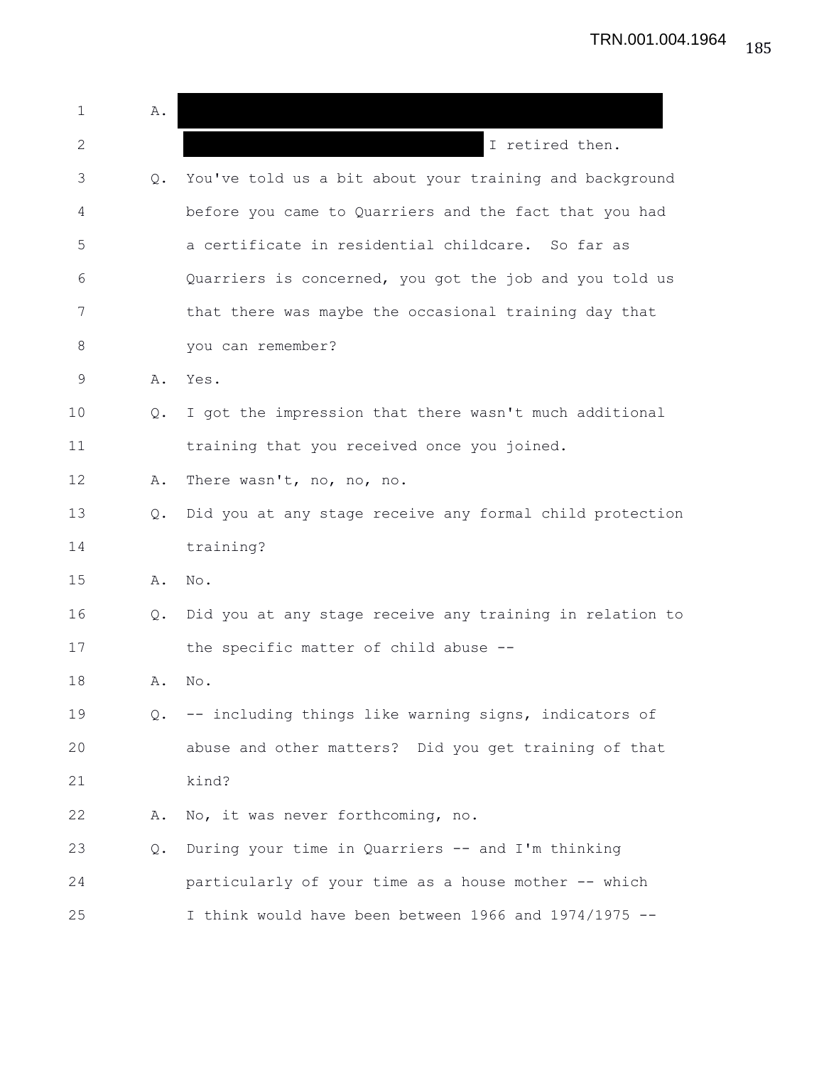A. [REDACTED]

[REDACTED] I retired then.

Q. You've told us a bit about your training and background before you came to Quarriers and the fact that you had a certificate in residential childcare. So far as Quarriers is concerned, you got the job and you told us that there was maybe the occasional training day that you can remember?

A. Yes.

Q. I got the impression that there wasn't much additional training that you received once you joined.

A. There wasn't, no, no, no.

Q. Did you at any stage receive any formal child protection training?

A. No.

Q. Did you at any stage receive any training in relation to the specific matter of child abuse --

A. No.

Q. -- including things like warning signs, indicators of abuse and other matters? Did you get training of that kind?

A. No, it was never forthcoming, no.

Q. During your time in Quarriers -- and I'm thinking particularly of your time as a house mother -- which I think would have been between 1966 and 1974/1975 --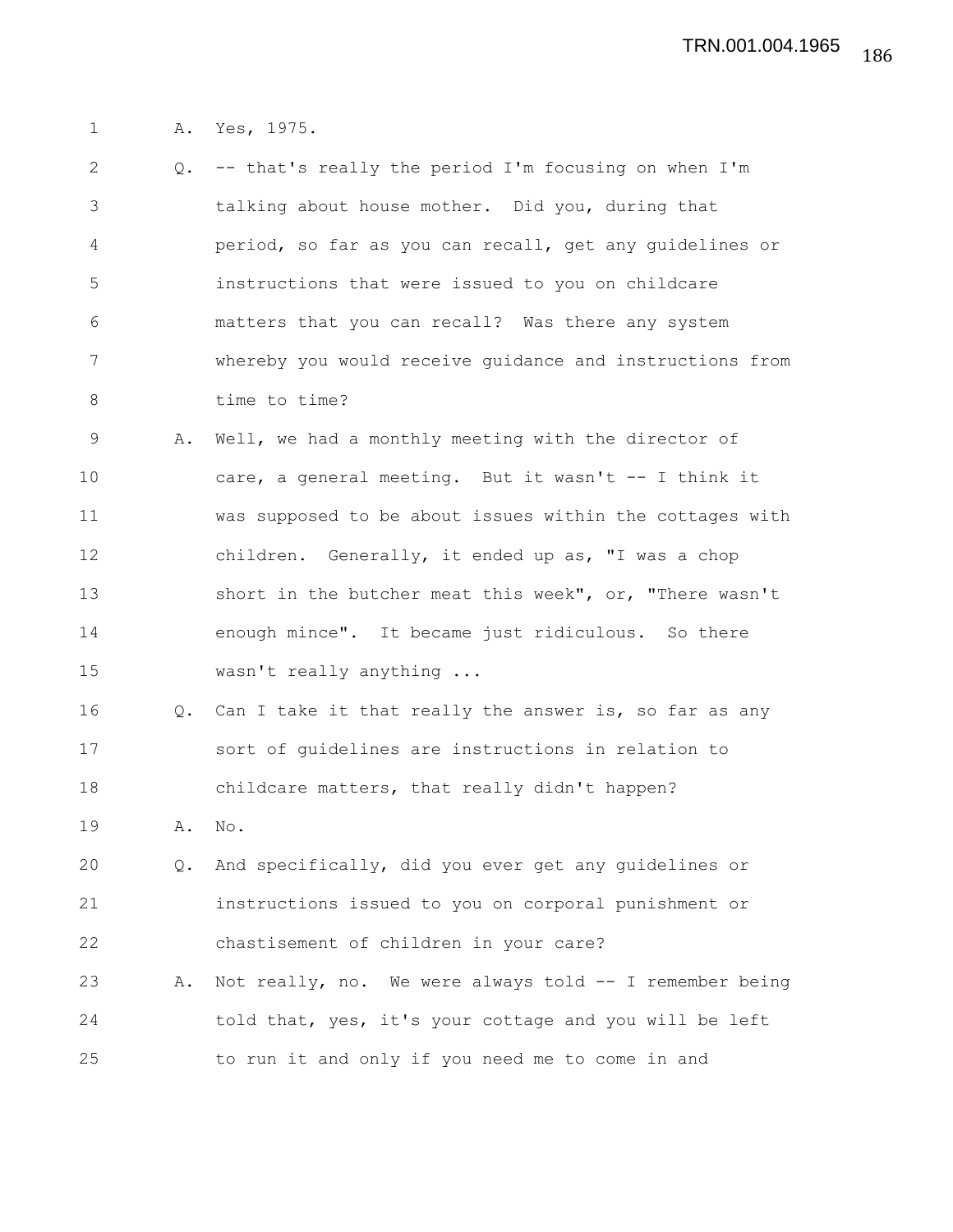A. Yes, 1975.

Q. -- that's really the period I'm focusing on when I'm talking about house mother. Did you, during that period, so far as you can recall, get any guidelines or instructions that were issued to you on childcare matters that you can recall? Was there any system whereby you would receive guidance and instructions from time to time?

A. Well, we had a monthly meeting with the director of care, a general meeting. But it wasn't -- I think it was supposed to be about issues within the cottages with children. Generally, it ended up as, "I was a chop short in the butcher meat this week", or, "There wasn't enough mince". It became just ridiculous. So there wasn't really anything ...

Q. Can I take it that really the answer is, so far as any sort of guidelines are instructions in relation to childcare matters, that really didn't happen?

A. No.

Q. And specifically, did you ever get any guidelines or instructions issued to you on corporal punishment or chastisement of children in your care?

A. Not really, no. We were always told -- I remember being told that, yes, it's your cottage and you will be left to run it and only if you need me to come in and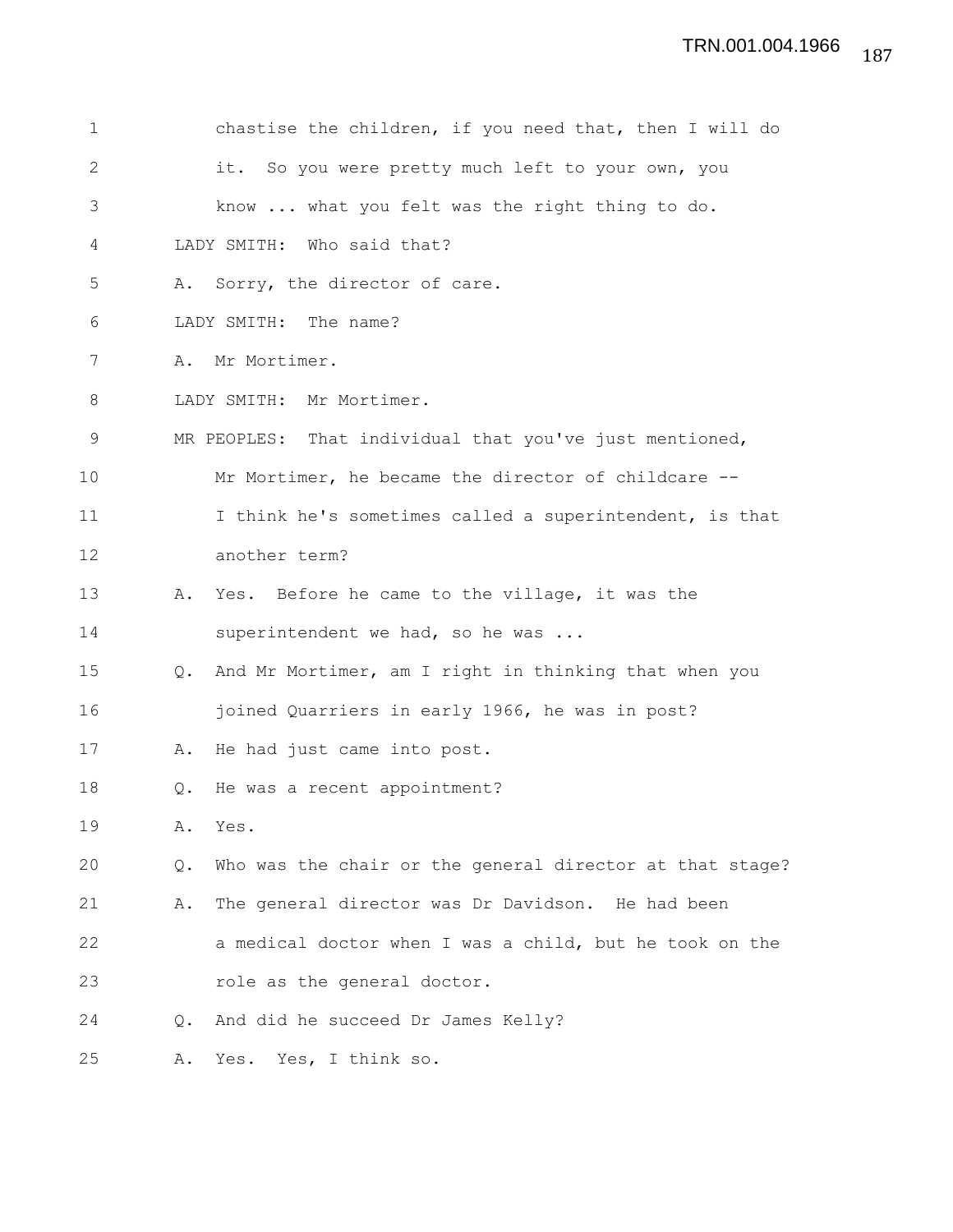chastise the children, if you need that, then I will do it. So you were pretty much left to your own, you know ... what you felt was the right thing to do.

LADY SMITH: Who said that?

A. Sorry, the director of care.

LADY SMITH: The name?

A. Mr Mortimer.

LADY SMITH: Mr Mortimer.

MR PEOPLES: That individual that you've just mentioned, Mr Mortimer, he became the director of childcare -- I think he's sometimes called a superintendent, is that another term?

A. Yes. Before he came to the village, it was the superintendent we had, so he was ...

Q. And Mr Mortimer, am I right in thinking that when you joined Quarriers in early 1966, he was in post?

A. He had just came into post.

Q. He was a recent appointment?

A. Yes.

Q. Who was the chair or the general director at that stage?

A. The general director was Dr Davidson. He had been a medical doctor when I was a child, but he took on the role as the general doctor.

Q. And did he succeed Dr James Kelly?

A. Yes. Yes, I think so.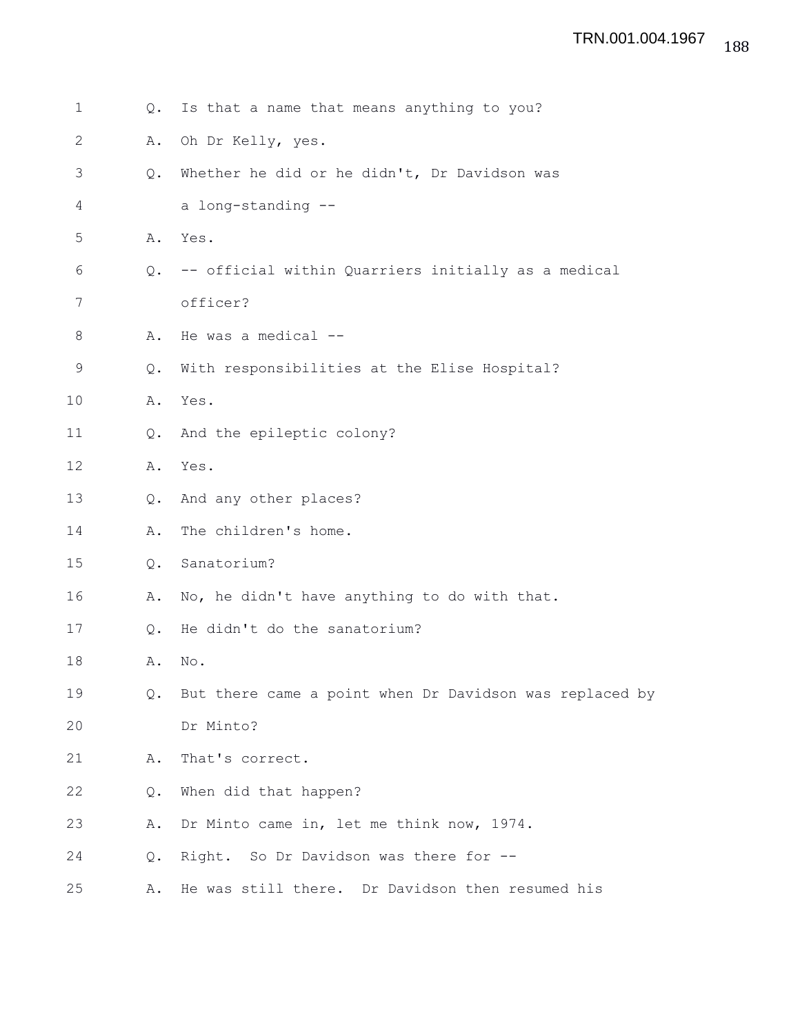1 Q. Is that a name that means anything to you?

2 A. Oh Dr Kelly, yes.

3 Q. Whether he did or he didn't, Dr Davidson was

4 a long-standing --

5 A. Yes.

6 Q. -- official within Quarriers initially as a medical

7 officer?

8 A. He was a medical --

9 Q. With responsibilities at the Elise Hospital?

10 A. Yes.

11 Q. And the epileptic colony?

12 A. Yes.

13 Q. And any other places?

14 A. The children's home.

15 Q. Sanatorium?

16 A. No, he didn't have anything to do with that.

17 Q. He didn't do the sanatorium?

18 A. No.

19 Q. But there came a point when Dr Davidson was replaced by

20 Dr Minto?

21 A. That's correct.

22 Q. When did that happen?

23 A. Dr Minto came in, let me think now, 1974.

24 Q. Right. So Dr Davidson was there for --

25 A. He was still there. Dr Davidson then resumed his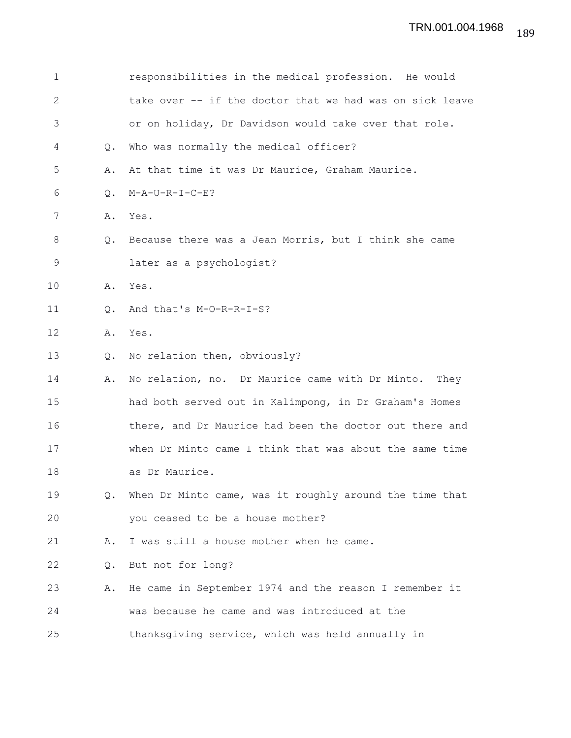responsibilities in the medical profession. He would take over -- if the doctor that we had was on sick leave or on holiday, Dr Davidson would take over that role.

Q. Who was normally the medical officer?

A. At that time it was Dr Maurice, Graham Maurice.

Q. M-A-U-R-I-C-E?

A. Yes.

Q. Because there was a Jean Morris, but I think she came later as a psychologist?

A. Yes.

Q. And that's M-O-R-R-I-S?

A. Yes.

Q. No relation then, obviously?

A. No relation, no. Dr Maurice came with Dr Minto. They had both served out in Kalimpong, in Dr Graham's Homes there, and Dr Maurice had been the doctor out there and when Dr Minto came I think that was about the same time as Dr Maurice.

Q. When Dr Minto came, was it roughly around the time that you ceased to be a house mother?

A. I was still a house mother when he came.

Q. But not for long?

A. He came in September 1974 and the reason I remember it was because he came and was introduced at the thanksgiving service, which was held annually in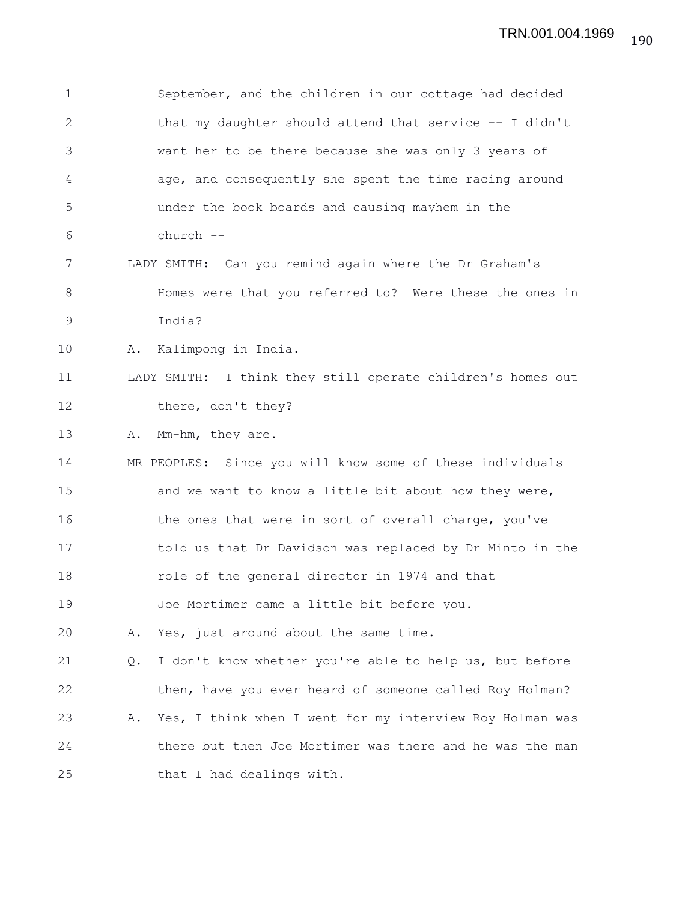September, and the children in our cottage had decided that my daughter should attend that service -- I didn't want her to be there because she was only 3 years of age, and consequently she spent the time racing around under the book boards and causing mayhem in the church --

LADY SMITH: Can you remind again where the Dr Graham's Homes were that you referred to? Were these the ones in India?

A. Kalimpong in India.

LADY SMITH: I think they still operate children's homes out there, don't they?

A. Mm-hm, they are.

MR PEOPLES: Since you will know some of these individuals and we want to know a little bit about how they were, the ones that were in sort of overall charge, you've told us that Dr Davidson was replaced by Dr Minto in the role of the general director in 1974 and that Joe Mortimer came a little bit before you.

A. Yes, just around about the same time.

Q. I don't know whether you're able to help us, but before then, have you ever heard of someone called Roy Holman?

A. Yes, I think when I went for my interview Roy Holman was there but then Joe Mortimer was there and he was the man that I had dealings with.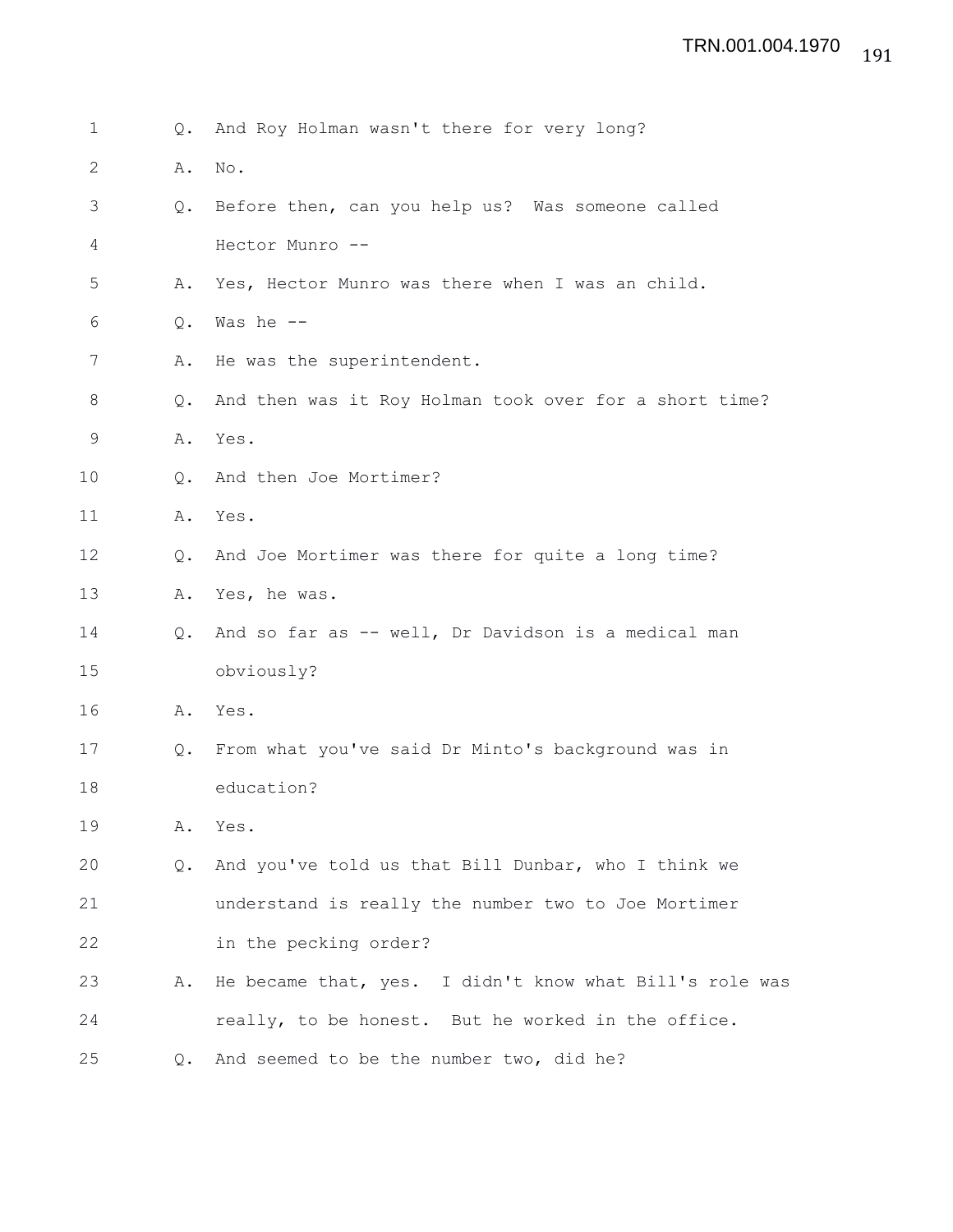Q. And Roy Holman wasn't there for very long?

A. No.

Q. Before then, can you help us? Was someone called Hector Munro --

A. Yes, Hector Munro was there when I was an child.

Q. Was he --

A. He was the superintendent.

Q. And then was it Roy Holman took over for a short time?

A. Yes.

Q. And then Joe Mortimer?

A. Yes.

Q. And Joe Mortimer was there for quite a long time?

A. Yes, he was.

Q. And so far as -- well, Dr Davidson is a medical man obviously?

A. Yes.

Q. From what you've said Dr Minto's background was in education?

A. Yes.

Q. And you've told us that Bill Dunbar, who I think we understand is really the number two to Joe Mortimer in the pecking order?

A. He became that, yes. I didn't know what Bill's role was really, to be honest. But he worked in the office.

Q. And seemed to be the number two, did he?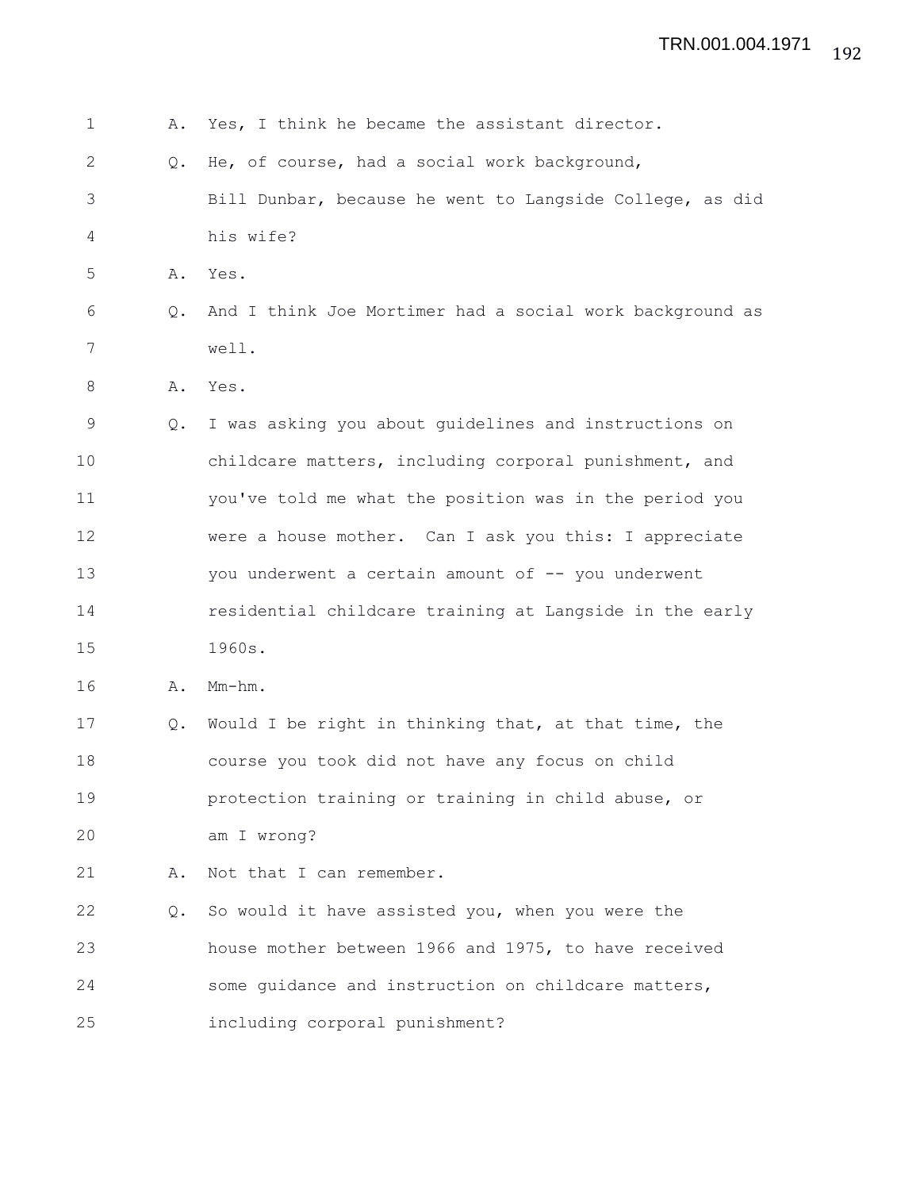1 A. Yes, I think he became the assistant director.

2 Q. He, of course, had a social work background,

3 Bill Dunbar, because he went to Langside College, as did

4 his wife?

5 A. Yes.

6 Q. And I think Joe Mortimer had a social work background as

7 well.

8 A. Yes.

9 Q. I was asking you about guidelines and instructions on

10 childcare matters, including corporal punishment, and

11 you've told me what the position was in the period you

12 were a house mother. Can I ask you this: I appreciate

13 you underwent a certain amount of -- you underwent

14 residential childcare training at Langside in the early

15 1960s.

16 A. Mm-hm.

17 Q. Would I be right in thinking that, at that time, the

18 course you took did not have any focus on child

19 protection training or training in child abuse, or

20 am I wrong?

21 A. Not that I can remember.

22 Q. So would it have assisted you, when you were the

23 house mother between 1966 and 1975, to have received

24 some guidance and instruction on childcare matters,

25 including corporal punishment?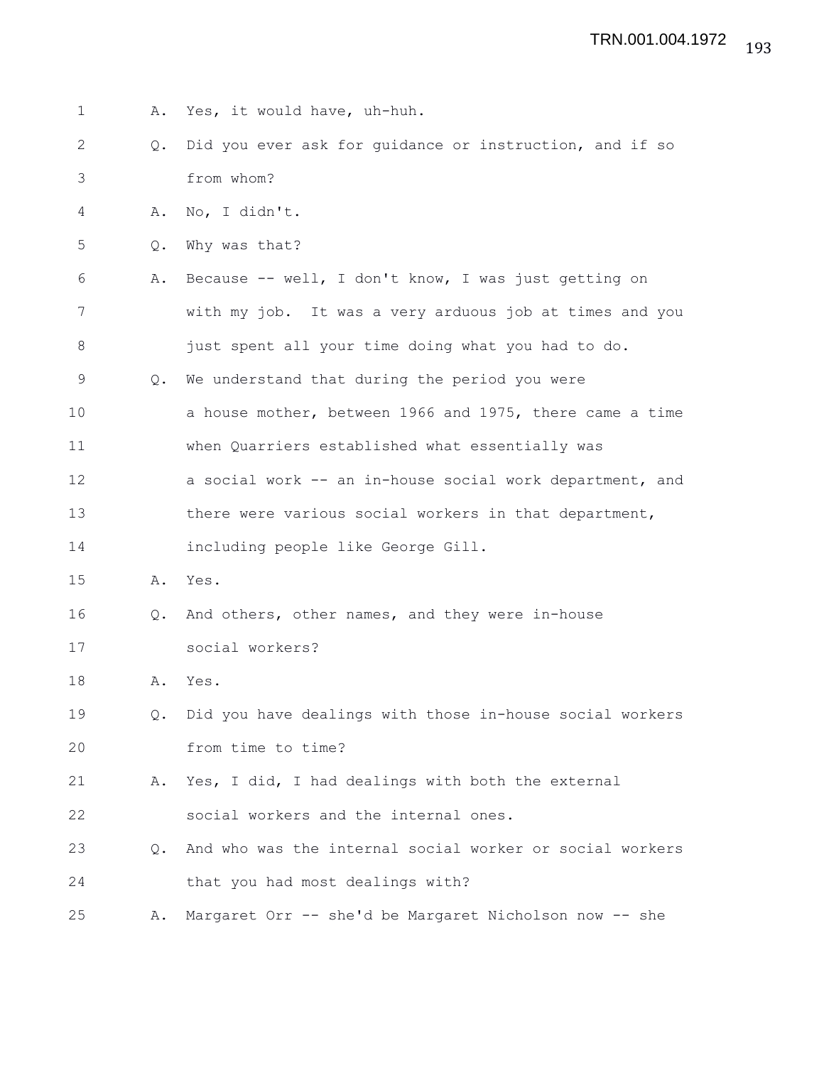1 A. Yes, it would have, uh-huh.

2 Q. Did you ever ask for guidance or instruction, and if so

3 from whom?

4 A. No, I didn't.

5 Q. Why was that?

6 A. Because -- well, I don't know, I was just getting on

7 with my job. It was a very arduous job at times and you

8 just spent all your time doing what you had to do.

9 Q. We understand that during the period you were

10 a house mother, between 1966 and 1975, there came a time

11 when Quarriers established what essentially was

12 a social work -- an in-house social work department, and

13 there were various social workers in that department,

14 including people like George Gill.

15 A. Yes.

16 Q. And others, other names, and they were in-house

17 social workers?

18 A. Yes.

19 Q. Did you have dealings with those in-house social workers

20 from time to time?

21 A. Yes, I did, I had dealings with both the external

22 social workers and the internal ones.

23 Q. And who was the internal social worker or social workers

24 that you had most dealings with?

25 A. Margaret Orr -- she'd be Margaret Nicholson now -- she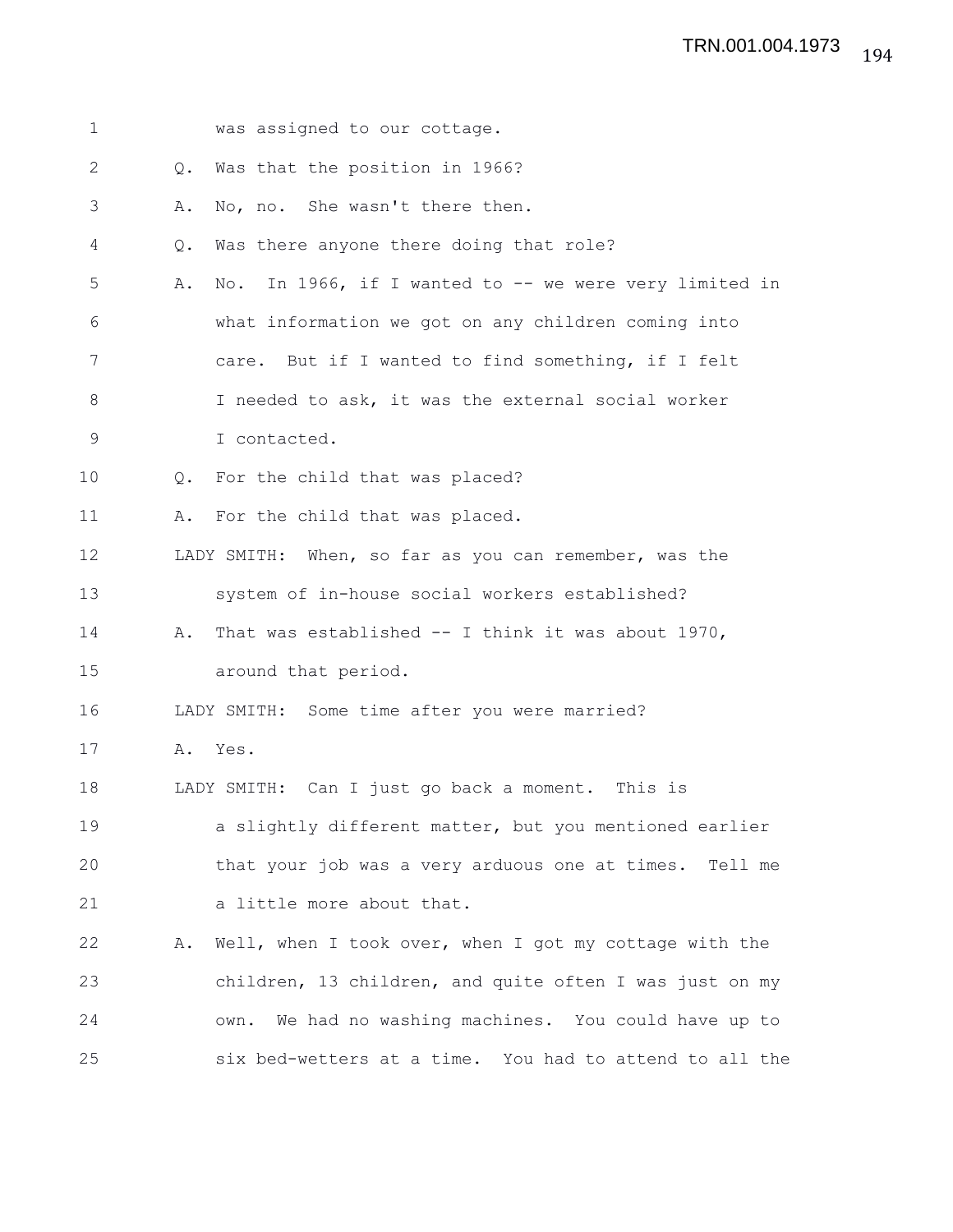1 was assigned to our cottage.

2 Q. Was that the position in 1966?

3 A. No, no. She wasn't there then.

4 Q. Was there anyone there doing that role?

5 A. No. In 1966, if I wanted to -- we were very limited in

6 what information we got on any children coming into

7 care. But if I wanted to find something, if I felt

8 I needed to ask, it was the external social worker

9 I contacted.

10 Q. For the child that was placed?

11 A. For the child that was placed.

12 LADY SMITH: When, so far as you can remember, was the

13 system of in-house social workers established?

14 A. That was established -- I think it was about 1970,

15 around that period.

16 LADY SMITH: Some time after you were married?

17 A. Yes.

18 LADY SMITH: Can I just go back a moment. This is

19 a slightly different matter, but you mentioned earlier

20 that your job was a very arduous one at times. Tell me

21 a little more about that.

22 A. Well, when I took over, when I got my cottage with the

23 children, 13 children, and quite often I was just on my

24 own. We had no washing machines. You could have up to

25 six bed-wetters at a time. You had to attend to all the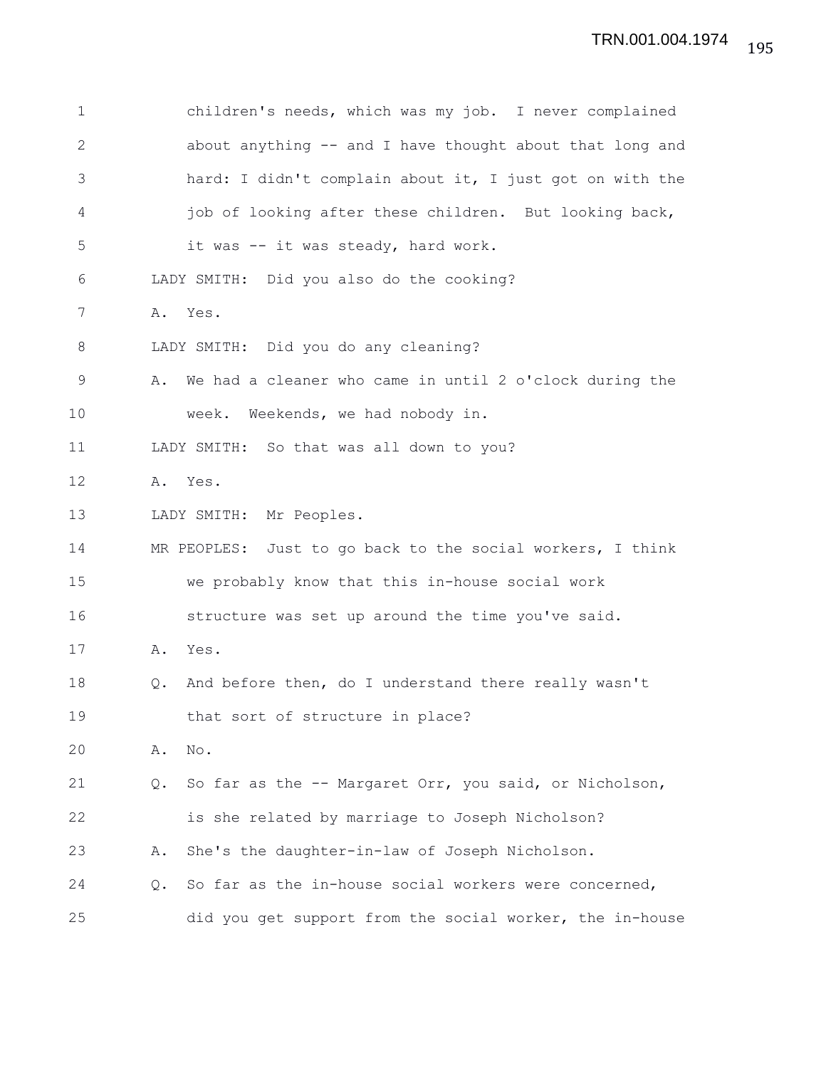children's needs, which was my job. I never complained about anything -- and I have thought about that long and hard: I didn't complain about it, I just got on with the job of looking after these children. But looking back, it was -- it was steady, hard work.

LADY SMITH: Did you also do the cooking?

A. Yes.

LADY SMITH: Did you do any cleaning?

A. We had a cleaner who came in until 2 o'clock during the week. Weekends, we had nobody in.

LADY SMITH: So that was all down to you?

A. Yes.

LADY SMITH: Mr Peoples.

MR PEOPLES: Just to go back to the social workers, I think we probably know that this in-house social work structure was set up around the time you've said.

A. Yes.

Q. And before then, do I understand there really wasn't that sort of structure in place?

A. No.

Q. So far as the -- Margaret Orr, you said, or Nicholson, is she related by marriage to Joseph Nicholson?

A. She's the daughter-in-law of Joseph Nicholson.

Q. So far as the in-house social workers were concerned, did you get support from the social worker, the in-house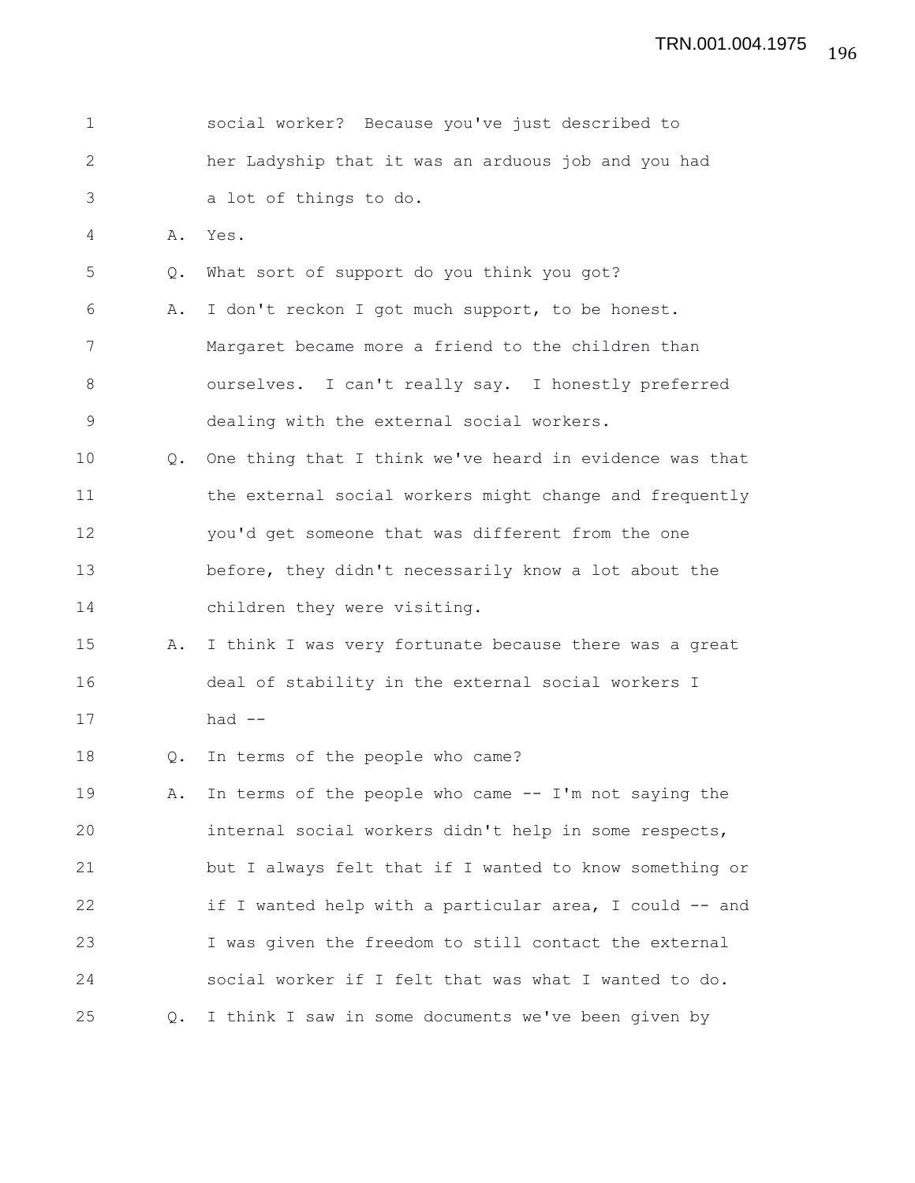social worker? Because you've just described to her Ladyship that it was an arduous job and you had a lot of things to do.

A. Yes.

Q. What sort of support do you think you got?

A. I don't reckon I got much support, to be honest. Margaret became more a friend to the children than ourselves. I can't really say. I honestly preferred dealing with the external social workers.

Q. One thing that I think we've heard in evidence was that the external social workers might change and frequently you'd get someone that was different from the one before, they didn't necessarily know a lot about the children they were visiting.

A. I think I was very fortunate because there was a great deal of stability in the external social workers I had --

Q. In terms of the people who came?

A. In terms of the people who came -- I'm not saying the internal social workers didn't help in some respects, but I always felt that if I wanted to know something or if I wanted help with a particular area, I could -- and I was given the freedom to still contact the external social worker if I felt that was what I wanted to do.

Q. I think I saw in some documents we've been given by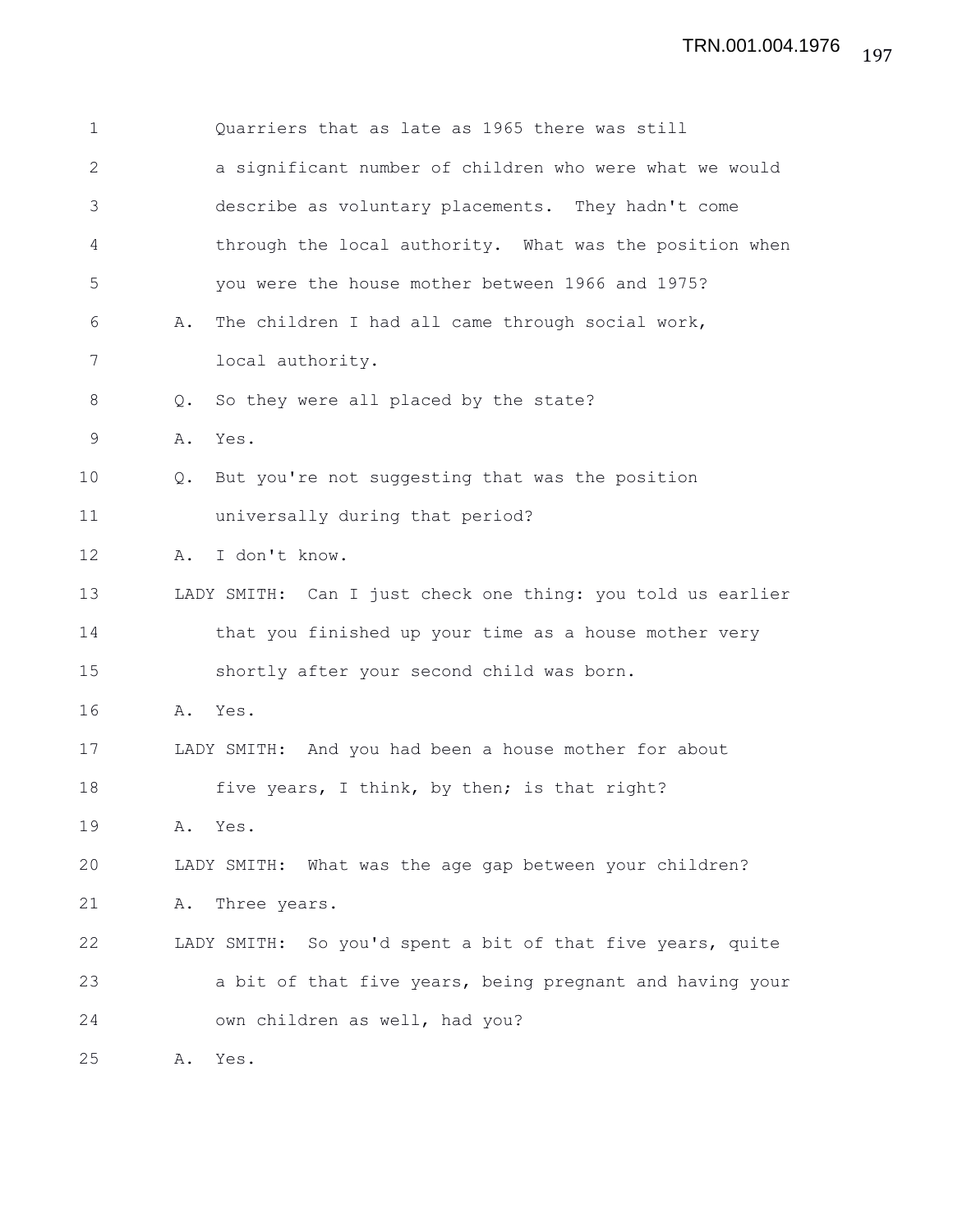Quarriers that as late as 1965 there was still a significant number of children who were what we would describe as voluntary placements. They hadn't come through the local authority. What was the position when you were the house mother between 1966 and 1975?

A. The children I had all came through social work, local authority.

Q. So they were all placed by the state?

A. Yes.

Q. But you're not suggesting that was the position universally during that period?

A. I don't know.

LADY SMITH: Can I just check one thing: you told us earlier that you finished up your time as a house mother very shortly after your second child was born.

A. Yes.

LADY SMITH: And you had been a house mother for about five years, I think, by then; is that right?

A. Yes.

LADY SMITH: What was the age gap between your children?

A. Three years.

LADY SMITH: So you'd spent a bit of that five years, quite a bit of that five years, being pregnant and having your own children as well, had you?

A. Yes.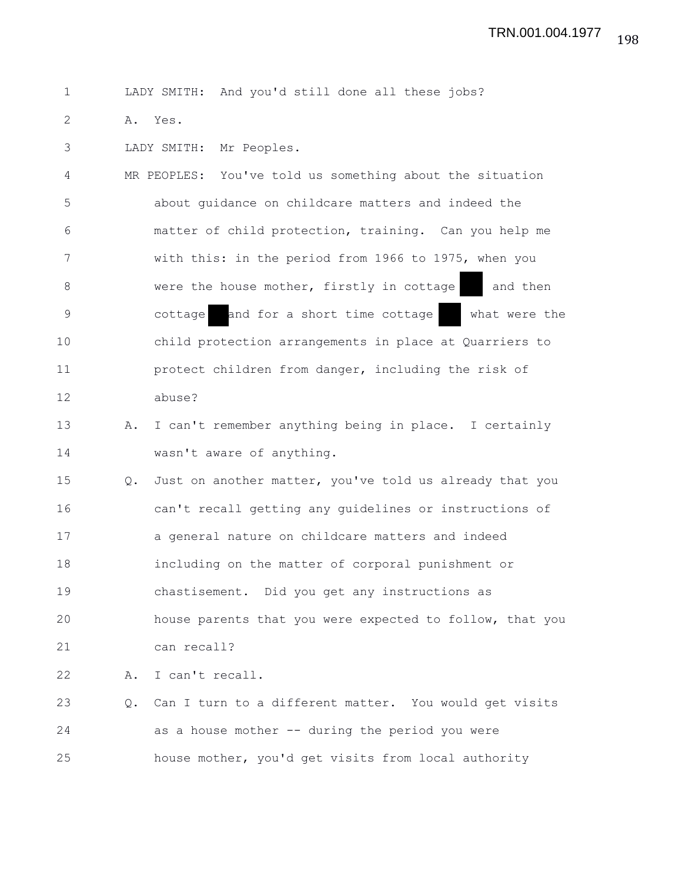LADY SMITH: And you'd still done all these jobs?

A. Yes.

LADY SMITH: Mr Peoples.

MR PEOPLES: You've told us something about the situation about guidance on childcare matters and indeed the matter of child protection, training. Can you help me with this: in the period from 1966 to 1975, when you were the house mother, firstly in cottage ███ and then cottage ███ and for a short time cottage ███ what were the child protection arrangements in place at Quarriers to protect children from danger, including the risk of abuse?

A. I can't remember anything being in place. I certainly wasn't aware of anything.

Q. Just on another matter, you've told us already that you can't recall getting any guidelines or instructions of a general nature on childcare matters and indeed including on the matter of corporal punishment or chastisement. Did you get any instructions as house parents that you were expected to follow, that you can recall?

A. I can't recall.

Q. Can I turn to a different matter. You would get visits as a house mother -- during the period you were house mother, you'd get visits from local authority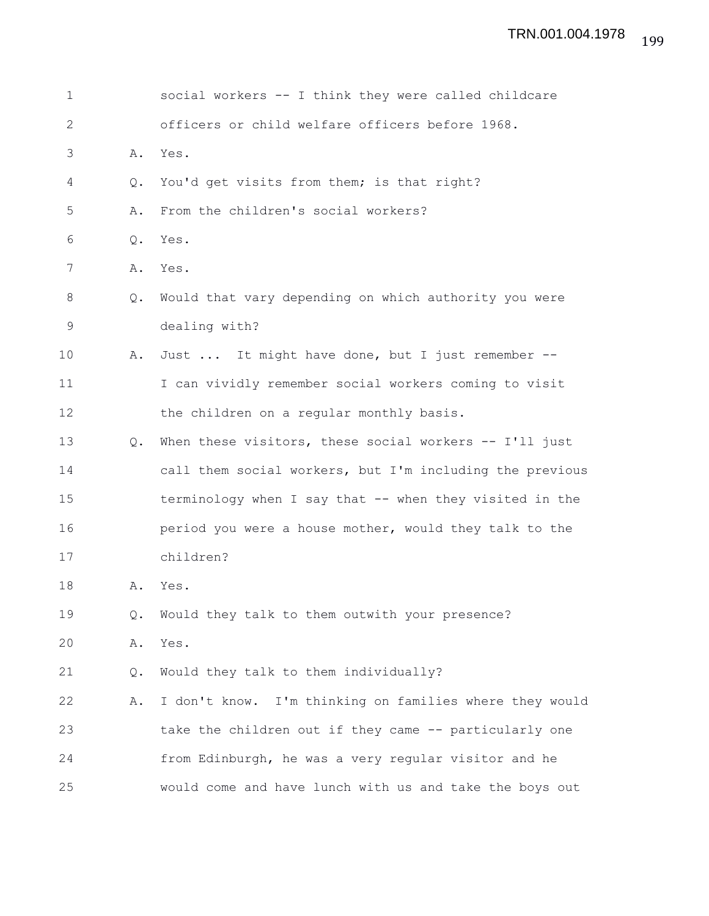1 social workers -- I think they were called childcare
2 officers or child welfare officers before 1968.
3 A. Yes.
4 Q. You'd get visits from them; is that right?
5 A. From the children's social workers?
6 Q. Yes.
7 A. Yes.
8 Q. Would that vary depending on which authority you were
9 dealing with?
10 A. Just ... It might have done, but I just remember --
11 I can vividly remember social workers coming to visit
12 the children on a regular monthly basis.
13 Q. When these visitors, these social workers -- I'll just
14 call them social workers, but I'm including the previous
15 terminology when I say that -- when they visited in the
16 period you were a house mother, would they talk to the
17 children?
18 A. Yes.
19 Q. Would they talk to them outwith your presence?
20 A. Yes.
21 Q. Would they talk to them individually?
22 A. I don't know. I'm thinking on families where they would
23 take the children out if they came -- particularly one
24 from Edinburgh, he was a very regular visitor and he
25 would come and have lunch with us and take the boys out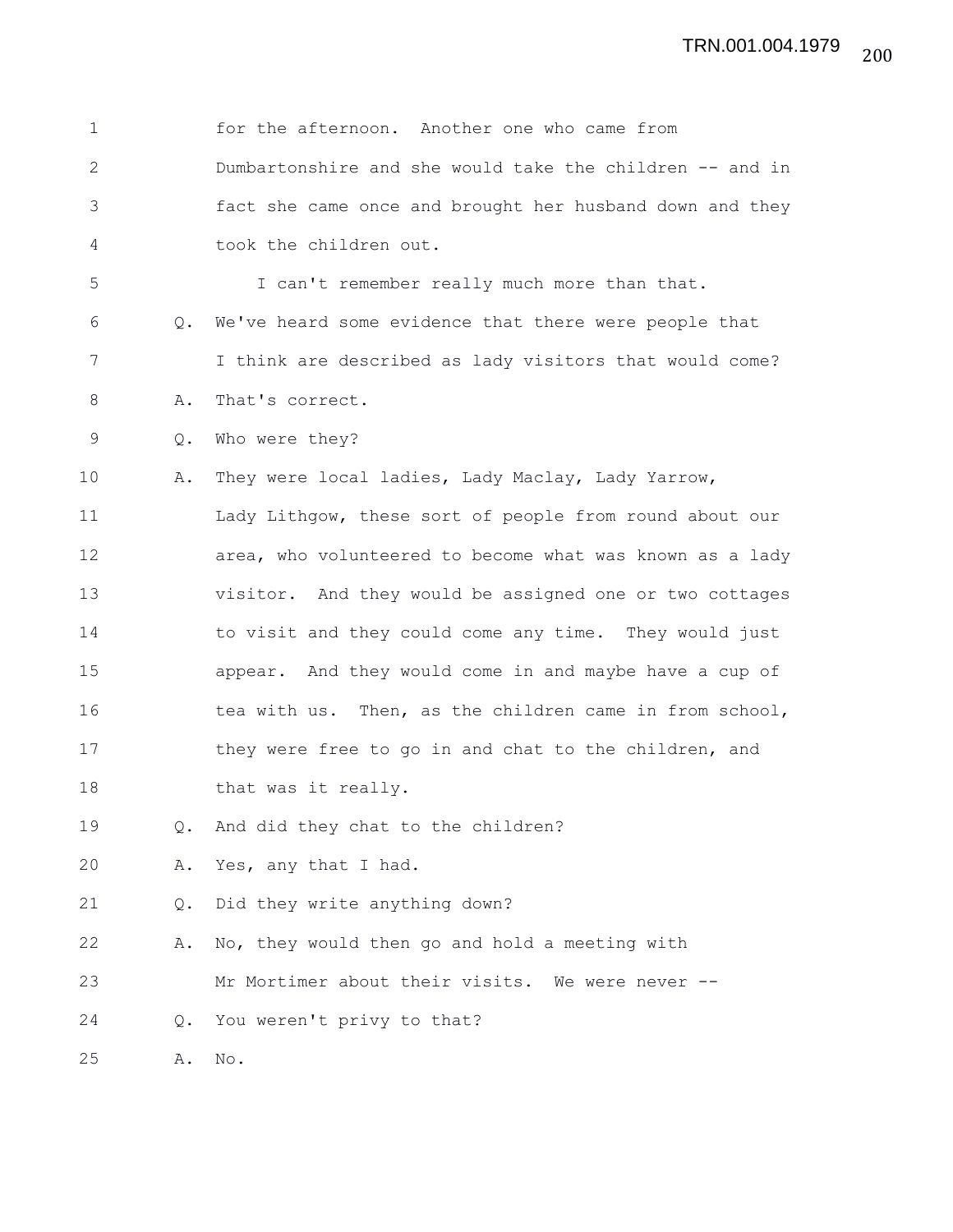for the afternoon. Another one who came from Dumbartonshire and she would take the children -- and in fact she came once and brought her husband down and they took the children out.

I can't remember really much more than that.

Q. We've heard some evidence that there were people that I think are described as lady visitors that would come?

A. That's correct.

Q. Who were they?

A. They were local ladies, Lady Maclay, Lady Yarrow, Lady Lithgow, these sort of people from round about our area, who volunteered to become what was known as a lady visitor. And they would be assigned one or two cottages to visit and they could come any time. They would just appear. And they would come in and maybe have a cup of tea with us. Then, as the children came in from school, they were free to go in and chat to the children, and that was it really.

Q. And did they chat to the children?

A. Yes, any that I had.

Q. Did they write anything down?

A. No, they would then go and hold a meeting with Mr Mortimer about their visits. We were never --

Q. You weren't privy to that?

A. No.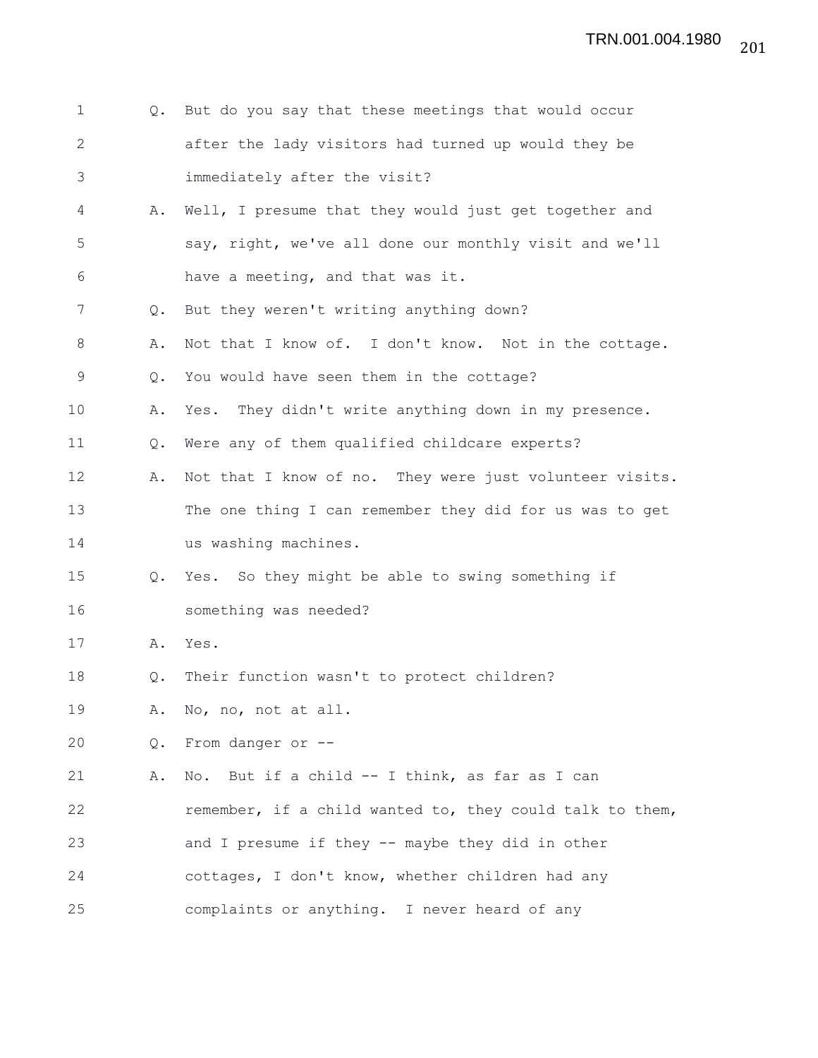1 Q. But do you say that these meetings that would occur
2 after the lady visitors had turned up would they be
3 immediately after the visit?
4 A. Well, I presume that they would just get together and
5 say, right, we've all done our monthly visit and we'll
6 have a meeting, and that was it.
7 Q. But they weren't writing anything down?
8 A. Not that I know of. I don't know. Not in the cottage.
9 Q. You would have seen them in the cottage?
10 A. Yes. They didn't write anything down in my presence.
11 Q. Were any of them qualified childcare experts?
12 A. Not that I know of no. They were just volunteer visits.
13 The one thing I can remember they did for us was to get
14 us washing machines.
15 Q. Yes. So they might be able to swing something if
16 something was needed?
17 A. Yes.
18 Q. Their function wasn't to protect children?
19 A. No, no, not at all.
20 Q. From danger or --
21 A. No. But if a child -- I think, as far as I can
22 remember, if a child wanted to, they could talk to them,
23 and I presume if they -- maybe they did in other
24 cottages, I don't know, whether children had any
25 complaints or anything. I never heard of any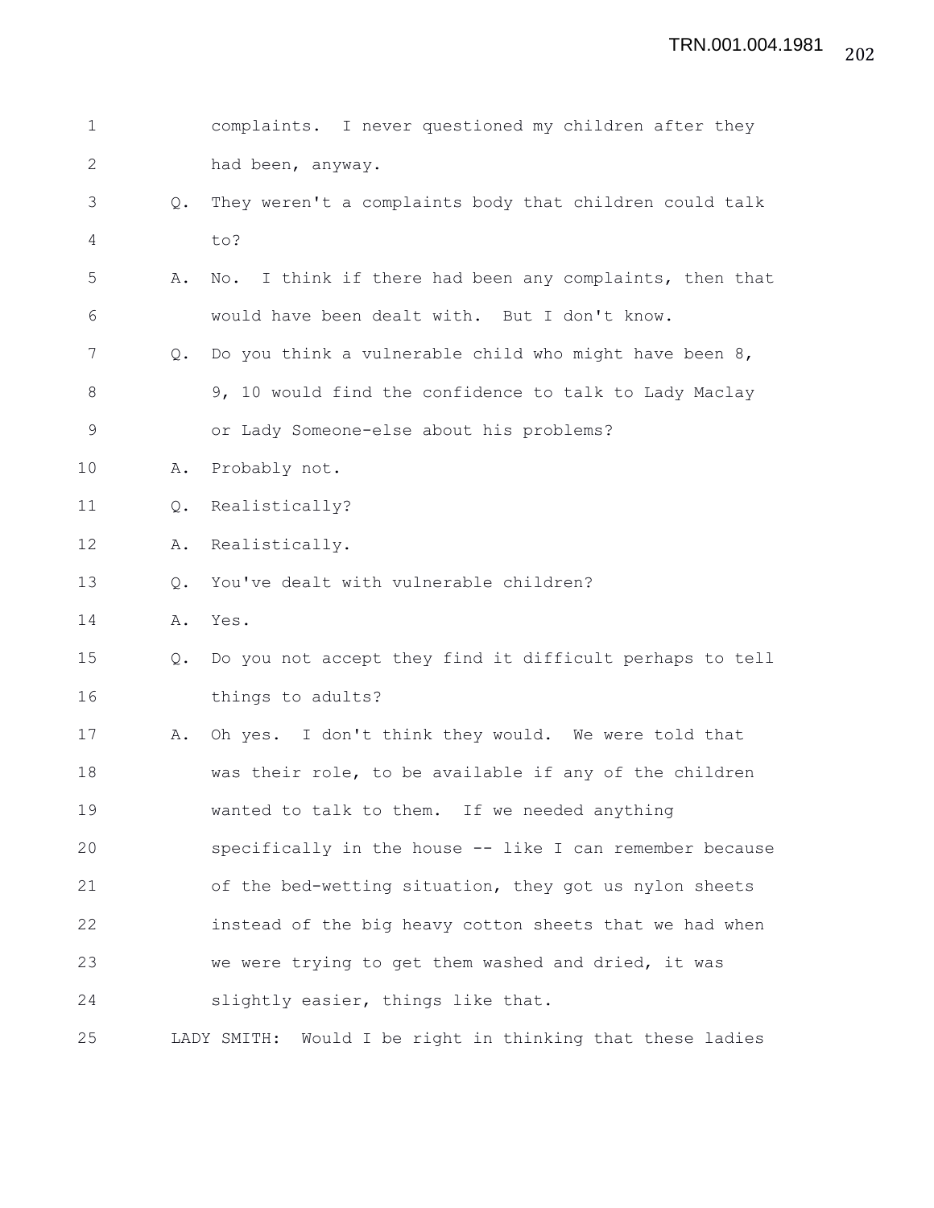complaints. I never questioned my children after they had been, anyway.

Q. They weren't a complaints body that children could talk to?

A. No. I think if there had been any complaints, then that would have been dealt with. But I don't know.

Q. Do you think a vulnerable child who might have been 8, 9, 10 would find the confidence to talk to Lady Maclay or Lady Someone-else about his problems?

A. Probably not.

Q. Realistically?

A. Realistically.

Q. You've dealt with vulnerable children?

A. Yes.

Q. Do you not accept they find it difficult perhaps to tell things to adults?

A. Oh yes. I don't think they would. We were told that was their role, to be available if any of the children wanted to talk to them. If we needed anything specifically in the house -- like I can remember because of the bed-wetting situation, they got us nylon sheets instead of the big heavy cotton sheets that we had when we were trying to get them washed and dried, it was slightly easier, things like that.

LADY SMITH: Would I be right in thinking that these ladies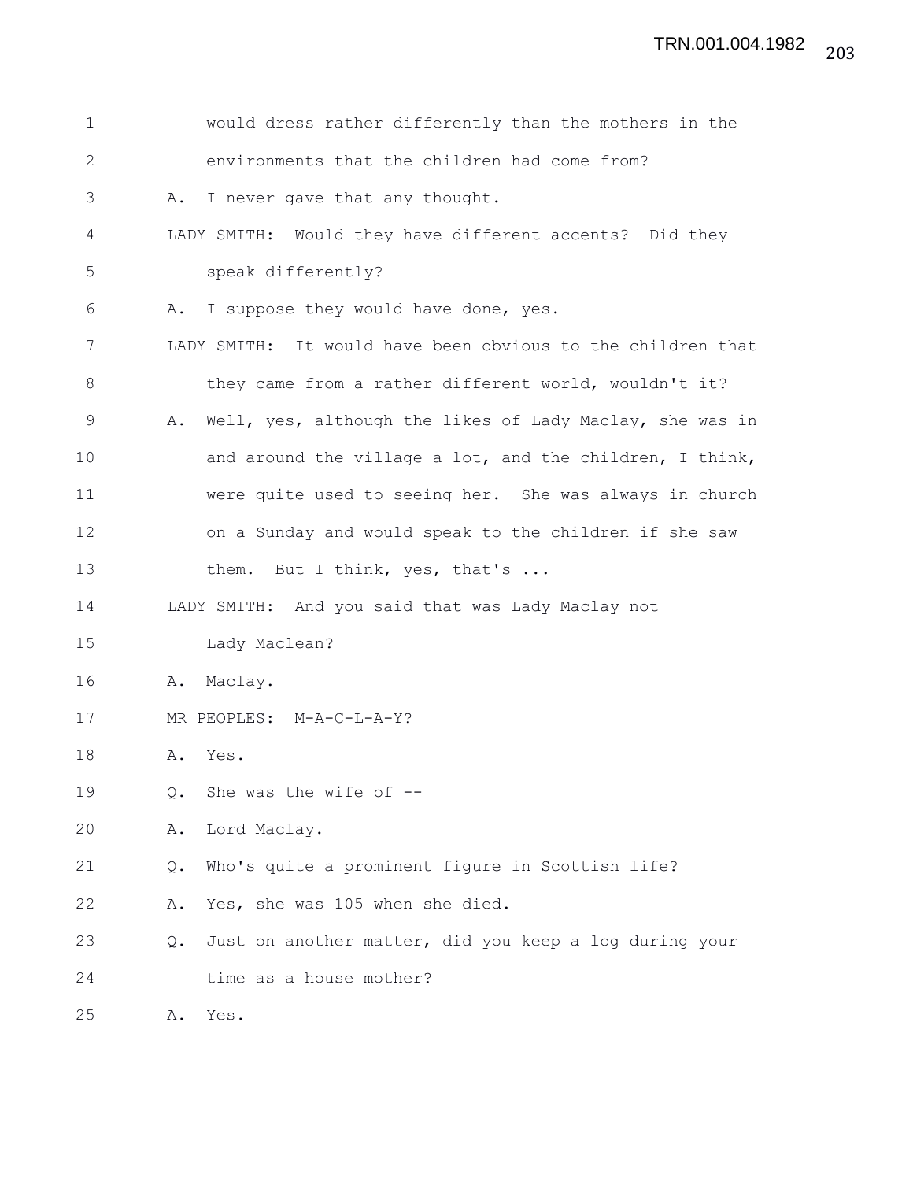would dress rather differently than the mothers in the environments that the children had come from?

A. I never gave that any thought.

LADY SMITH: Would they have different accents? Did they speak differently?

A. I suppose they would have done, yes.

LADY SMITH: It would have been obvious to the children that they came from a rather different world, wouldn't it?

A. Well, yes, although the likes of Lady Maclay, she was in and around the village a lot, and the children, I think, were quite used to seeing her. She was always in church on a Sunday and would speak to the children if she saw them. But I think, yes, that's ...

LADY SMITH: And you said that was Lady Maclay not Lady Maclean?

A. Maclay.

MR PEOPLES: M-A-C-L-A-Y?

A. Yes.

Q. She was the wife of --

A. Lord Maclay.

Q. Who's quite a prominent figure in Scottish life?

A. Yes, she was 105 when she died.

Q. Just on another matter, did you keep a log during your time as a house mother?

A. Yes.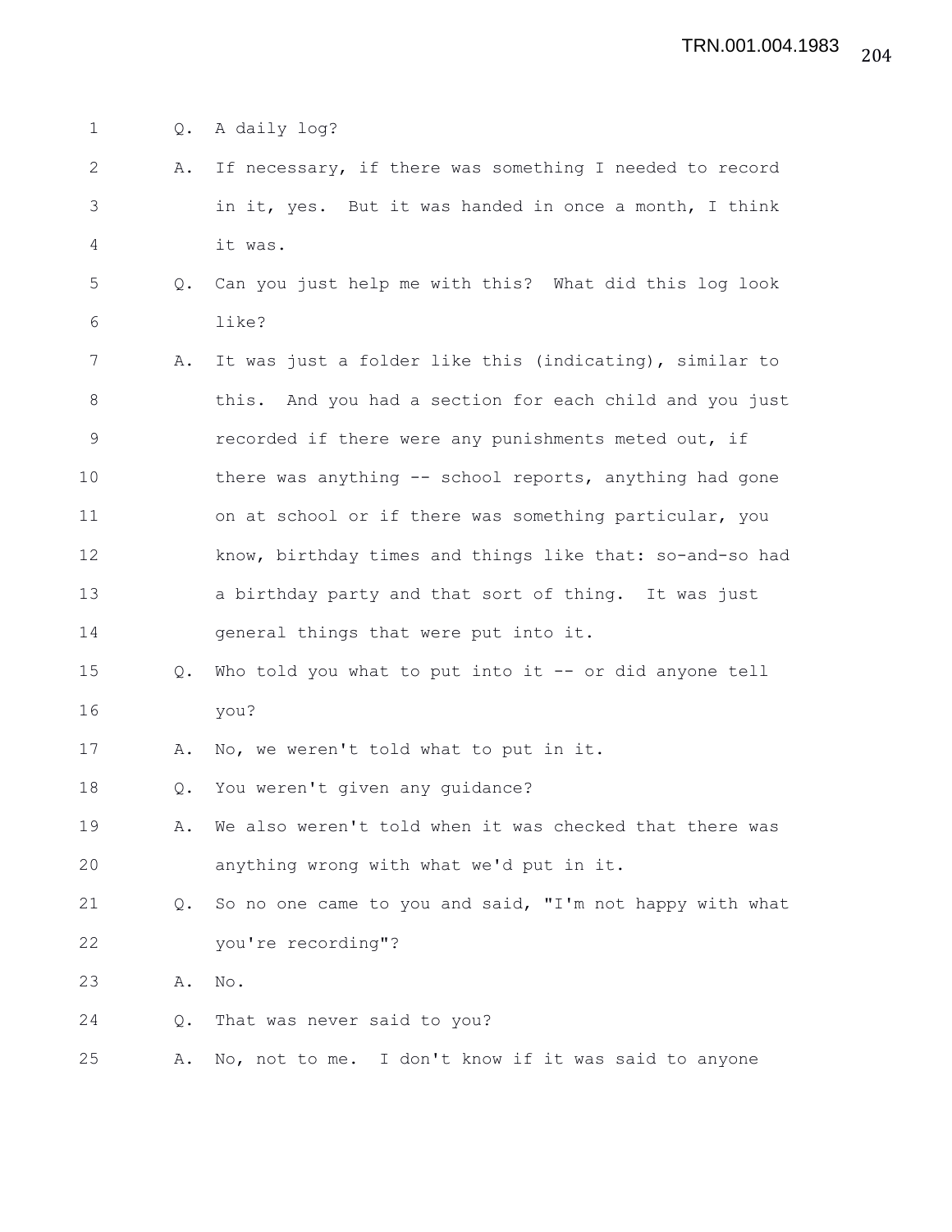Q. A daily log?

A. If necessary, if there was something I needed to record in it, yes. But it was handed in once a month, I think it was.

Q. Can you just help me with this? What did this log look like?

A. It was just a folder like this (indicating), similar to this. And you had a section for each child and you just recorded if there were any punishments meted out, if there was anything -- school reports, anything had gone on at school or if there was something particular, you know, birthday times and things like that: so-and-so had a birthday party and that sort of thing. It was just general things that were put into it.

Q. Who told you what to put into it -- or did anyone tell you?

A. No, we weren't told what to put in it.

Q. You weren't given any guidance?

A. We also weren't told when it was checked that there was anything wrong with what we'd put in it.

Q. So no one came to you and said, "I'm not happy with what you're recording"?

A. No.

Q. That was never said to you?

A. No, not to me. I don't know if it was said to anyone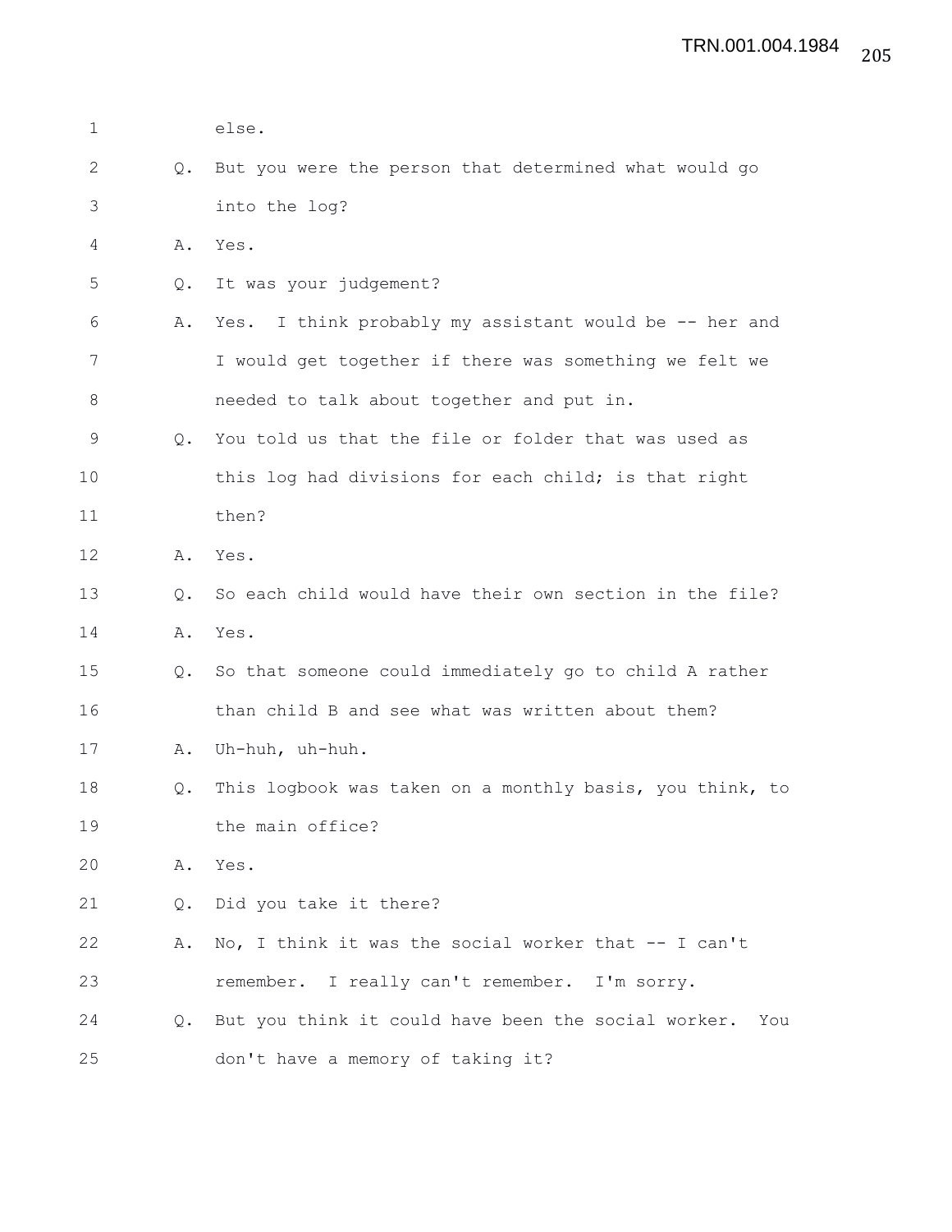else.

Q. But you were the person that determined what would go into the log?

A. Yes.

Q. It was your judgement?

A. Yes. I think probably my assistant would be -- her and I would get together if there was something we felt we needed to talk about together and put in.

Q. You told us that the file or folder that was used as this log had divisions for each child; is that right then?

A. Yes.

Q. So each child would have their own section in the file?

A. Yes.

Q. So that someone could immediately go to child A rather than child B and see what was written about them?

A. Uh-huh, uh-huh.

Q. This logbook was taken on a monthly basis, you think, to the main office?

A. Yes.

Q. Did you take it there?

A. No, I think it was the social worker that -- I can't remember. I really can't remember. I'm sorry.

Q. But you think it could have been the social worker. You don't have a memory of taking it?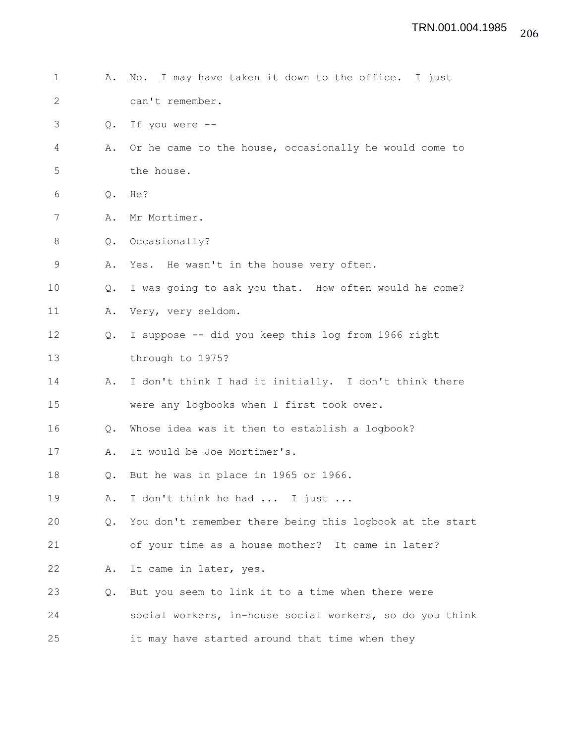1 A. No. I may have taken it down to the office. I just
2 can't remember.
3 Q. If you were --
4 A. Or he came to the house, occasionally he would come to
5 the house.
6 Q. He?
7 A. Mr Mortimer.
8 Q. Occasionally?
9 A. Yes. He wasn't in the house very often.
10 Q. I was going to ask you that. How often would he come?
11 A. Very, very seldom.
12 Q. I suppose -- did you keep this log from 1966 right
13 through to 1975?
14 A. I don't think I had it initially. I don't think there
15 were any logbooks when I first took over.
16 Q. Whose idea was it then to establish a logbook?
17 A. It would be Joe Mortimer's.
18 Q. But he was in place in 1965 or 1966.
19 A. I don't think he had ... I just ...
20 Q. You don't remember there being this logbook at the start
21 of your time as a house mother? It came in later?
22 A. It came in later, yes.
23 Q. But you seem to link it to a time when there were
24 social workers, in-house social workers, so do you think
25 it may have started around that time when they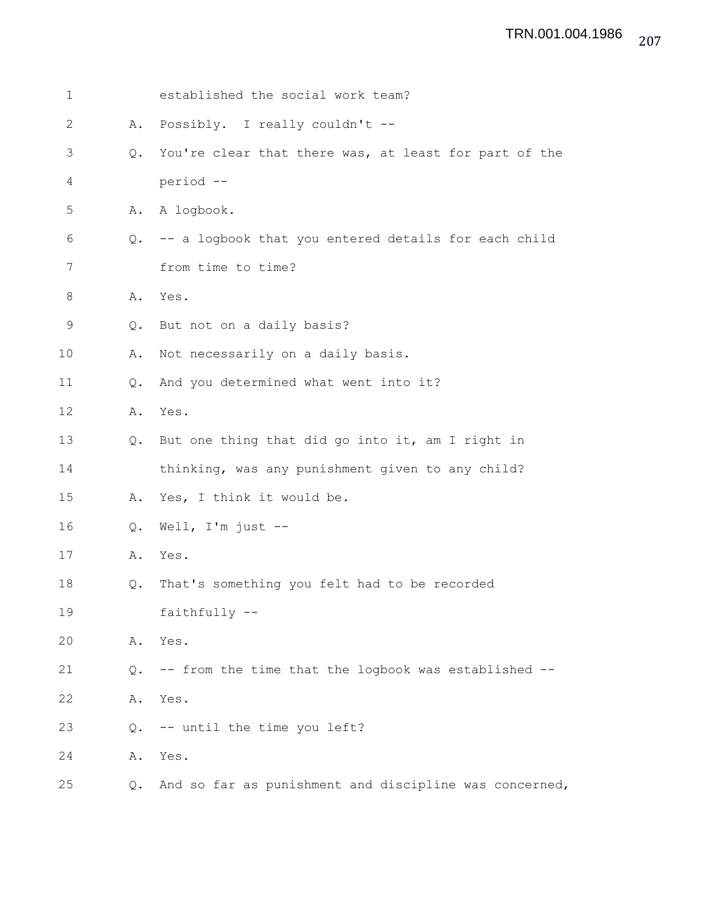1 established the social work team?

2 A. Possibly. I really couldn't --

3 Q. You're clear that there was, at least for part of the

4 period --

5 A. A logbook.

6 Q. -- a logbook that you entered details for each child

7 from time to time?

8 A. Yes.

9 Q. But not on a daily basis?

10 A. Not necessarily on a daily basis.

11 Q. And you determined what went into it?

12 A. Yes.

13 Q. But one thing that did go into it, am I right in

14 thinking, was any punishment given to any child?

15 A. Yes, I think it would be.

16 Q. Well, I'm just --

17 A. Yes.

18 Q. That's something you felt had to be recorded

19 faithfully --

20 A. Yes.

21 Q. -- from the time that the logbook was established --

22 A. Yes.

23 Q. -- until the time you left?

24 A. Yes.

25 Q. And so far as punishment and discipline was concerned,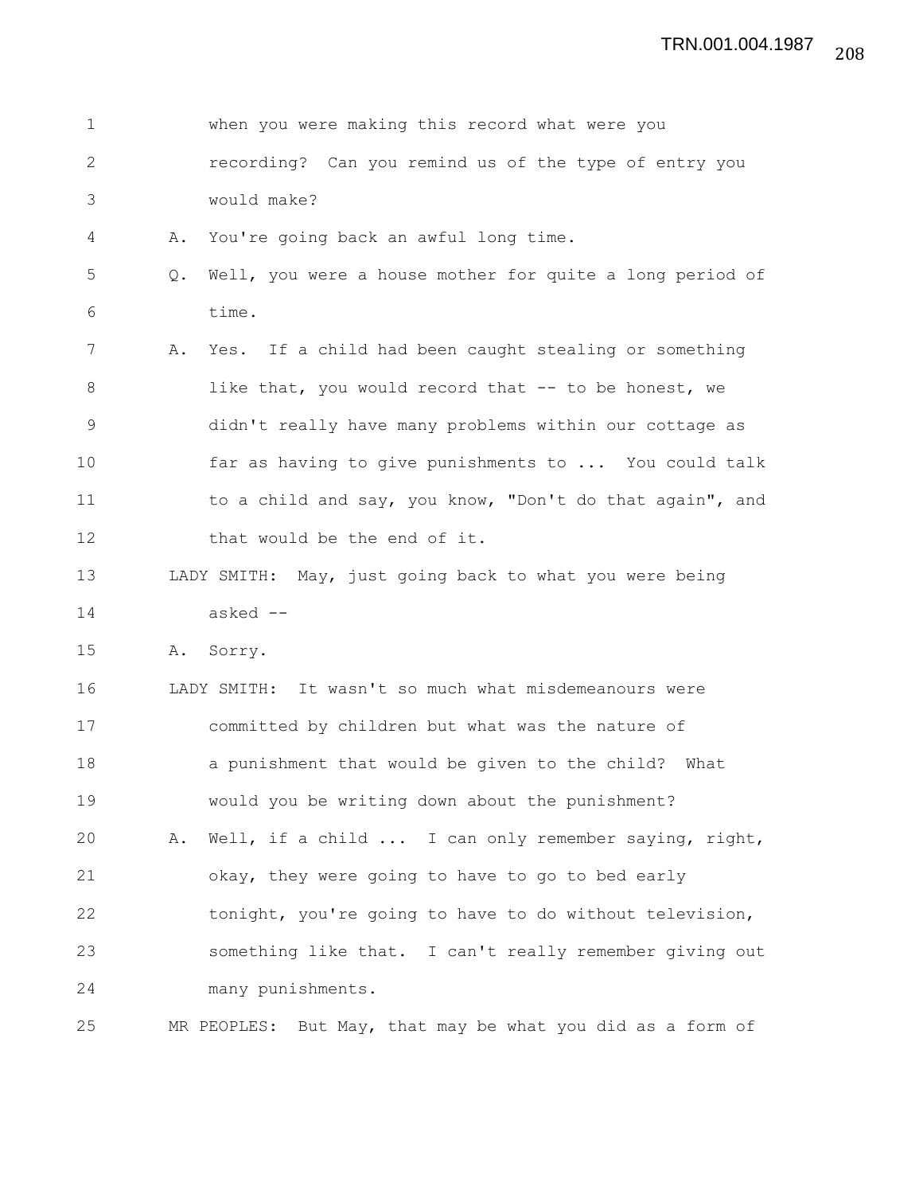when you were making this record what were you recording? Can you remind us of the type of entry you would make?

A. You're going back an awful long time.

Q. Well, you were a house mother for quite a long period of time.

A. Yes. If a child had been caught stealing or something like that, you would record that -- to be honest, we didn't really have many problems within our cottage as far as having to give punishments to ... You could talk to a child and say, you know, "Don't do that again", and that would be the end of it.

LADY SMITH: May, just going back to what you were being asked --

A. Sorry.

LADY SMITH: It wasn't so much what misdemeanours were committed by children but what was the nature of a punishment that would be given to the child? What would you be writing down about the punishment?

A. Well, if a child ... I can only remember saying, right, okay, they were going to have to go to bed early tonight, you're going to have to do without television, something like that. I can't really remember giving out many punishments.

MR PEOPLES: But May, that may be what you did as a form of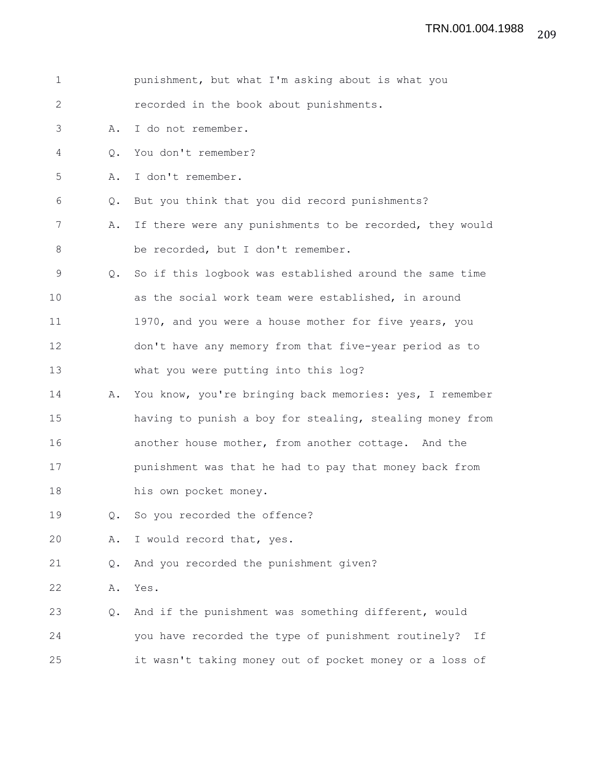punishment, but what I'm asking about is what you recorded in the book about punishments.

A. I do not remember.

Q. You don't remember?

A. I don't remember.

Q. But you think that you did record punishments?

A. If there were any punishments to be recorded, they would be recorded, but I don't remember.

Q. So if this logbook was established around the same time as the social work team were established, in around 1970, and you were a house mother for five years, you don't have any memory from that five-year period as to what you were putting into this log?

A. You know, you're bringing back memories: yes, I remember having to punish a boy for stealing, stealing money from another house mother, from another cottage. And the punishment was that he had to pay that money back from his own pocket money.

Q. So you recorded the offence?

A. I would record that, yes.

Q. And you recorded the punishment given?

A. Yes.

Q. And if the punishment was something different, would you have recorded the type of punishment routinely? If it wasn't taking money out of pocket money or a loss of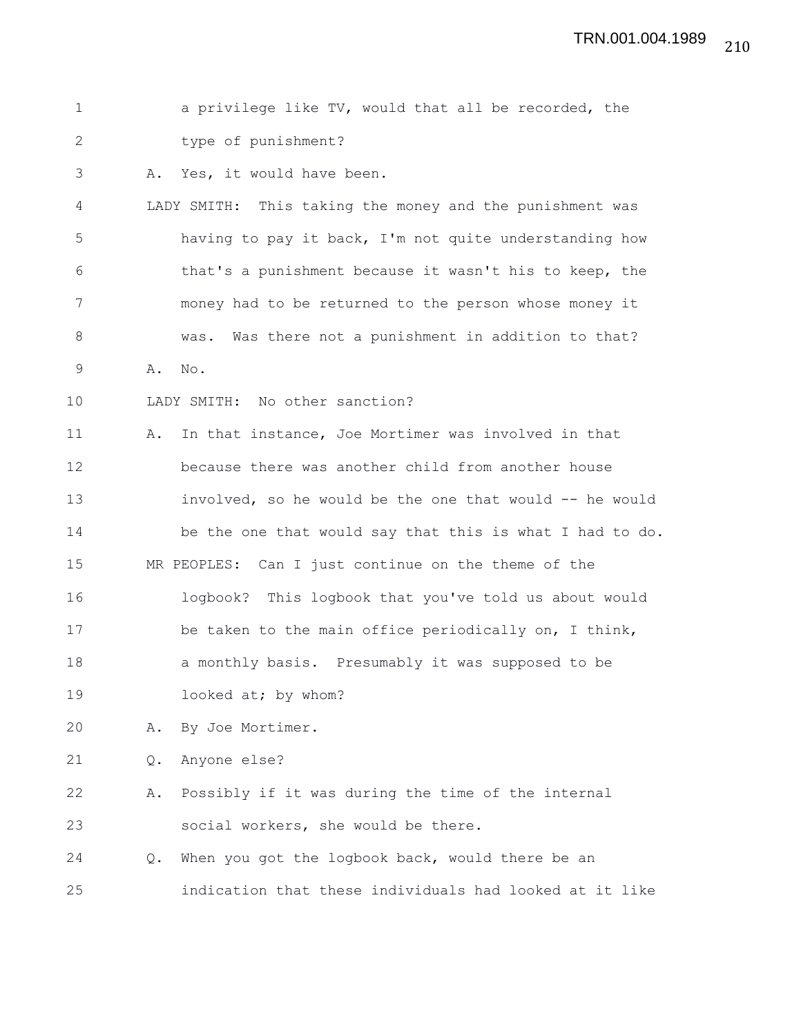a privilege like TV, would that all be recorded, the type of punishment?

A. Yes, it would have been.

LADY SMITH: This taking the money and the punishment was having to pay it back, I'm not quite understanding how that's a punishment because it wasn't his to keep, the money had to be returned to the person whose money it was. Was there not a punishment in addition to that?

A. No.

LADY SMITH: No other sanction?

A. In that instance, Joe Mortimer was involved in that because there was another child from another house involved, so he would be the one that would -- he would be the one that would say that this is what I had to do.

MR PEOPLES: Can I just continue on the theme of the logbook? This logbook that you've told us about would be taken to the main office periodically on, I think, a monthly basis. Presumably it was supposed to be looked at; by whom?

A. By Joe Mortimer.

Q. Anyone else?

A. Possibly if it was during the time of the internal social workers, she would be there.

Q. When you got the logbook back, would there be an indication that these individuals had looked at it like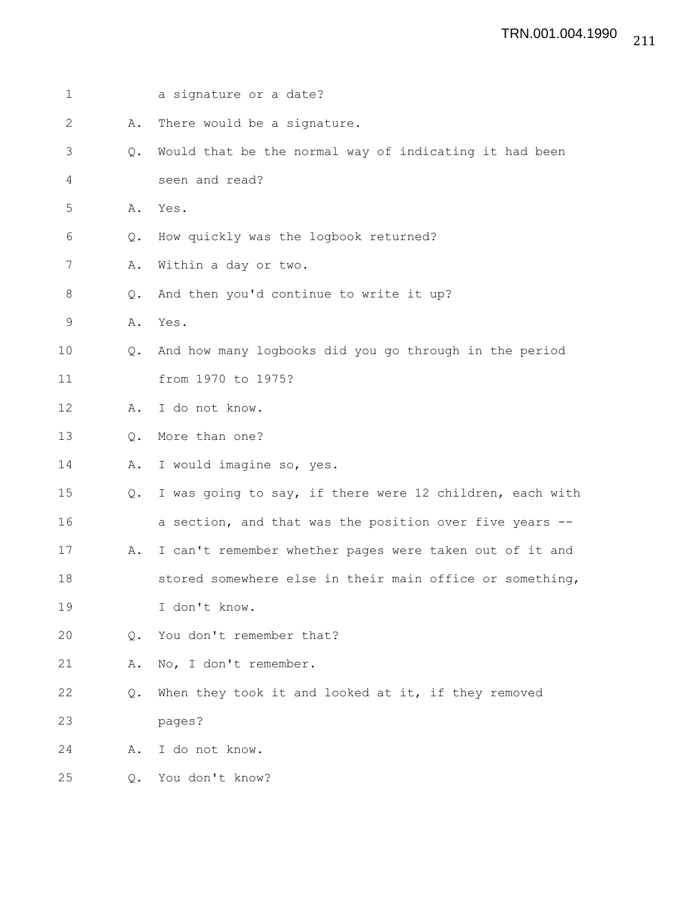1 a signature or a date?

2 A. There would be a signature.

3 Q. Would that be the normal way of indicating it had been

4 seen and read?

5 A. Yes.

6 Q. How quickly was the logbook returned?

7 A. Within a day or two.

8 Q. And then you'd continue to write it up?

9 A. Yes.

10 Q. And how many logbooks did you go through in the period

11 from 1970 to 1975?

12 A. I do not know.

13 Q. More than one?

14 A. I would imagine so, yes.

15 Q. I was going to say, if there were 12 children, each with

16 a section, and that was the position over five years --

17 A. I can't remember whether pages were taken out of it and

18 stored somewhere else in their main office or something,

19 I don't know.

20 Q. You don't remember that?

21 A. No, I don't remember.

22 Q. When they took it and looked at it, if they removed

23 pages?

24 A. I do not know.

25 Q. You don't know?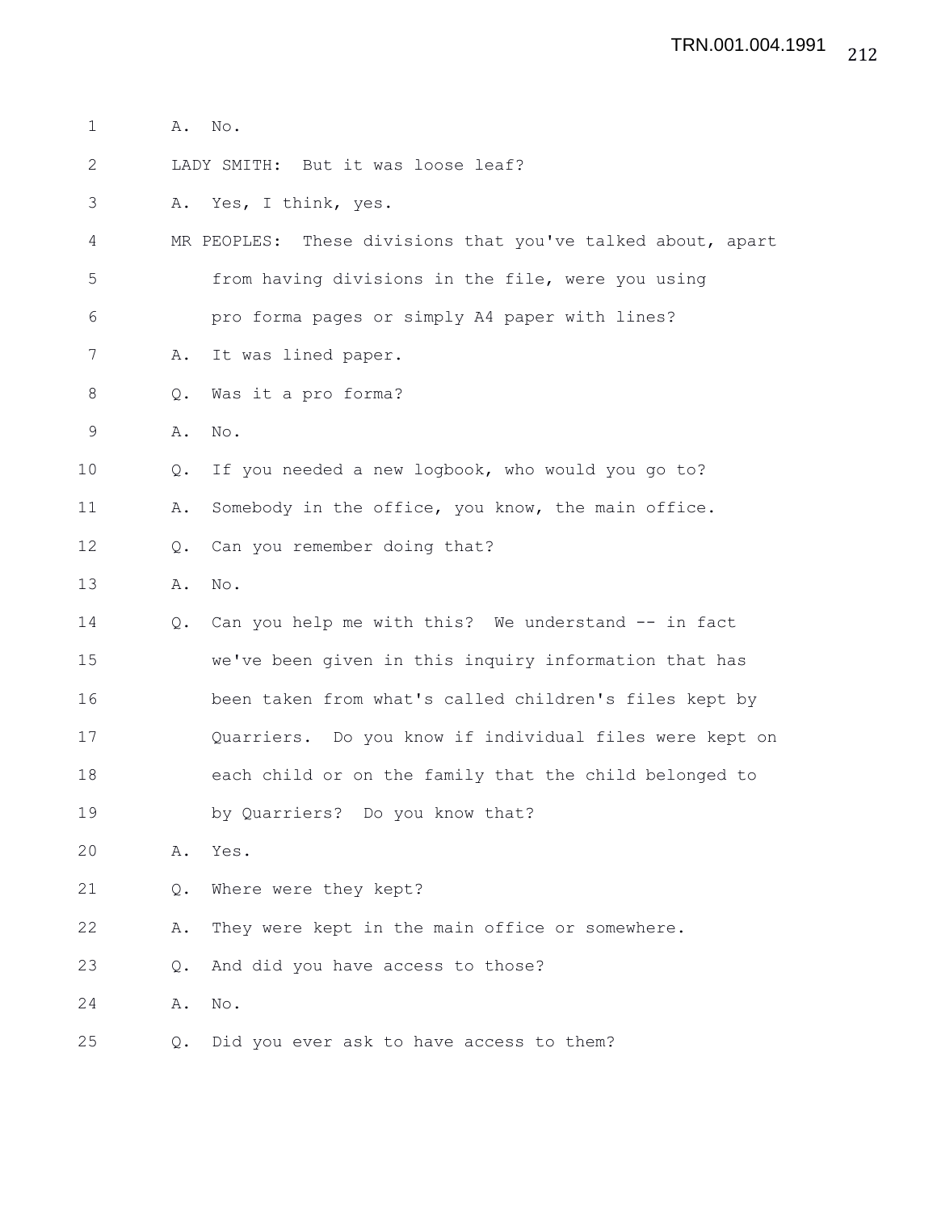1 A. No.

2 LADY SMITH: But it was loose leaf?

3 A. Yes, I think, yes.

4 MR PEOPLES: These divisions that you've talked about, apart

5 from having divisions in the file, were you using

6 pro forma pages or simply A4 paper with lines?

7 A. It was lined paper.

8 Q. Was it a pro forma?

9 A. No.

10 Q. If you needed a new logbook, who would you go to?

11 A. Somebody in the office, you know, the main office.

12 Q. Can you remember doing that?

13 A. No.

14 Q. Can you help me with this? We understand -- in fact

15 we've been given in this inquiry information that has

16 been taken from what's called children's files kept by

17 Quarriers. Do you know if individual files were kept on

18 each child or on the family that the child belonged to

19 by Quarriers? Do you know that?

20 A. Yes.

21 Q. Where were they kept?

22 A. They were kept in the main office or somewhere.

23 Q. And did you have access to those?

24 A. No.

25 Q. Did you ever ask to have access to them?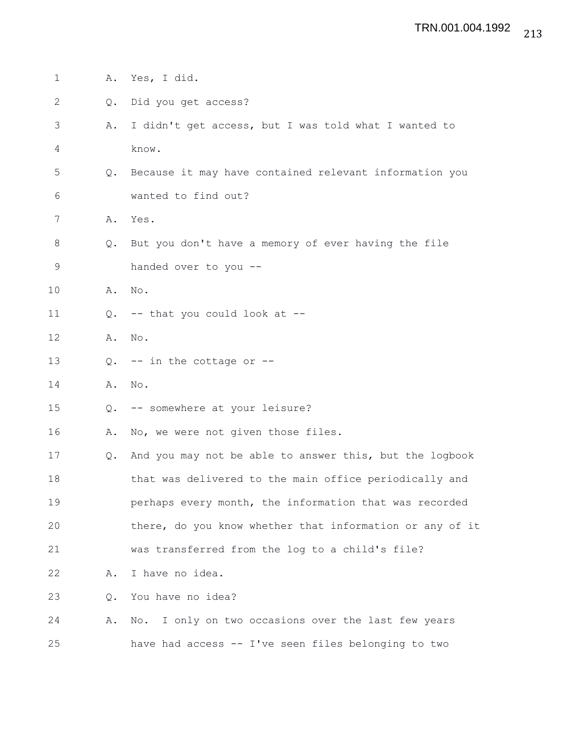A. Yes, I did.

Q. Did you get access?

A. I didn't get access, but I was told what I wanted to know.

Q. Because it may have contained relevant information you wanted to find out?

A. Yes.

Q. But you don't have a memory of ever having the file handed over to you --

A. No.

Q. -- that you could look at --

A. No.

Q. -- in the cottage or --

A. No.

Q. -- somewhere at your leisure?

A. No, we were not given those files.

Q. And you may not be able to answer this, but the logbook that was delivered to the main office periodically and perhaps every month, the information that was recorded there, do you know whether that information or any of it was transferred from the log to a child's file?

A. I have no idea.

Q. You have no idea?

A. No. I only on two occasions over the last few years have had access -- I've seen files belonging to two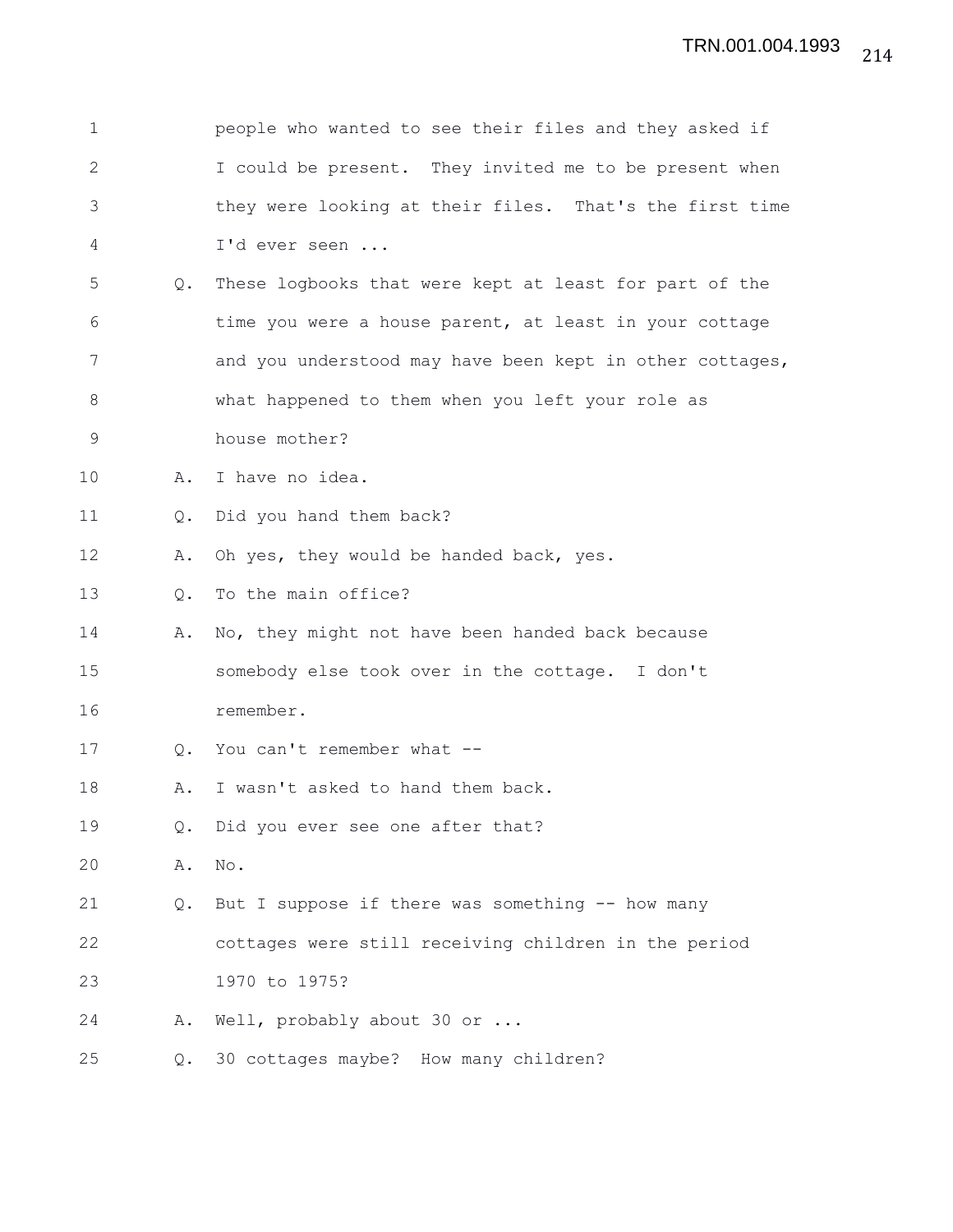people who wanted to see their files and they asked if I could be present. They invited me to be present when they were looking at their files. That's the first time I'd ever seen ...

Q. These logbooks that were kept at least for part of the time you were a house parent, at least in your cottage and you understood may have been kept in other cottages, what happened to them when you left your role as house mother?

A. I have no idea.

Q. Did you hand them back?

A. Oh yes, they would be handed back, yes.

Q. To the main office?

A. No, they might not have been handed back because somebody else took over in the cottage. I don't remember.

Q. You can't remember what --

A. I wasn't asked to hand them back.

Q. Did you ever see one after that?

A. No.

Q. But I suppose if there was something -- how many cottages were still receiving children in the period 1970 to 1975?

A. Well, probably about 30 or ...

Q. 30 cottages maybe? How many children?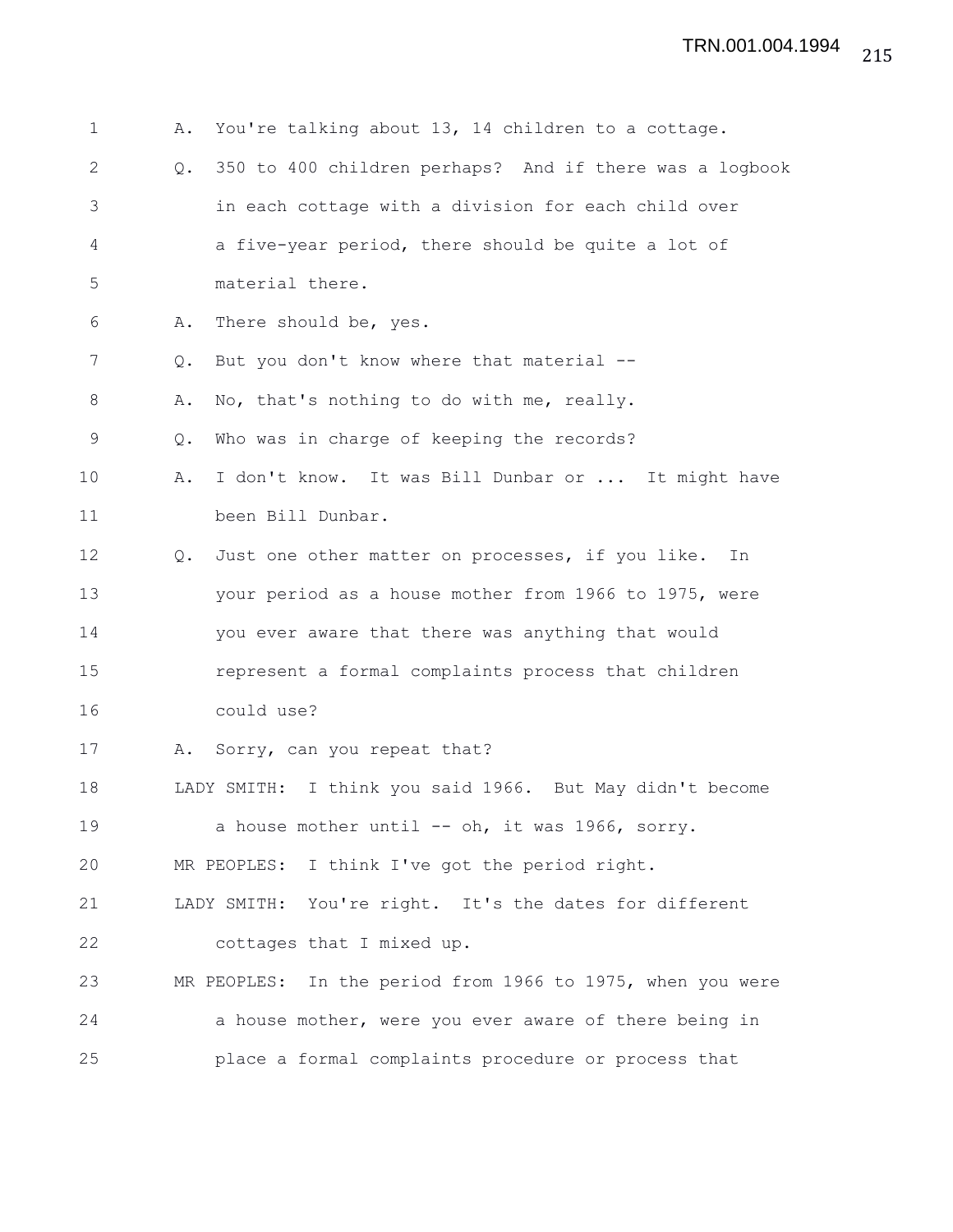A. You're talking about 13, 14 children to a cottage.

Q. 350 to 400 children perhaps? And if there was a logbook in each cottage with a division for each child over a five-year period, there should be quite a lot of material there.

A. There should be, yes.

Q. But you don't know where that material --

A. No, that's nothing to do with me, really.

Q. Who was in charge of keeping the records?

A. I don't know. It was Bill Dunbar or ... It might have been Bill Dunbar.

Q. Just one other matter on processes, if you like. In your period as a house mother from 1966 to 1975, were you ever aware that there was anything that would represent a formal complaints process that children could use?

A. Sorry, can you repeat that?

LADY SMITH: I think you said 1966. But May didn't become a house mother until -- oh, it was 1966, sorry.

MR PEOPLES: I think I've got the period right.

LADY SMITH: You're right. It's the dates for different cottages that I mixed up.

MR PEOPLES: In the period from 1966 to 1975, when you were a house mother, were you ever aware of there being in place a formal complaints procedure or process that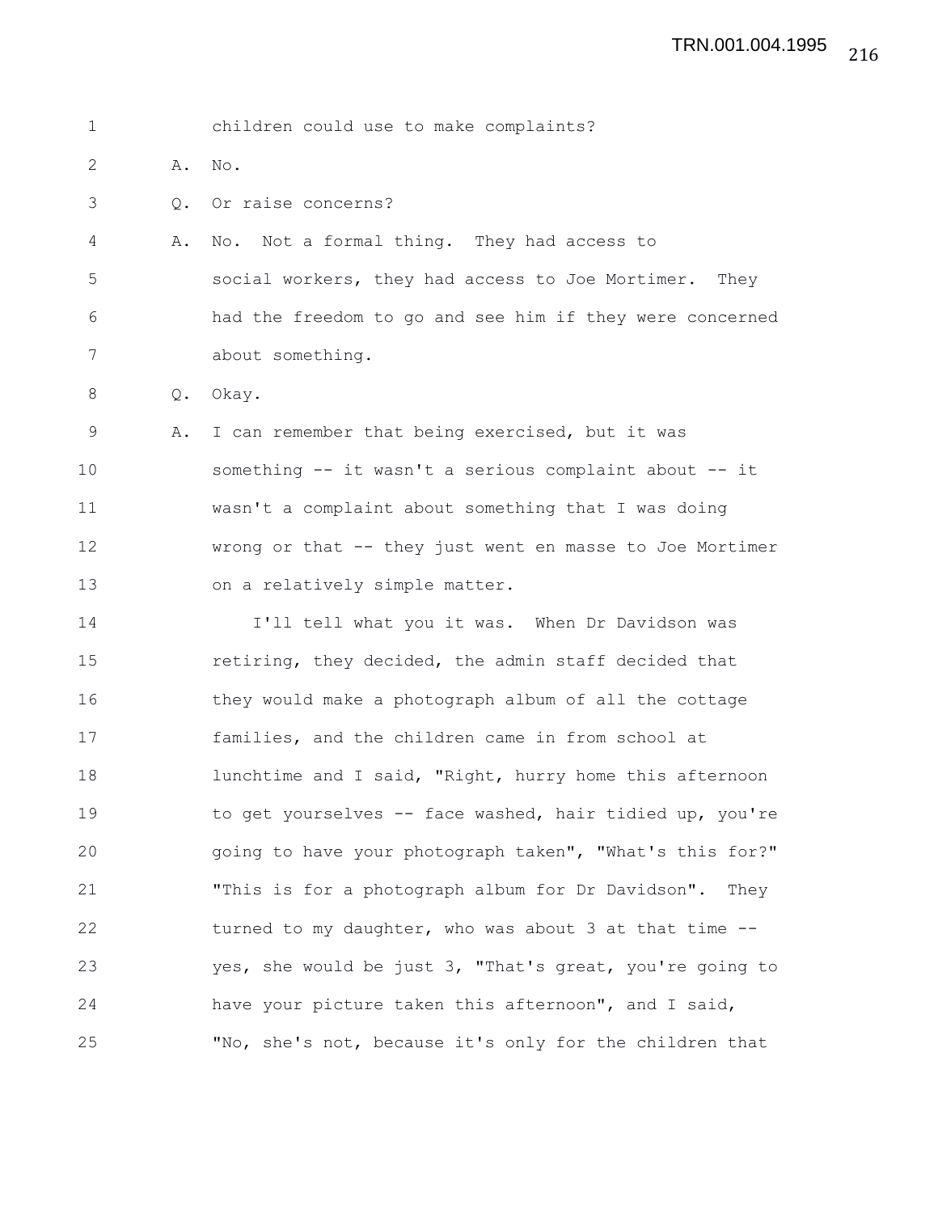children could use to make complaints?

A. No.

Q. Or raise concerns?

A. No. Not a formal thing. They had access to social workers, they had access to Joe Mortimer. They had the freedom to go and see him if they were concerned about something.

Q. Okay.

A. I can remember that being exercised, but it was something -- it wasn't a serious complaint about -- it wasn't a complaint about something that I was doing wrong or that -- they just went en masse to Joe Mortimer on a relatively simple matter.

I'll tell what you it was. When Dr Davidson was retiring, they decided, the admin staff decided that they would make a photograph album of all the cottage families, and the children came in from school at lunchtime and I said, "Right, hurry home this afternoon to get yourselves -- face washed, hair tidied up, you're going to have your photograph taken", "What's this for?" "This is for a photograph album for Dr Davidson". They turned to my daughter, who was about 3 at that time -- yes, she would be just 3, "That's great, you're going to have your picture taken this afternoon", and I said, "No, she's not, because it's only for the children that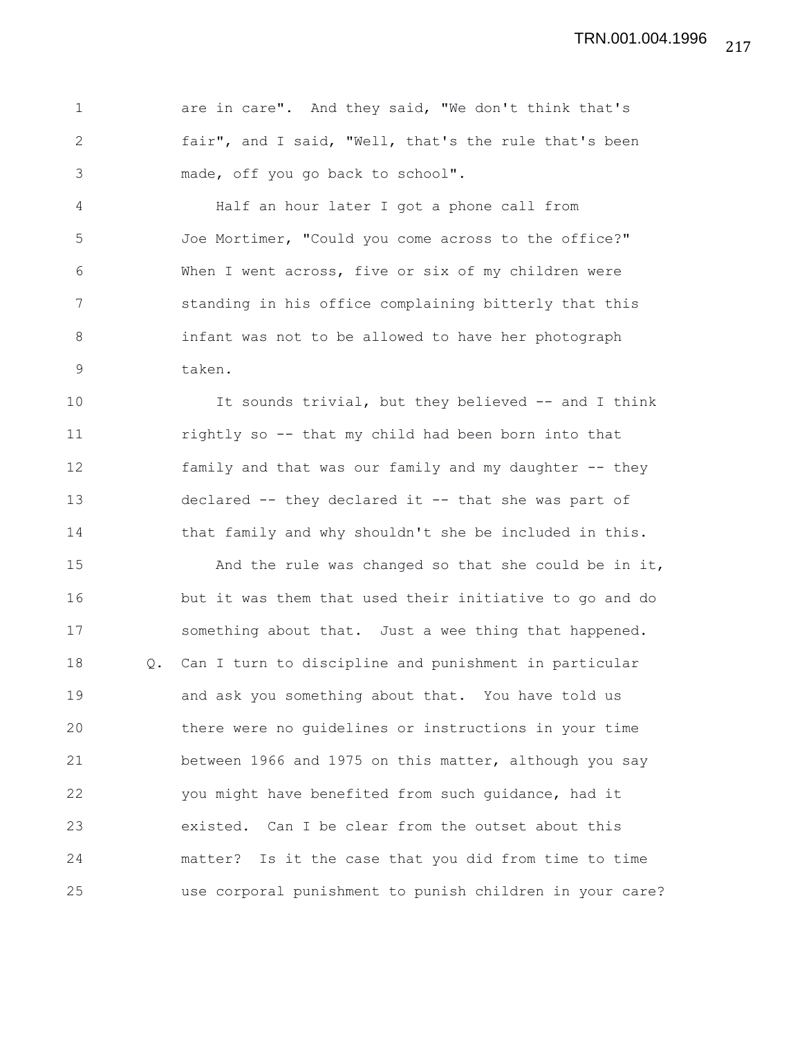are in care". And they said, "We don't think that's fair", and I said, "Well, that's the rule that's been made, off you go back to school".

Half an hour later I got a phone call from Joe Mortimer, "Could you come across to the office?" When I went across, five or six of my children were standing in his office complaining bitterly that this infant was not to be allowed to have her photograph taken.

It sounds trivial, but they believed -- and I think rightly so -- that my child had been born into that family and that was our family and my daughter -- they declared -- they declared it -- that she was part of that family and why shouldn't she be included in this.

And the rule was changed so that she could be in it, but it was them that used their initiative to go and do something about that. Just a wee thing that happened.

Q. Can I turn to discipline and punishment in particular and ask you something about that. You have told us there were no guidelines or instructions in your time between 1966 and 1975 on this matter, although you say you might have benefited from such guidance, had it existed. Can I be clear from the outset about this matter? Is it the case that you did from time to time use corporal punishment to punish children in your care?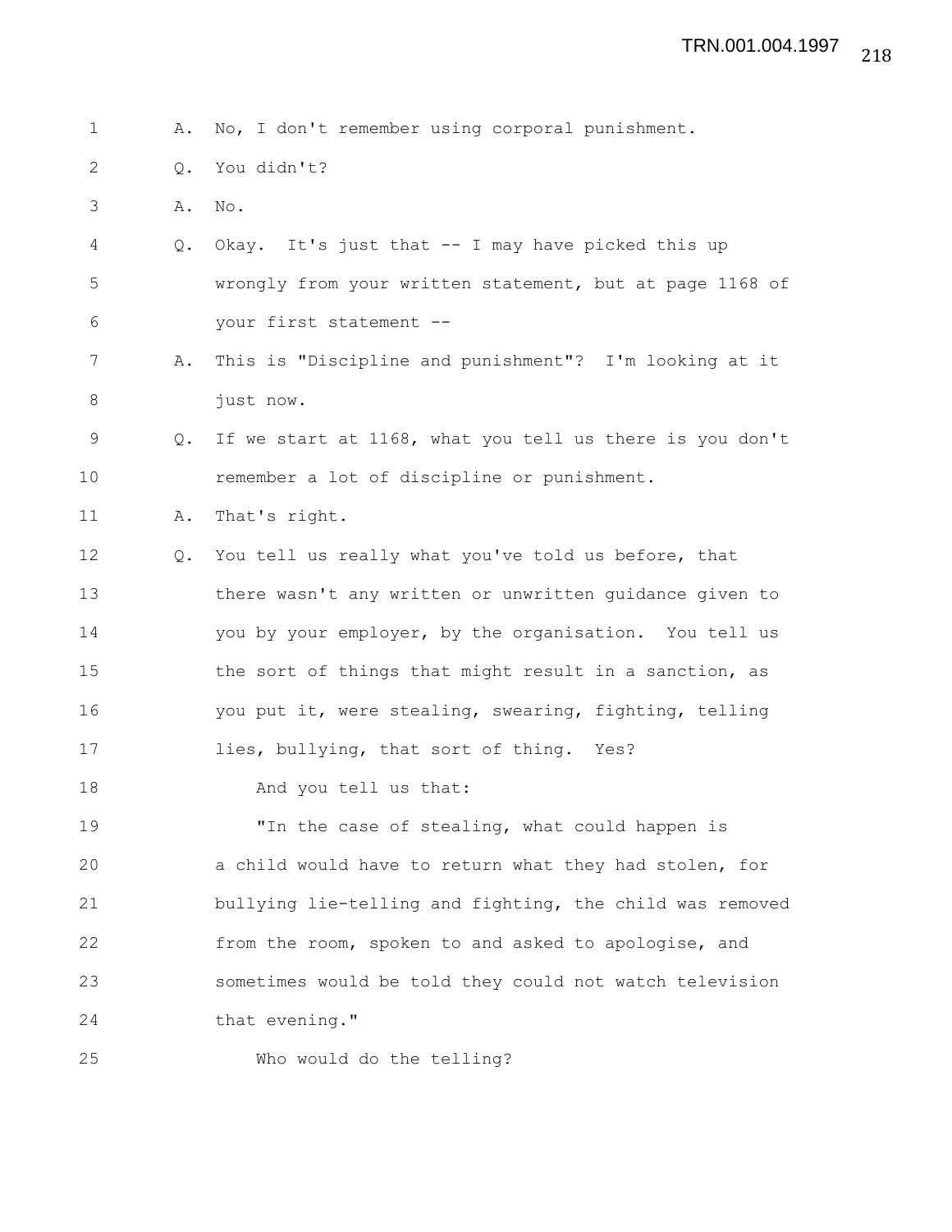A. No, I don't remember using corporal punishment.

Q. You didn't?

A. No.

Q. Okay. It's just that -- I may have picked this up wrongly from your written statement, but at page 1168 of your first statement --

A. This is "Discipline and punishment"? I'm looking at it just now.

Q. If we start at 1168, what you tell us there is you don't remember a lot of discipline or punishment.

A. That's right.

Q. You tell us really what you've told us before, that there wasn't any written or unwritten guidance given to you by your employer, by the organisation. You tell us the sort of things that might result in a sanction, as you put it, were stealing, swearing, fighting, telling lies, bullying, that sort of thing. Yes?

And you tell us that:

"In the case of stealing, what could happen is a child would have to return what they had stolen, for bullying lie-telling and fighting, the child was removed from the room, spoken to and asked to apologise, and sometimes would be told they could not watch television that evening."

Who would do the telling?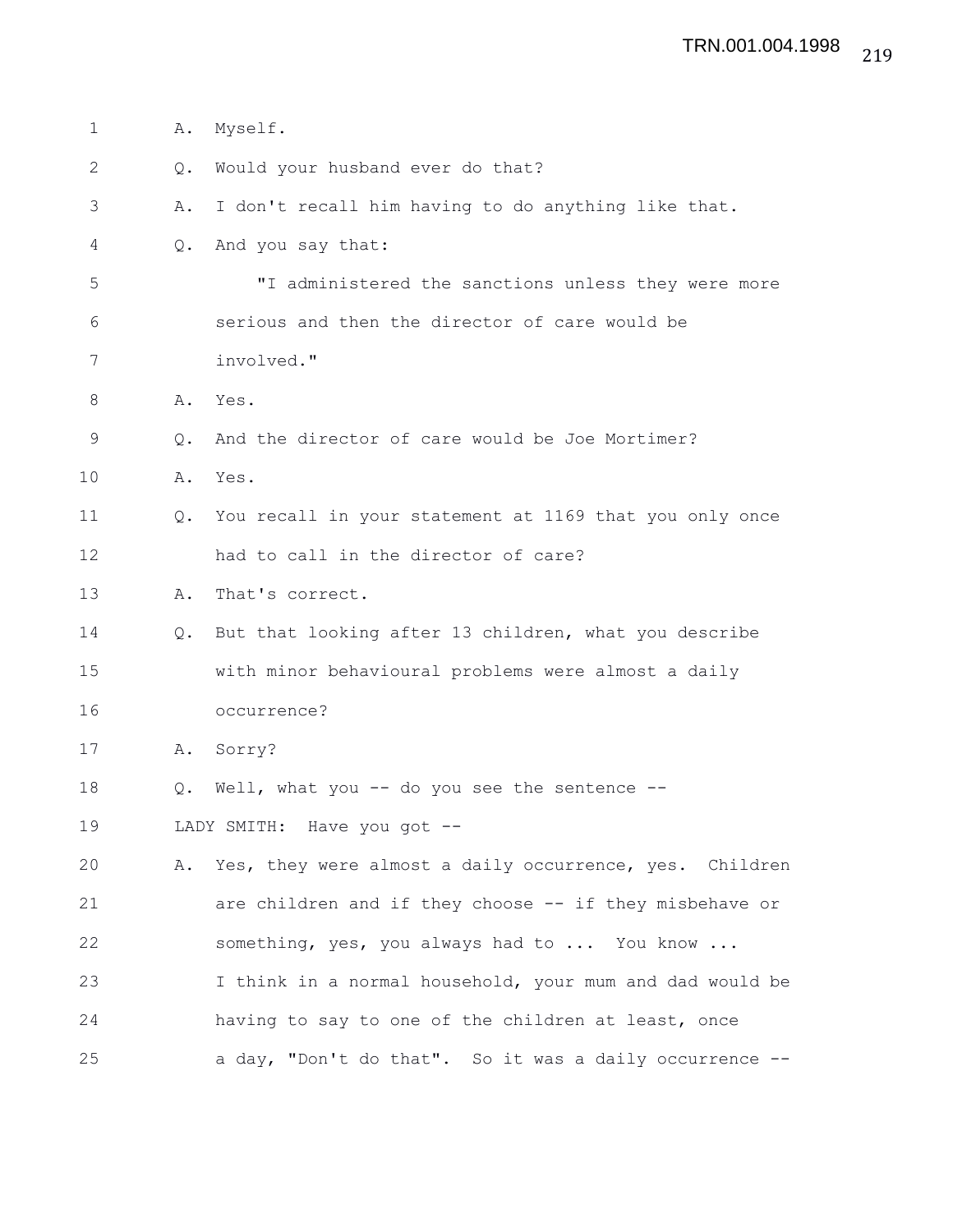A. Myself.

Q. Would your husband ever do that?

A. I don't recall him having to do anything like that.

Q. And you say that:

"I administered the sanctions unless they were more serious and then the director of care would be involved."

A. Yes.

Q. And the director of care would be Joe Mortimer?

A. Yes.

Q. You recall in your statement at 1169 that you only once had to call in the director of care?

A. That's correct.

Q. But that looking after 13 children, what you describe with minor behavioural problems were almost a daily occurrence?

A. Sorry?

Q. Well, what you -- do you see the sentence --

LADY SMITH: Have you got --

A. Yes, they were almost a daily occurrence, yes. Children are children and if they choose -- if they misbehave or something, yes, you always had to ... You know ... I think in a normal household, your mum and dad would be having to say to one of the children at least, once a day, "Don't do that". So it was a daily occurrence --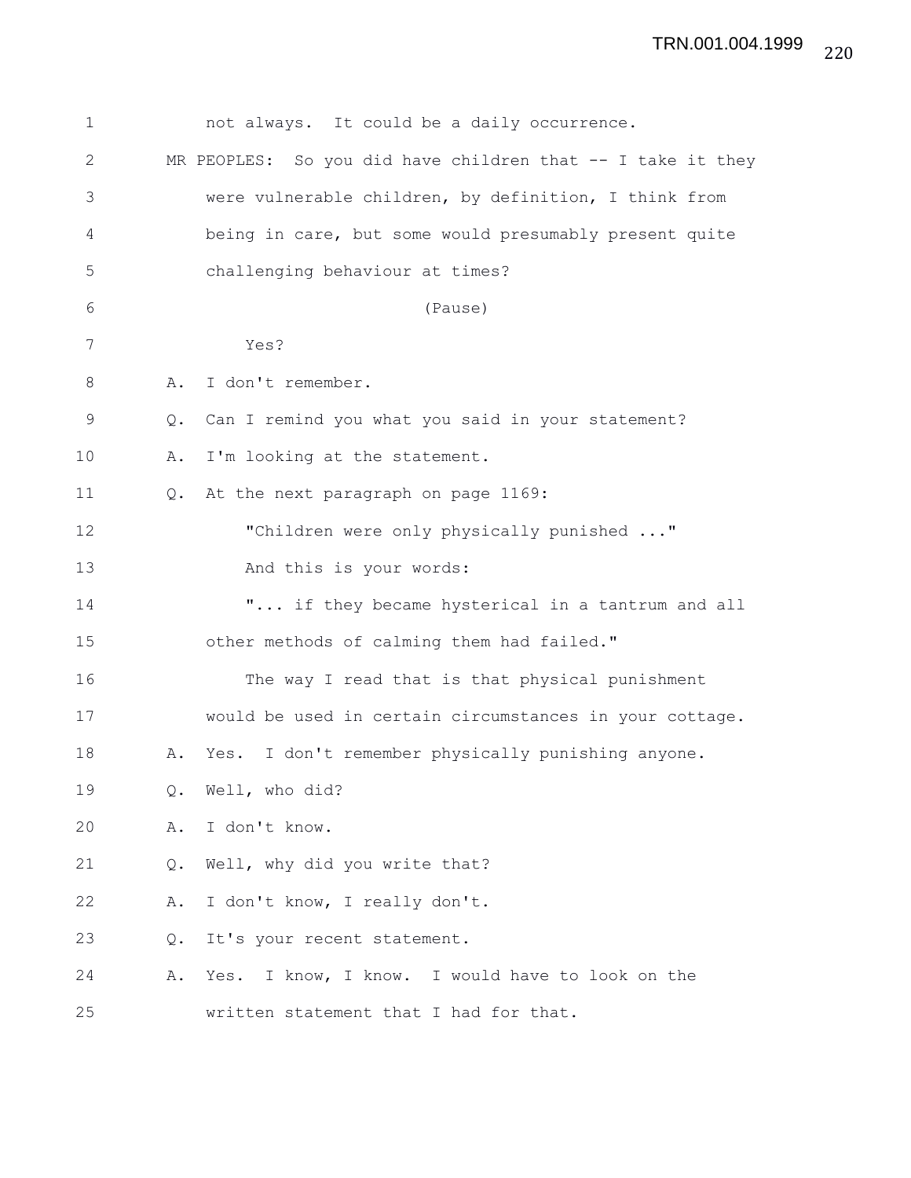not always. It could be a daily occurrence.

MR PEOPLES: So you did have children that -- I take it they were vulnerable children, by definition, I think from being in care, but some would presumably present quite challenging behaviour at times?

(Pause)

Yes?

A. I don't remember.

Q. Can I remind you what you said in your statement?

A. I'm looking at the statement.

Q. At the next paragraph on page 1169:

"Children were only physically punished ..."

And this is your words:

"... if they became hysterical in a tantrum and all other methods of calming them had failed."

The way I read that is that physical punishment would be used in certain circumstances in your cottage.

A. Yes. I don't remember physically punishing anyone.

Q. Well, who did?

A. I don't know.

Q. Well, why did you write that?

A. I don't know, I really don't.

Q. It's your recent statement.

A. Yes. I know, I know. I would have to look on the written statement that I had for that.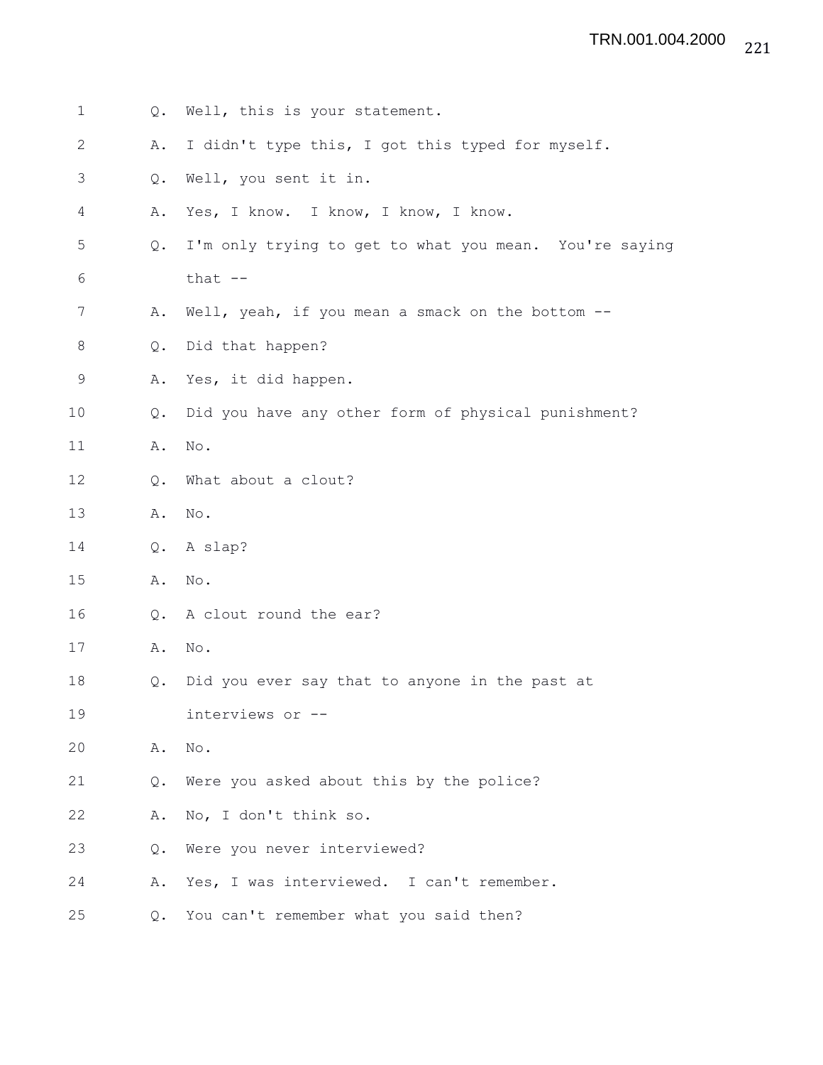Q. Well, this is your statement.

A. I didn't type this, I got this typed for myself.

Q. Well, you sent it in.

A. Yes, I know. I know, I know, I know.

Q. I'm only trying to get to what you mean. You're saying that --

A. Well, yeah, if you mean a smack on the bottom --

Q. Did that happen?

A. Yes, it did happen.

Q. Did you have any other form of physical punishment?

A. No.

Q. What about a clout?

A. No.

Q. A slap?

A. No.

Q. A clout round the ear?

A. No.

Q. Did you ever say that to anyone in the past at interviews or --

A. No.

Q. Were you asked about this by the police?

A. No, I don't think so.

Q. Were you never interviewed?

A. Yes, I was interviewed. I can't remember.

Q. You can't remember what you said then?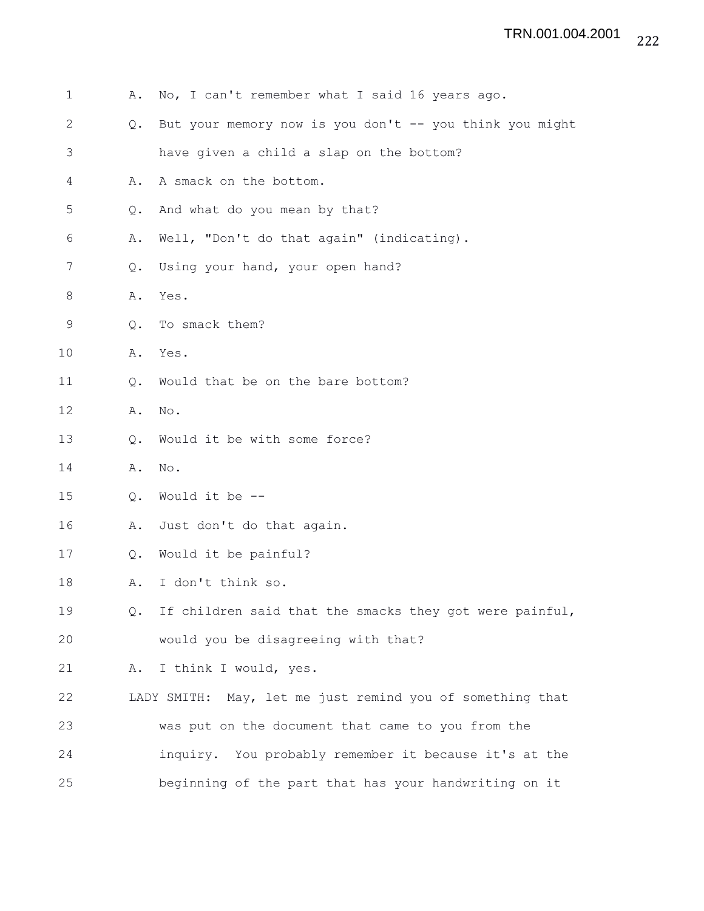A. No, I can't remember what I said 16 years ago.

Q. But your memory now is you don't -- you think you might have given a child a slap on the bottom?

A. A smack on the bottom.

Q. And what do you mean by that?

A. Well, "Don't do that again" (indicating).

Q. Using your hand, your open hand?

A. Yes.

Q. To smack them?

A. Yes.

Q. Would that be on the bare bottom?

A. No.

Q. Would it be with some force?

A. No.

Q. Would it be --

A. Just don't do that again.

Q. Would it be painful?

A. I don't think so.

Q. If children said that the smacks they got were painful, would you be disagreeing with that?

A. I think I would, yes.

LADY SMITH: May, let me just remind you of something that was put on the document that came to you from the inquiry. You probably remember it because it's at the beginning of the part that has your handwriting on it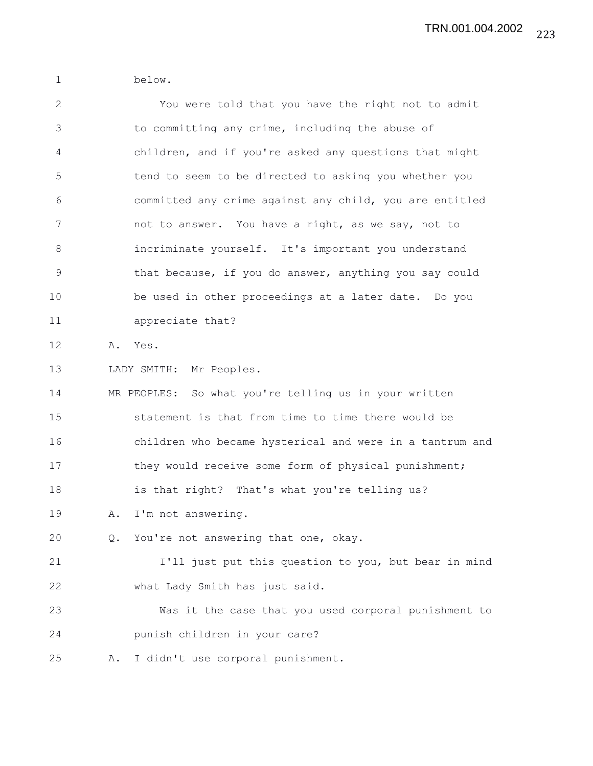below.

You were told that you have the right not to admit to committing any crime, including the abuse of children, and if you're asked any questions that might tend to seem to be directed to asking you whether you committed any crime against any child, you are entitled not to answer. You have a right, as we say, not to incriminate yourself. It's important you understand that because, if you do answer, anything you say could be used in other proceedings at a later date. Do you appreciate that?

A. Yes.

LADY SMITH: Mr Peoples.

MR PEOPLES: So what you're telling us in your written statement is that from time to time there would be children who became hysterical and were in a tantrum and they would receive some form of physical punishment; is that right? That's what you're telling us?

A. I'm not answering.

Q. You're not answering that one, okay.

I'll just put this question to you, but bear in mind what Lady Smith has just said.

Was it the case that you used corporal punishment to punish children in your care?

A. I didn't use corporal punishment.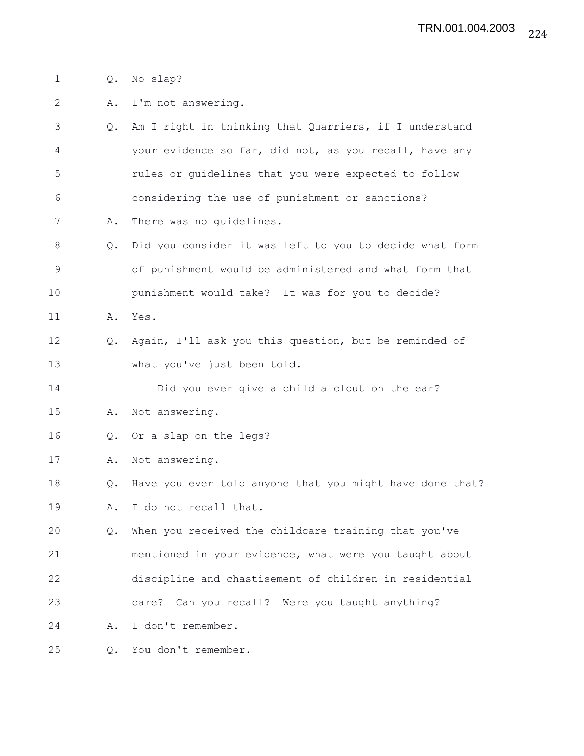1 Q. No slap?

2 A. I'm not answering.

3 Q. Am I right in thinking that Quarriers, if I understand

4 your evidence so far, did not, as you recall, have any

5 rules or guidelines that you were expected to follow

6 considering the use of punishment or sanctions?

7 A. There was no guidelines.

8 Q. Did you consider it was left to you to decide what form

9 of punishment would be administered and what form that

10 punishment would take? It was for you to decide?

11 A. Yes.

12 Q. Again, I'll ask you this question, but be reminded of

13 what you've just been told.

14 Did you ever give a child a clout on the ear?

15 A. Not answering.

16 Q. Or a slap on the legs?

17 A. Not answering.

18 Q. Have you ever told anyone that you might have done that?

19 A. I do not recall that.

20 Q. When you received the childcare training that you've

21 mentioned in your evidence, what were you taught about

22 discipline and chastisement of children in residential

23 care? Can you recall? Were you taught anything?

24 A. I don't remember.

25 Q. You don't remember.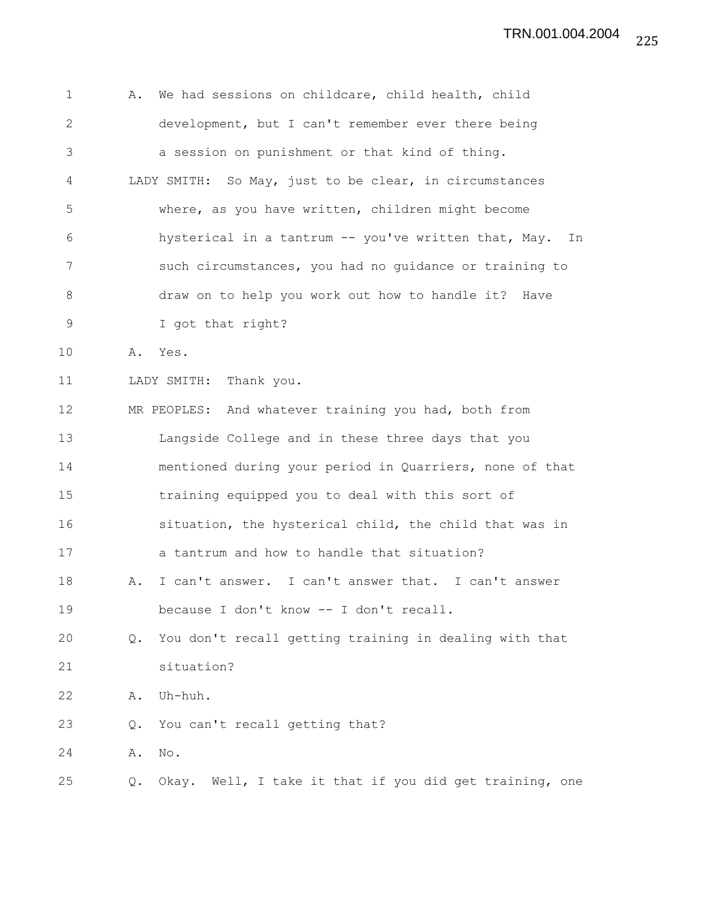A. We had sessions on childcare, child health, child development, but I can't remember ever there being a session on punishment or that kind of thing.

LADY SMITH: So May, just to be clear, in circumstances where, as you have written, children might become hysterical in a tantrum -- you've written that, May. In such circumstances, you had no guidance or training to draw on to help you work out how to handle it? Have I got that right?

A. Yes.

LADY SMITH: Thank you.

MR PEOPLES: And whatever training you had, both from Langside College and in these three days that you mentioned during your period in Quarriers, none of that training equipped you to deal with this sort of situation, the hysterical child, the child that was in a tantrum and how to handle that situation?

A. I can't answer. I can't answer that. I can't answer because I don't know -- I don't recall.

Q. You don't recall getting training in dealing with that situation?

A. Uh-huh.

Q. You can't recall getting that?

A. No.

Q. Okay. Well, I take it that if you did get training, one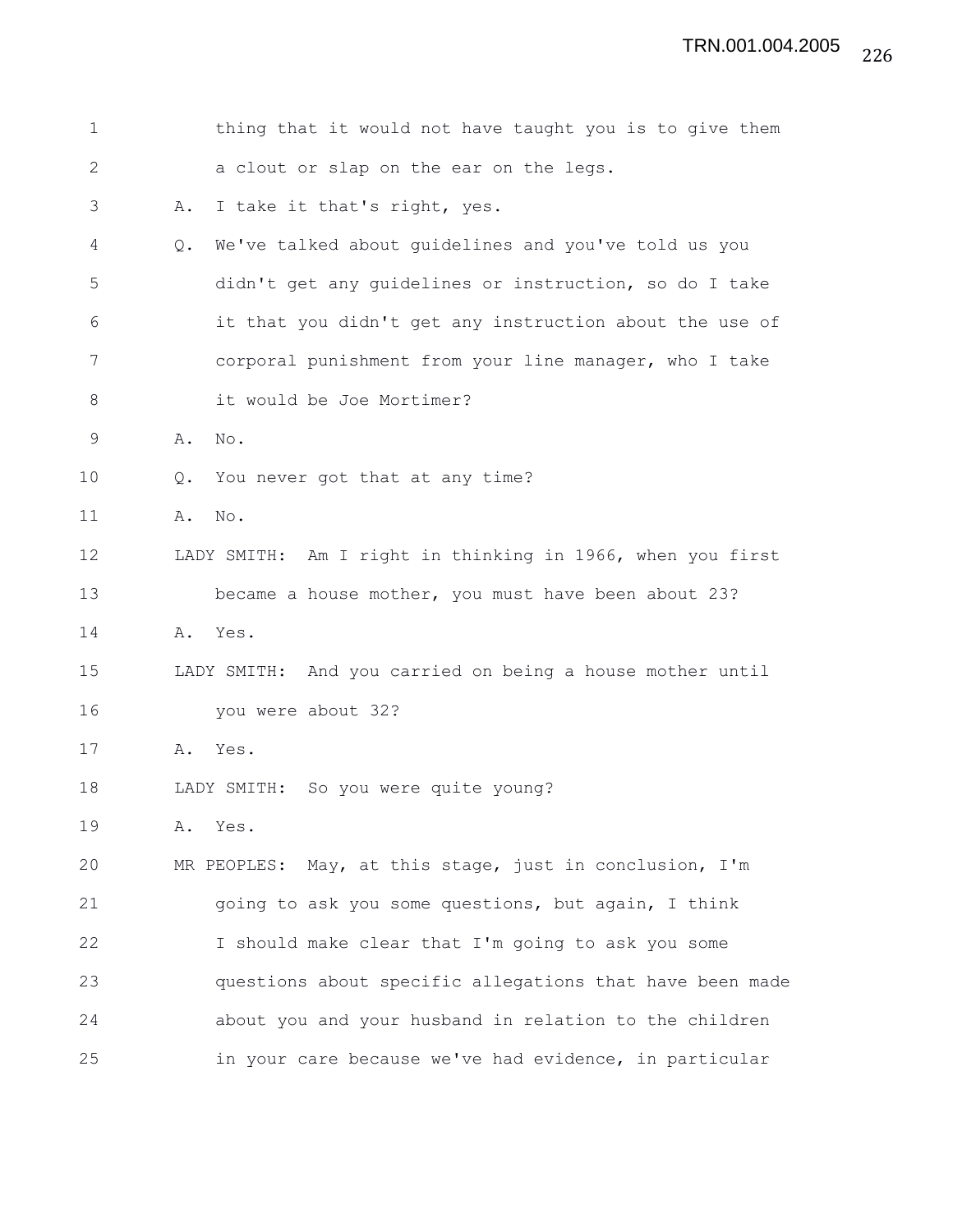thing that it would not have taught you is to give them a clout or slap on the ear on the legs.

A. I take it that's right, yes.

Q. We've talked about guidelines and you've told us you didn't get any guidelines or instruction, so do I take it that you didn't get any instruction about the use of corporal punishment from your line manager, who I take it would be Joe Mortimer?

A. No.

Q. You never got that at any time?

A. No.

LADY SMITH: Am I right in thinking in 1966, when you first became a house mother, you must have been about 23?

A. Yes.

LADY SMITH: And you carried on being a house mother until you were about 32?

A. Yes.

LADY SMITH: So you were quite young?

A. Yes.

MR PEOPLES: May, at this stage, just in conclusion, I'm going to ask you some questions, but again, I think I should make clear that I'm going to ask you some questions about specific allegations that have been made about you and your husband in relation to the children in your care because we've had evidence, in particular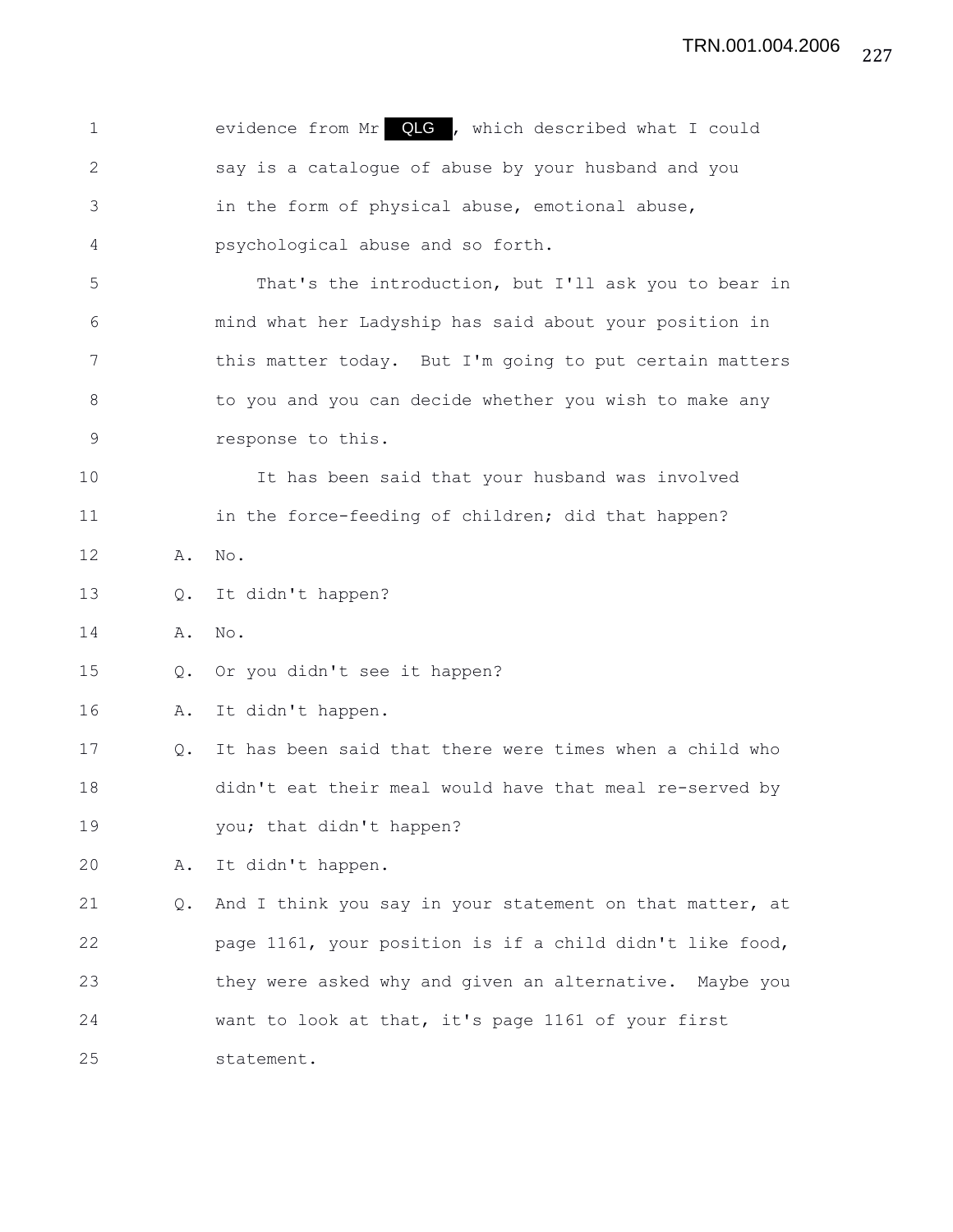1 evidence from Mr QLG , which described what I could
2 say is a catalogue of abuse by your husband and you
3 in the form of physical abuse, emotional abuse,
4 psychological abuse and so forth.
5 That's the introduction, but I'll ask you to bear in
6 mind what her Ladyship has said about your position in
7 this matter today. But I'm going to put certain matters
8 to you and you can decide whether you wish to make any
9 response to this.
10 It has been said that your husband was involved
11 in the force-feeding of children; did that happen?
12 A. No.
13 Q. It didn't happen?
14 A. No.
15 Q. Or you didn't see it happen?
16 A. It didn't happen.
17 Q. It has been said that there were times when a child who
18 didn't eat their meal would have that meal re-served by
19 you; that didn't happen?
20 A. It didn't happen.
21 Q. And I think you say in your statement on that matter, at
22 page 1161, your position is if a child didn't like food,
23 they were asked why and given an alternative. Maybe you
24 want to look at that, it's page 1161 of your first
25 statement.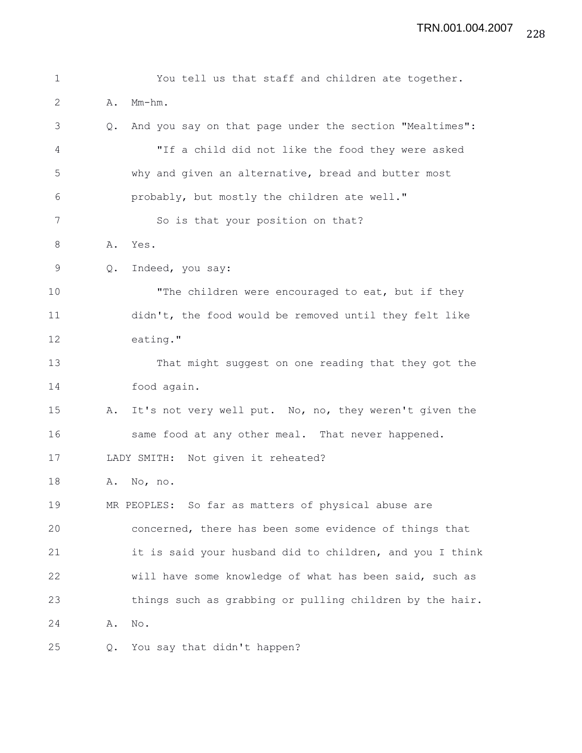You tell us that staff and children ate together.

A. Mm-hm.

Q. And you say on that page under the section "Mealtimes":

"If a child did not like the food they were asked why and given an alternative, bread and butter most probably, but mostly the children ate well."

So is that your position on that?

A. Yes.

Q. Indeed, you say:

"The children were encouraged to eat, but if they didn't, the food would be removed until they felt like eating."

That might suggest on one reading that they got the food again.

A. It's not very well put. No, no, they weren't given the same food at any other meal. That never happened.

LADY SMITH: Not given it reheated?

A. No, no.

MR PEOPLES: So far as matters of physical abuse are concerned, there has been some evidence of things that it is said your husband did to children, and you I think will have some knowledge of what has been said, such as things such as grabbing or pulling children by the hair.

A. No.

Q. You say that didn't happen?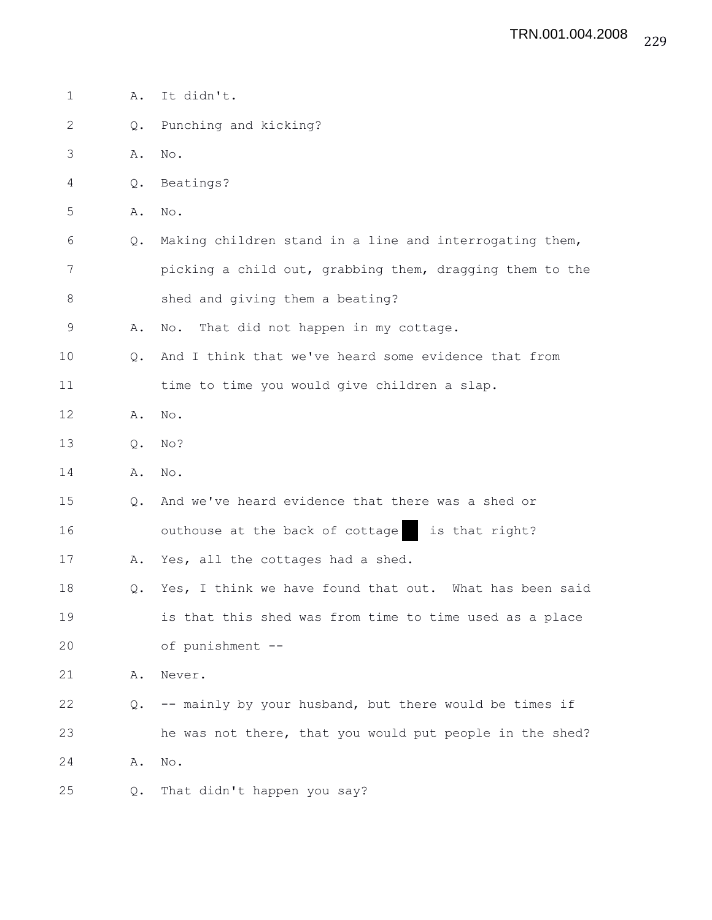1 A. It didn't.

2 Q. Punching and kicking?

3 A. No.

4 Q. Beatings?

5 A. No.

6 Q. Making children stand in a line and interrogating them,

7 picking a child out, grabbing them, dragging them to the

8 shed and giving them a beating?

9 A. No. That did not happen in my cottage.

10 Q. And I think that we've heard some evidence that from

11 time to time you would give children a slap.

12 A. No.

13 Q. No?

14 A. No.

15 Q. And we've heard evidence that there was a shed or

16 outhouse at the back of cottage █ is that right?

17 A. Yes, all the cottages had a shed.

18 Q. Yes, I think we have found that out. What has been said

19 is that this shed was from time to time used as a place

20 of punishment --

21 A. Never.

22 Q. -- mainly by your husband, but there would be times if

23 he was not there, that you would put people in the shed?

24 A. No.

25 Q. That didn't happen you say?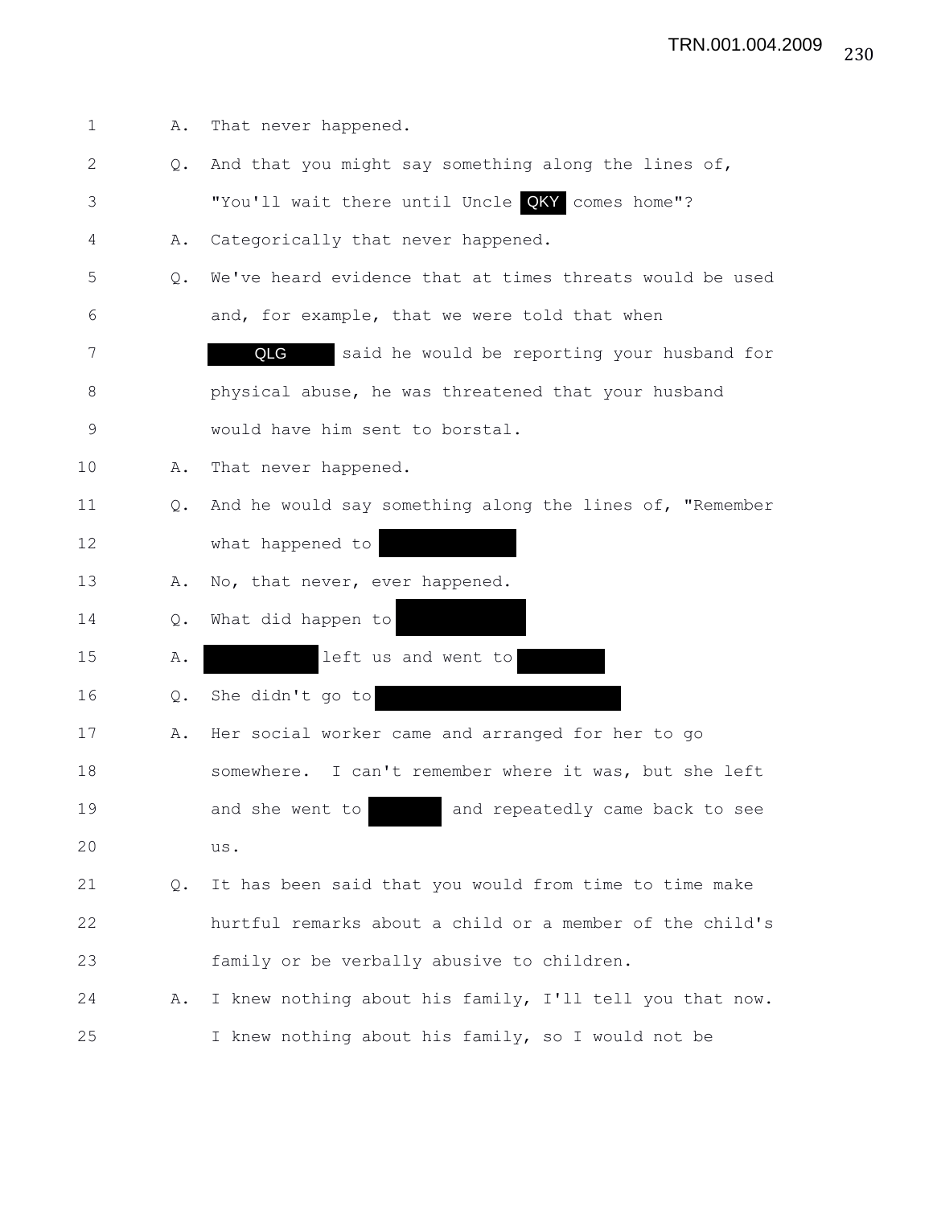1 A. That never happened.

2 Q. And that you might say something along the lines of,

3 "You'll wait there until Uncle QKY comes home"?

4 A. Categorically that never happened.

5 Q. We've heard evidence that at times threats would be used

6 and, for example, that we were told that when

7 QLG said he would be reporting your husband for

8 physical abuse, he was threatened that your husband

9 would have him sent to borstal.

10 A. That never happened.

11 Q. And he would say something along the lines of, "Remember

12 what happened to

13 A. No, that never, ever happened.

14 Q. What did happen to

15 A. left us and went to

16 Q. She didn't go to

17 A. Her social worker came and arranged for her to go

18 somewhere. I can't remember where it was, but she left

19 and she went to and repeatedly came back to see

20 us.

21 Q. It has been said that you would from time to time make

22 hurtful remarks about a child or a member of the child's

23 family or be verbally abusive to children.

24 A. I knew nothing about his family, I'll tell you that now.

25 I knew nothing about his family, so I would not be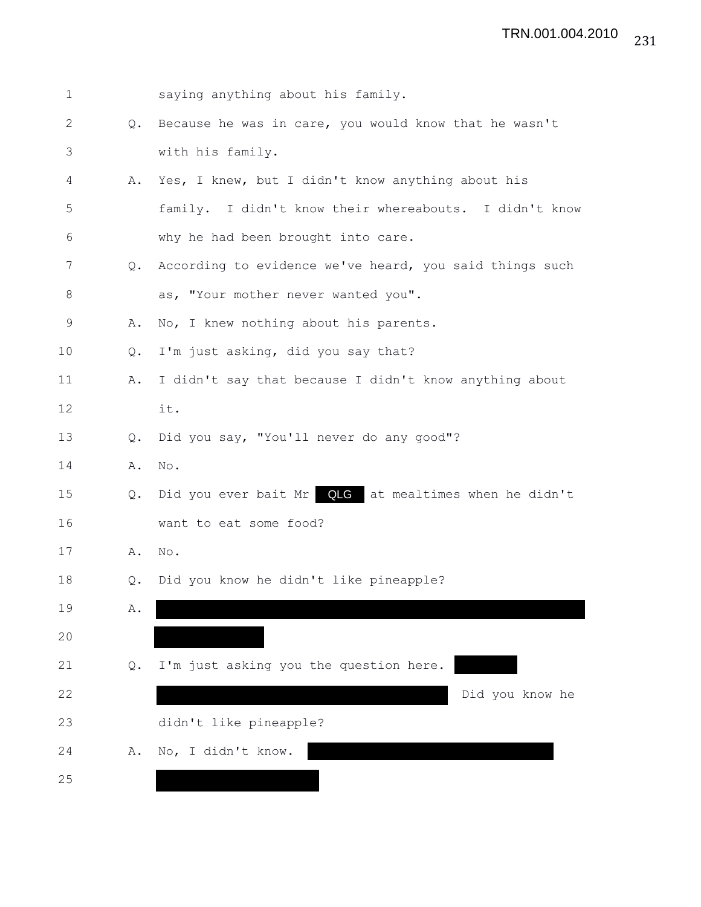1 saying anything about his family.

2 Q. Because he was in care, you would know that he wasn't

3 with his family.

4 A. Yes, I knew, but I didn't know anything about his

5 family. I didn't know their whereabouts. I didn't know

6 why he had been brought into care.

7 Q. According to evidence we've heard, you said things such

8 as, "Your mother never wanted you".

9 A. No, I knew nothing about his parents.

10 Q. I'm just asking, did you say that?

11 A. I didn't say that because I didn't know anything about

12 it.

13 Q. Did you say, "You'll never do any good"?

14 A. No.

15 Q. Did you ever bait Mr QLG at mealtimes when he didn't

16 want to eat some food?

17 A. No.

18 Q. Did you know he didn't like pineapple?

19 A. [REDACTED]

20 [REDACTED]

21 Q. I'm just asking you the question here. [REDACTED]

22 [REDACTED] Did you know he

23 didn't like pineapple?

24 A. No, I didn't know. [REDACTED]

25 [REDACTED]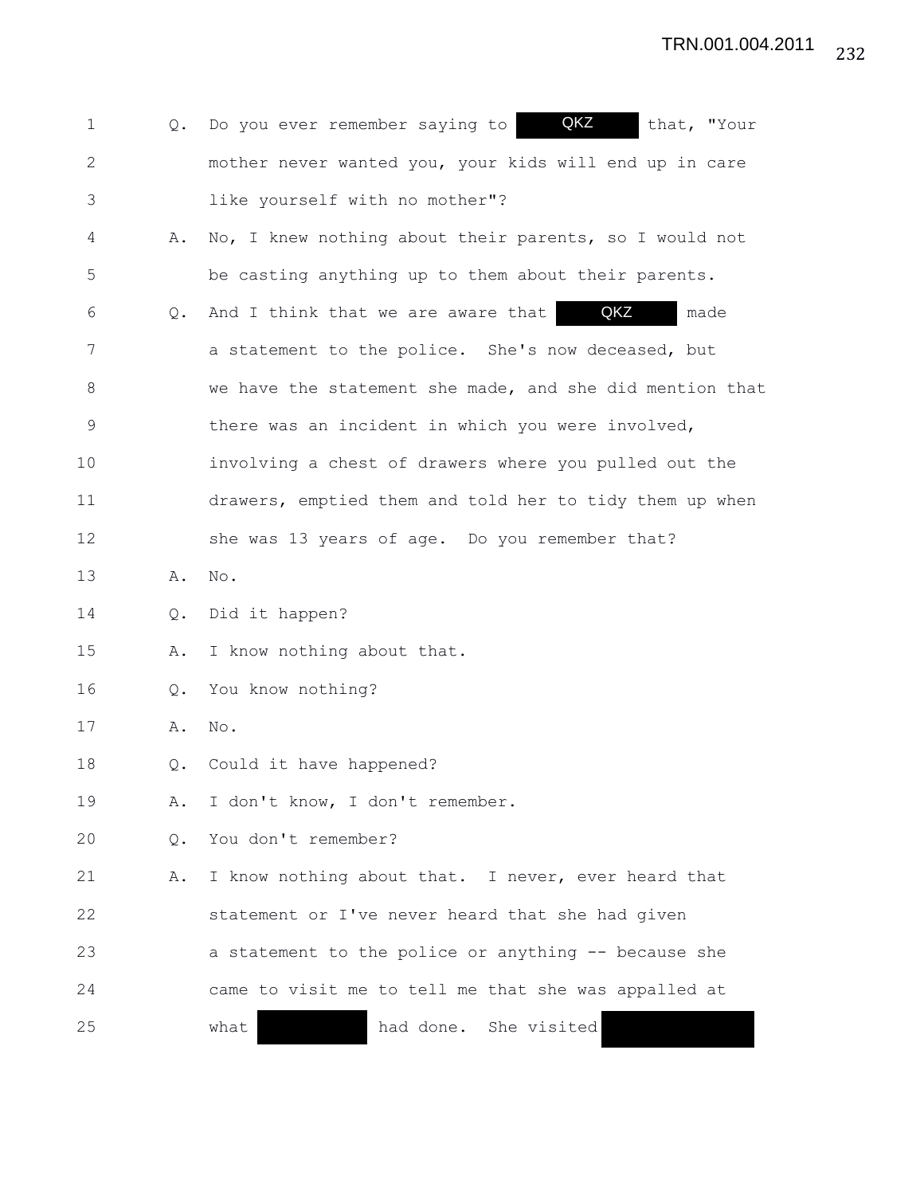1 Q. Do you ever remember saying to QKZ that, "Your
2 mother never wanted you, your kids will end up in care
3 like yourself with no mother"?
4 A. No, I knew nothing about their parents, so I would not
5 be casting anything up to them about their parents.
6 Q. And I think that we are aware that QKZ made
7 a statement to the police. She's now deceased, but
8 we have the statement she made, and she did mention that
9 there was an incident in which you were involved,
10 involving a chest of drawers where you pulled out the
11 drawers, emptied them and told her to tidy them up when
12 she was 13 years of age. Do you remember that?
13 A. No.
14 Q. Did it happen?
15 A. I know nothing about that.
16 Q. You know nothing?
17 A. No.
18 Q. Could it have happened?
19 A. I don't know, I don't remember.
20 Q. You don't remember?
21 A. I know nothing about that. I never, ever heard that
22 statement or I've never heard that she had given
23 a statement to the police or anything -- because she
24 came to visit me to tell me that she was appalled at
25 what [REDACTED] had done. She visited [REDACTED]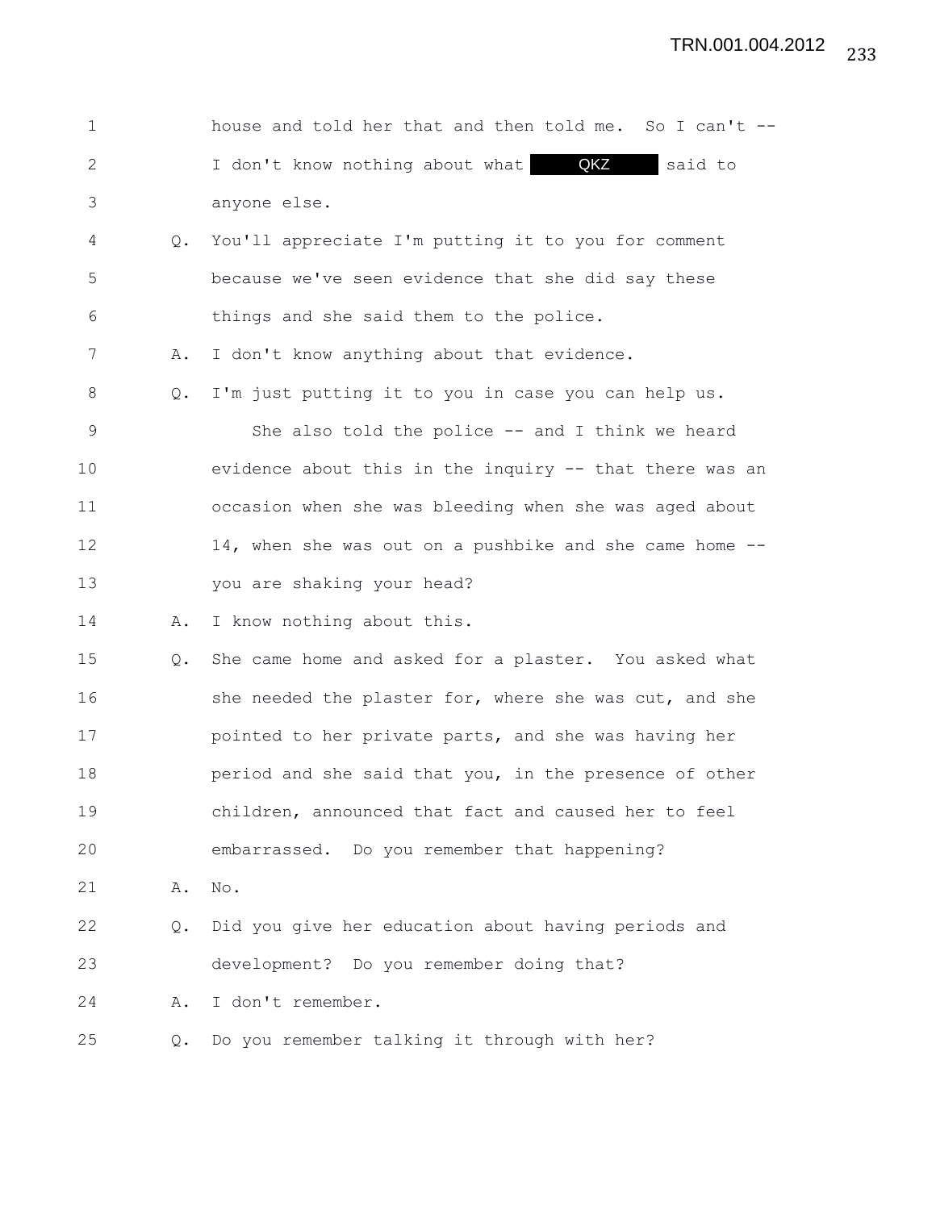1 house and told her that and then told me. So I can't --
2 I don't know nothing about what QKZ said to
3 anyone else.
4 Q. You'll appreciate I'm putting it to you for comment
5 because we've seen evidence that she did say these
6 things and she said them to the police.
7 A. I don't know anything about that evidence.
8 Q. I'm just putting it to you in case you can help us.
9 She also told the police -- and I think we heard
10 evidence about this in the inquiry -- that there was an
11 occasion when she was bleeding when she was aged about
12 14, when she was out on a pushbike and she came home --
13 you are shaking your head?
14 A. I know nothing about this.
15 Q. She came home and asked for a plaster. You asked what
16 she needed the plaster for, where she was cut, and she
17 pointed to her private parts, and she was having her
18 period and she said that you, in the presence of other
19 children, announced that fact and caused her to feel
20 embarrassed. Do you remember that happening?
21 A. No.
22 Q. Did you give her education about having periods and
23 development? Do you remember doing that?
24 A. I don't remember.
25 Q. Do you remember talking it through with her?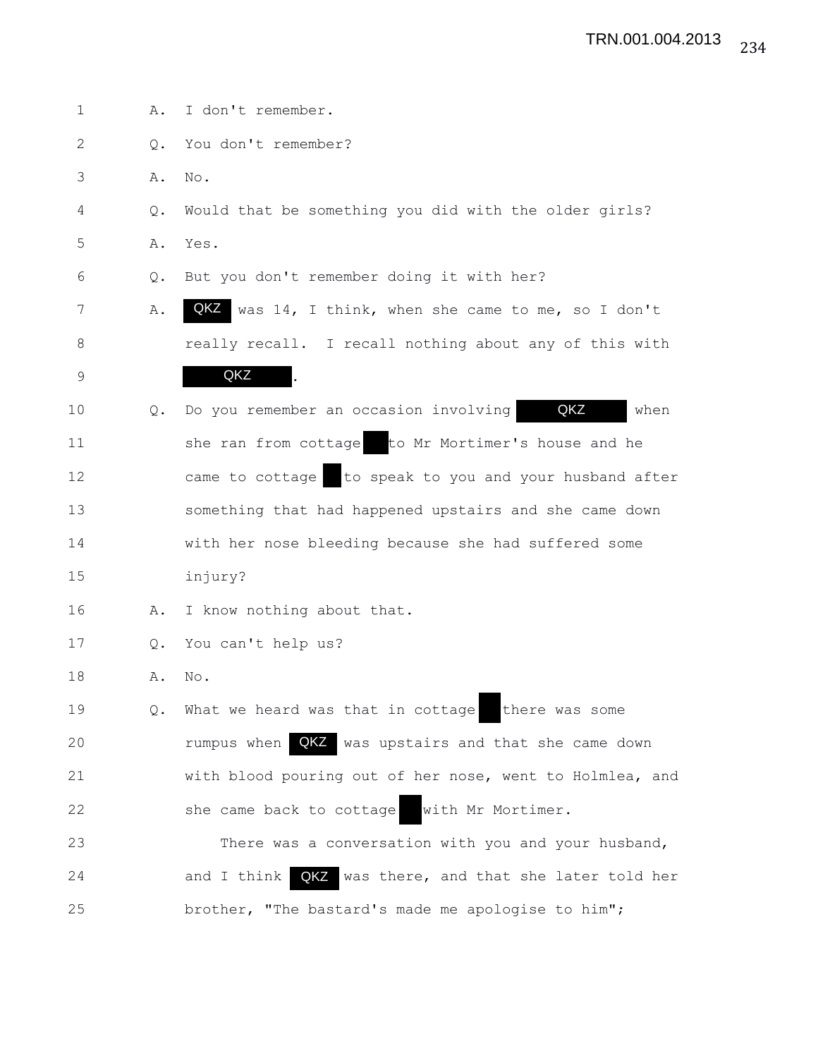1 A. I don't remember.

2 Q. You don't remember?

3 A. No.

4 Q. Would that be something you did with the older girls?

5 A. Yes.

6 Q. But you don't remember doing it with her?

7 A. QKZ was 14, I think, when she came to me, so I don't

8 really recall. I recall nothing about any of this with

9 QKZ .

10 Q. Do you remember an occasion involving QKZ when

11 she ran from cottage ██ to Mr Mortimer's house and he

12 came to cottage ██ to speak to you and your husband after

13 something that had happened upstairs and she came down

14 with her nose bleeding because she had suffered some

15 injury?

16 A. I know nothing about that.

17 Q. You can't help us?

18 A. No.

19 Q. What we heard was that in cottage ██ there was some

20 rumpus when QKZ was upstairs and that she came down

21 with blood pouring out of her nose, went to Holmlea, and

22 she came back to cottage ██ with Mr Mortimer.

23 There was a conversation with you and your husband,

24 and I think QKZ was there, and that she later told her

25 brother, "The bastard's made me apologise to him";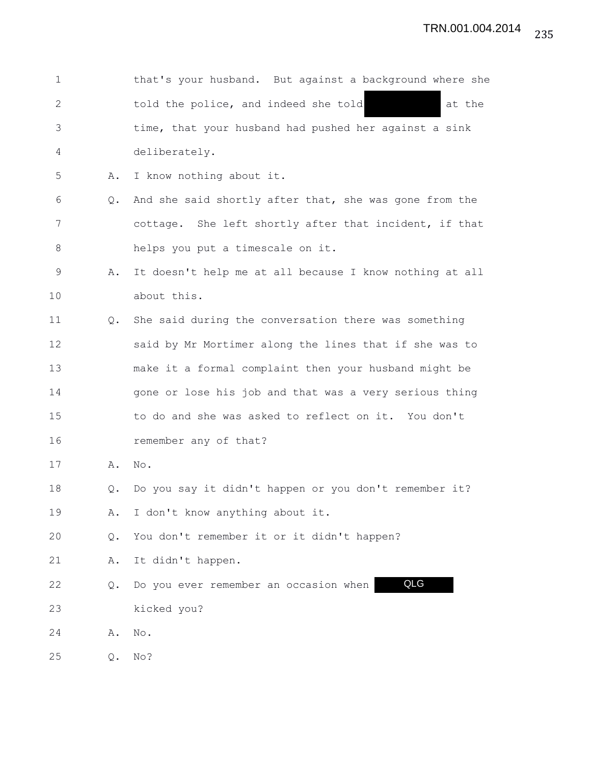1 that's your husband. But against a background where she
2 told the police, and indeed she told [REDACTED] at the
3 time, that your husband had pushed her against a sink
4 deliberately.

5 A. I know nothing about it.

6 Q. And she said shortly after that, she was gone from the
7 cottage. She left shortly after that incident, if that
8 helps you put a timescale on it.

9 A. It doesn't help me at all because I know nothing at all
10 about this.

11 Q. She said during the conversation there was something
12 said by Mr Mortimer along the lines that if she was to
13 make it a formal complaint then your husband might be
14 gone or lose his job and that was a very serious thing
15 to do and she was asked to reflect on it. You don't
16 remember any of that?

17 A. No.

18 Q. Do you say it didn't happen or you don't remember it?

19 A. I don't know anything about it.

20 Q. You don't remember it or it didn't happen?

21 A. It didn't happen.

22 Q. Do you ever remember an occasion when [QLG]
23 kicked you?

24 A. No.

25 Q. No?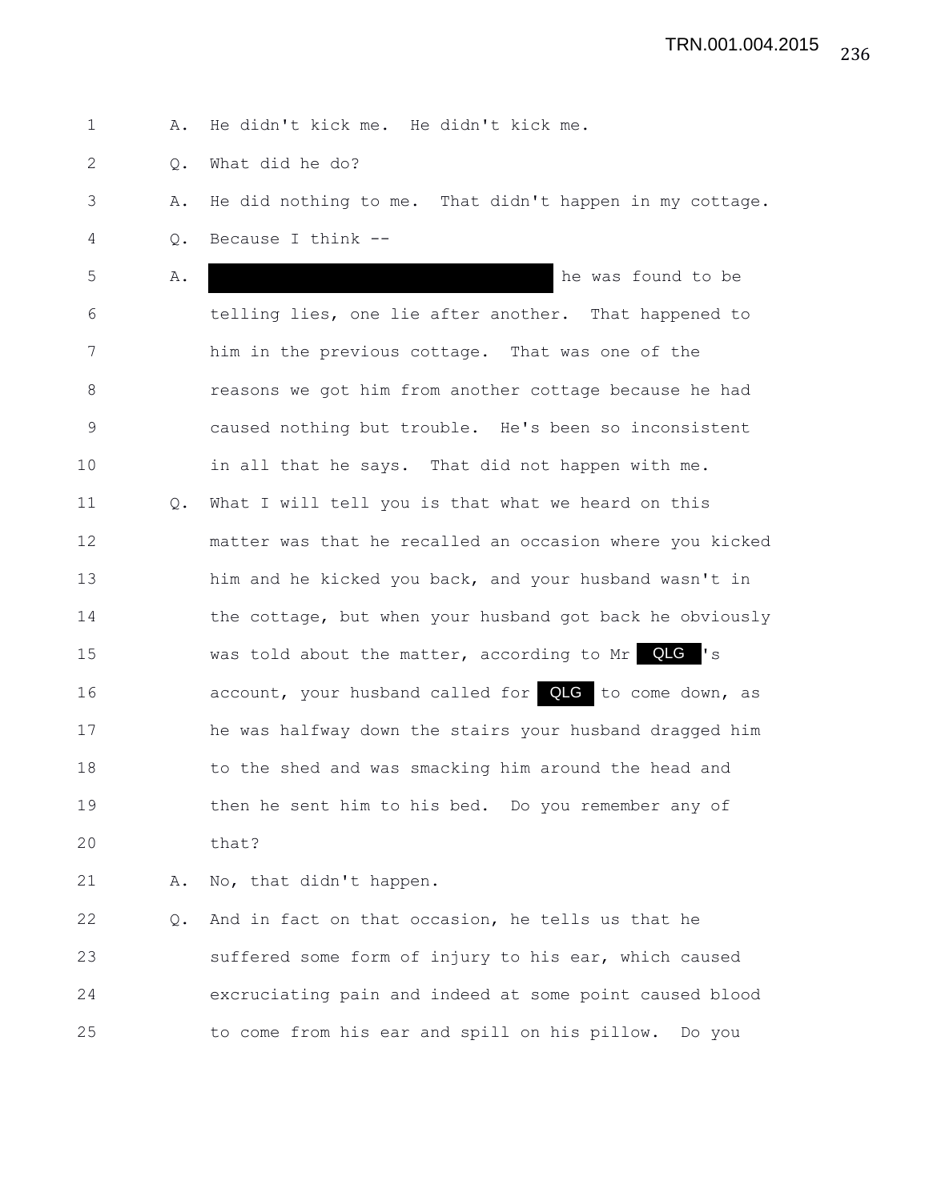1 A. He didn't kick me. He didn't kick me.

2 Q. What did he do?

3 A. He did nothing to me. That didn't happen in my cottage.

4 Q. Because I think --

5 A. ████████████████████ he was found to be

6 telling lies, one lie after another. That happened to

7 him in the previous cottage. That was one of the

8 reasons we got him from another cottage because he had

9 caused nothing but trouble. He's been so inconsistent

10 in all that he says. That did not happen with me.

11 Q. What I will tell you is that what we heard on this

12 matter was that he recalled an occasion where you kicked

13 him and he kicked you back, and your husband wasn't in

14 the cottage, but when your husband got back he obviously

15 was told about the matter, according to Mr QLG's

16 account, your husband called for QLG to come down, as

17 he was halfway down the stairs your husband dragged him

18 to the shed and was smacking him around the head and

19 then he sent him to his bed. Do you remember any of

20 that?

21 A. No, that didn't happen.

22 Q. And in fact on that occasion, he tells us that he

23 suffered some form of injury to his ear, which caused

24 excruciating pain and indeed at some point caused blood

25 to come from his ear and spill on his pillow. Do you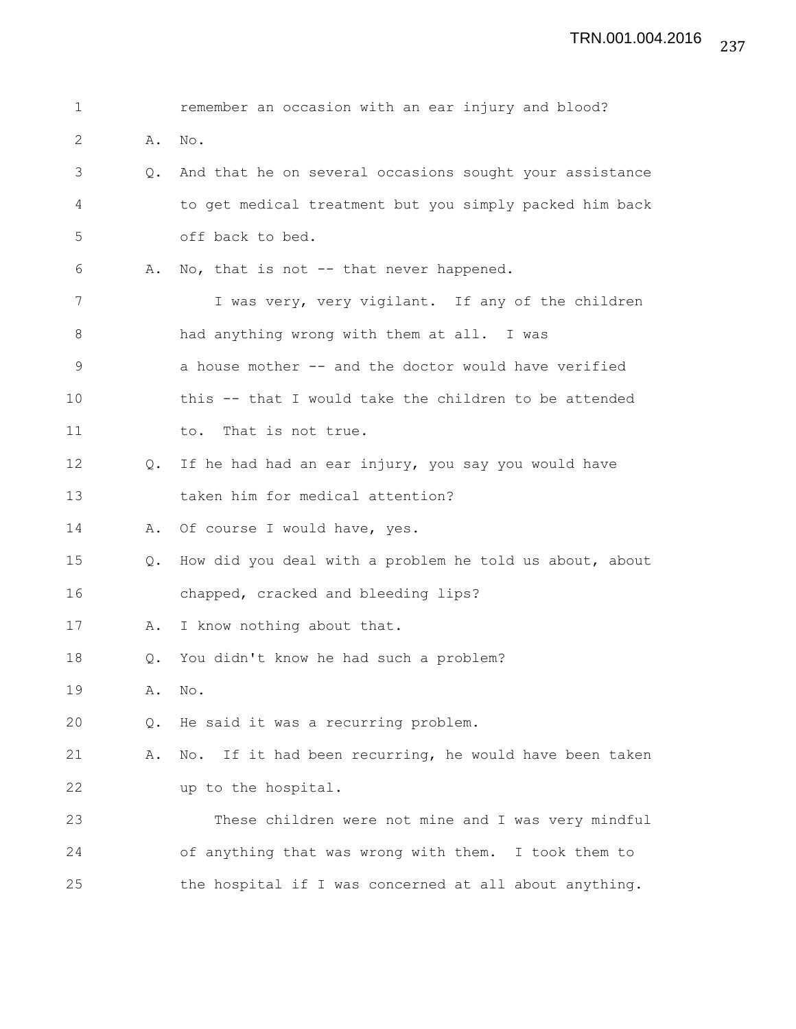1 remember an occasion with an ear injury and blood?

2 A. No.

3 Q. And that he on several occasions sought your assistance

4 to get medical treatment but you simply packed him back

5 off back to bed.

6 A. No, that is not -- that never happened.

7 I was very, very vigilant. If any of the children

8 had anything wrong with them at all. I was

9 a house mother -- and the doctor would have verified

10 this -- that I would take the children to be attended

11 to. That is not true.

12 Q. If he had had an ear injury, you say you would have

13 taken him for medical attention?

14 A. Of course I would have, yes.

15 Q. How did you deal with a problem he told us about, about

16 chapped, cracked and bleeding lips?

17 A. I know nothing about that.

18 Q. You didn't know he had such a problem?

19 A. No.

20 Q. He said it was a recurring problem.

21 A. No. If it had been recurring, he would have been taken

22 up to the hospital.

23 These children were not mine and I was very mindful

24 of anything that was wrong with them. I took them to

25 the hospital if I was concerned at all about anything.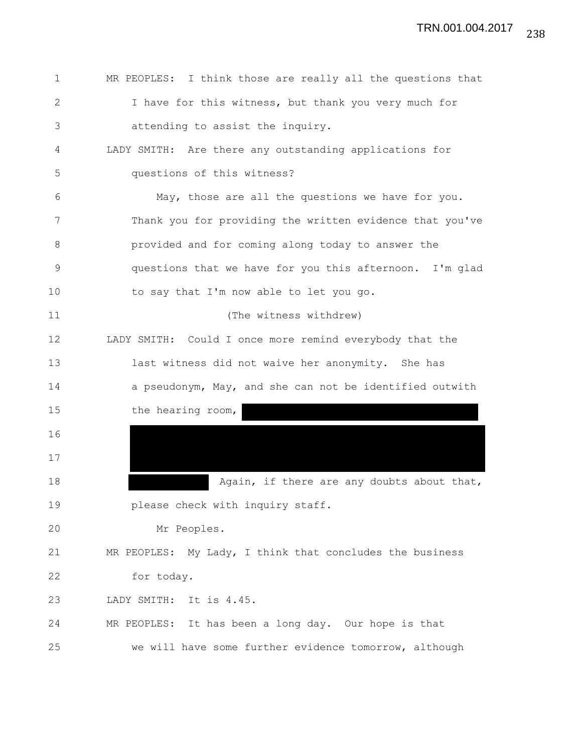MR PEOPLES: I think those are really all the questions that I have for this witness, but thank you very much for attending to assist the inquiry.

LADY SMITH: Are there any outstanding applications for questions of this witness?

May, those are all the questions we have for you. Thank you for providing the written evidence that you've provided and for coming along today to answer the questions that we have for you this afternoon. I'm glad to say that I'm now able to let you go.

(The witness withdrew)

LADY SMITH: Could I once more remind everybody that the last witness did not waive her anonymity. She has a pseudonym, May, and she can not be identified outwith the hearing room, [REDACTED] Again, if there are any doubts about that, please check with inquiry staff.

Mr Peoples.

MR PEOPLES: My Lady, I think that concludes the business for today.

LADY SMITH: It is 4.45.

MR PEOPLES: It has been a long day. Our hope is that we will have some further evidence tomorrow, although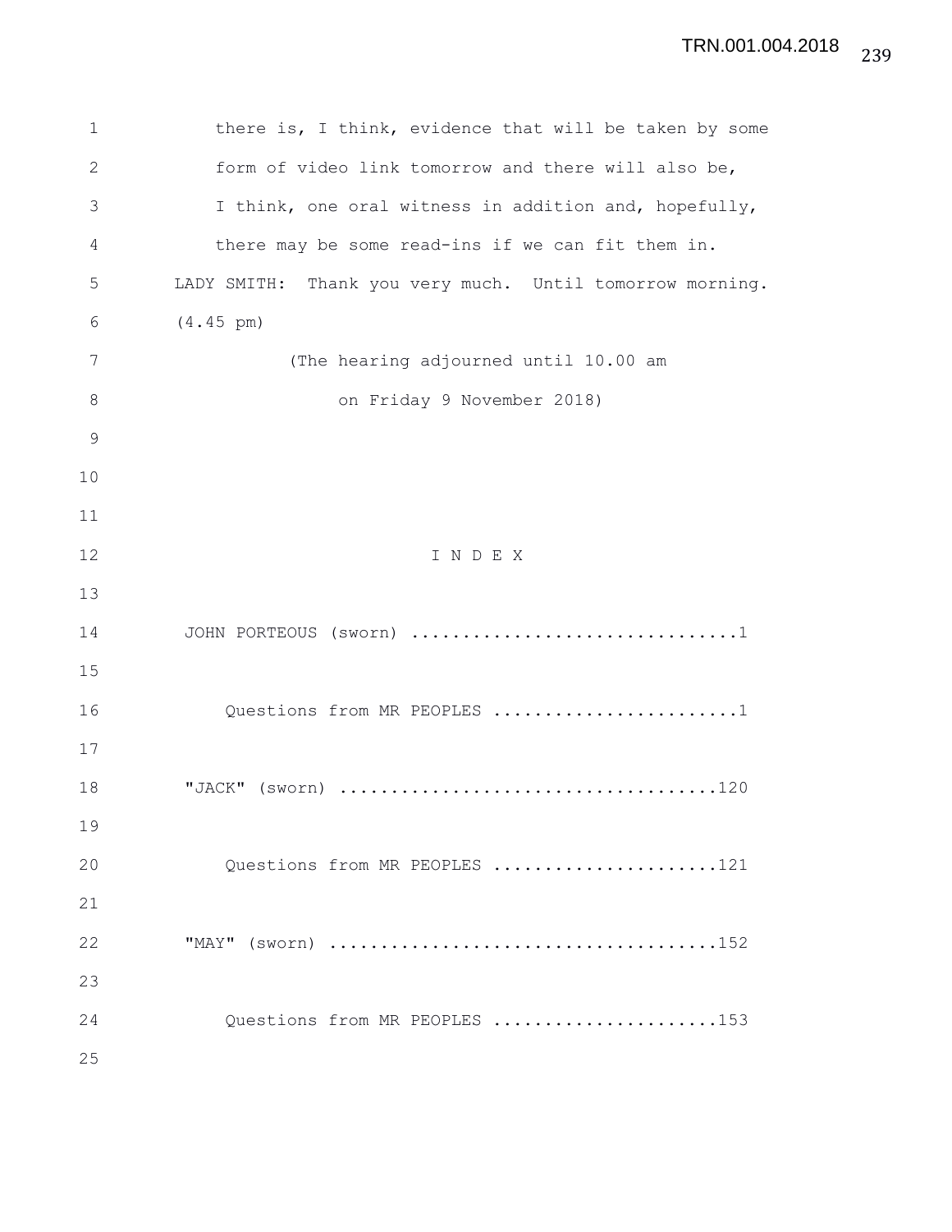there is, I think, evidence that will be taken by some form of video link tomorrow and there will also be, I think, one oral witness in addition and, hopefully, there may be some read-ins if we can fit them in.

LADY SMITH: Thank you very much. Until tomorrow morning.

(4.45 pm)

(The hearing adjourned until 10.00 am on Friday 9 November 2018)

## I N D E X

JOHN PORTEOUS (sworn) ................................1

Questions from MR PEOPLES ........................1

"JACK" (sworn) ....................................120

Questions from MR PEOPLES ......................121

"MAY" (sworn) .....................................152

Questions from MR PEOPLES ......................153